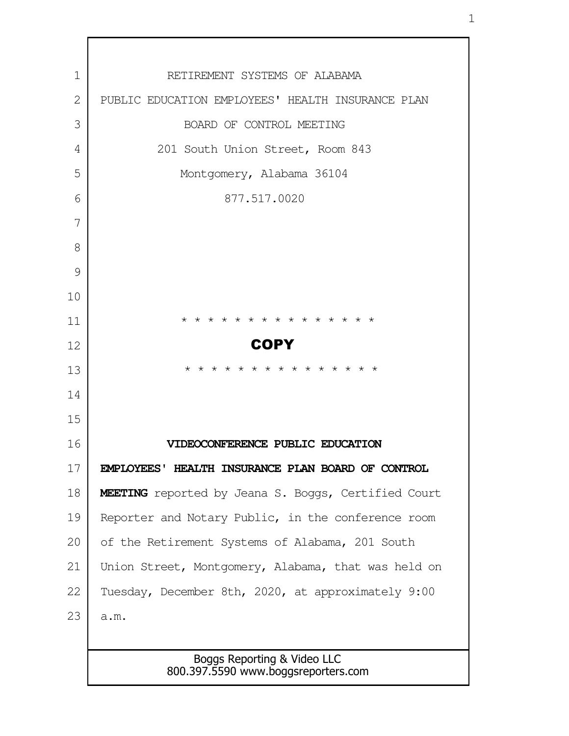RETIREMENT SYSTEMS OF ALABAMA

PUBLIC EDUCATION EMPLOYEES' HEALTH INSURANCE PLAN

BOARD OF CONTROL MEETING

201 South Union Street, Room 843

Montgomery, Alabama 36104

877.517.0020

* * * * * * * * * * * * * * * *

**COPY**

* * * * * * * * * * * * * * * *

**VIDEOCONFERENCE PUBLIC EDUCATION EMPLOYEES' HEALTH INSURANCE PLAN BOARD OF CONTROL MEETING** reported by Jeana S. Boggs, Certified Court Reporter and Notary Public, in the conference room of the Retirement Systems of Alabama, 201 South Union Street, Montgomery, Alabama, that was held on Tuesday, December 8th, 2020, at approximately 9:00 a.m.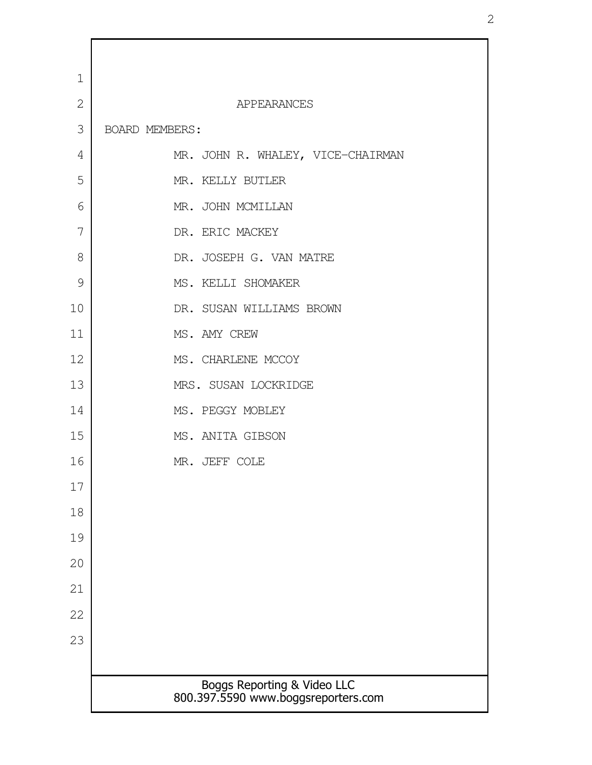## APPEARANCES

BOARD MEMBERS:

MR. JOHN R. WHALEY, VICE-CHAIRMAN
MR. KELLY BUTLER
MR. JOHN MCMILLAN
DR. ERIC MACKEY
DR. JOSEPH G. VAN MATRE
MS. KELLI SHOMAKER
DR. SUSAN WILLIAMS BROWN
MS. AMY CREW
MS. CHARLENE MCCOY
MRS. SUSAN LOCKRIDGE
MS. PEGGY MOBLEY
MS. ANITA GIBSON
MR. JEFF COLE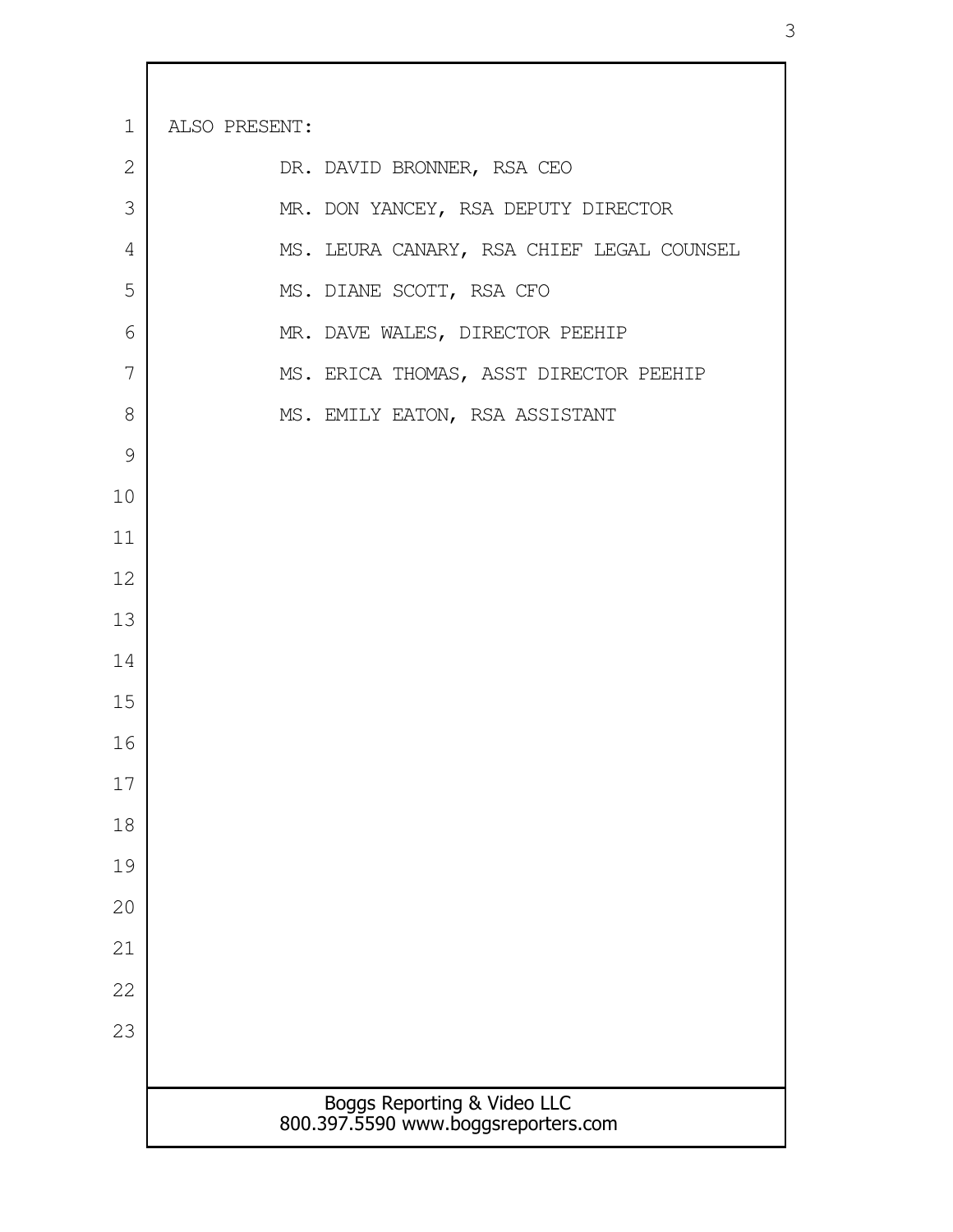ALSO PRESENT:

DR. DAVID BRONNER, RSA CEO

MR. DON YANCEY, RSA DEPUTY DIRECTOR

MS. LEURA CANARY, RSA CHIEF LEGAL COUNSEL

MS. DIANE SCOTT, RSA CFO

MR. DAVE WALES, DIRECTOR PEEHIP

MS. ERICA THOMAS, ASST DIRECTOR PEEHIP

MS. EMILY EATON, RSA ASSISTANT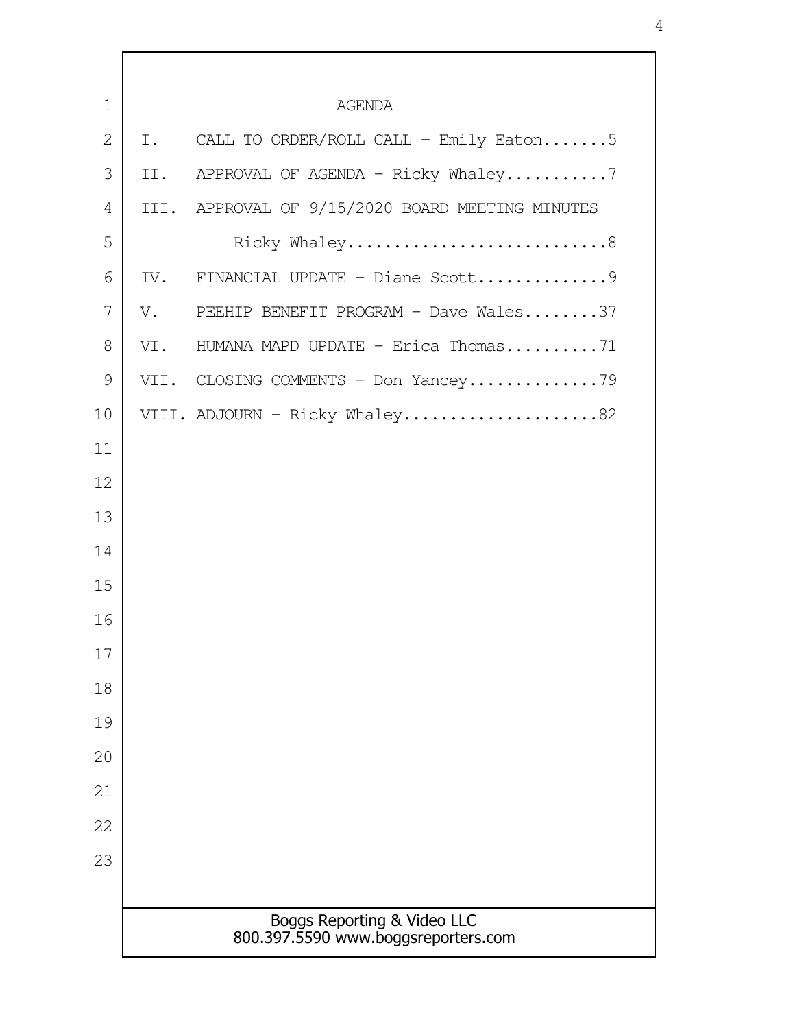# AGENDA

I. CALL TO ORDER/ROLL CALL - Emily Eaton.......5

II. APPROVAL OF AGENDA - Ricky Whaley...........7

III. APPROVAL OF 9/15/2020 BOARD MEETING MINUTES
Ricky Whaley............................8

IV. FINANCIAL UPDATE - Diane Scott..............9

V. PEEHIP BENEFIT PROGRAM - Dave Wales........37

VI. HUMANA MAPD UPDATE - Erica Thomas..........71

VII. CLOSING COMMENTS - Don Yancey..............79

VIII. ADJOURN - Ricky Whaley.....................82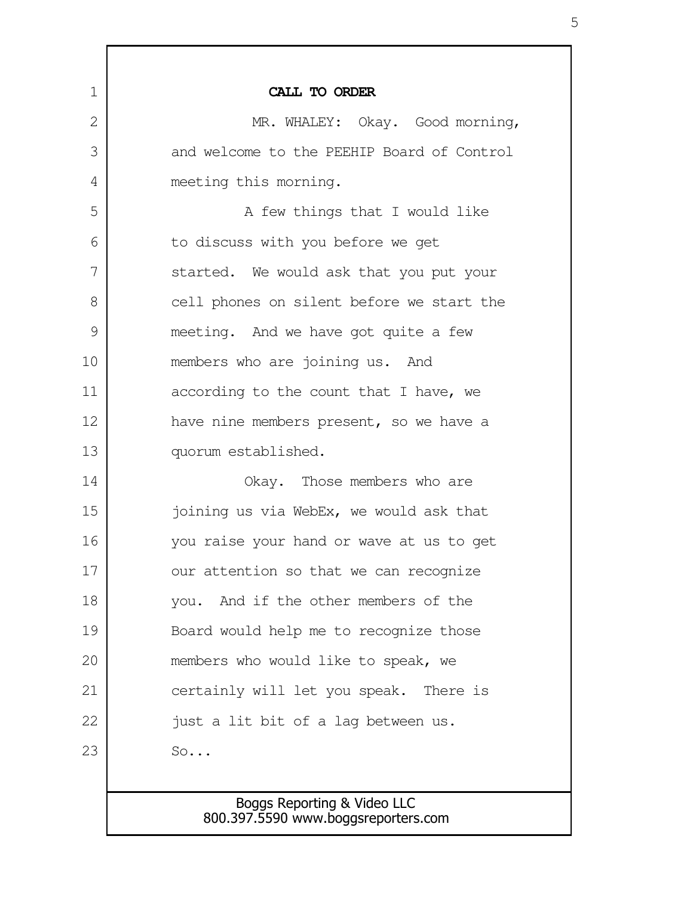**CALL TO ORDER**

MR. WHALEY: Okay. Good morning, and welcome to the PEEHIP Board of Control meeting this morning.

A few things that I would like to discuss with you before we get started. We would ask that you put your cell phones on silent before we start the meeting. And we have got quite a few members who are joining us. And according to the count that I have, we have nine members present, so we have a quorum established.

Okay. Those members who are joining us via WebEx, we would ask that you raise your hand or wave at us to get our attention so that we can recognize you. And if the other members of the Board would help me to recognize those members who would like to speak, we certainly will let you speak. There is just a lit bit of a lag between us. So...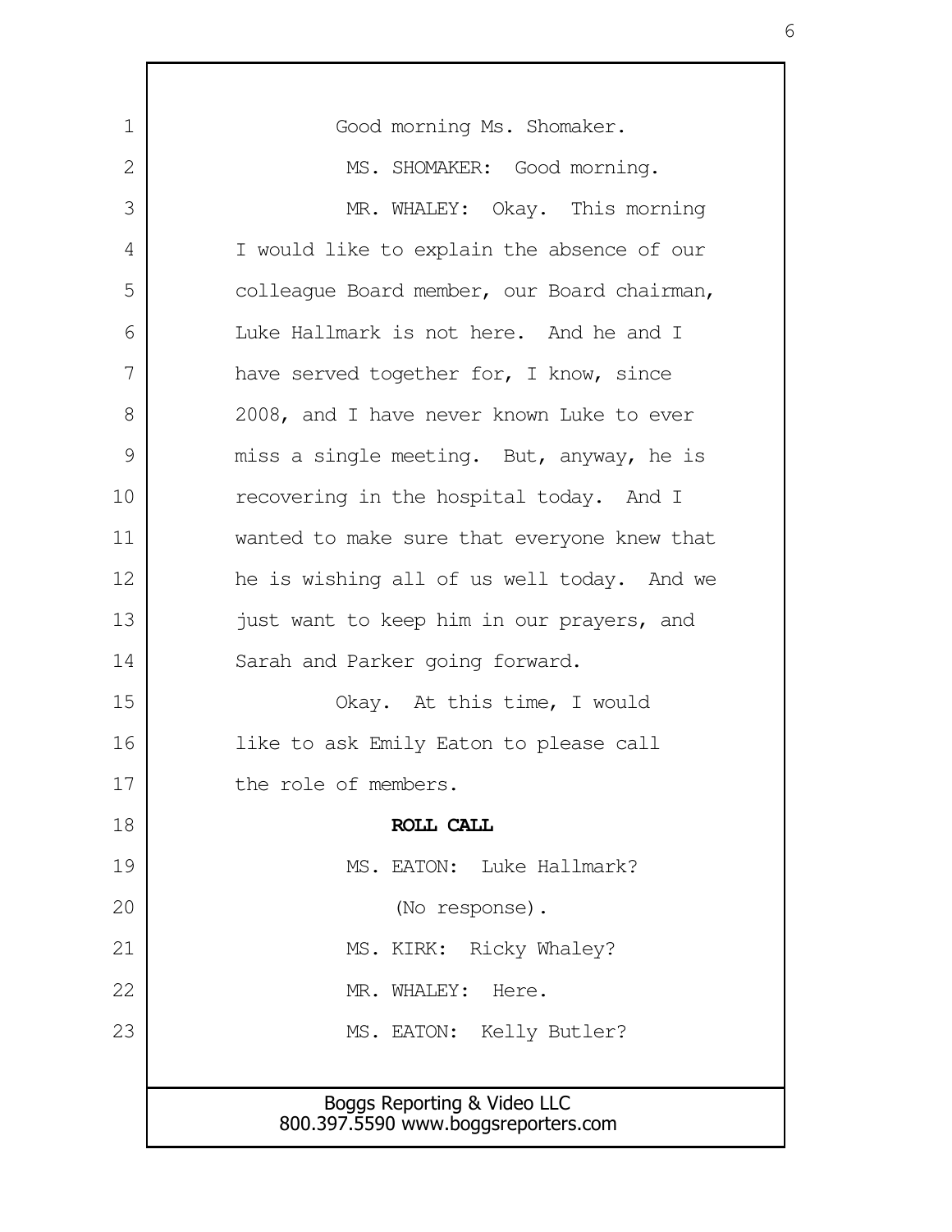Good morning Ms. Shomaker.

MS. SHOMAKER: Good morning.

MR. WHALEY: Okay. This morning I would like to explain the absence of our colleague Board member, our Board chairman, Luke Hallmark is not here. And he and I have served together for, I know, since 2008, and I have never known Luke to ever miss a single meeting. But, anyway, he is recovering in the hospital today. And I wanted to make sure that everyone knew that he is wishing all of us well today. And we just want to keep him in our prayers, and Sarah and Parker going forward.

Okay. At this time, I would like to ask Emily Eaton to please call the role of members.

**ROLL CALL**

MS. EATON: Luke Hallmark?

(No response).

MS. KIRK: Ricky Whaley?

MR. WHALEY: Here.

MS. EATON: Kelly Butler?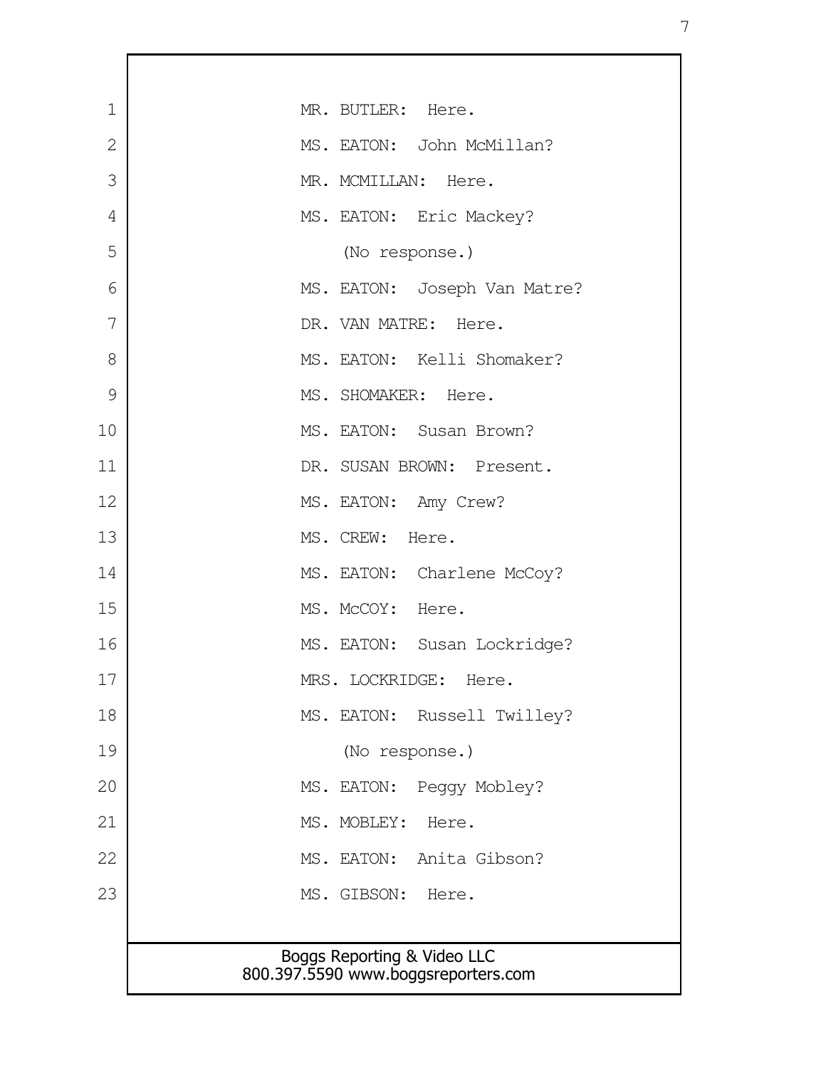MR. BUTLER: Here.

MS. EATON: John McMillan?

MR. MCMILLAN: Here.

MS. EATON: Eric Mackey?

(No response.)

MS. EATON: Joseph Van Matre?

DR. VAN MATRE: Here.

MS. EATON: Kelli Shomaker?

MS. SHOMAKER: Here.

MS. EATON: Susan Brown?

DR. SUSAN BROWN: Present.

MS. EATON: Amy Crew?

MS. CREW: Here.

MS. EATON: Charlene McCoy?

MS. McCOY: Here.

MS. EATON: Susan Lockridge?

MRS. LOCKRIDGE: Here.

MS. EATON: Russell Twilley?

(No response.)

MS. EATON: Peggy Mobley?

MS. MOBLEY: Here.

MS. EATON: Anita Gibson?

MS. GIBSON: Here.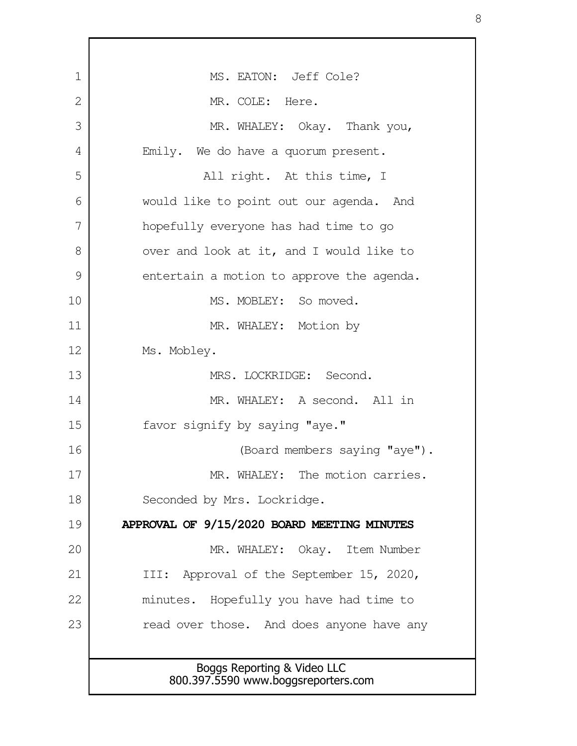MS. EATON: Jeff Cole?

MR. COLE: Here.

MR. WHALEY: Okay. Thank you, Emily. We do have a quorum present.

All right. At this time, I would like to point out our agenda. And hopefully everyone has had time to go over and look at it, and I would like to entertain a motion to approve the agenda.

MS. MOBLEY: So moved.

MR. WHALEY: Motion by Ms. Mobley.

MRS. LOCKRIDGE: Second.

MR. WHALEY: A second. All in favor signify by saying "aye."

(Board members saying "aye").

MR. WHALEY: The motion carries. Seconded by Mrs. Lockridge.

**APPROVAL OF 9/15/2020 BOARD MEETING MINUTES**

MR. WHALEY: Okay. Item Number III: Approval of the September 15, 2020, minutes. Hopefully you have had time to read over those. And does anyone have any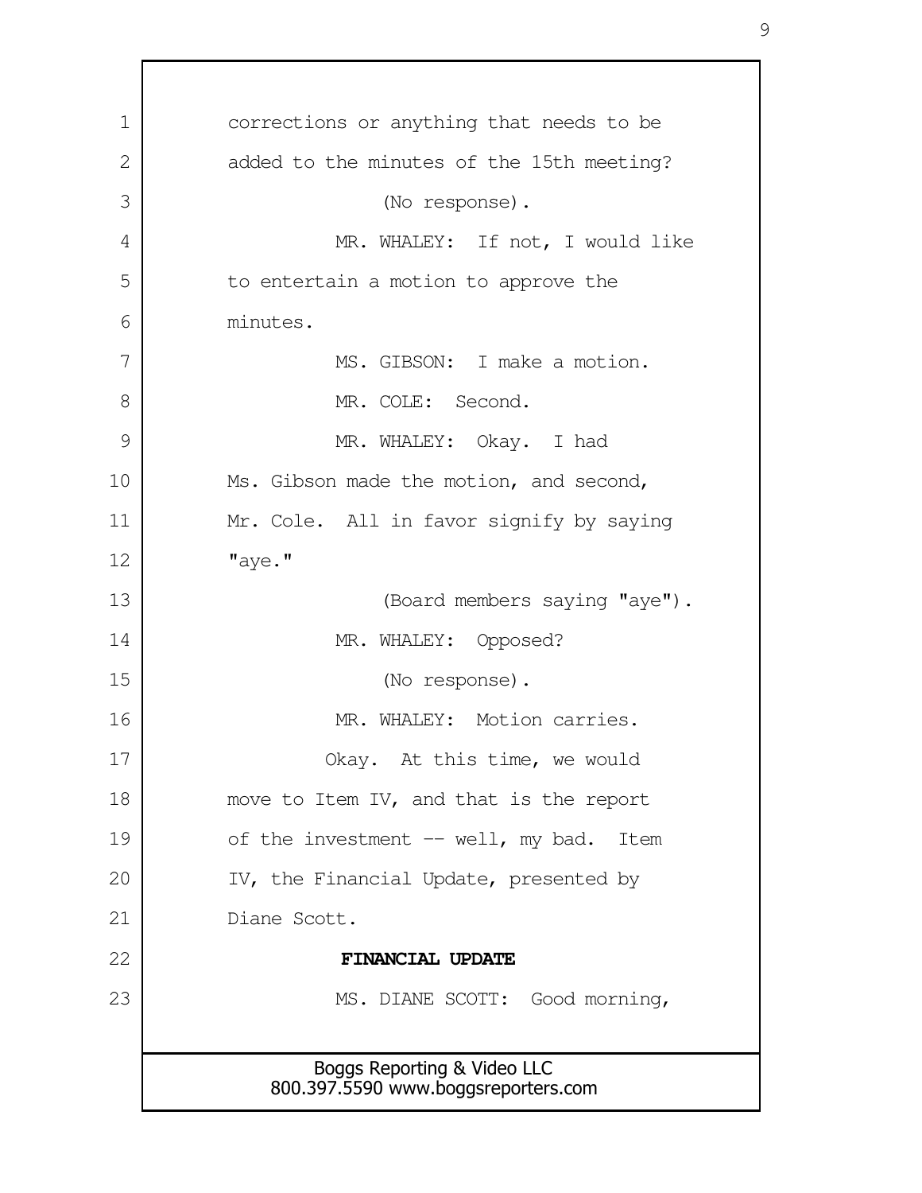corrections or anything that needs to be added to the minutes of the 15th meeting?

(No response).

MR. WHALEY: If not, I would like to entertain a motion to approve the minutes.

MS. GIBSON: I make a motion.

MR. COLE: Second.

MR. WHALEY: Okay. I had Ms. Gibson made the motion, and second, Mr. Cole. All in favor signify by saying "aye."

(Board members saying "aye").

MR. WHALEY: Opposed?

(No response).

MR. WHALEY: Motion carries.

Okay. At this time, we would move to Item IV, and that is the report of the investment -- well, my bad. Item IV, the Financial Update, presented by Diane Scott.

**FINANCIAL UPDATE**

MS. DIANE SCOTT: Good morning,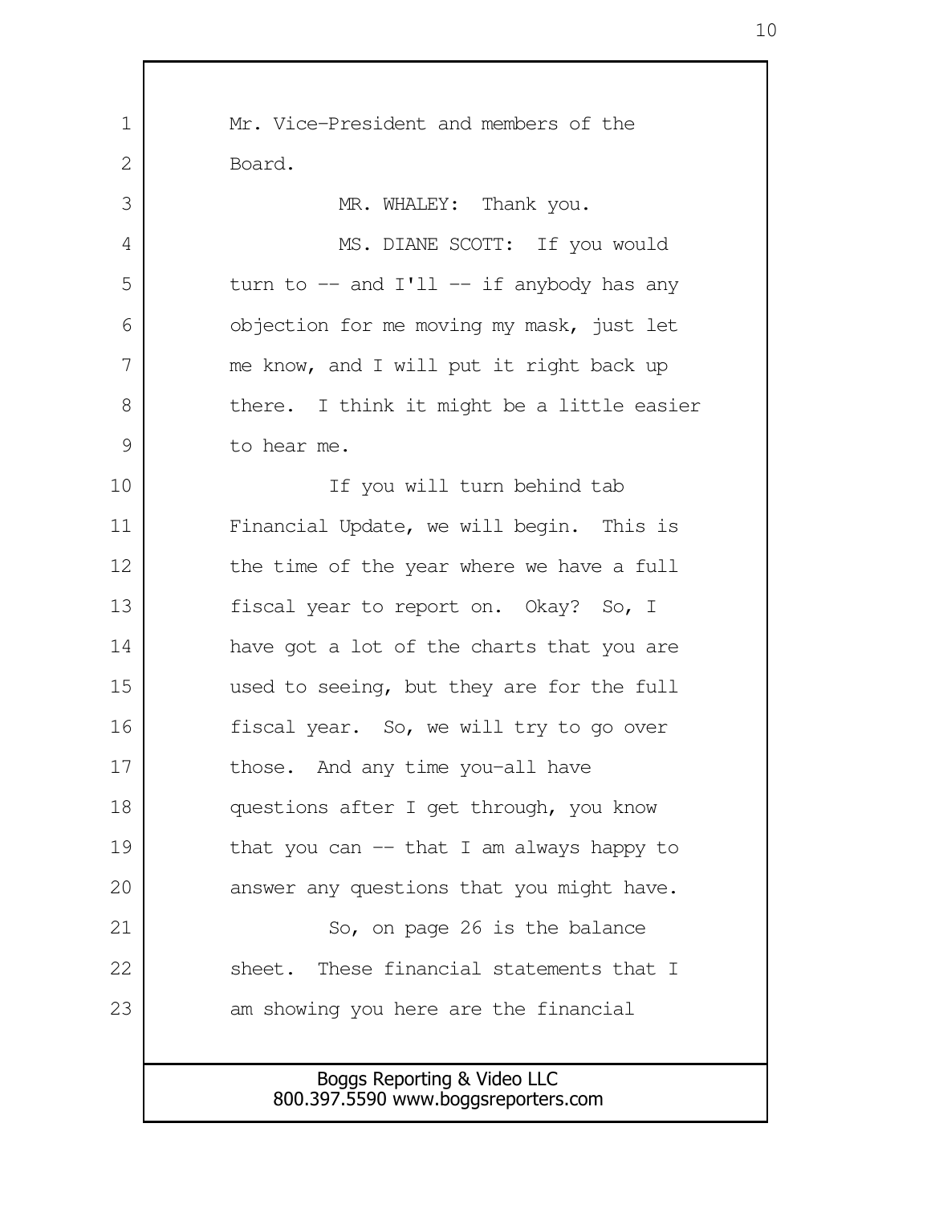Mr. Vice-President and members of the Board.

MR. WHALEY: Thank you.

MS. DIANE SCOTT: If you would turn to -- and I'll -- if anybody has any objection for me moving my mask, just let me know, and I will put it right back up there. I think it might be a little easier to hear me.

If you will turn behind tab Financial Update, we will begin. This is the time of the year where we have a full fiscal year to report on. Okay? So, I have got a lot of the charts that you are used to seeing, but they are for the full fiscal year. So, we will try to go over those. And any time you-all have questions after I get through, you know that you can -- that I am always happy to answer any questions that you might have.

So, on page 26 is the balance sheet. These financial statements that I am showing you here are the financial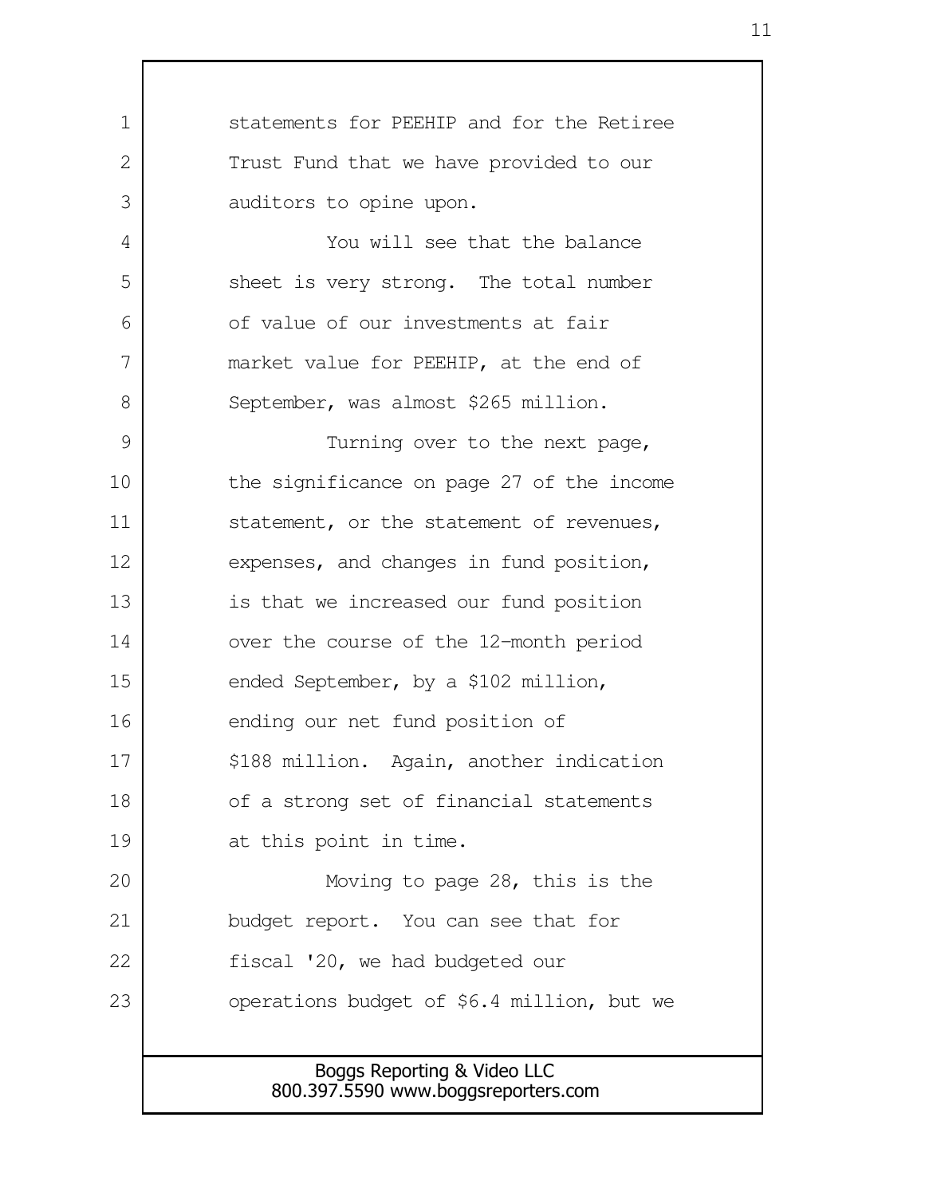statements for PEEHIP and for the Retiree Trust Fund that we have provided to our auditors to opine upon.

You will see that the balance sheet is very strong. The total number of value of our investments at fair market value for PEEHIP, at the end of September, was almost $265 million.

Turning over to the next page, the significance on page 27 of the income statement, or the statement of revenues, expenses, and changes in fund position, is that we increased our fund position over the course of the 12-month period ended September, by a $102 million, ending our net fund position of $188 million. Again, another indication of a strong set of financial statements at this point in time.

Moving to page 28, this is the budget report. You can see that for fiscal '20, we had budgeted our operations budget of $6.4 million, but we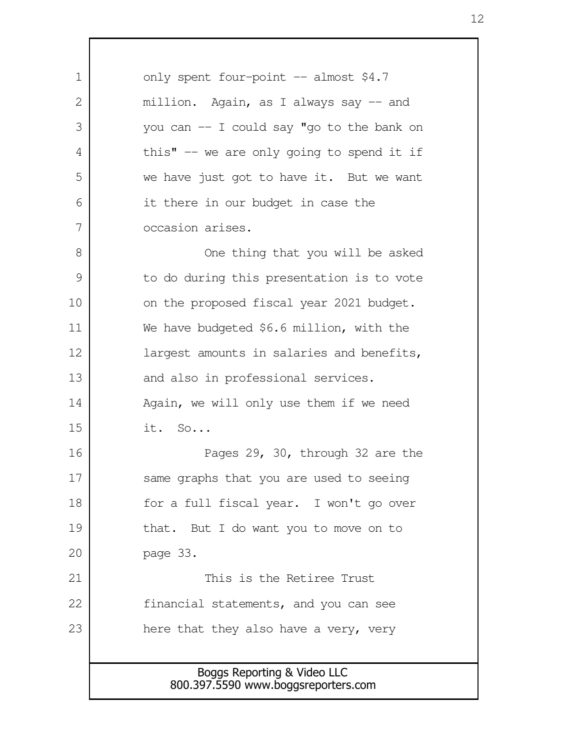only spent four-point -- almost $4.7 million. Again, as I always say -- and you can -- I could say "go to the bank on this" -- we are only going to spend it if we have just got to have it. But we want it there in our budget in case the occasion arises.

One thing that you will be asked to do during this presentation is to vote on the proposed fiscal year 2021 budget. We have budgeted $6.6 million, with the largest amounts in salaries and benefits, and also in professional services. Again, we will only use them if we need it. So...

Pages 29, 30, through 32 are the same graphs that you are used to seeing for a full fiscal year. I won't go over that. But I do want you to move on to page 33.

This is the Retiree Trust financial statements, and you can see here that they also have a very, very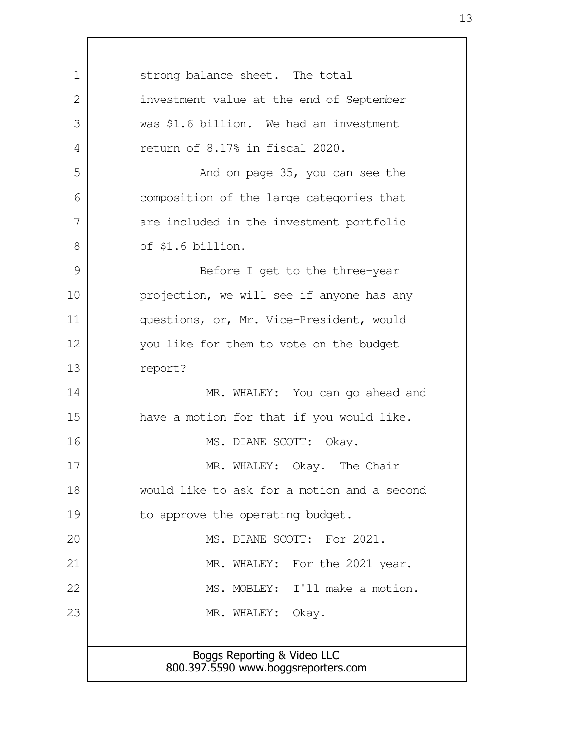strong balance sheet. The total investment value at the end of September was $1.6 billion. We had an investment return of 8.17% in fiscal 2020.

And on page 35, you can see the composition of the large categories that are included in the investment portfolio of $1.6 billion.

Before I get to the three-year projection, we will see if anyone has any questions, or, Mr. Vice-President, would you like for them to vote on the budget report?

MR. WHALEY: You can go ahead and have a motion for that if you would like.

MS. DIANE SCOTT: Okay.

MR. WHALEY: Okay. The Chair would like to ask for a motion and a second to approve the operating budget.

MS. DIANE SCOTT: For 2021.

MR. WHALEY: For the 2021 year.

MS. MOBLEY: I'll make a motion.

MR. WHALEY: Okay.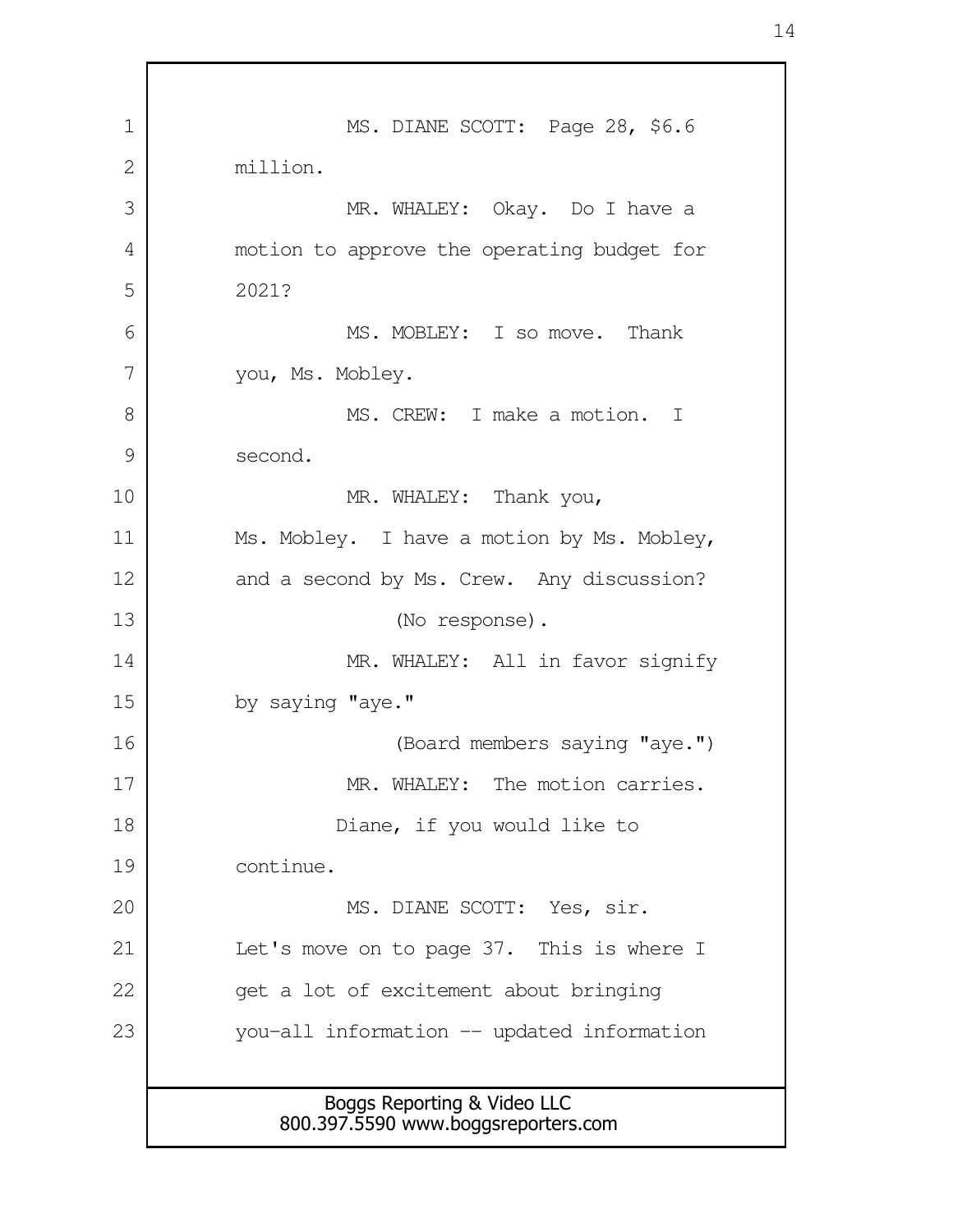MS. DIANE SCOTT: Page 28, $6.6 million.

MR. WHALEY: Okay. Do I have a motion to approve the operating budget for 2021?

MS. MOBLEY: I so move. Thank you, Ms. Mobley.

MS. CREW: I make a motion. I second.

MR. WHALEY: Thank you, Ms. Mobley. I have a motion by Ms. Mobley, and a second by Ms. Crew. Any discussion?

(No response).

MR. WHALEY: All in favor signify by saying "aye."

(Board members saying "aye.")

MR. WHALEY: The motion carries.

Diane, if you would like to continue.

MS. DIANE SCOTT: Yes, sir. Let's move on to page 37. This is where I get a lot of excitement about bringing you-all information -- updated information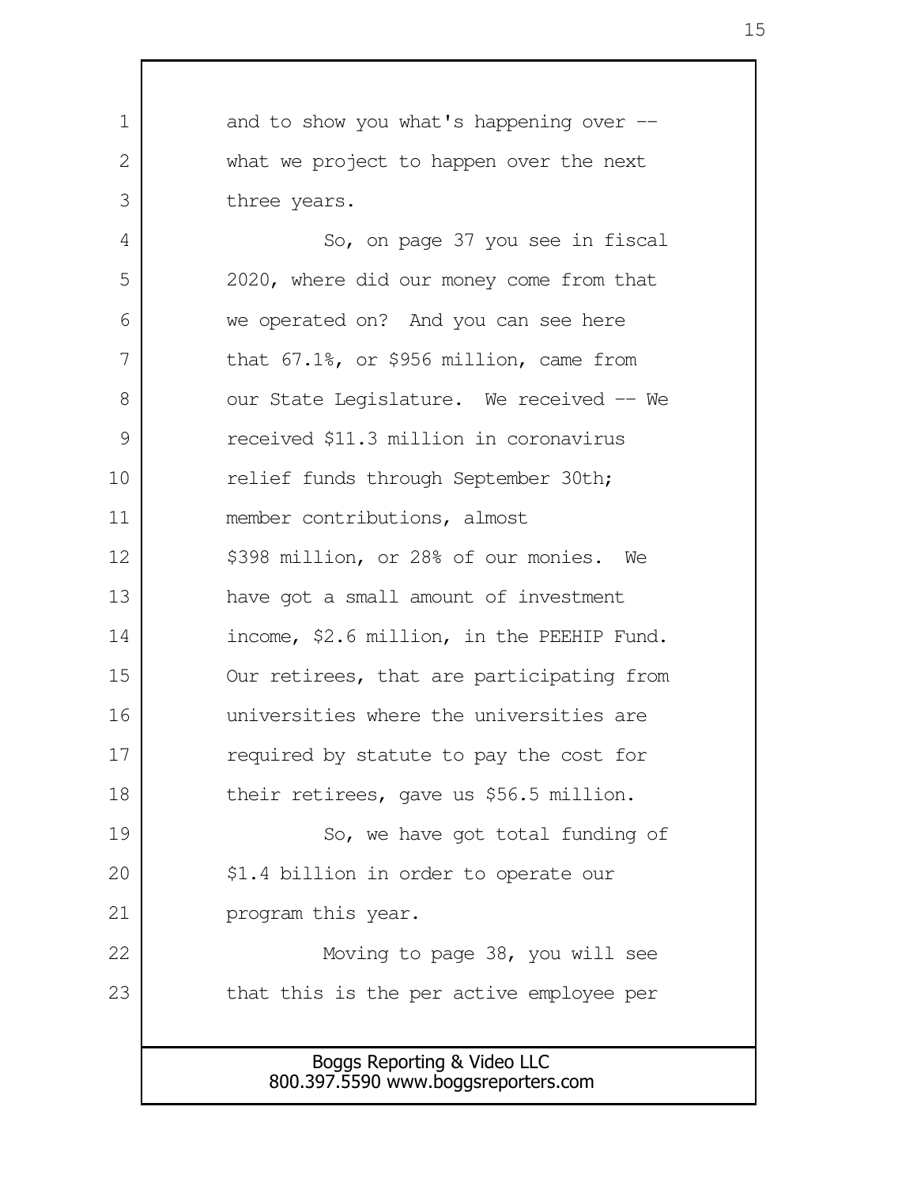and to show you what's happening over -- what we project to happen over the next three years.

So, on page 37 you see in fiscal 2020, where did our money come from that we operated on? And you can see here that 67.1%, or $956 million, came from our State Legislature. We received -- We received $11.3 million in coronavirus relief funds through September 30th; member contributions, almost $398 million, or 28% of our monies. We have got a small amount of investment income, $2.6 million, in the PEEHIP Fund. Our retirees, that are participating from universities where the universities are required by statute to pay the cost for their retirees, gave us $56.5 million.

So, we have got total funding of $1.4 billion in order to operate our program this year.

Moving to page 38, you will see that this is the per active employee per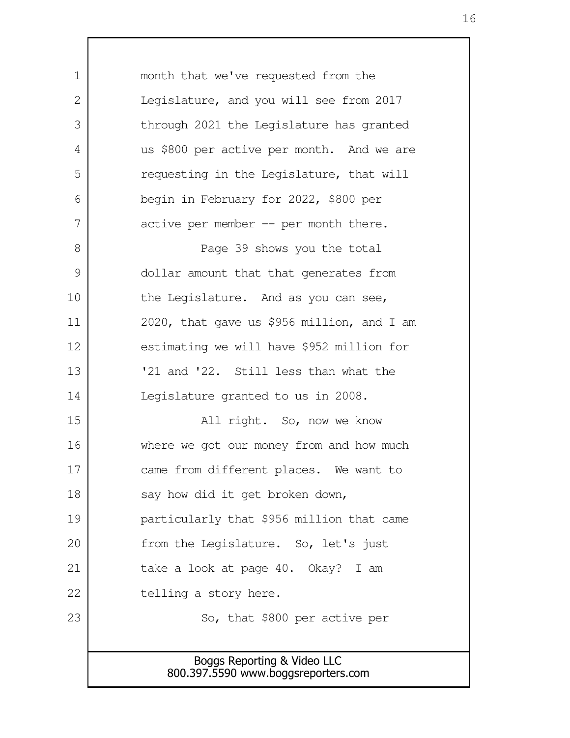month that we've requested from the Legislature, and you will see from 2017 through 2021 the Legislature has granted us $800 per active per month. And we are requesting in the Legislature, that will begin in February for 2022, $800 per active per member -- per month there.

Page 39 shows you the total dollar amount that that generates from the Legislature. And as you can see, 2020, that gave us $956 million, and I am estimating we will have $952 million for '21 and '22. Still less than what the Legislature granted to us in 2008.

All right. So, now we know where we got our money from and how much came from different places. We want to say how did it get broken down, particularly that $956 million that came from the Legislature. So, let's just take a look at page 40. Okay? I am telling a story here.

So, that $800 per active per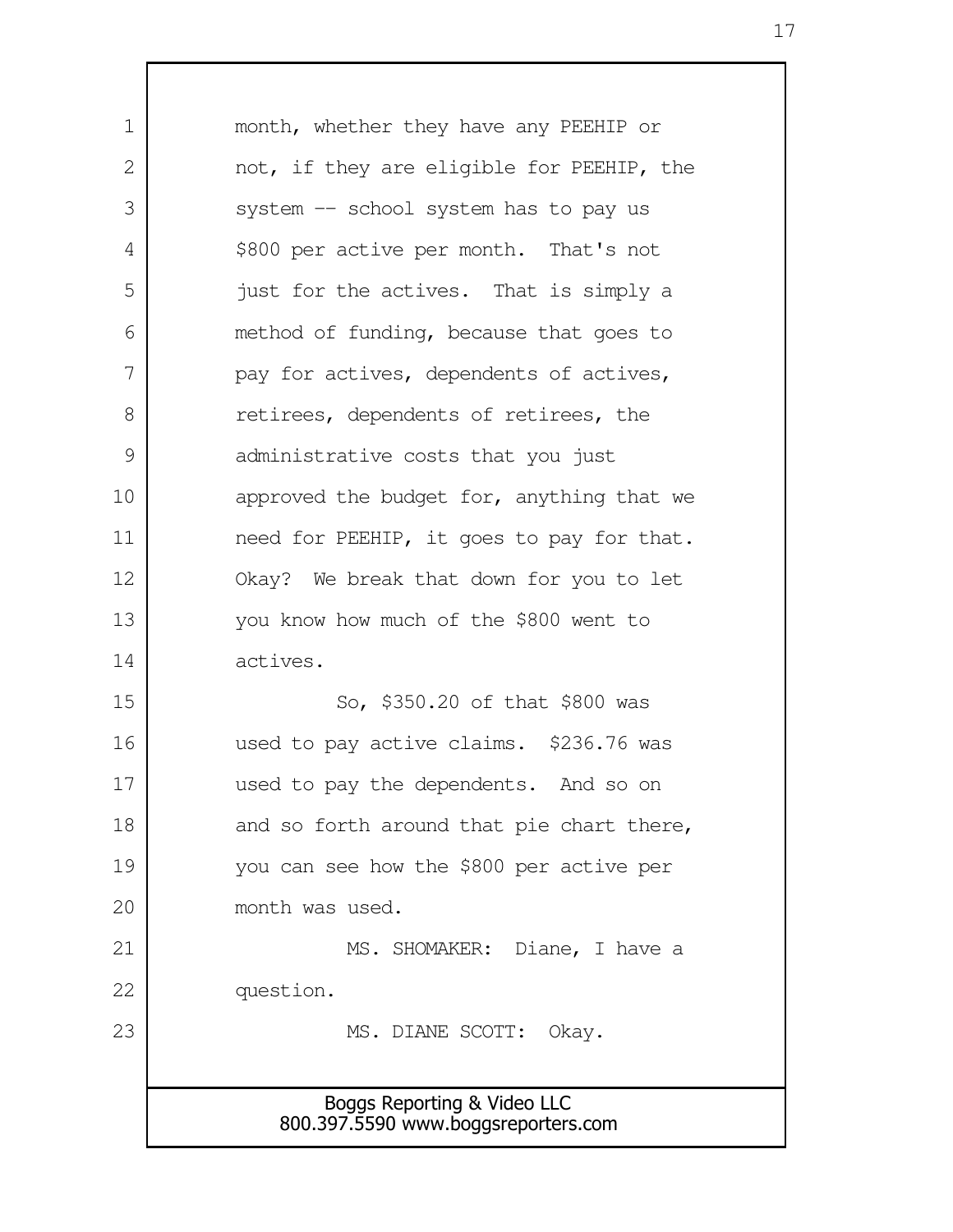month, whether they have any PEEHIP or not, if they are eligible for PEEHIP, the system -- school system has to pay us $800 per active per month. That's not just for the actives. That is simply a method of funding, because that goes to pay for actives, dependents of actives, retirees, dependents of retirees, the administrative costs that you just approved the budget for, anything that we need for PEEHIP, it goes to pay for that. Okay? We break that down for you to let you know how much of the $800 went to actives.

So, $350.20 of that $800 was used to pay active claims. $236.76 was used to pay the dependents. And so on and so forth around that pie chart there, you can see how the $800 per active per month was used.

MS. SHOMAKER: Diane, I have a question.

MS. DIANE SCOTT: Okay.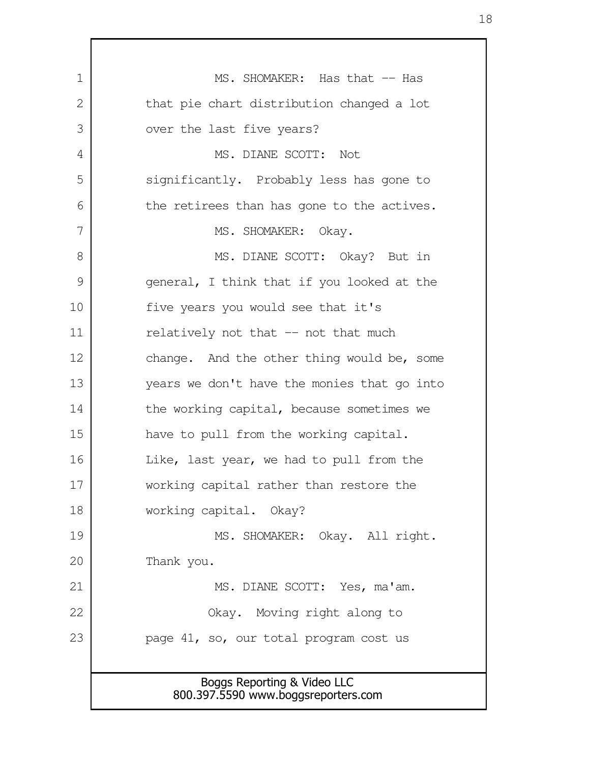MS. SHOMAKER: Has that -- Has that pie chart distribution changed a lot over the last five years?

MS. DIANE SCOTT: Not significantly. Probably less has gone to the retirees than has gone to the actives.

MS. SHOMAKER: Okay.

MS. DIANE SCOTT: Okay? But in general, I think that if you looked at the five years you would see that it's relatively not that -- not that much change. And the other thing would be, some years we don't have the monies that go into the working capital, because sometimes we have to pull from the working capital. Like, last year, we had to pull from the working capital rather than restore the working capital. Okay?

MS. SHOMAKER: Okay. All right. Thank you.

MS. DIANE SCOTT: Yes, ma'am.

Okay. Moving right along to page 41, so, our total program cost us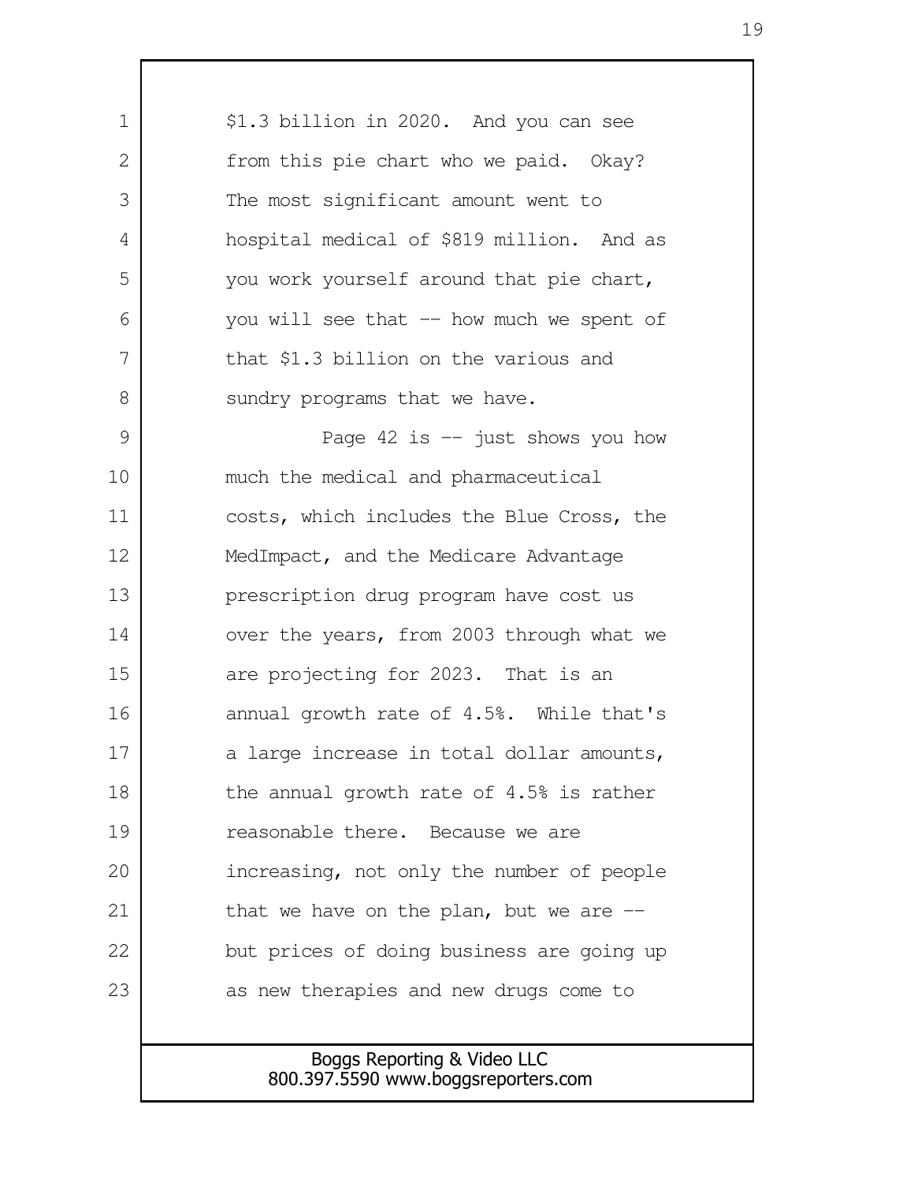$1.3 billion in 2020. And you can see from this pie chart who we paid. Okay? The most significant amount went to hospital medical of $819 million. And as you work yourself around that pie chart, you will see that -- how much we spent of that $1.3 billion on the various and sundry programs that we have.

Page 42 is -- just shows you how much the medical and pharmaceutical costs, which includes the Blue Cross, the MedImpact, and the Medicare Advantage prescription drug program have cost us over the years, from 2003 through what we are projecting for 2023. That is an annual growth rate of 4.5%. While that's a large increase in total dollar amounts, the annual growth rate of 4.5% is rather reasonable there. Because we are increasing, not only the number of people that we have on the plan, but we are -- but prices of doing business are going up as new therapies and new drugs come to

Boggs Reporting & Video LLC
800.397.5590 www.boggsreporters.com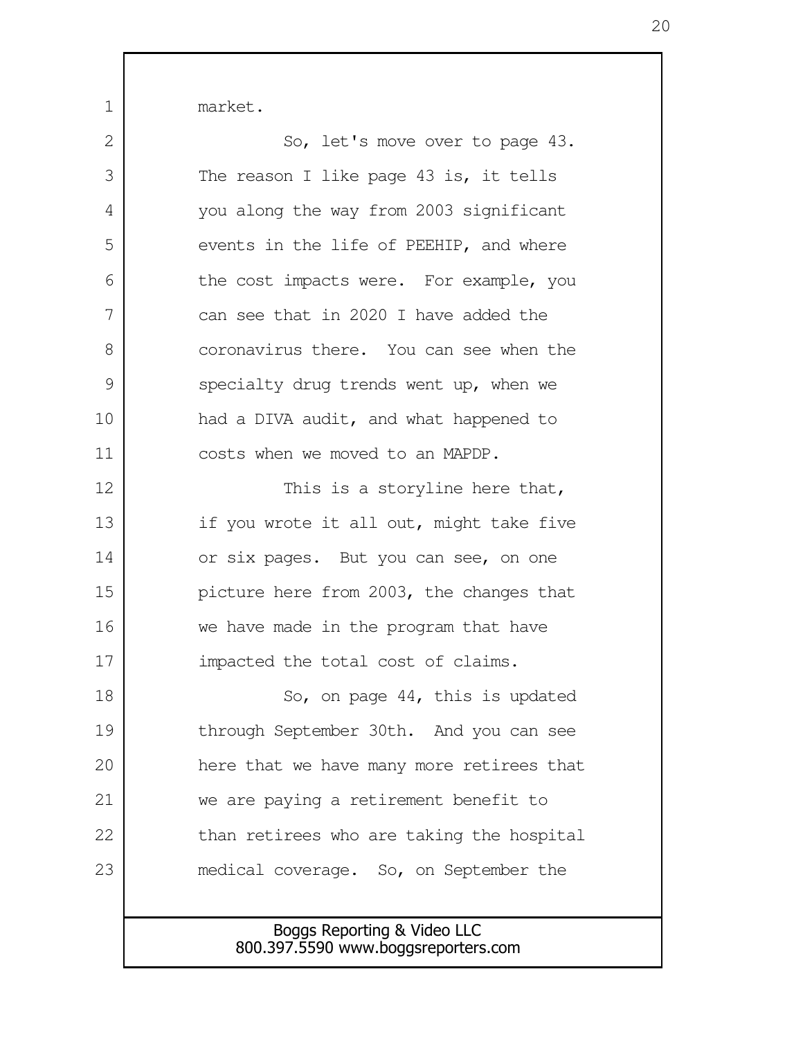market.

So, let's move over to page 43. The reason I like page 43 is, it tells you along the way from 2003 significant events in the life of PEEHIP, and where the cost impacts were. For example, you can see that in 2020 I have added the coronavirus there. You can see when the specialty drug trends went up, when we had a DIVA audit, and what happened to costs when we moved to an MAPDP.

This is a storyline here that, if you wrote it all out, might take five or six pages. But you can see, on one picture here from 2003, the changes that we have made in the program that have impacted the total cost of claims.

So, on page 44, this is updated through September 30th. And you can see here that we have many more retirees that we are paying a retirement benefit to than retirees who are taking the hospital medical coverage. So, on September the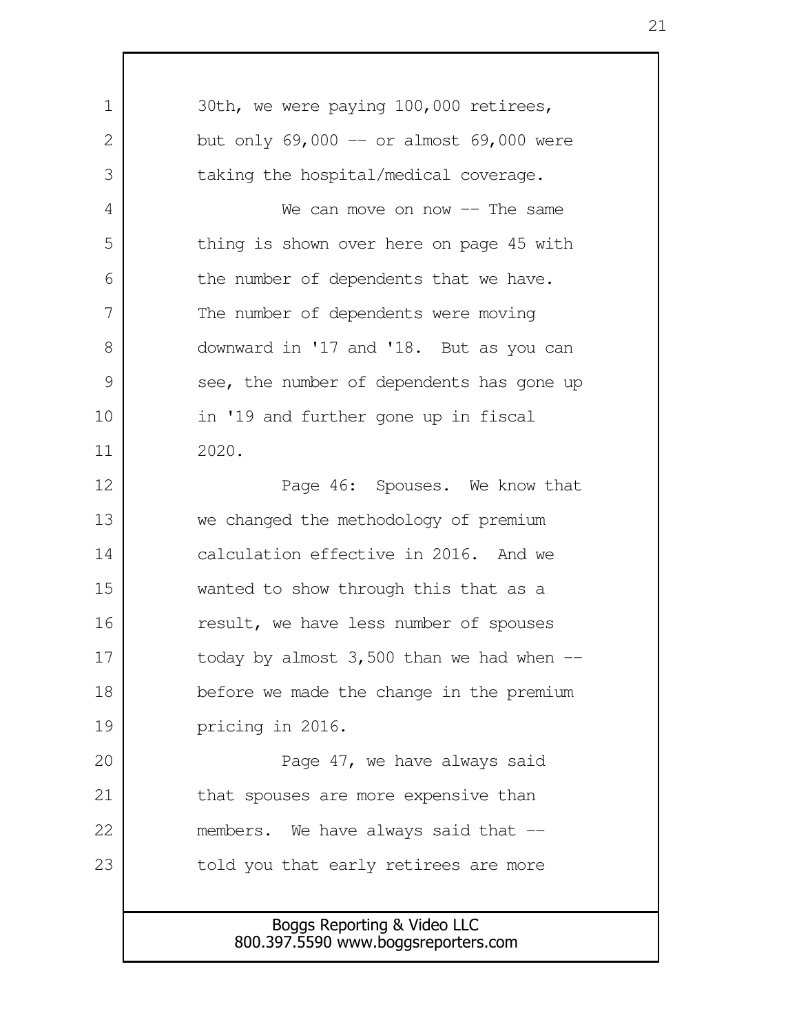30th, we were paying 100,000 retirees, but only 69,000 -- or almost 69,000 were taking the hospital/medical coverage.

We can move on now -- The same thing is shown over here on page 45 with the number of dependents that we have. The number of dependents were moving downward in '17 and '18. But as you can see, the number of dependents has gone up in '19 and further gone up in fiscal 2020.

Page 46: Spouses. We know that we changed the methodology of premium calculation effective in 2016. And we wanted to show through this that as a result, we have less number of spouses today by almost 3,500 than we had when -- before we made the change in the premium pricing in 2016.

Page 47, we have always said that spouses are more expensive than members. We have always said that -- told you that early retirees are more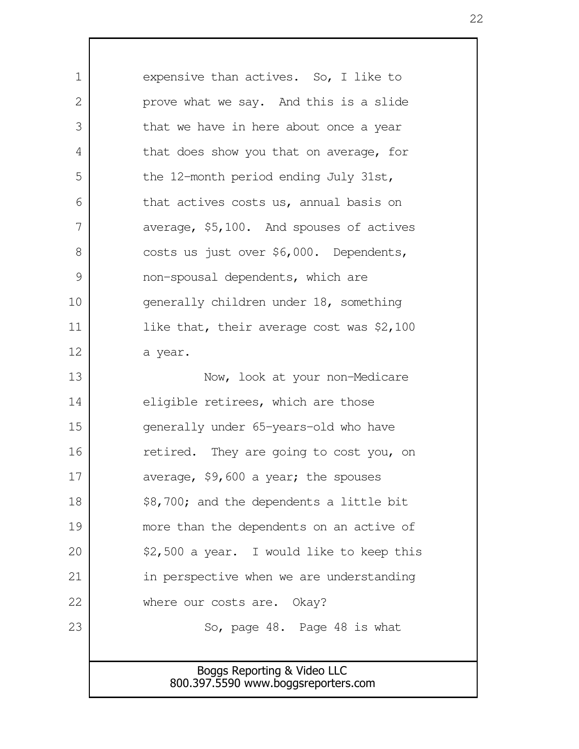expensive than actives. So, I like to prove what we say. And this is a slide that we have in here about once a year that does show you that on average, for the 12-month period ending July 31st, that actives costs us, annual basis on average, $5,100. And spouses of actives costs us just over $6,000. Dependents, non-spousal dependents, which are generally children under 18, something like that, their average cost was $2,100 a year.

Now, look at your non-Medicare eligible retirees, which are those generally under 65-years-old who have retired. They are going to cost you, on average, $9,600 a year; the spouses $8,700; and the dependents a little bit more than the dependents on an active of $2,500 a year. I would like to keep this in perspective when we are understanding where our costs are. Okay?

So, page 48. Page 48 is what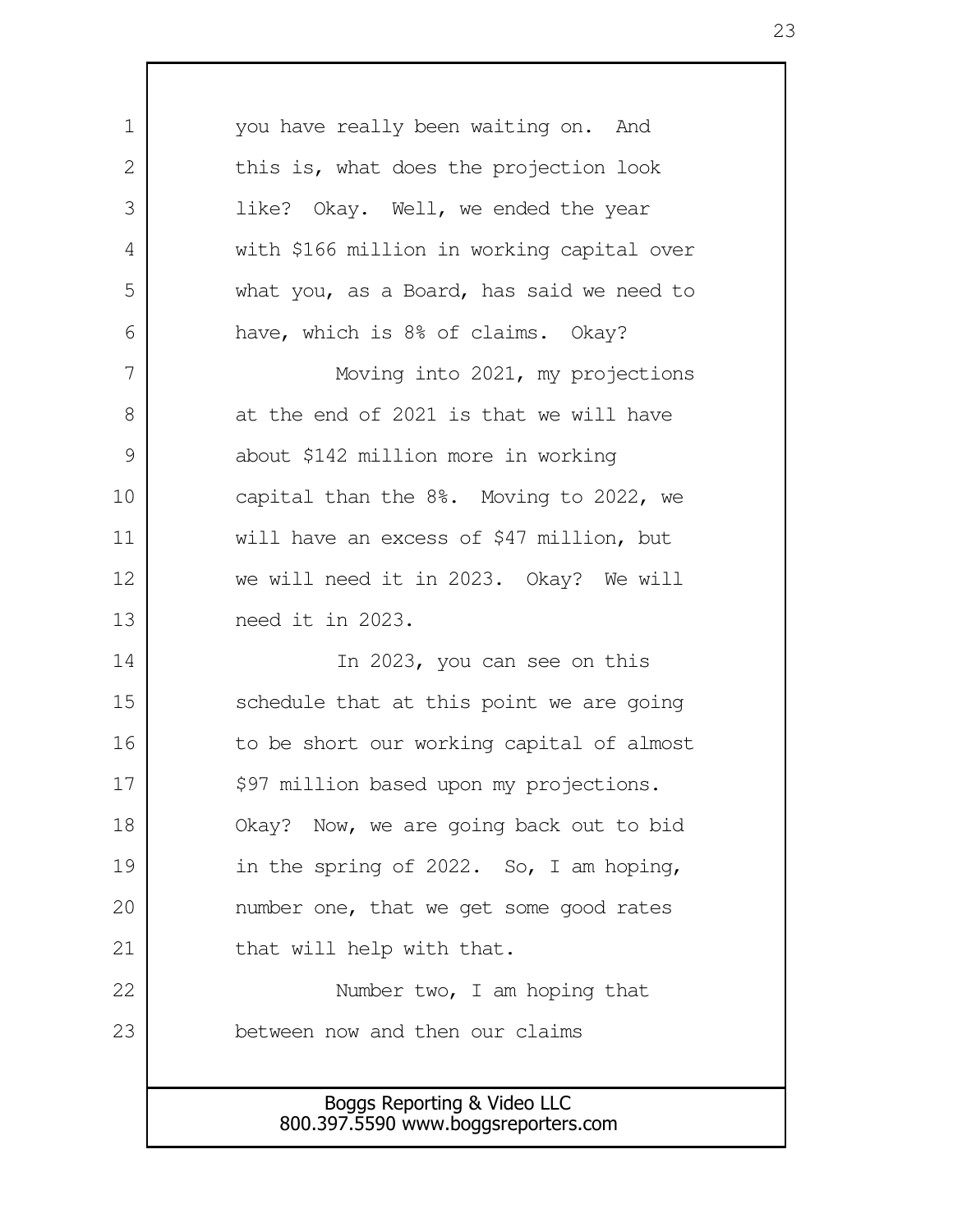you have really been waiting on. And this is, what does the projection look like? Okay. Well, we ended the year with $166 million in working capital over what you, as a Board, has said we need to have, which is 8% of claims. Okay?

Moving into 2021, my projections at the end of 2021 is that we will have about $142 million more in working capital than the 8%. Moving to 2022, we will have an excess of $47 million, but we will need it in 2023. Okay? We will need it in 2023.

In 2023, you can see on this schedule that at this point we are going to be short our working capital of almost $97 million based upon my projections. Okay? Now, we are going back out to bid in the spring of 2022. So, I am hoping, number one, that we get some good rates that will help with that.

Number two, I am hoping that between now and then our claims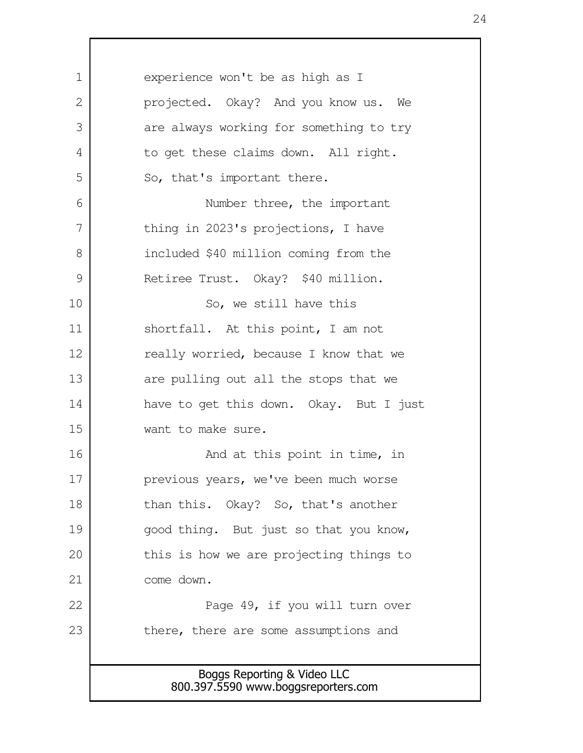experience won't be as high as I projected. Okay? And you know us. We are always working for something to try to get these claims down. All right. So, that's important there.

Number three, the important thing in 2023's projections, I have included $40 million coming from the Retiree Trust. Okay? $40 million.

So, we still have this shortfall. At this point, I am not really worried, because I know that we are pulling out all the stops that we have to get this down. Okay. But I just want to make sure.

And at this point in time, in previous years, we've been much worse than this. Okay? So, that's another good thing. But just so that you know, this is how we are projecting things to come down.

Page 49, if you will turn over there, there are some assumptions and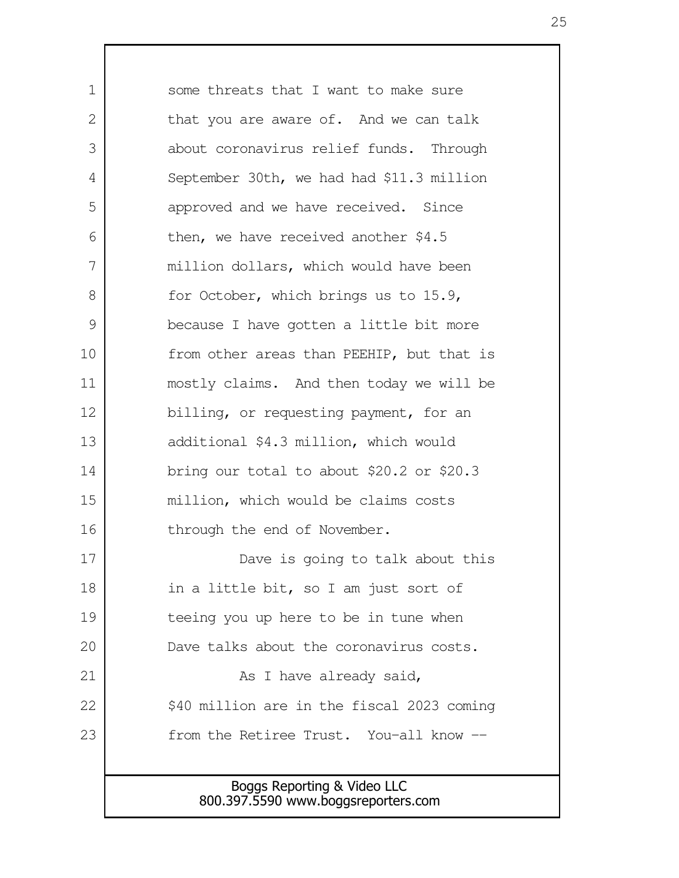some threats that I want to make sure that you are aware of. And we can talk about coronavirus relief funds. Through September 30th, we had had $11.3 million approved and we have received. Since then, we have received another $4.5 million dollars, which would have been for October, which brings us to 15.9, because I have gotten a little bit more from other areas than PEEHIP, but that is mostly claims. And then today we will be billing, or requesting payment, for an additional $4.3 million, which would bring our total to about $20.2 or $20.3 million, which would be claims costs through the end of November.

Dave is going to talk about this in a little bit, so I am just sort of teeing you up here to be in tune when Dave talks about the coronavirus costs.

As I have already said, $40 million are in the fiscal 2023 coming from the Retiree Trust. You-all know --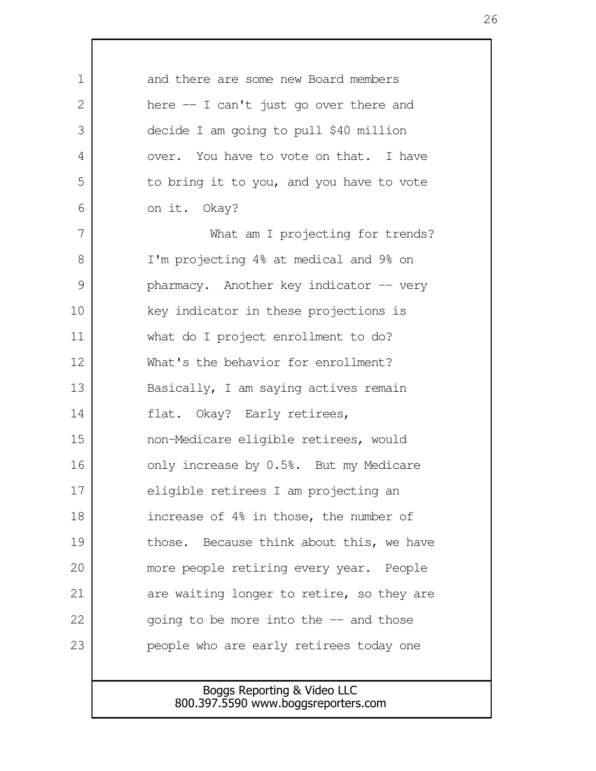and there are some new Board members here -- I can't just go over there and decide I am going to pull $40 million over. You have to vote on that. I have to bring it to you, and you have to vote on it. Okay?

What am I projecting for trends? I'm projecting 4% at medical and 9% on pharmacy. Another key indicator -- very key indicator in these projections is what do I project enrollment to do? What's the behavior for enrollment? Basically, I am saying actives remain flat. Okay? Early retirees, non-Medicare eligible retirees, would only increase by 0.5%. But my Medicare eligible retirees I am projecting an increase of 4% in those, the number of those. Because think about this, we have more people retiring every year. People are waiting longer to retire, so they are going to be more into the -- and those people who are early retirees today one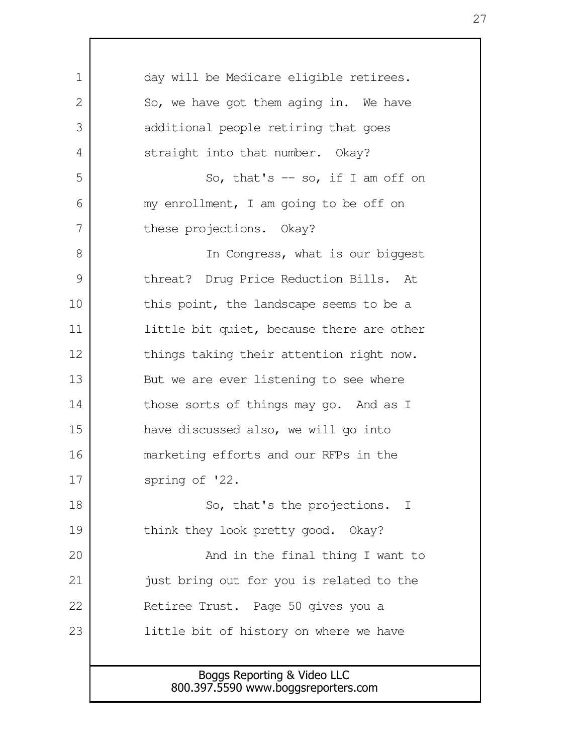day will be Medicare eligible retirees. So, we have got them aging in. We have additional people retiring that goes straight into that number. Okay?

So, that's -- so, if I am off on my enrollment, I am going to be off on these projections. Okay?

In Congress, what is our biggest threat? Drug Price Reduction Bills. At this point, the landscape seems to be a little bit quiet, because there are other things taking their attention right now. But we are ever listening to see where those sorts of things may go. And as I have discussed also, we will go into marketing efforts and our RFPs in the spring of '22.

So, that's the projections. I think they look pretty good. Okay?

And in the final thing I want to just bring out for you is related to the Retiree Trust. Page 50 gives you a little bit of history on where we have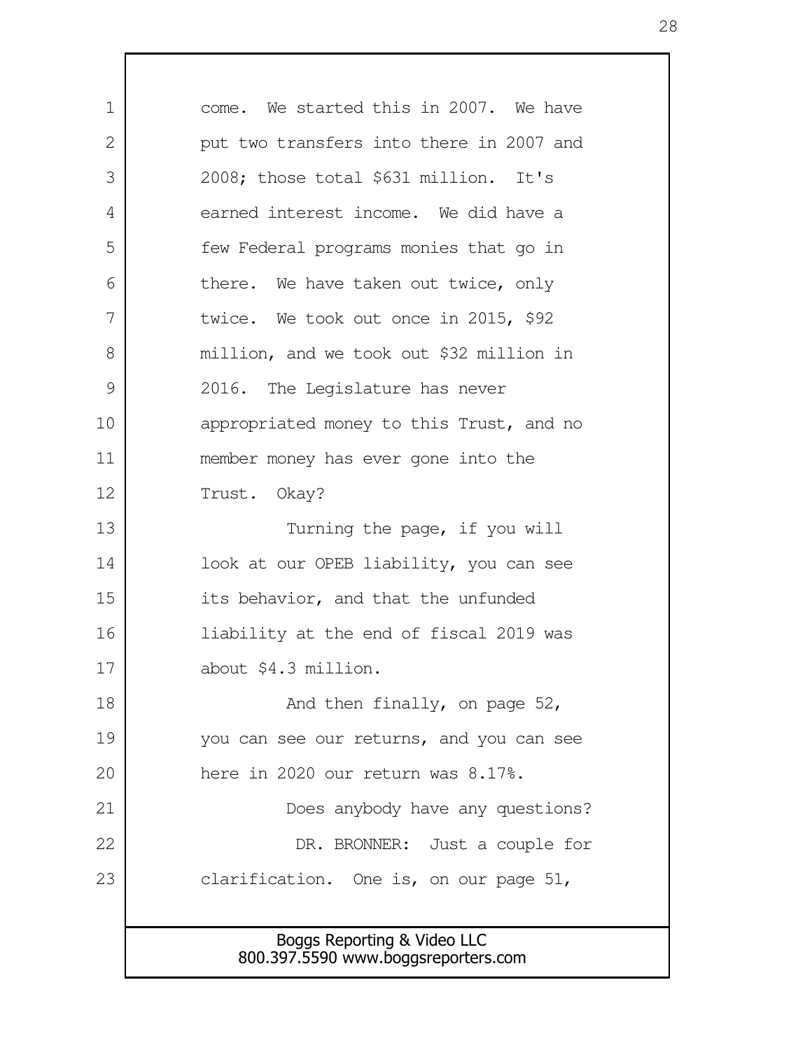come. We started this in 2007. We have put two transfers into there in 2007 and 2008; those total $631 million. It's earned interest income. We did have a few Federal programs monies that go in there. We have taken out twice, only twice. We took out once in 2015, $92 million, and we took out $32 million in 2016. The Legislature has never appropriated money to this Trust, and no member money has ever gone into the Trust. Okay?

Turning the page, if you will look at our OPEB liability, you can see its behavior, and that the unfunded liability at the end of fiscal 2019 was about $4.3 million.

And then finally, on page 52, you can see our returns, and you can see here in 2020 our return was 8.17%.

Does anybody have any questions?

DR. BRONNER: Just a couple for clarification. One is, on our page 51,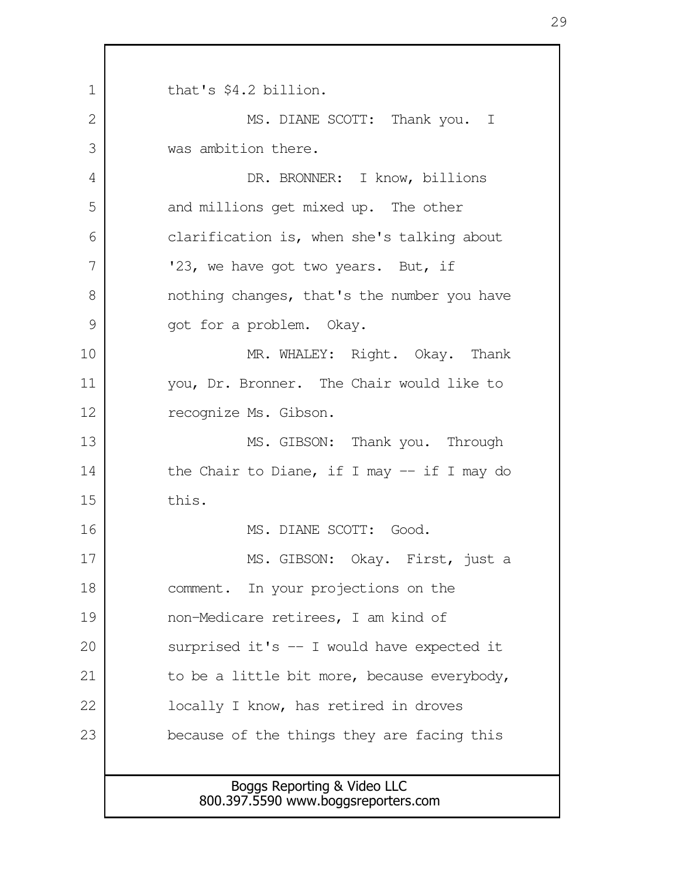that's $4.2 billion.

MS. DIANE SCOTT: Thank you. I was ambition there.

DR. BRONNER: I know, billions and millions get mixed up. The other clarification is, when she's talking about '23, we have got two years. But, if nothing changes, that's the number you have got for a problem. Okay.

MR. WHALEY: Right. Okay. Thank you, Dr. Bronner. The Chair would like to recognize Ms. Gibson.

MS. GIBSON: Thank you. Through the Chair to Diane, if I may -- if I may do this.

MS. DIANE SCOTT: Good.

MS. GIBSON: Okay. First, just a comment. In your projections on the non-Medicare retirees, I am kind of surprised it's -- I would have expected it to be a little bit more, because everybody, locally I know, has retired in droves because of the things they are facing this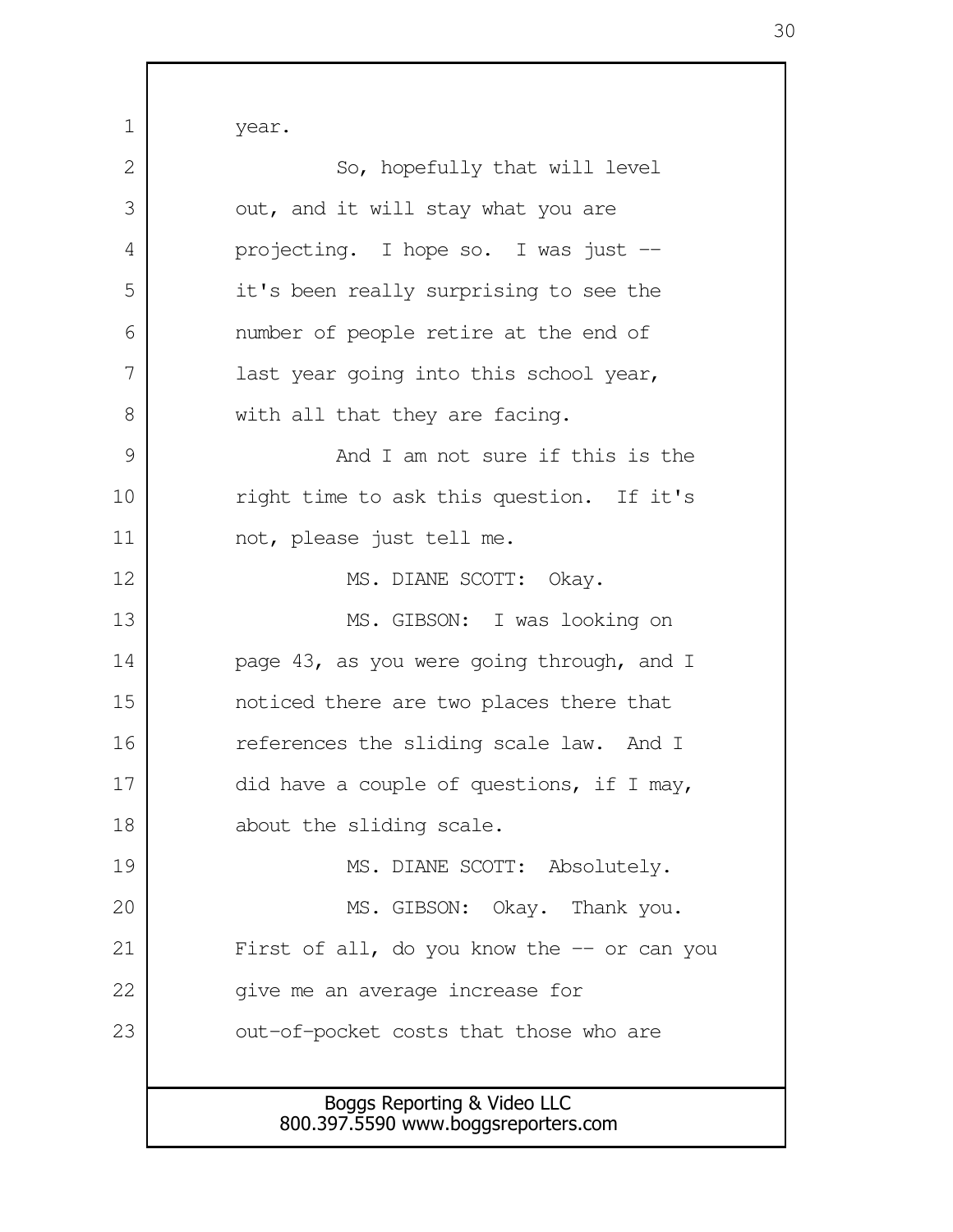year.

So, hopefully that will level out, and it will stay what you are projecting. I hope so. I was just -- it's been really surprising to see the number of people retire at the end of last year going into this school year, with all that they are facing.

And I am not sure if this is the right time to ask this question. If it's not, please just tell me.

MS. DIANE SCOTT: Okay.

MS. GIBSON: I was looking on page 43, as you were going through, and I noticed there are two places there that references the sliding scale law. And I did have a couple of questions, if I may, about the sliding scale.

MS. DIANE SCOTT: Absolutely.

MS. GIBSON: Okay. Thank you. First of all, do you know the -- or can you give me an average increase for out-of-pocket costs that those who are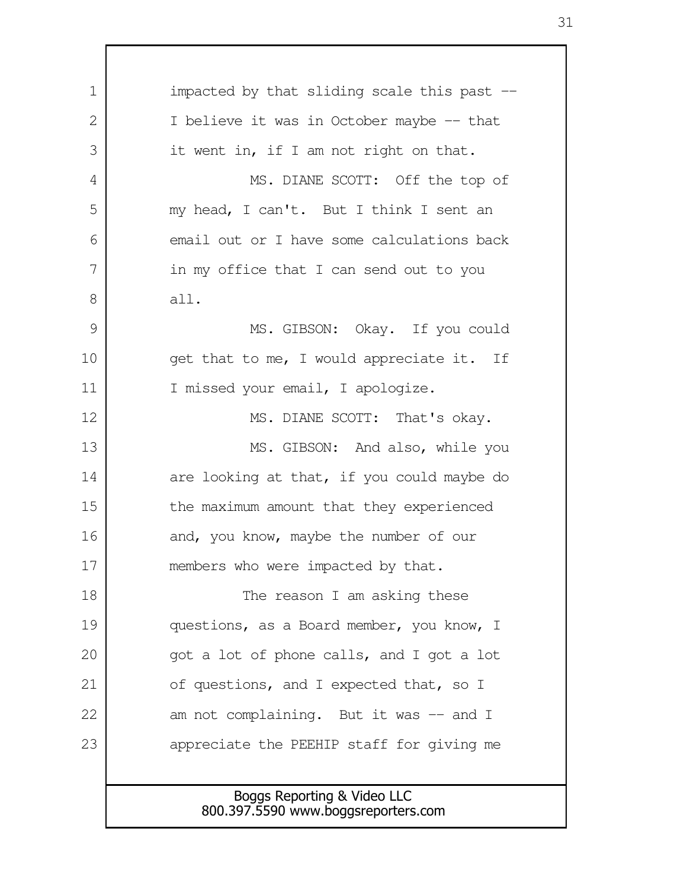impacted by that sliding scale this past -- I believe it was in October maybe -- that it went in, if I am not right on that.

MS. DIANE SCOTT: Off the top of my head, I can't. But I think I sent an email out or I have some calculations back in my office that I can send out to you all.

MS. GIBSON: Okay. If you could get that to me, I would appreciate it. If I missed your email, I apologize.

MS. DIANE SCOTT: That's okay.

MS. GIBSON: And also, while you are looking at that, if you could maybe do the maximum amount that they experienced and, you know, maybe the number of our members who were impacted by that.

The reason I am asking these questions, as a Board member, you know, I got a lot of phone calls, and I got a lot of questions, and I expected that, so I am not complaining. But it was -- and I appreciate the PEEHIP staff for giving me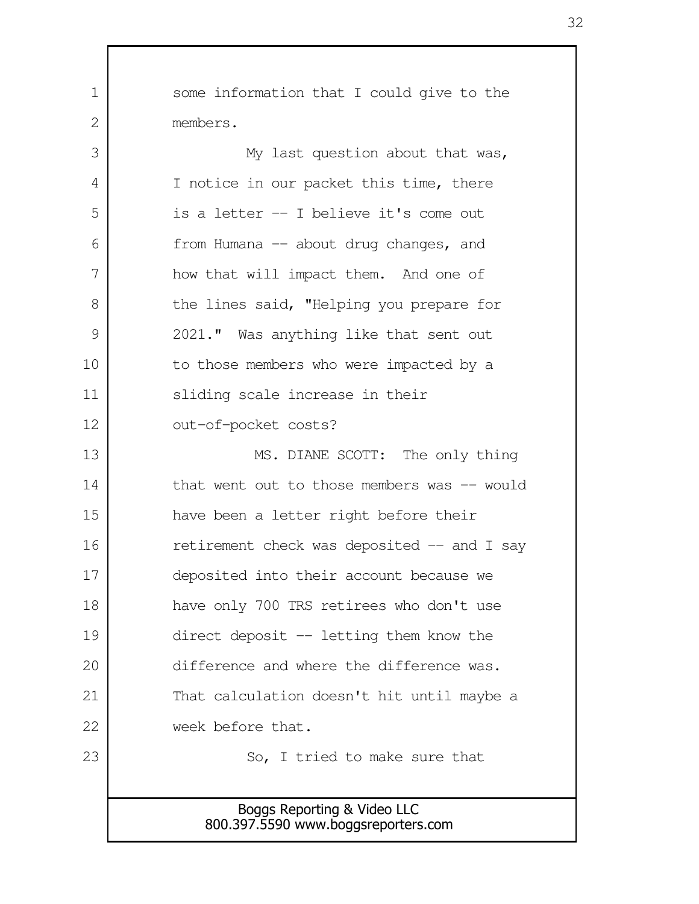some information that I could give to the members.

My last question about that was, I notice in our packet this time, there is a letter -- I believe it's come out from Humana -- about drug changes, and how that will impact them. And one of the lines said, "Helping you prepare for 2021." Was anything like that sent out to those members who were impacted by a sliding scale increase in their out-of-pocket costs?

MS. DIANE SCOTT: The only thing that went out to those members was -- would have been a letter right before their retirement check was deposited -- and I say deposited into their account because we have only 700 TRS retirees who don't use direct deposit -- letting them know the difference and where the difference was. That calculation doesn't hit until maybe a week before that.

So, I tried to make sure that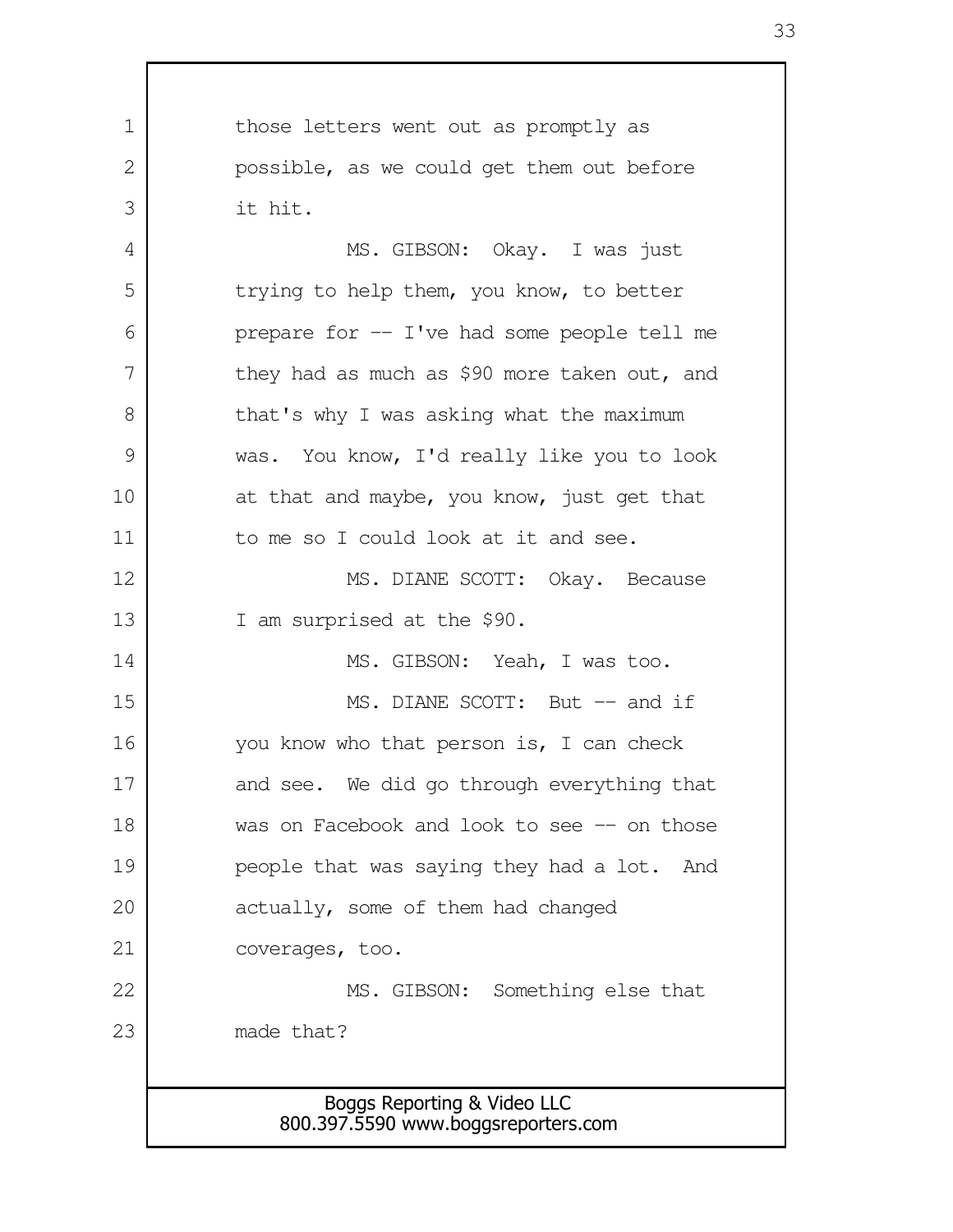those letters went out as promptly as possible, as we could get them out before it hit.

MS. GIBSON: Okay. I was just trying to help them, you know, to better prepare for -- I've had some people tell me they had as much as $90 more taken out, and that's why I was asking what the maximum was. You know, I'd really like you to look at that and maybe, you know, just get that to me so I could look at it and see.

MS. DIANE SCOTT: Okay. Because I am surprised at the $90.

MS. GIBSON: Yeah, I was too.

MS. DIANE SCOTT: But -- and if you know who that person is, I can check and see. We did go through everything that was on Facebook and look to see -- on those people that was saying they had a lot. And actually, some of them had changed coverages, too.

MS. GIBSON: Something else that made that?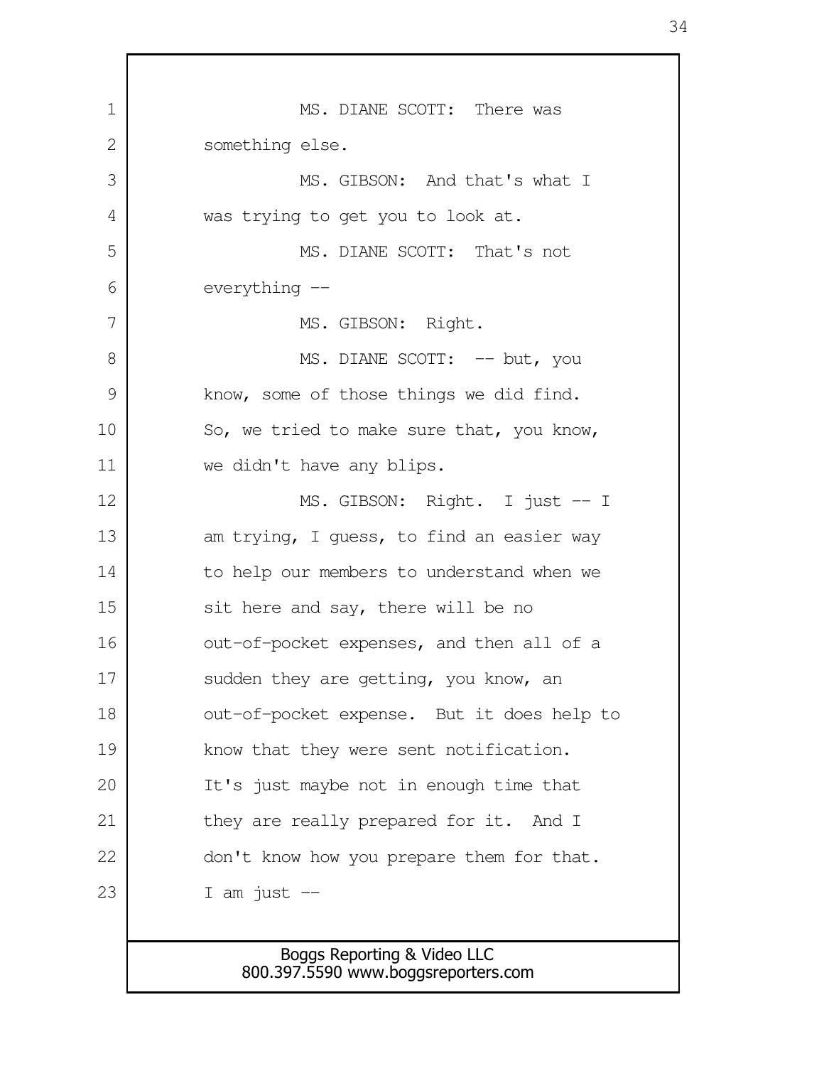MS. DIANE SCOTT: There was something else.

MS. GIBSON: And that's what I was trying to get you to look at.

MS. DIANE SCOTT: That's not everything --

MS. GIBSON: Right.

MS. DIANE SCOTT: -- but, you know, some of those things we did find. So, we tried to make sure that, you know, we didn't have any blips.

MS. GIBSON: Right. I just -- I am trying, I guess, to find an easier way to help our members to understand when we sit here and say, there will be no out-of-pocket expenses, and then all of a sudden they are getting, you know, an out-of-pocket expense. But it does help to know that they were sent notification. It's just maybe not in enough time that they are really prepared for it. And I don't know how you prepare them for that. I am just --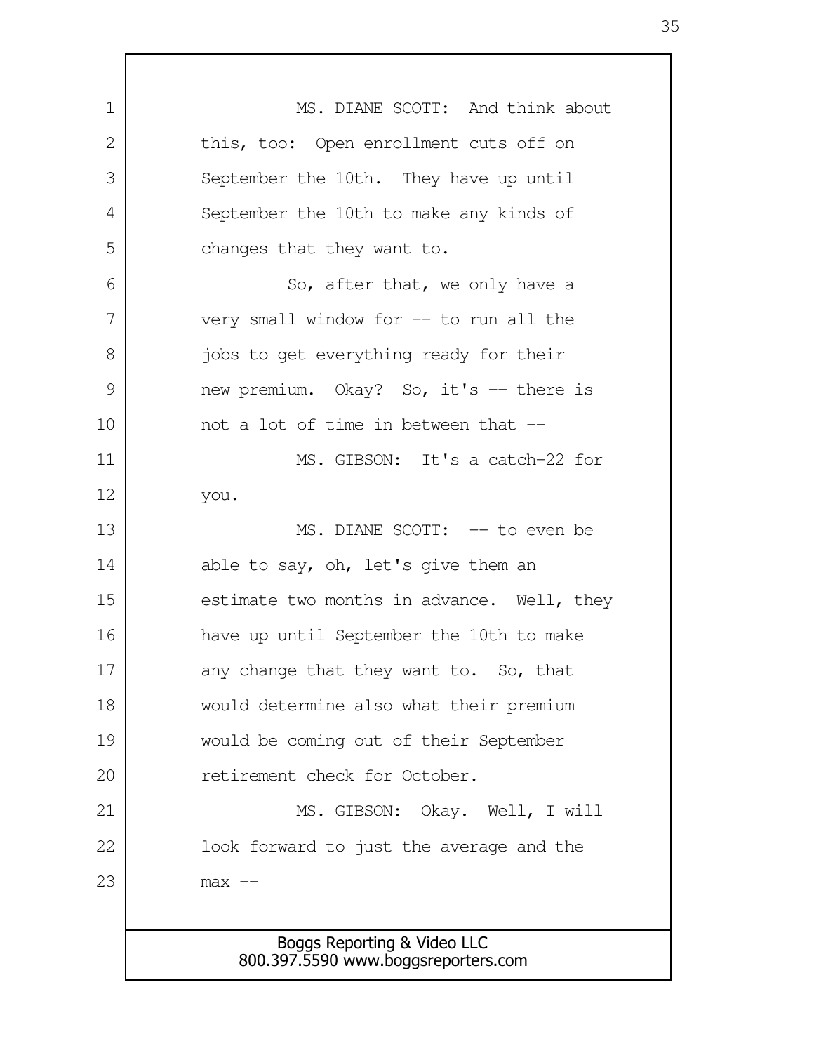MS. DIANE SCOTT: And think about this, too: Open enrollment cuts off on September the 10th. They have up until September the 10th to make any kinds of changes that they want to.

So, after that, we only have a very small window for -- to run all the jobs to get everything ready for their new premium. Okay? So, it's -- there is not a lot of time in between that --

MS. GIBSON: It's a catch-22 for you.

MS. DIANE SCOTT: -- to even be able to say, oh, let's give them an estimate two months in advance. Well, they have up until September the 10th to make any change that they want to. So, that would determine also what their premium would be coming out of their September retirement check for October.

MS. GIBSON: Okay. Well, I will look forward to just the average and the max --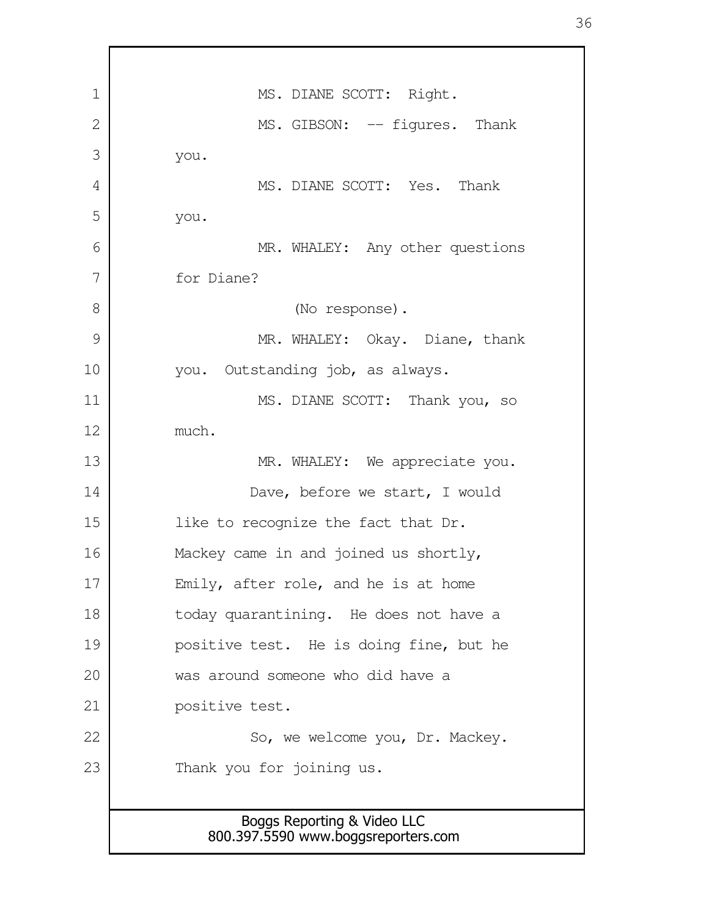MS. DIANE SCOTT: Right.

MS. GIBSON: -- figures. Thank you.

MS. DIANE SCOTT: Yes. Thank you.

MR. WHALEY: Any other questions for Diane?

(No response).

MR. WHALEY: Okay. Diane, thank you. Outstanding job, as always.

MS. DIANE SCOTT: Thank you, so much.

MR. WHALEY: We appreciate you.

Dave, before we start, I would like to recognize the fact that Dr. Mackey came in and joined us shortly, Emily, after role, and he is at home today quarantining. He does not have a positive test. He is doing fine, but he was around someone who did have a positive test.

So, we welcome you, Dr. Mackey. Thank you for joining us.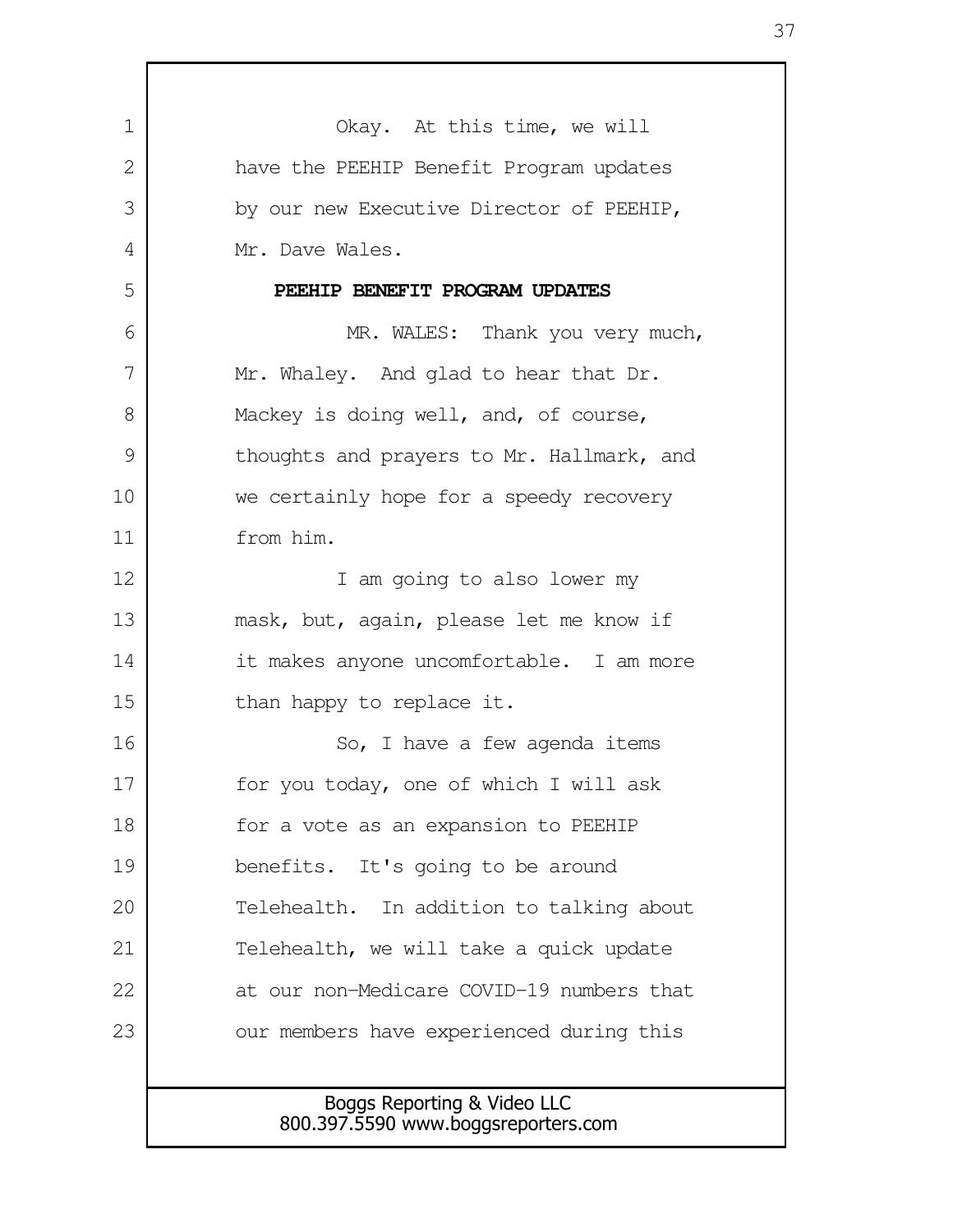Okay. At this time, we will have the PEEHIP Benefit Program updates by our new Executive Director of PEEHIP, Mr. Dave Wales.

**PEEHIP BENEFIT PROGRAM UPDATES**

MR. WALES: Thank you very much, Mr. Whaley. And glad to hear that Dr. Mackey is doing well, and, of course, thoughts and prayers to Mr. Hallmark, and we certainly hope for a speedy recovery from him.

I am going to also lower my mask, but, again, please let me know if it makes anyone uncomfortable. I am more than happy to replace it.

So, I have a few agenda items for you today, one of which I will ask for a vote as an expansion to PEEHIP benefits. It's going to be around Telehealth. In addition to talking about Telehealth, we will take a quick update at our non-Medicare COVID-19 numbers that our members have experienced during this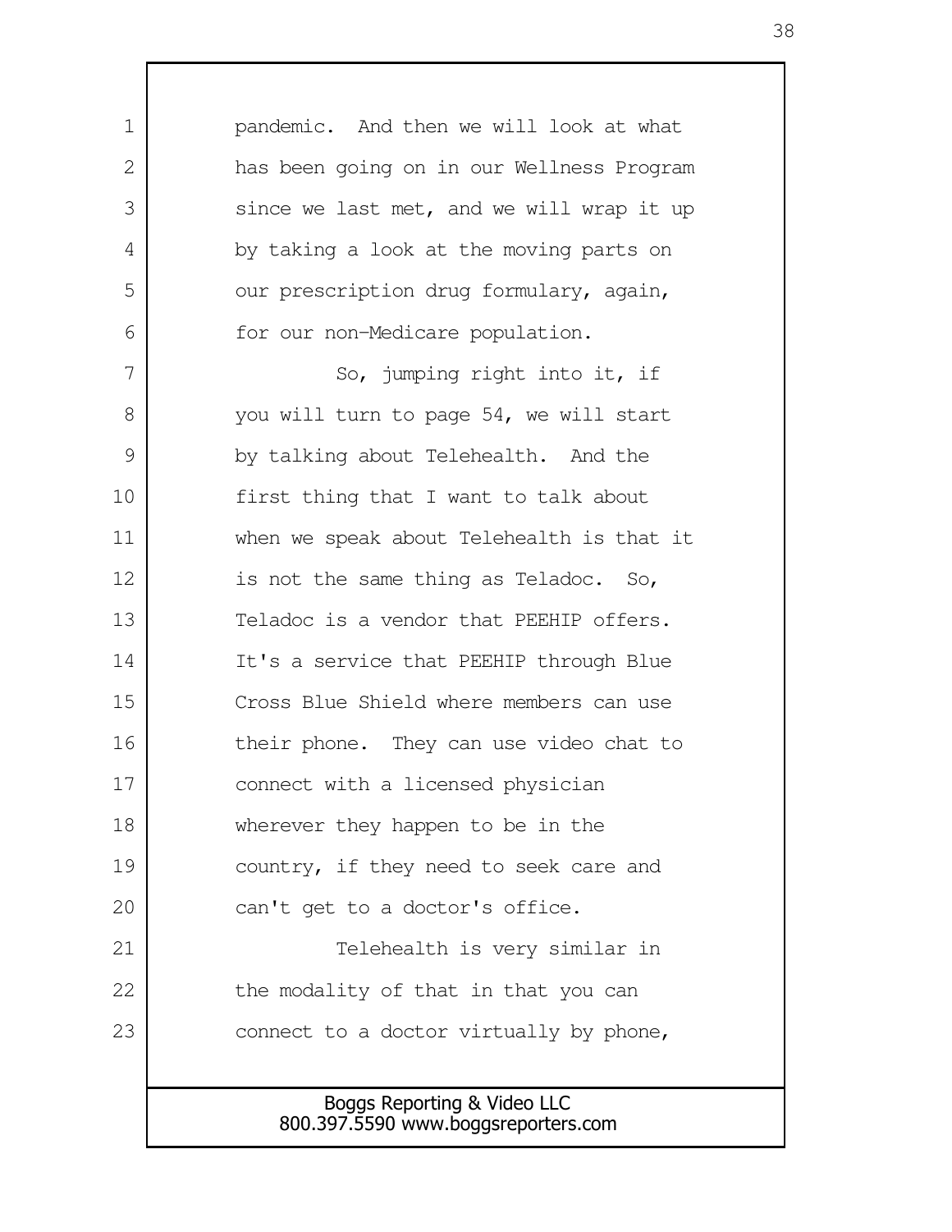pandemic. And then we will look at what has been going on in our Wellness Program since we last met, and we will wrap it up by taking a look at the moving parts on our prescription drug formulary, again, for our non-Medicare population.

So, jumping right into it, if you will turn to page 54, we will start by talking about Telehealth. And the first thing that I want to talk about when we speak about Telehealth is that it is not the same thing as Teladoc. So, Teladoc is a vendor that PEEHIP offers. It's a service that PEEHIP through Blue Cross Blue Shield where members can use their phone. They can use video chat to connect with a licensed physician wherever they happen to be in the country, if they need to seek care and can't get to a doctor's office.

Telehealth is very similar in the modality of that in that you can connect to a doctor virtually by phone,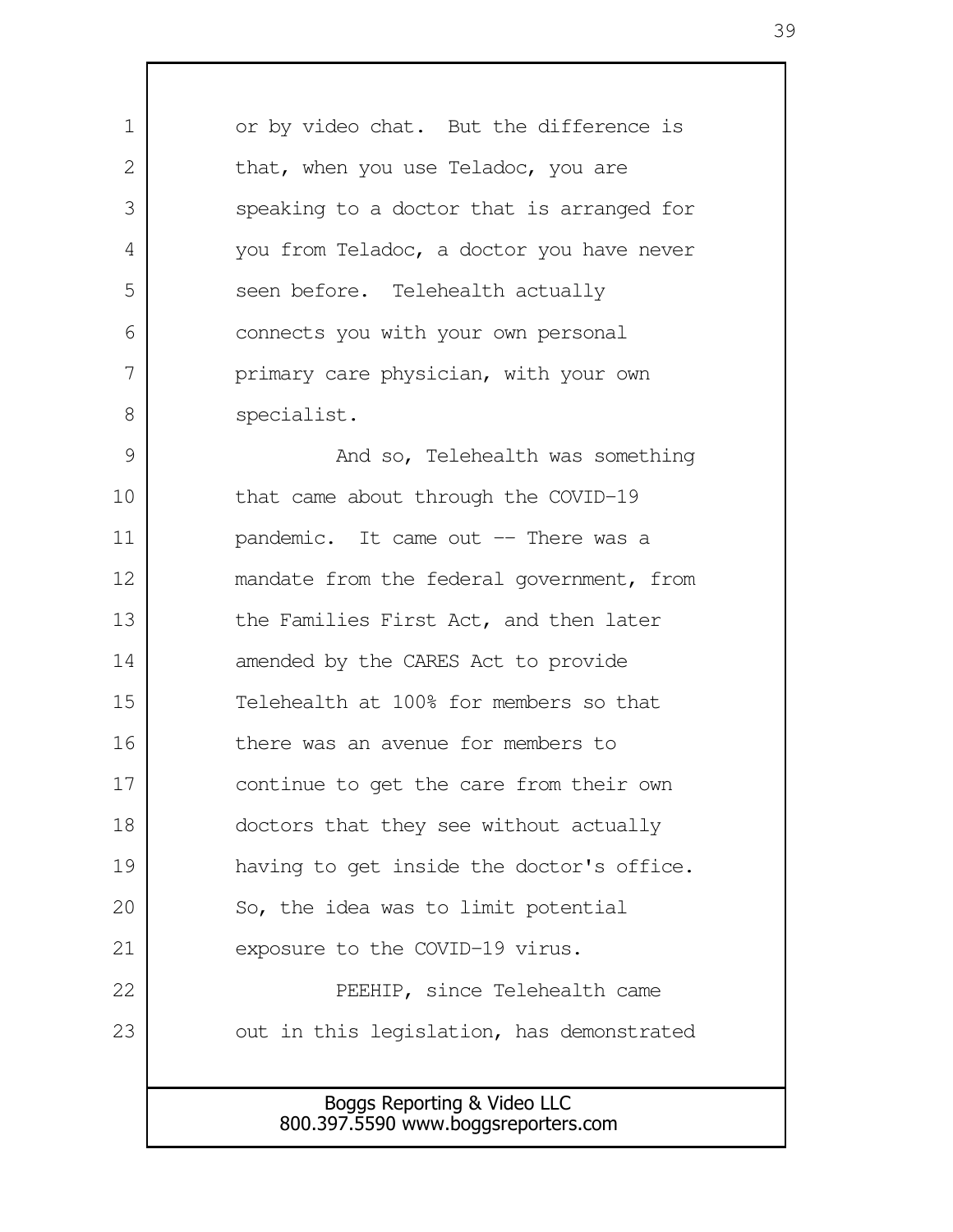or by video chat. But the difference is that, when you use Teladoc, you are speaking to a doctor that is arranged for you from Teladoc, a doctor you have never seen before. Telehealth actually connects you with your own personal primary care physician, with your own specialist.

And so, Telehealth was something that came about through the COVID-19 pandemic. It came out -- There was a mandate from the federal government, from the Families First Act, and then later amended by the CARES Act to provide Telehealth at 100% for members so that there was an avenue for members to continue to get the care from their own doctors that they see without actually having to get inside the doctor's office. So, the idea was to limit potential exposure to the COVID-19 virus.

PEEHIP, since Telehealth came out in this legislation, has demonstrated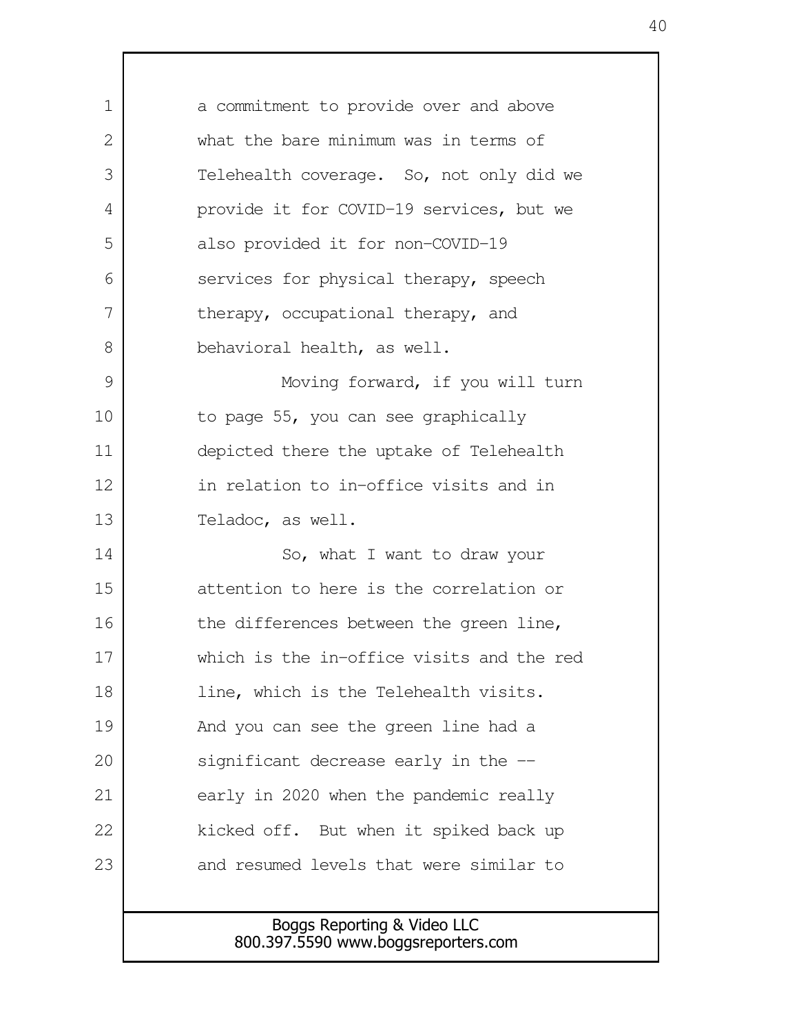a commitment to provide over and above what the bare minimum was in terms of Telehealth coverage. So, not only did we provide it for COVID-19 services, but we also provided it for non-COVID-19 services for physical therapy, speech therapy, occupational therapy, and behavioral health, as well.

Moving forward, if you will turn to page 55, you can see graphically depicted there the uptake of Telehealth in relation to in-office visits and in Teladoc, as well.

So, what I want to draw your attention to here is the correlation or the differences between the green line, which is the in-office visits and the red line, which is the Telehealth visits. And you can see the green line had a significant decrease early in the -- early in 2020 when the pandemic really kicked off. But when it spiked back up and resumed levels that were similar to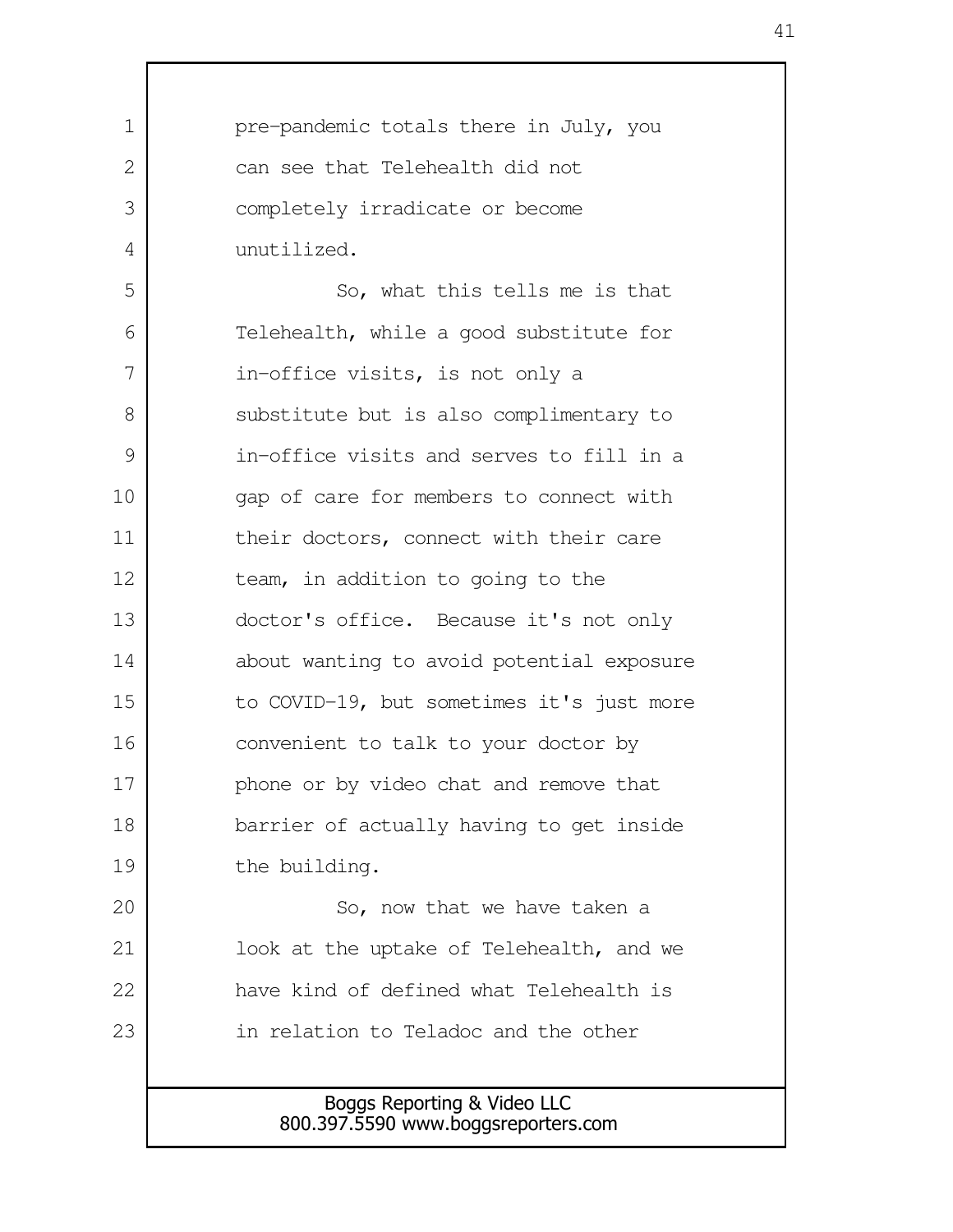pre-pandemic totals there in July, you can see that Telehealth did not completely irradicate or become unutilized.

So, what this tells me is that Telehealth, while a good substitute for in-office visits, is not only a substitute but is also complimentary to in-office visits and serves to fill in a gap of care for members to connect with their doctors, connect with their care team, in addition to going to the doctor's office. Because it's not only about wanting to avoid potential exposure to COVID-19, but sometimes it's just more convenient to talk to your doctor by phone or by video chat and remove that barrier of actually having to get inside the building.

So, now that we have taken a look at the uptake of Telehealth, and we have kind of defined what Telehealth is in relation to Teladoc and the other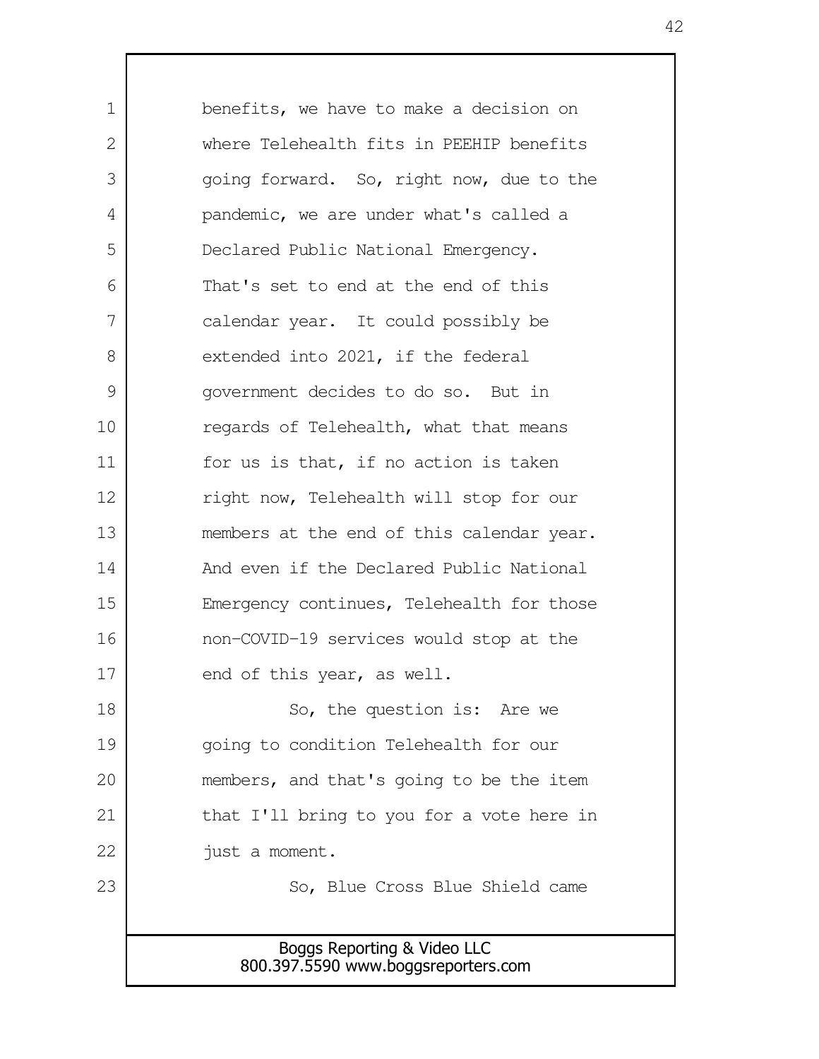benefits, we have to make a decision on where Telehealth fits in PEEHIP benefits going forward. So, right now, due to the pandemic, we are under what's called a Declared Public National Emergency. That's set to end at the end of this calendar year. It could possibly be extended into 2021, if the federal government decides to do so. But in regards of Telehealth, what that means for us is that, if no action is taken right now, Telehealth will stop for our members at the end of this calendar year. And even if the Declared Public National Emergency continues, Telehealth for those non-COVID-19 services would stop at the end of this year, as well.

So, the question is: Are we going to condition Telehealth for our members, and that's going to be the item that I'll bring to you for a vote here in just a moment.

So, Blue Cross Blue Shield came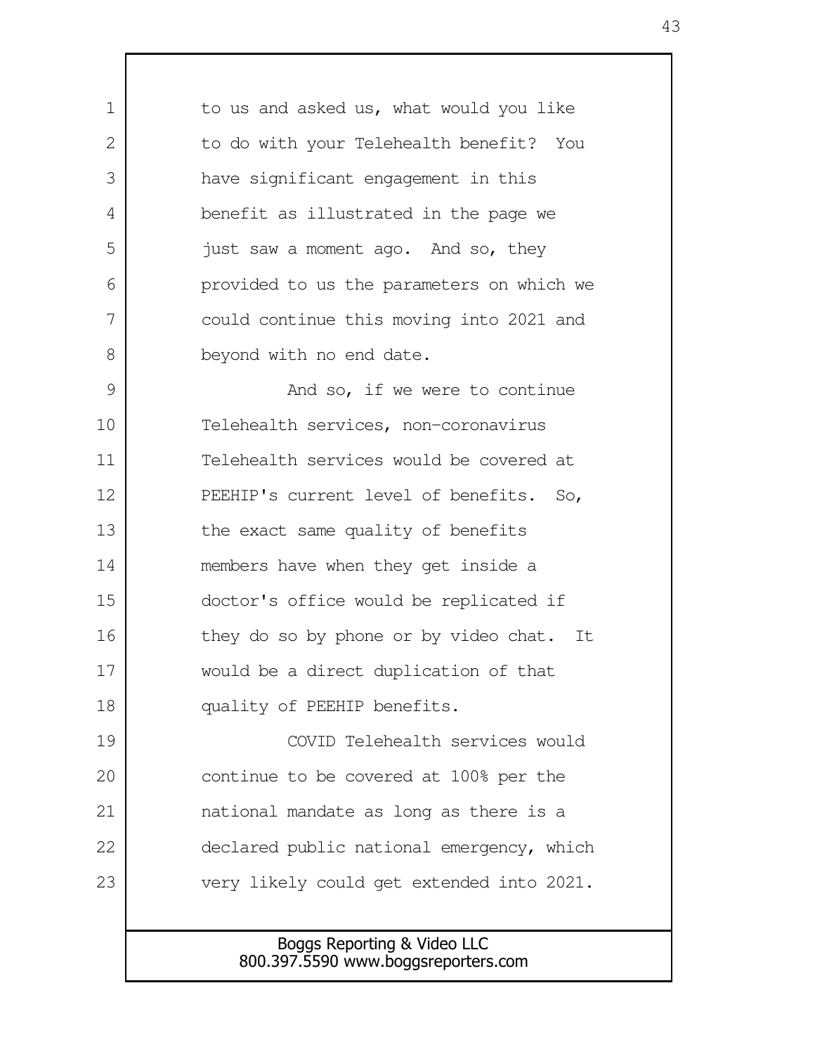to us and asked us, what would you like to do with your Telehealth benefit? You have significant engagement in this benefit as illustrated in the page we just saw a moment ago. And so, they provided to us the parameters on which we could continue this moving into 2021 and beyond with no end date.

And so, if we were to continue Telehealth services, non-coronavirus Telehealth services would be covered at PEEHIP's current level of benefits. So, the exact same quality of benefits members have when they get inside a doctor's office would be replicated if they do so by phone or by video chat. It would be a direct duplication of that quality of PEEHIP benefits.

COVID Telehealth services would continue to be covered at 100% per the national mandate as long as there is a declared public national emergency, which very likely could get extended into 2021.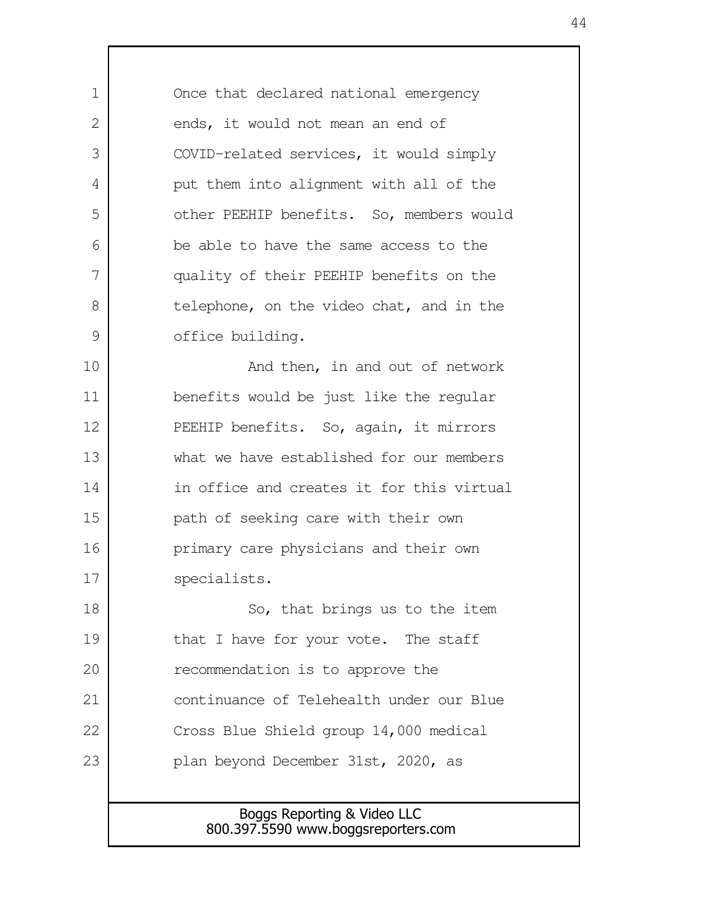Once that declared national emergency ends, it would not mean an end of COVID-related services, it would simply put them into alignment with all of the other PEEHIP benefits. So, members would be able to have the same access to the quality of their PEEHIP benefits on the telephone, on the video chat, and in the office building.

And then, in and out of network benefits would be just like the regular PEEHIP benefits. So, again, it mirrors what we have established for our members in office and creates it for this virtual path of seeking care with their own primary care physicians and their own specialists.

So, that brings us to the item that I have for your vote. The staff recommendation is to approve the continuance of Telehealth under our Blue Cross Blue Shield group 14,000 medical plan beyond December 31st, 2020, as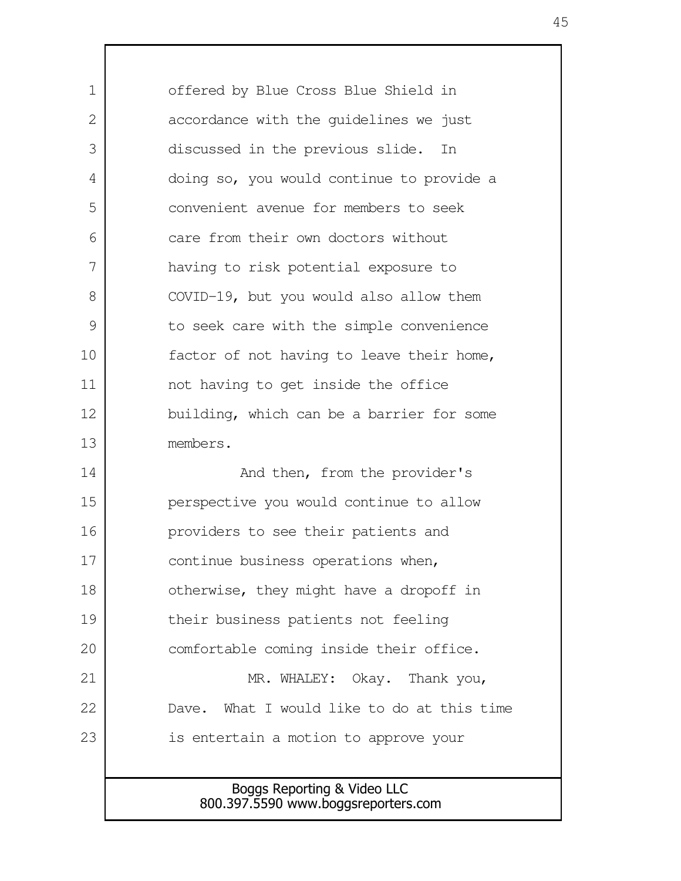offered by Blue Cross Blue Shield in accordance with the guidelines we just discussed in the previous slide. In doing so, you would continue to provide a convenient avenue for members to seek care from their own doctors without having to risk potential exposure to COVID-19, but you would also allow them to seek care with the simple convenience factor of not having to leave their home, not having to get inside the office building, which can be a barrier for some members.

And then, from the provider's perspective you would continue to allow providers to see their patients and continue business operations when, otherwise, they might have a dropoff in their business patients not feeling comfortable coming inside their office.

MR. WHALEY: Okay. Thank you, Dave. What I would like to do at this time is entertain a motion to approve your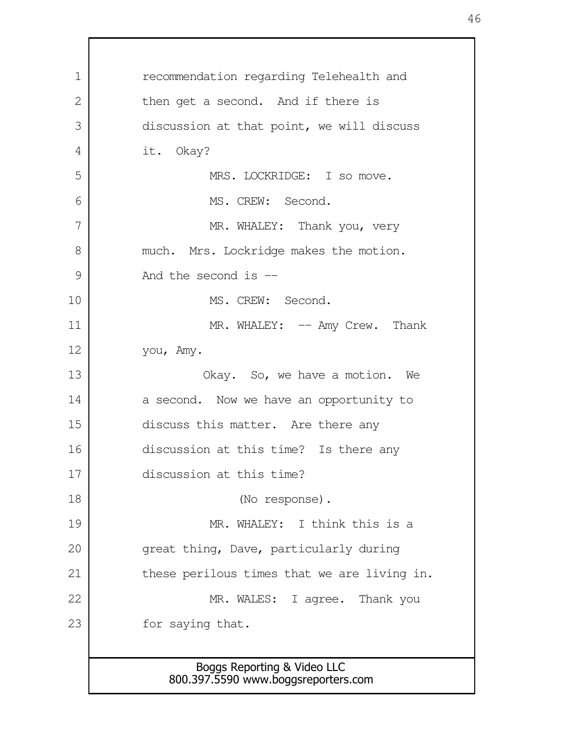recommendation regarding Telehealth and then get a second. And if there is discussion at that point, we will discuss it. Okay?

MRS. LOCKRIDGE: I so move.

MS. CREW: Second.

MR. WHALEY: Thank you, very much. Mrs. Lockridge makes the motion. And the second is --

MS. CREW: Second.

MR. WHALEY: -- Amy Crew. Thank you, Amy.

Okay. So, we have a motion. We a second. Now we have an opportunity to discuss this matter. Are there any discussion at this time? Is there any discussion at this time?

(No response).

MR. WHALEY: I think this is a great thing, Dave, particularly during these perilous times that we are living in.

MR. WALES: I agree. Thank you for saying that.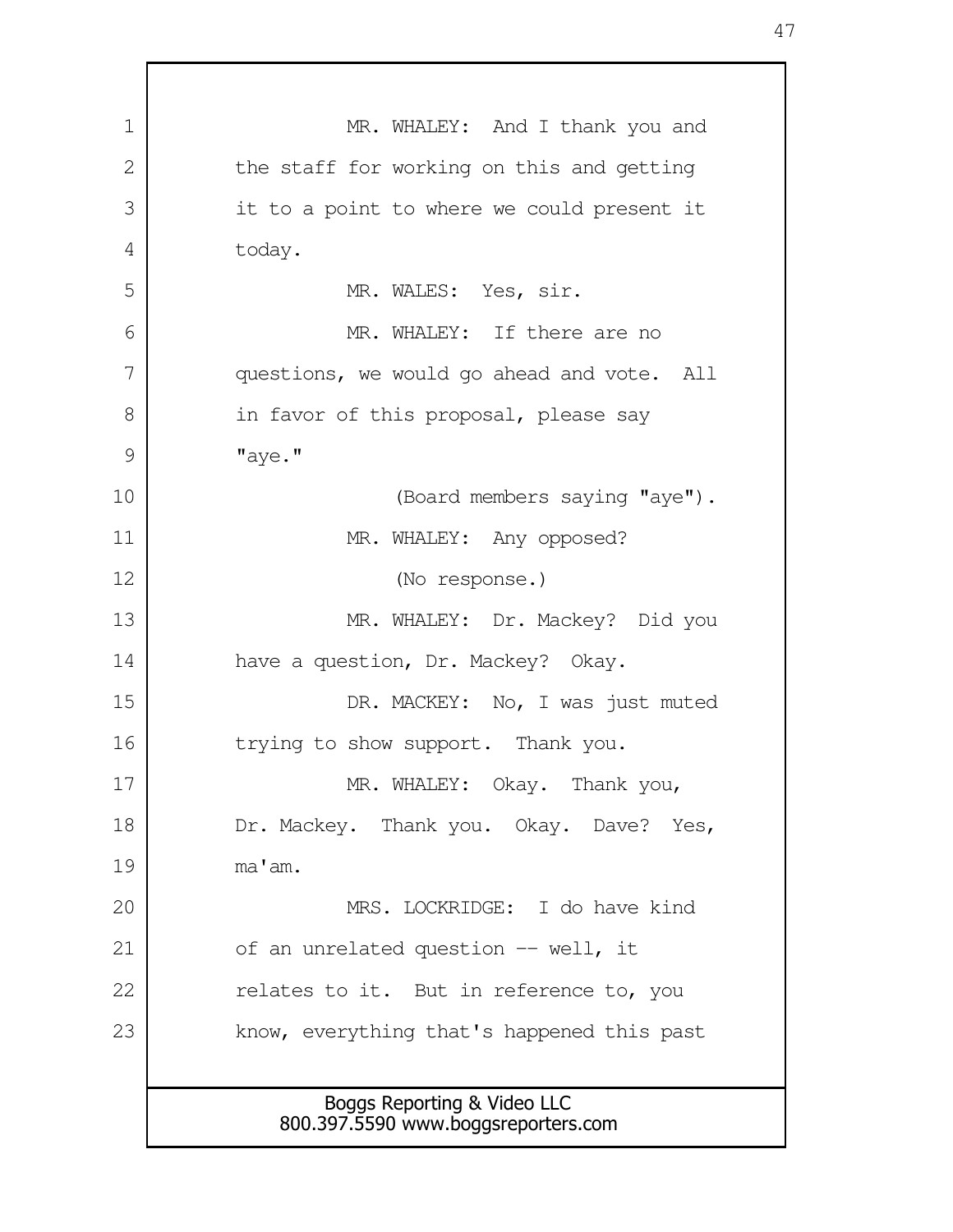MR. WHALEY: And I thank you and the staff for working on this and getting it to a point to where we could present it today.

MR. WALES: Yes, sir.

MR. WHALEY: If there are no questions, we would go ahead and vote. All in favor of this proposal, please say "aye."

(Board members saying "aye").

MR. WHALEY: Any opposed?

(No response.)

MR. WHALEY: Dr. Mackey? Did you have a question, Dr. Mackey? Okay.

DR. MACKEY: No, I was just muted trying to show support. Thank you.

MR. WHALEY: Okay. Thank you, Dr. Mackey. Thank you. Okay. Dave? Yes, ma'am.

MRS. LOCKRIDGE: I do have kind of an unrelated question -- well, it relates to it. But in reference to, you know, everything that's happened this past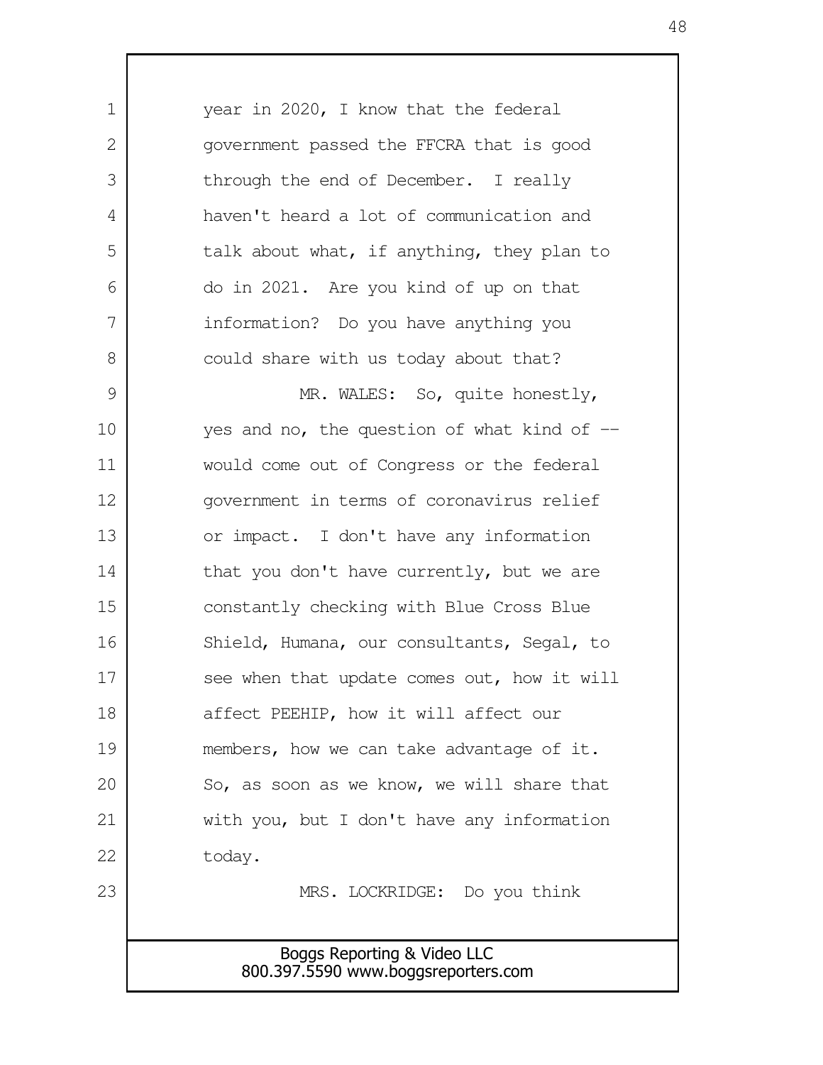year in 2020, I know that the federal government passed the FFCRA that is good through the end of December. I really haven't heard a lot of communication and talk about what, if anything, they plan to do in 2021. Are you kind of up on that information? Do you have anything you could share with us today about that?

MR. WALES: So, quite honestly, yes and no, the question of what kind of -- would come out of Congress or the federal government in terms of coronavirus relief or impact. I don't have any information that you don't have currently, but we are constantly checking with Blue Cross Blue Shield, Humana, our consultants, Segal, to see when that update comes out, how it will affect PEEHIP, how it will affect our members, how we can take advantage of it. So, as soon as we know, we will share that with you, but I don't have any information today.

MRS. LOCKRIDGE: Do you think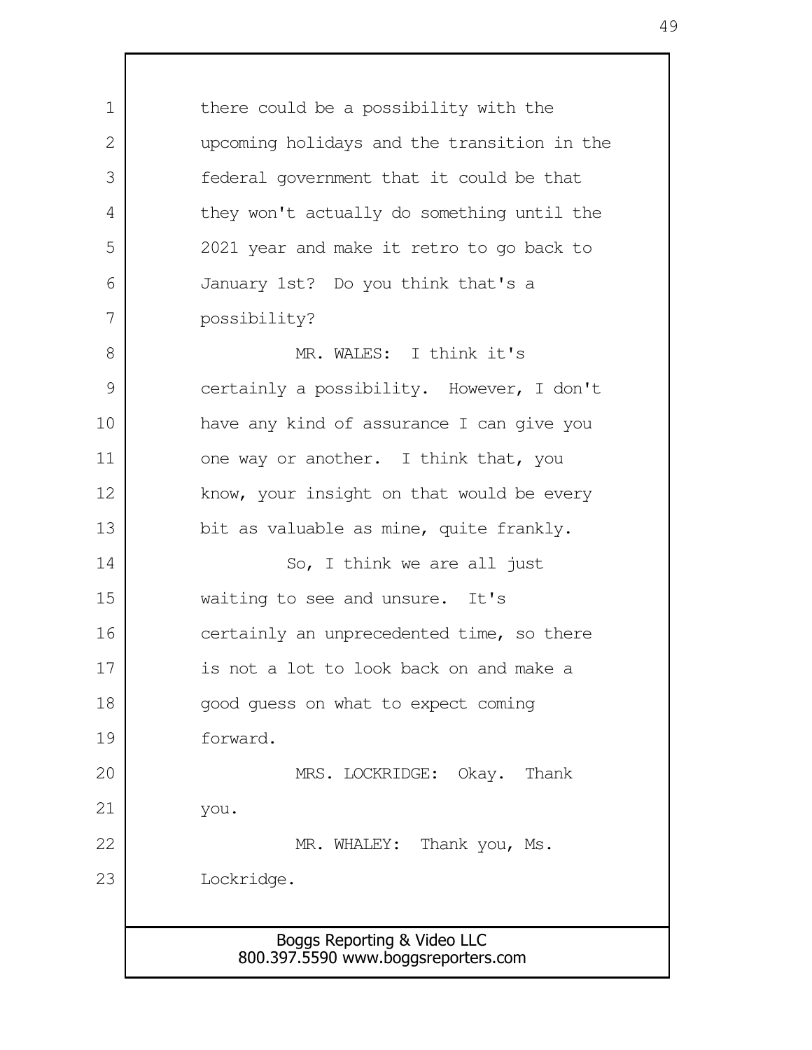there could be a possibility with the upcoming holidays and the transition in the federal government that it could be that they won't actually do something until the 2021 year and make it retro to go back to January 1st? Do you think that's a possibility?

MR. WALES: I think it's certainly a possibility. However, I don't have any kind of assurance I can give you one way or another. I think that, you know, your insight on that would be every bit as valuable as mine, quite frankly.

So, I think we are all just waiting to see and unsure. It's certainly an unprecedented time, so there is not a lot to look back on and make a good guess on what to expect coming forward.

MRS. LOCKRIDGE: Okay. Thank you.

MR. WHALEY: Thank you, Ms. Lockridge.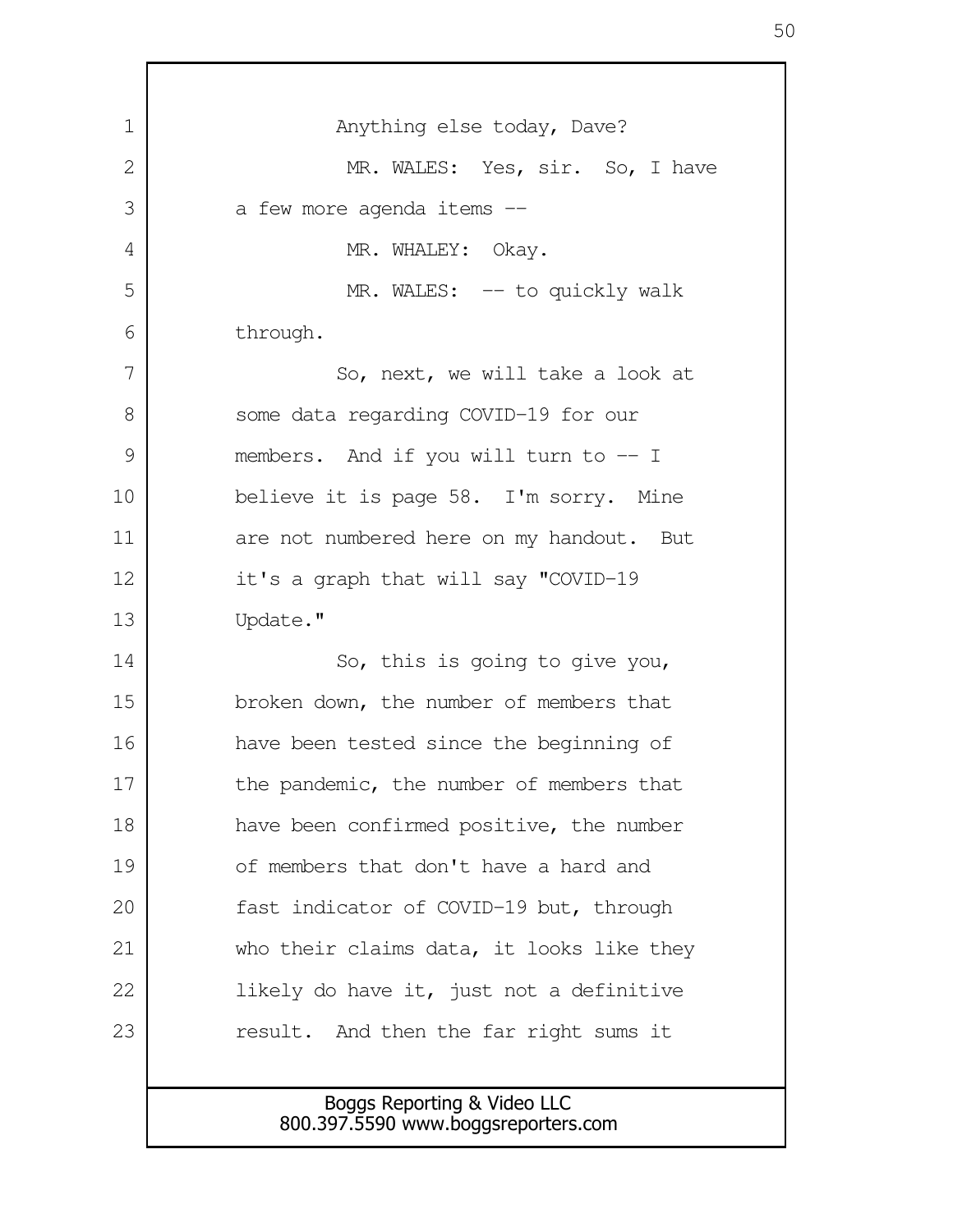Anything else today, Dave?

MR. WALES: Yes, sir. So, I have a few more agenda items --

MR. WHALEY: Okay.

MR. WALES: -- to quickly walk through.

So, next, we will take a look at some data regarding COVID-19 for our members. And if you will turn to -- I believe it is page 58. I'm sorry. Mine are not numbered here on my handout. But it's a graph that will say "COVID-19 Update."

So, this is going to give you, broken down, the number of members that have been tested since the beginning of the pandemic, the number of members that have been confirmed positive, the number of members that don't have a hard and fast indicator of COVID-19 but, through who their claims data, it looks like they likely do have it, just not a definitive result. And then the far right sums it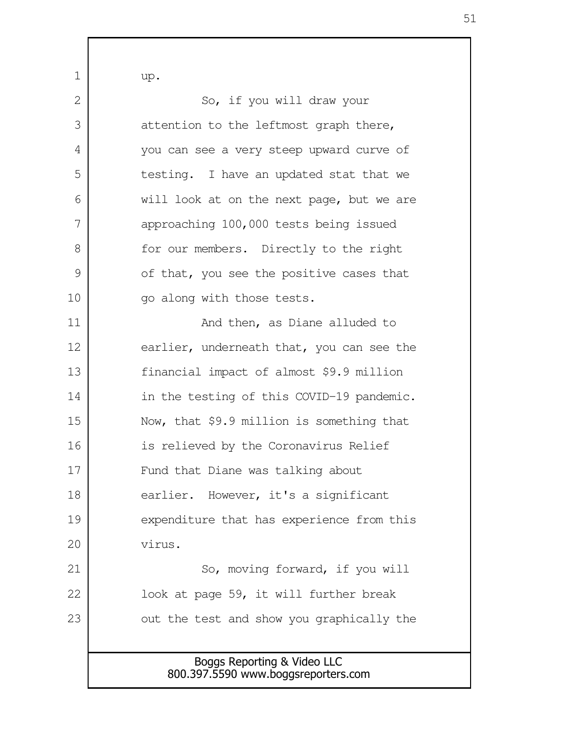up.

So, if you will draw your attention to the leftmost graph there, you can see a very steep upward curve of testing. I have an updated stat that we will look at on the next page, but we are approaching 100,000 tests being issued for our members. Directly to the right of that, you see the positive cases that go along with those tests.

And then, as Diane alluded to earlier, underneath that, you can see the financial impact of almost $9.9 million in the testing of this COVID-19 pandemic. Now, that $9.9 million is something that is relieved by the Coronavirus Relief Fund that Diane was talking about earlier. However, it's a significant expenditure that has experience from this virus.

So, moving forward, if you will look at page 59, it will further break out the test and show you graphically the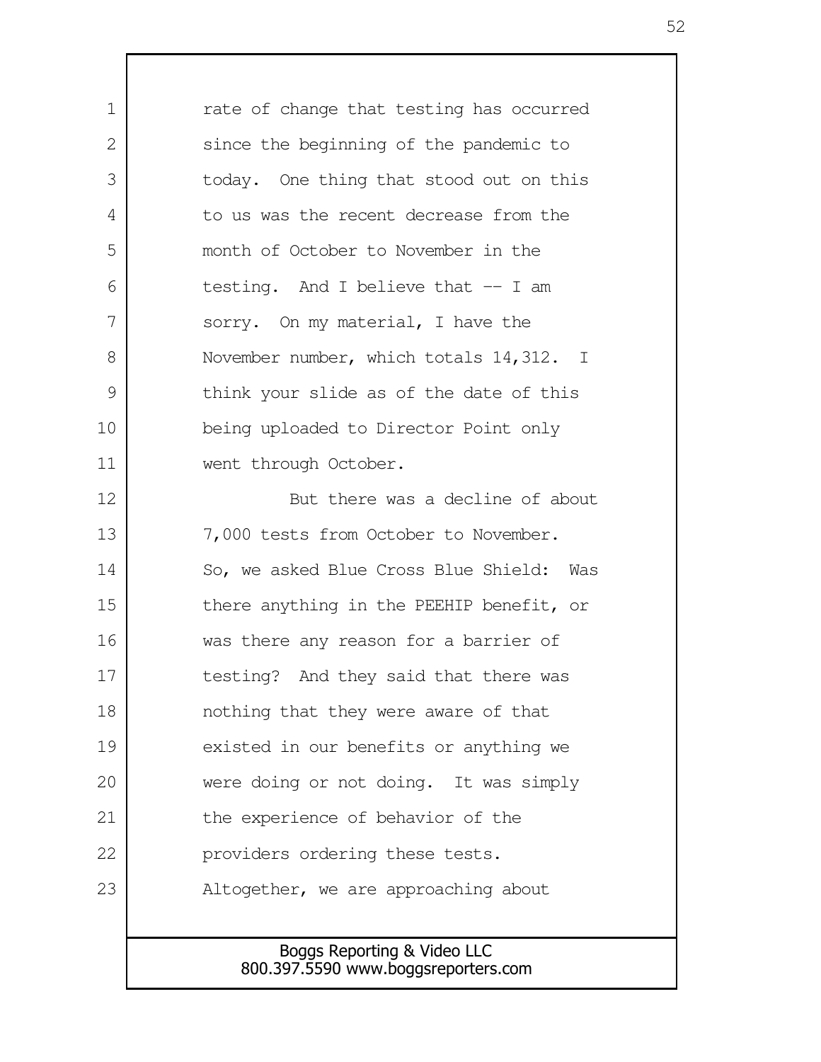rate of change that testing has occurred since the beginning of the pandemic to today. One thing that stood out on this to us was the recent decrease from the month of October to November in the testing. And I believe that -- I am sorry. On my material, I have the November number, which totals 14,312. I think your slide as of the date of this being uploaded to Director Point only went through October.

But there was a decline of about 7,000 tests from October to November. So, we asked Blue Cross Blue Shield: Was there anything in the PEEHIP benefit, or was there any reason for a barrier of testing? And they said that there was nothing that they were aware of that existed in our benefits or anything we were doing or not doing. It was simply the experience of behavior of the providers ordering these tests. Altogether, we are approaching about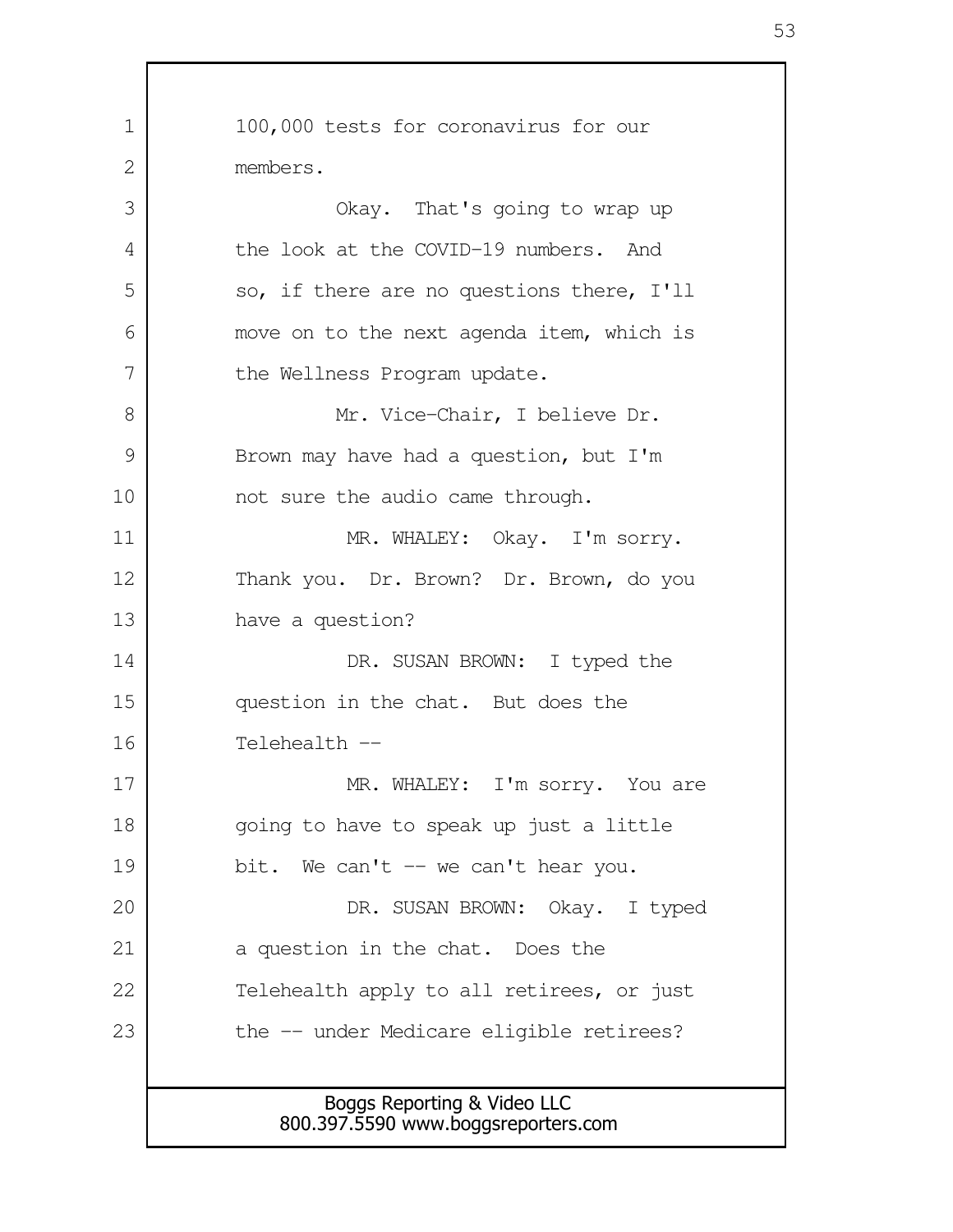100,000 tests for coronavirus for our members.

Okay. That's going to wrap up the look at the COVID-19 numbers. And so, if there are no questions there, I'll move on to the next agenda item, which is the Wellness Program update.

Mr. Vice-Chair, I believe Dr. Brown may have had a question, but I'm not sure the audio came through.

MR. WHALEY: Okay. I'm sorry. Thank you. Dr. Brown? Dr. Brown, do you have a question?

DR. SUSAN BROWN: I typed the question in the chat. But does the Telehealth --

MR. WHALEY: I'm sorry. You are going to have to speak up just a little bit. We can't -- we can't hear you.

DR. SUSAN BROWN: Okay. I typed a question in the chat. Does the Telehealth apply to all retirees, or just the -- under Medicare eligible retirees?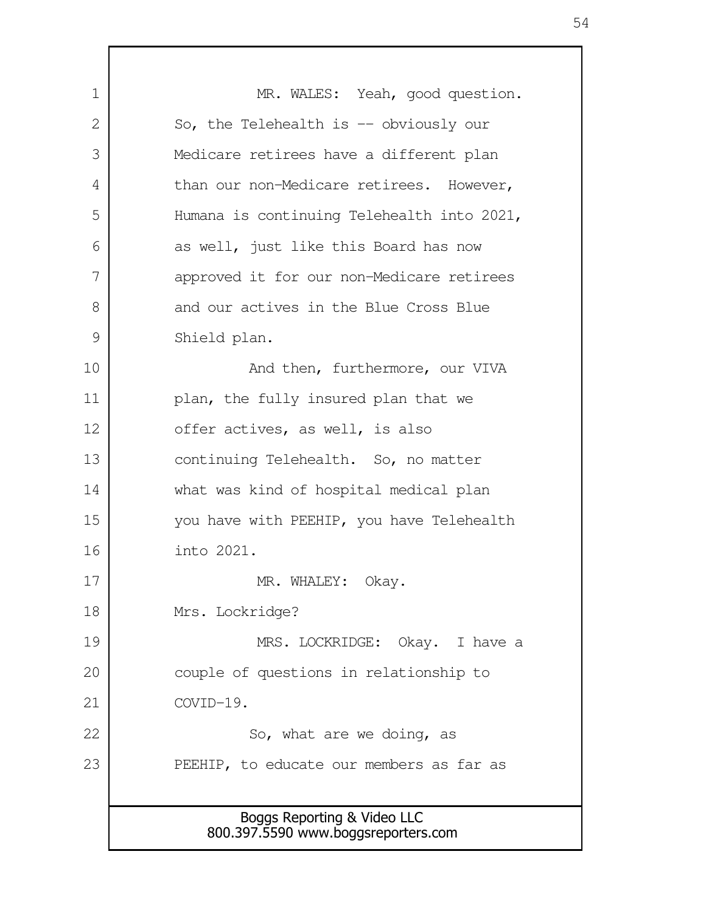MR. WALES: Yeah, good question. So, the Telehealth is -- obviously our Medicare retirees have a different plan than our non-Medicare retirees. However, Humana is continuing Telehealth into 2021, as well, just like this Board has now approved it for our non-Medicare retirees and our actives in the Blue Cross Blue Shield plan.

And then, furthermore, our VIVA plan, the fully insured plan that we offer actives, as well, is also continuing Telehealth. So, no matter what was kind of hospital medical plan you have with PEEHIP, you have Telehealth into 2021.

MR. WHALEY: Okay. Mrs. Lockridge?

MRS. LOCKRIDGE: Okay. I have a couple of questions in relationship to COVID-19.

So, what are we doing, as PEEHIP, to educate our members as far as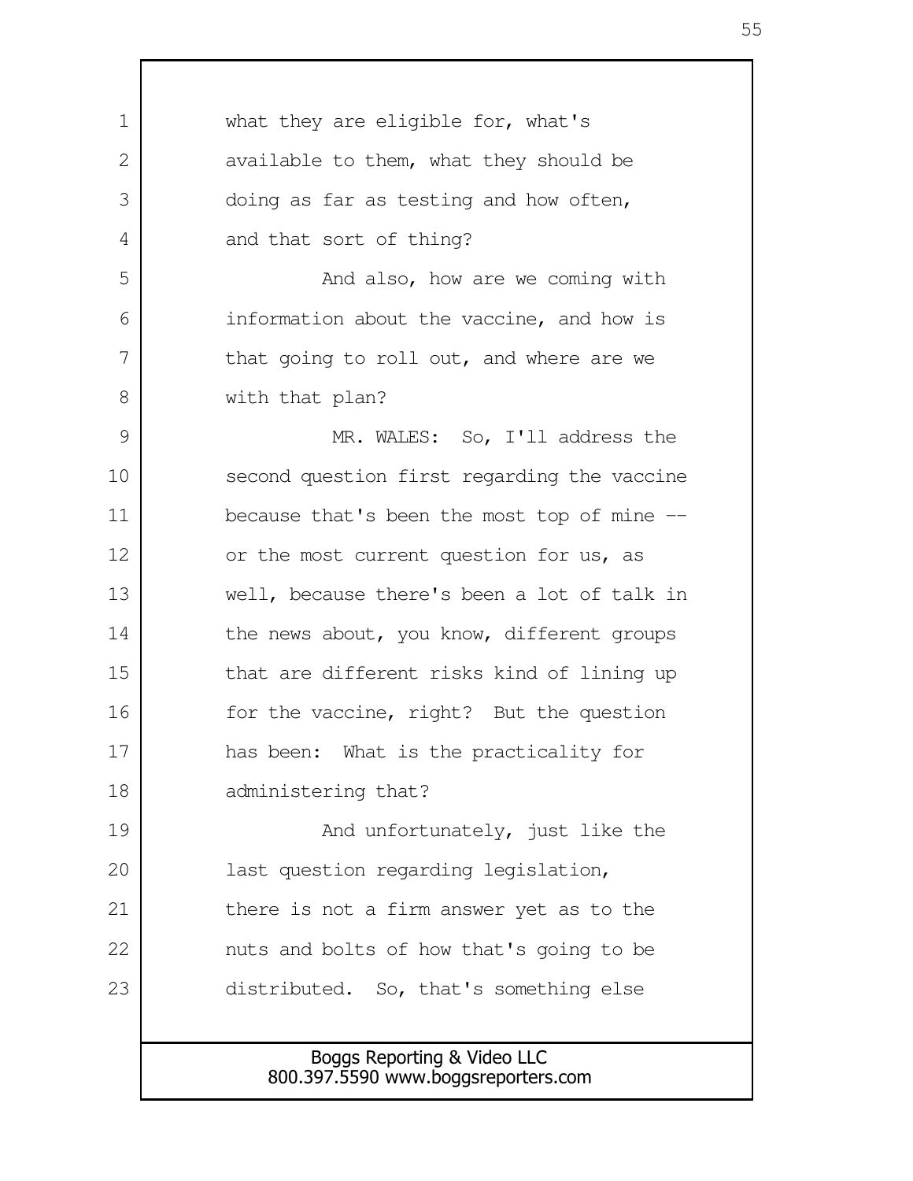what they are eligible for, what's available to them, what they should be doing as far as testing and how often, and that sort of thing?

And also, how are we coming with information about the vaccine, and how is that going to roll out, and where are we with that plan?

MR. WALES: So, I'll address the second question first regarding the vaccine because that's been the most top of mine -- or the most current question for us, as well, because there's been a lot of talk in the news about, you know, different groups that are different risks kind of lining up for the vaccine, right? But the question has been: What is the practicality for administering that?

And unfortunately, just like the last question regarding legislation, there is not a firm answer yet as to the nuts and bolts of how that's going to be distributed. So, that's something else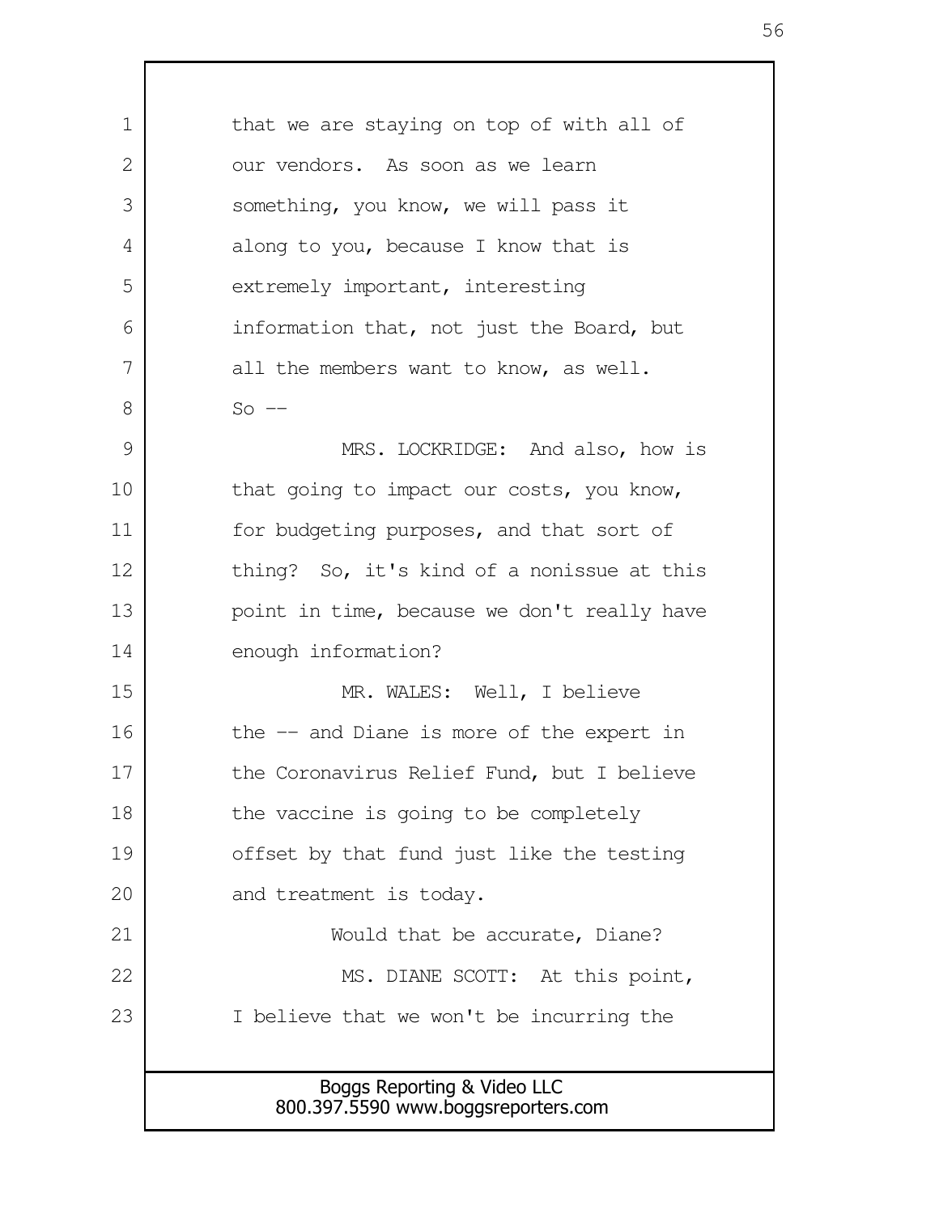that we are staying on top of with all of our vendors. As soon as we learn something, you know, we will pass it along to you, because I know that is extremely important, interesting information that, not just the Board, but all the members want to know, as well. So --

MRS. LOCKRIDGE: And also, how is that going to impact our costs, you know, for budgeting purposes, and that sort of thing? So, it's kind of a nonissue at this point in time, because we don't really have enough information?

MR. WALES: Well, I believe the -- and Diane is more of the expert in the Coronavirus Relief Fund, but I believe the vaccine is going to be completely offset by that fund just like the testing and treatment is today.

Would that be accurate, Diane?

MS. DIANE SCOTT: At this point, I believe that we won't be incurring the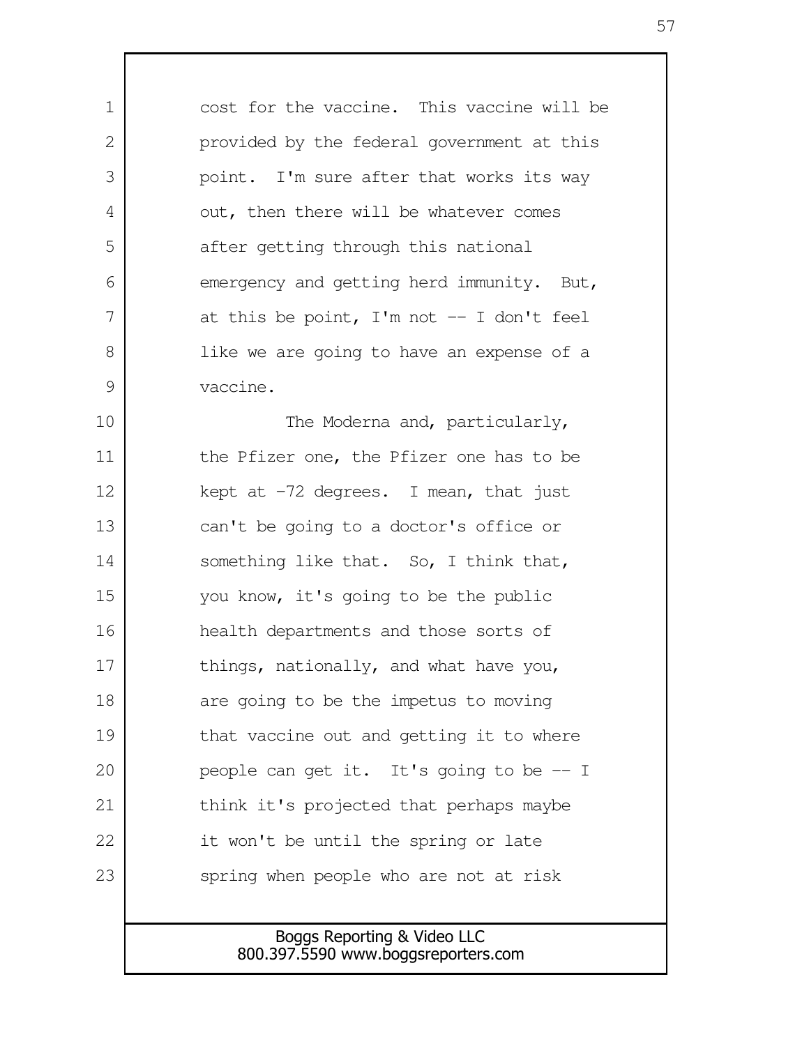cost for the vaccine. This vaccine will be provided by the federal government at this point. I'm sure after that works its way out, then there will be whatever comes after getting through this national emergency and getting herd immunity. But, at this be point, I'm not -- I don't feel like we are going to have an expense of a vaccine.

The Moderna and, particularly, the Pfizer one, the Pfizer one has to be kept at -72 degrees. I mean, that just can't be going to a doctor's office or something like that. So, I think that, you know, it's going to be the public health departments and those sorts of things, nationally, and what have you, are going to be the impetus to moving that vaccine out and getting it to where people can get it. It's going to be -- I think it's projected that perhaps maybe it won't be until the spring or late spring when people who are not at risk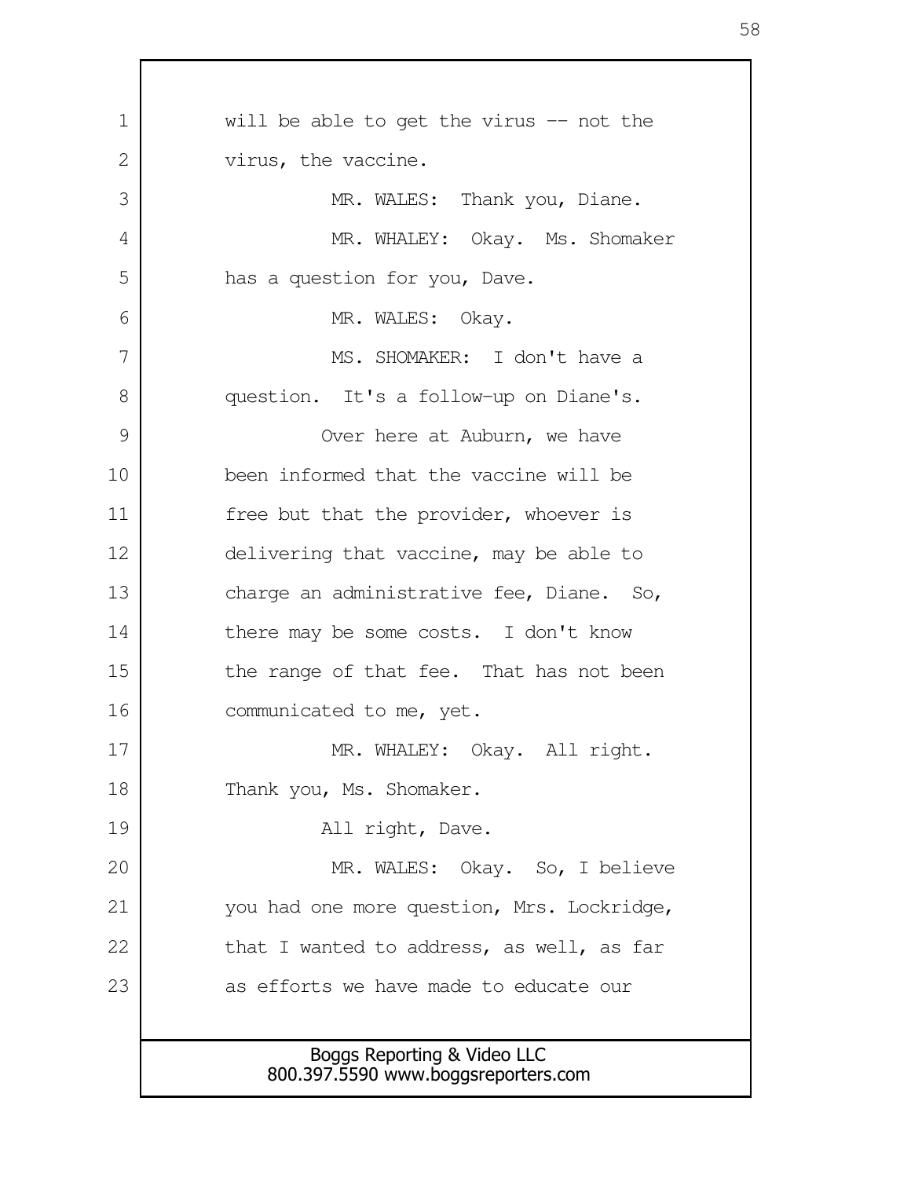will be able to get the virus -- not the virus, the vaccine.

MR. WALES: Thank you, Diane.

MR. WHALEY: Okay. Ms. Shomaker has a question for you, Dave.

MR. WALES: Okay.

MS. SHOMAKER: I don't have a question. It's a follow-up on Diane's.

Over here at Auburn, we have been informed that the vaccine will be free but that the provider, whoever is delivering that vaccine, may be able to charge an administrative fee, Diane. So, there may be some costs. I don't know the range of that fee. That has not been communicated to me, yet.

MR. WHALEY: Okay. All right. Thank you, Ms. Shomaker.

All right, Dave.

MR. WALES: Okay. So, I believe you had one more question, Mrs. Lockridge, that I wanted to address, as well, as far as efforts we have made to educate our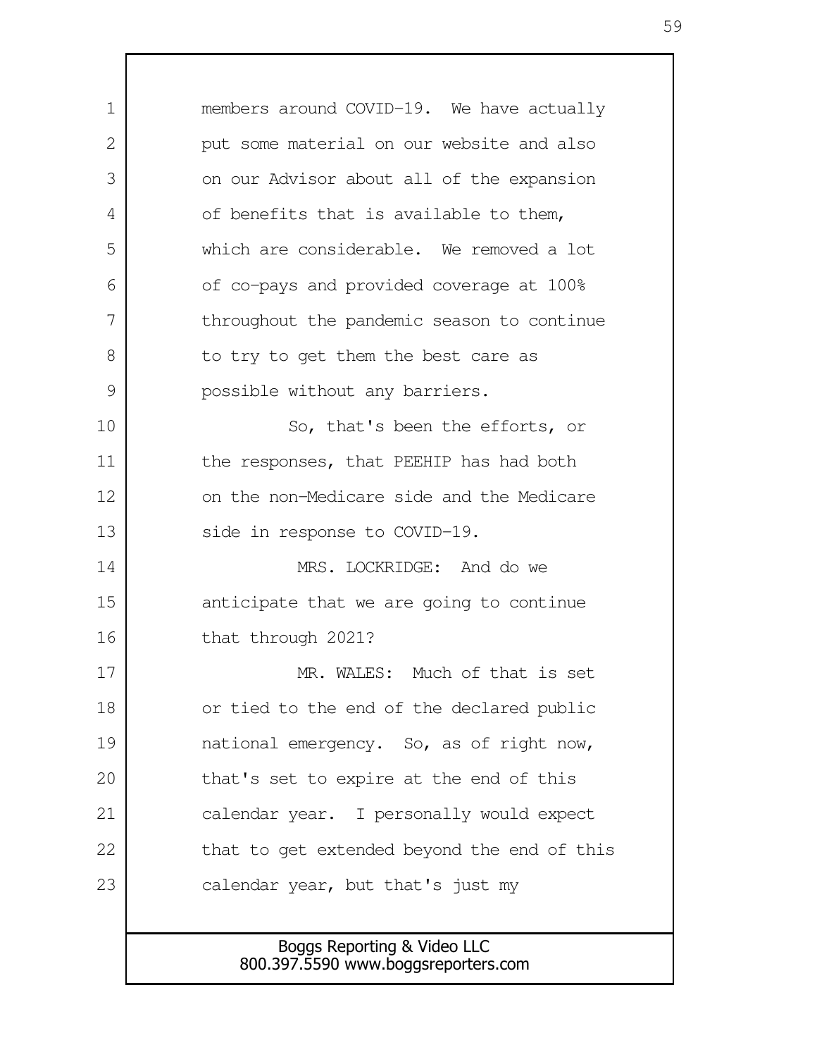members around COVID-19. We have actually put some material on our website and also on our Advisor about all of the expansion of benefits that is available to them, which are considerable. We removed a lot of co-pays and provided coverage at 100% throughout the pandemic season to continue to try to get them the best care as possible without any barriers.

So, that's been the efforts, or the responses, that PEEHIP has had both on the non-Medicare side and the Medicare side in response to COVID-19.

MRS. LOCKRIDGE: And do we anticipate that we are going to continue that through 2021?

MR. WALES: Much of that is set or tied to the end of the declared public national emergency. So, as of right now, that's set to expire at the end of this calendar year. I personally would expect that to get extended beyond the end of this calendar year, but that's just my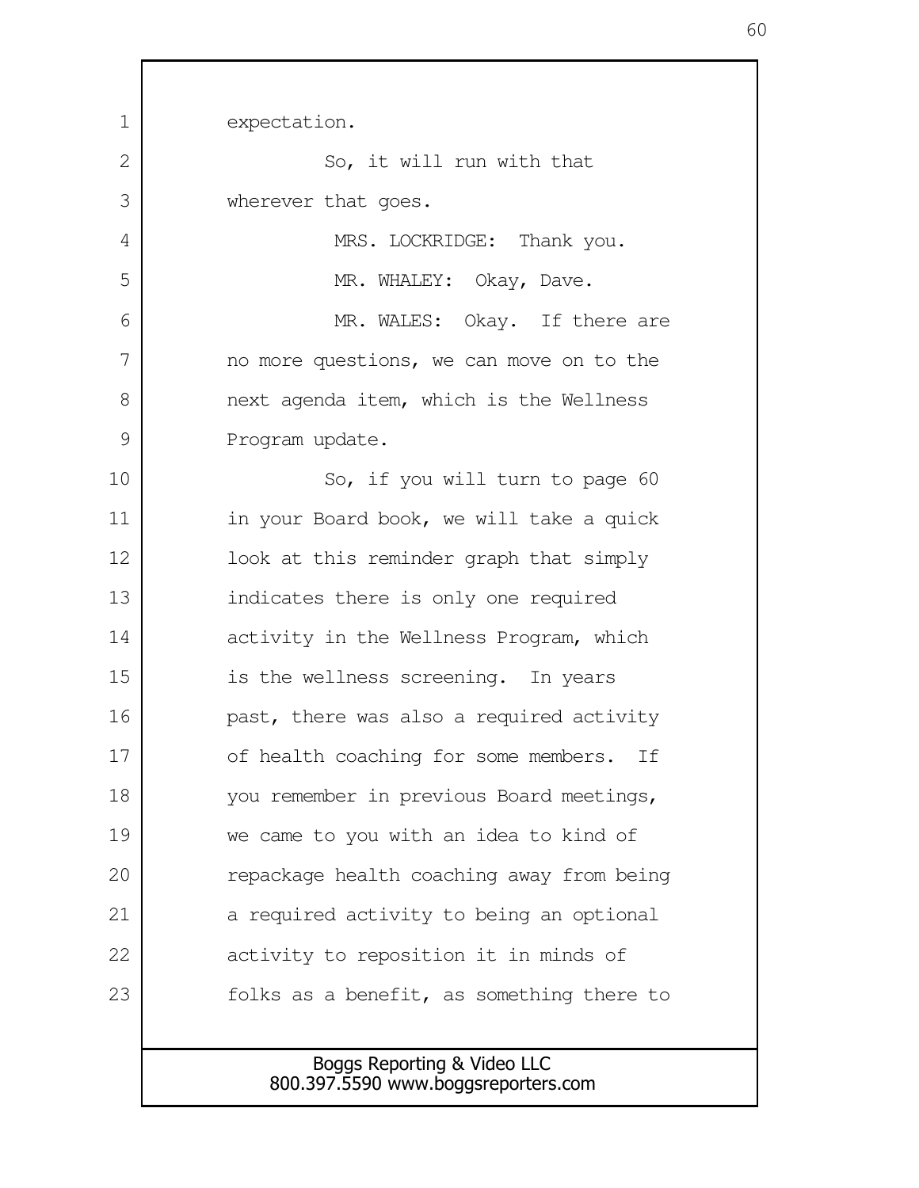expectation.

So, it will run with that wherever that goes.

MRS. LOCKRIDGE: Thank you.

MR. WHALEY: Okay, Dave.

MR. WALES: Okay. If there are no more questions, we can move on to the next agenda item, which is the Wellness Program update.

So, if you will turn to page 60 in your Board book, we will take a quick look at this reminder graph that simply indicates there is only one required activity in the Wellness Program, which is the wellness screening. In years past, there was also a required activity of health coaching for some members. If you remember in previous Board meetings, we came to you with an idea to kind of repackage health coaching away from being a required activity to being an optional activity to reposition it in minds of folks as a benefit, as something there to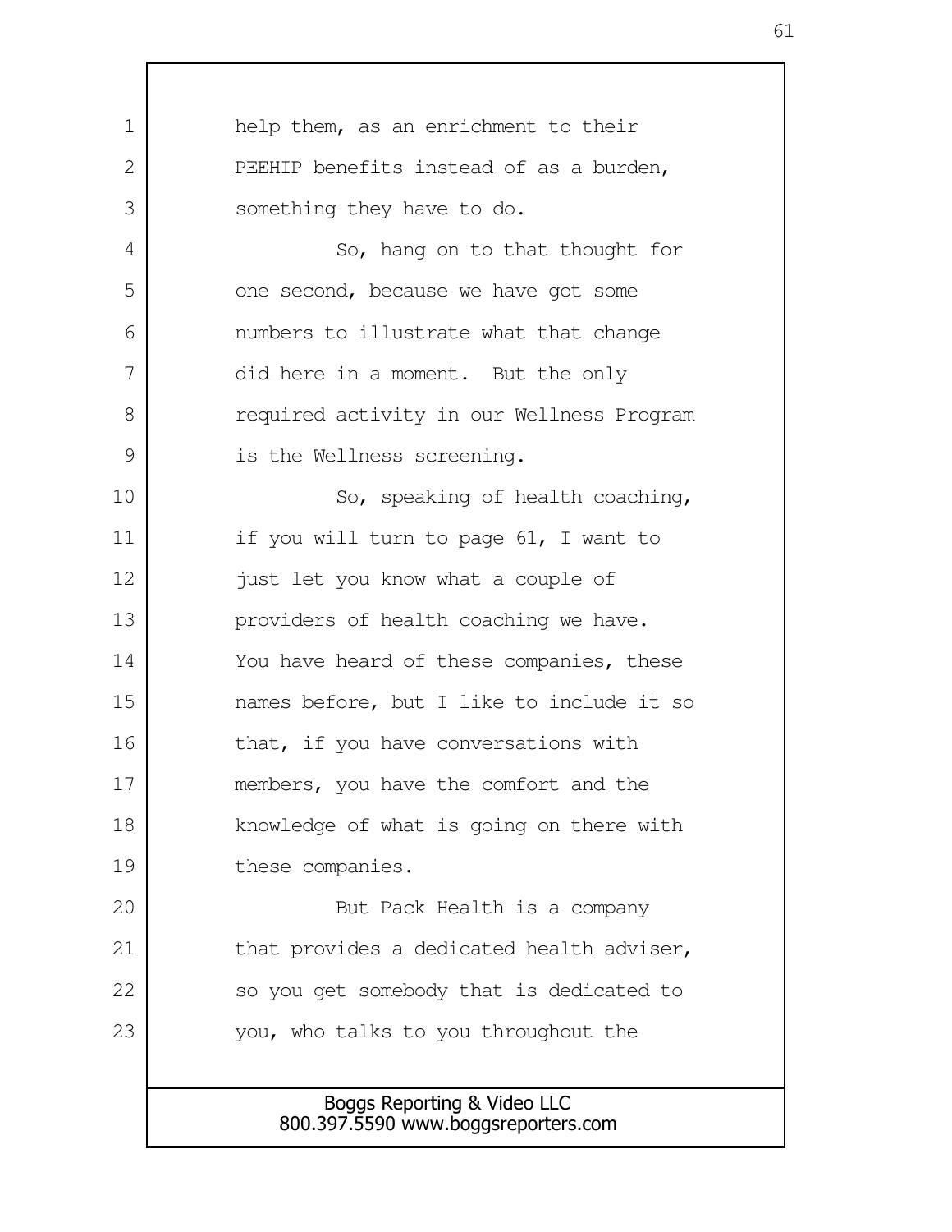help them, as an enrichment to their PEEHIP benefits instead of as a burden, something they have to do.

So, hang on to that thought for one second, because we have got some numbers to illustrate what that change did here in a moment. But the only required activity in our Wellness Program is the Wellness screening.

So, speaking of health coaching, if you will turn to page 61, I want to just let you know what a couple of providers of health coaching we have. You have heard of these companies, these names before, but I like to include it so that, if you have conversations with members, you have the comfort and the knowledge of what is going on there with these companies.

But Pack Health is a company that provides a dedicated health adviser, so you get somebody that is dedicated to you, who talks to you throughout the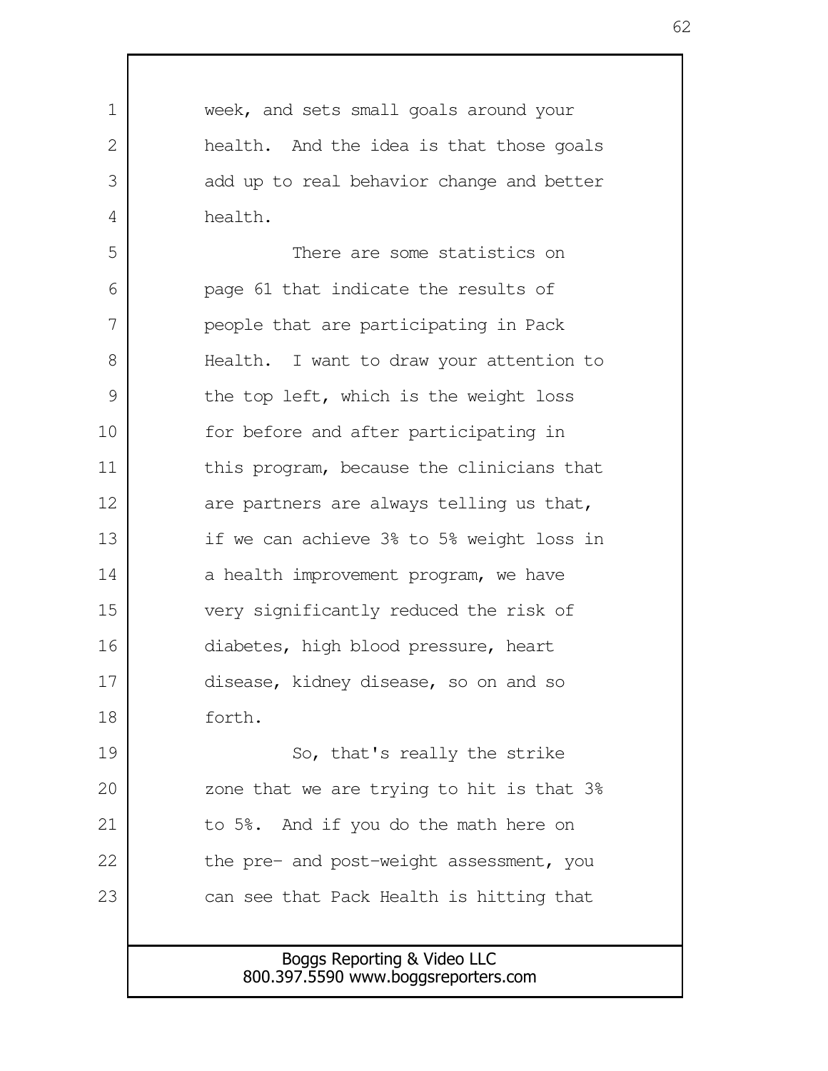week, and sets small goals around your health. And the idea is that those goals add up to real behavior change and better health.

There are some statistics on page 61 that indicate the results of people that are participating in Pack Health. I want to draw your attention to the top left, which is the weight loss for before and after participating in this program, because the clinicians that are partners are always telling us that, if we can achieve 3% to 5% weight loss in a health improvement program, we have very significantly reduced the risk of diabetes, high blood pressure, heart disease, kidney disease, so on and so forth.

So, that's really the strike zone that we are trying to hit is that 3% to 5%. And if you do the math here on the pre- and post-weight assessment, you can see that Pack Health is hitting that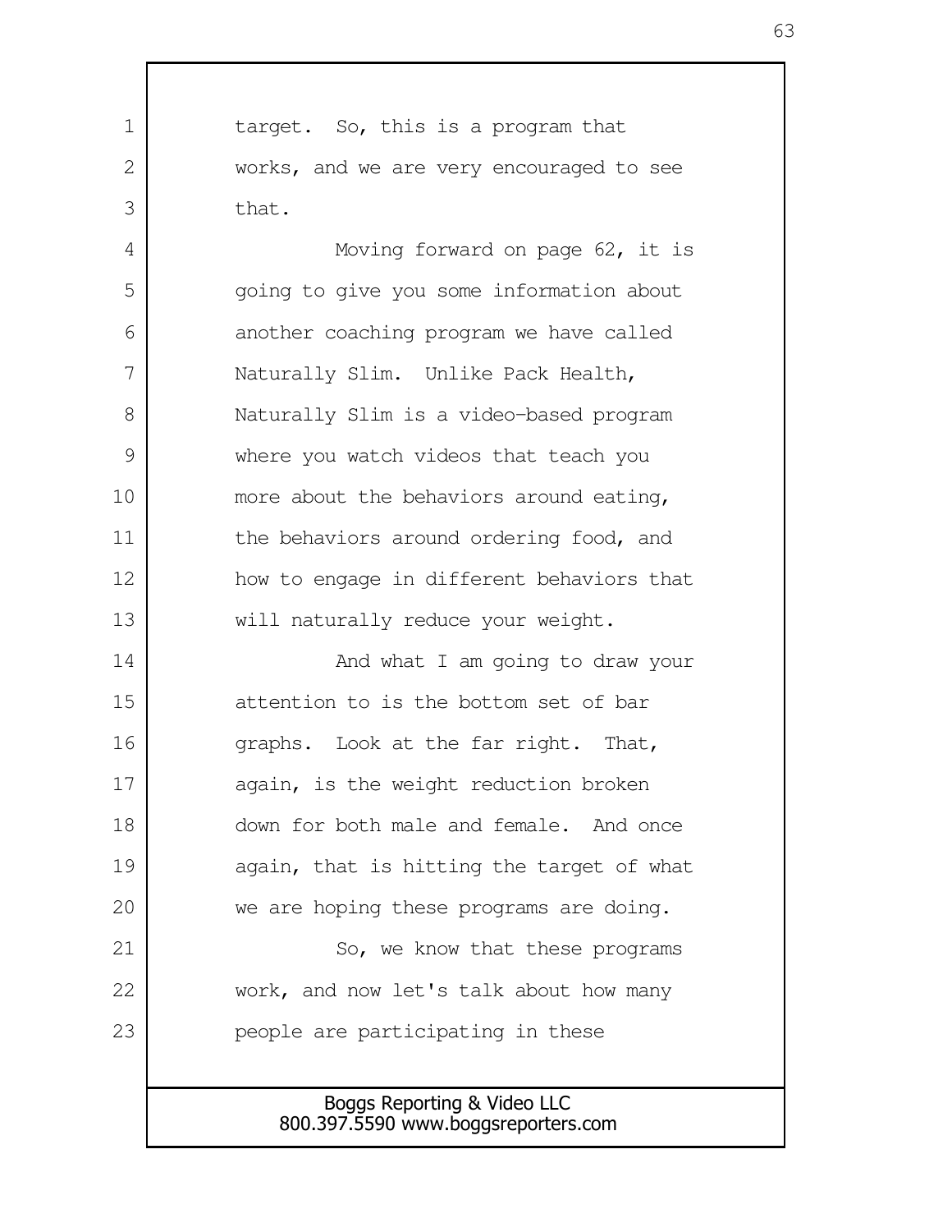target. So, this is a program that works, and we are very encouraged to see that.

Moving forward on page 62, it is going to give you some information about another coaching program we have called Naturally Slim. Unlike Pack Health, Naturally Slim is a video-based program where you watch videos that teach you more about the behaviors around eating, the behaviors around ordering food, and how to engage in different behaviors that will naturally reduce your weight.

And what I am going to draw your attention to is the bottom set of bar graphs. Look at the far right. That, again, is the weight reduction broken down for both male and female. And once again, that is hitting the target of what we are hoping these programs are doing.

So, we know that these programs work, and now let's talk about how many people are participating in these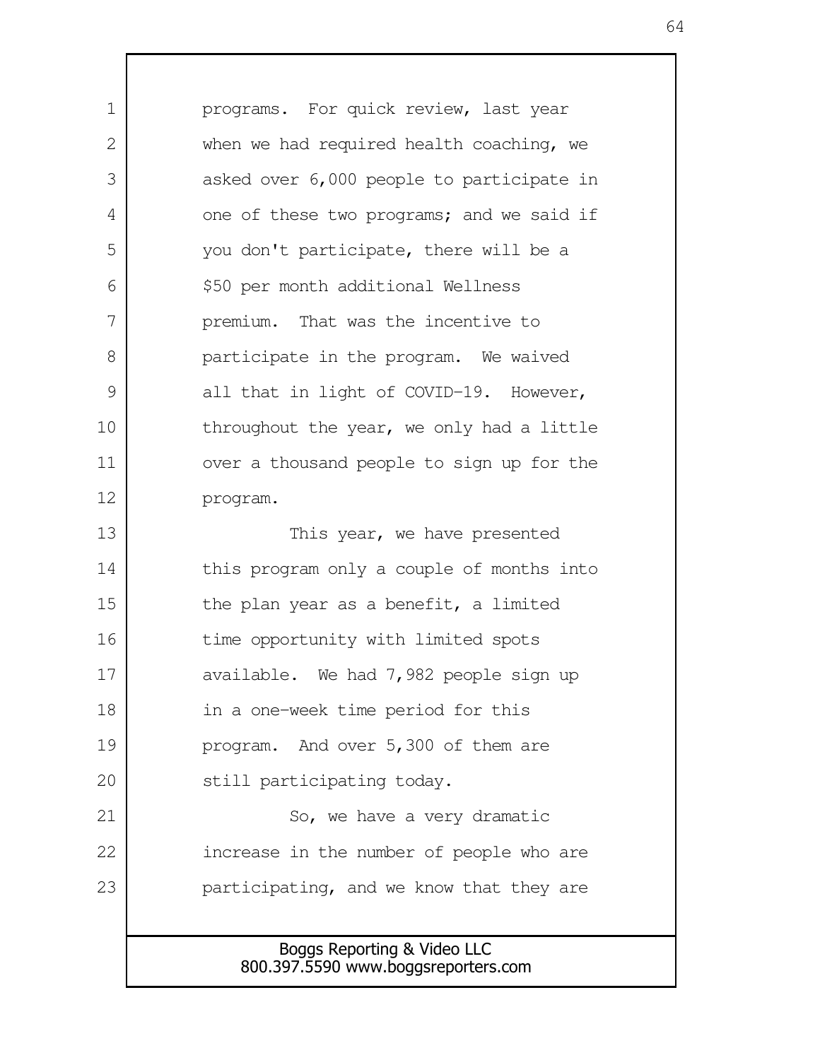programs. For quick review, last year when we had required health coaching, we asked over 6,000 people to participate in one of these two programs; and we said if you don't participate, there will be a $50 per month additional Wellness premium. That was the incentive to participate in the program. We waived all that in light of COVID-19. However, throughout the year, we only had a little over a thousand people to sign up for the program.

This year, we have presented this program only a couple of months into the plan year as a benefit, a limited time opportunity with limited spots available. We had 7,982 people sign up in a one-week time period for this program. And over 5,300 of them are still participating today.

So, we have a very dramatic increase in the number of people who are participating, and we know that they are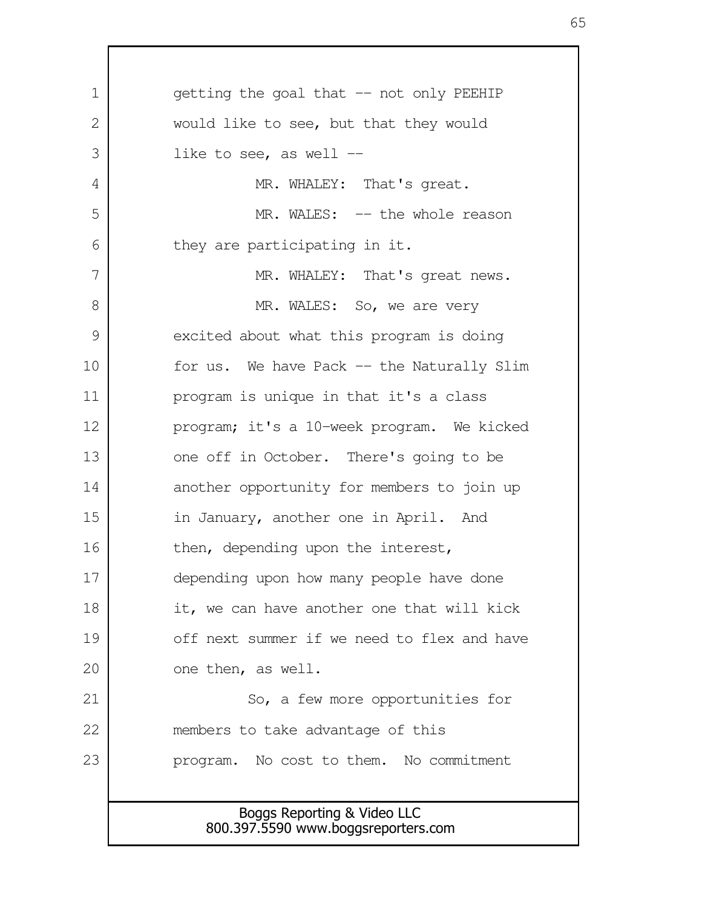getting the goal that -- not only PEEHIP would like to see, but that they would like to see, as well --

MR. WHALEY: That's great.

MR. WALES: -- the whole reason they are participating in it.

MR. WHALEY: That's great news.

MR. WALES: So, we are very excited about what this program is doing for us. We have Pack -- the Naturally Slim program is unique in that it's a class program; it's a 10-week program. We kicked one off in October. There's going to be another opportunity for members to join up in January, another one in April. And then, depending upon the interest, depending upon how many people have done it, we can have another one that will kick off next summer if we need to flex and have one then, as well.

So, a few more opportunities for members to take advantage of this program. No cost to them. No commitment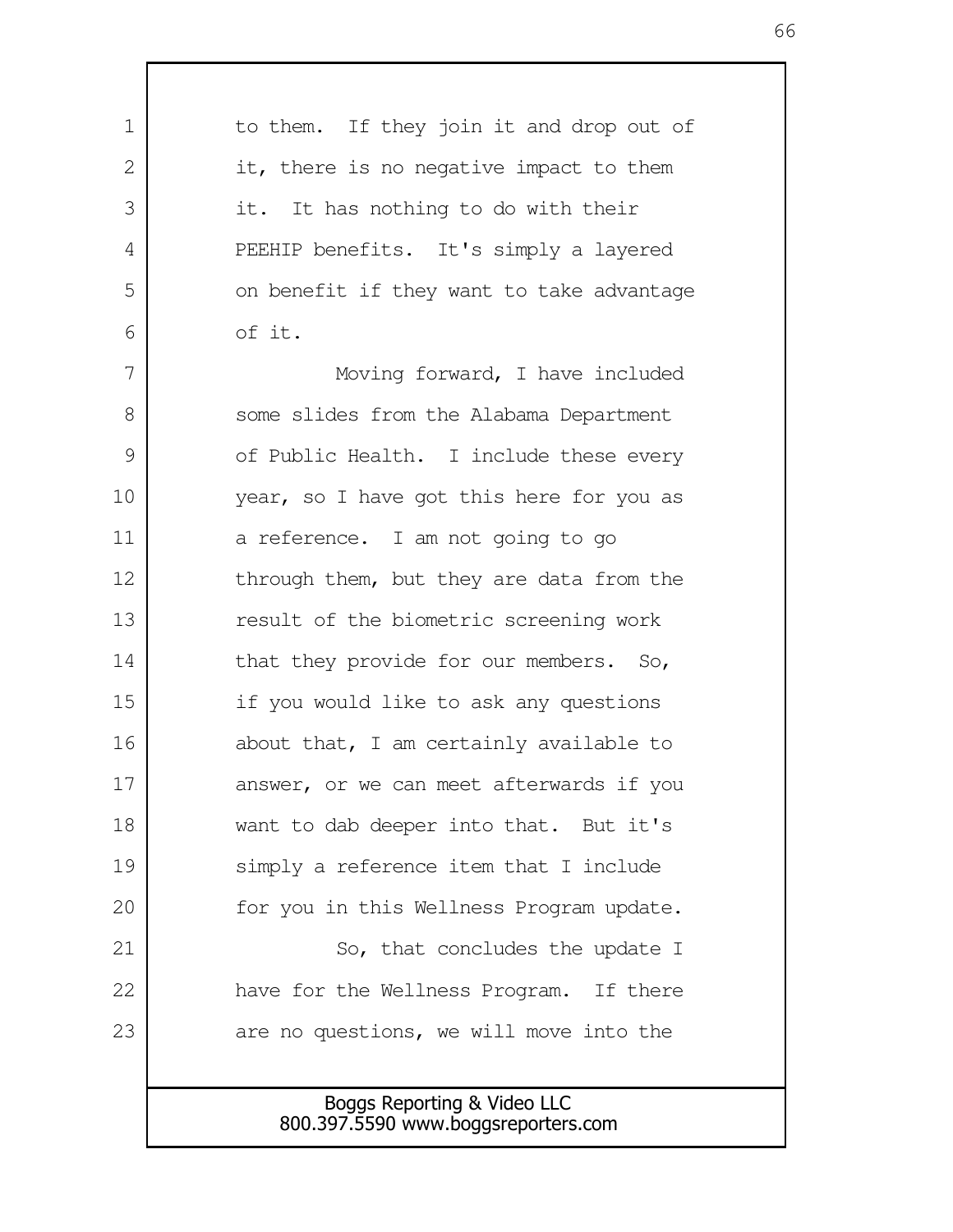to them. If they join it and drop out of it, there is no negative impact to them it. It has nothing to do with their PEEHIP benefits. It's simply a layered on benefit if they want to take advantage of it.

Moving forward, I have included some slides from the Alabama Department of Public Health. I include these every year, so I have got this here for you as a reference. I am not going to go through them, but they are data from the result of the biometric screening work that they provide for our members. So, if you would like to ask any questions about that, I am certainly available to answer, or we can meet afterwards if you want to dab deeper into that. But it's simply a reference item that I include for you in this Wellness Program update.

So, that concludes the update I have for the Wellness Program. If there are no questions, we will move into the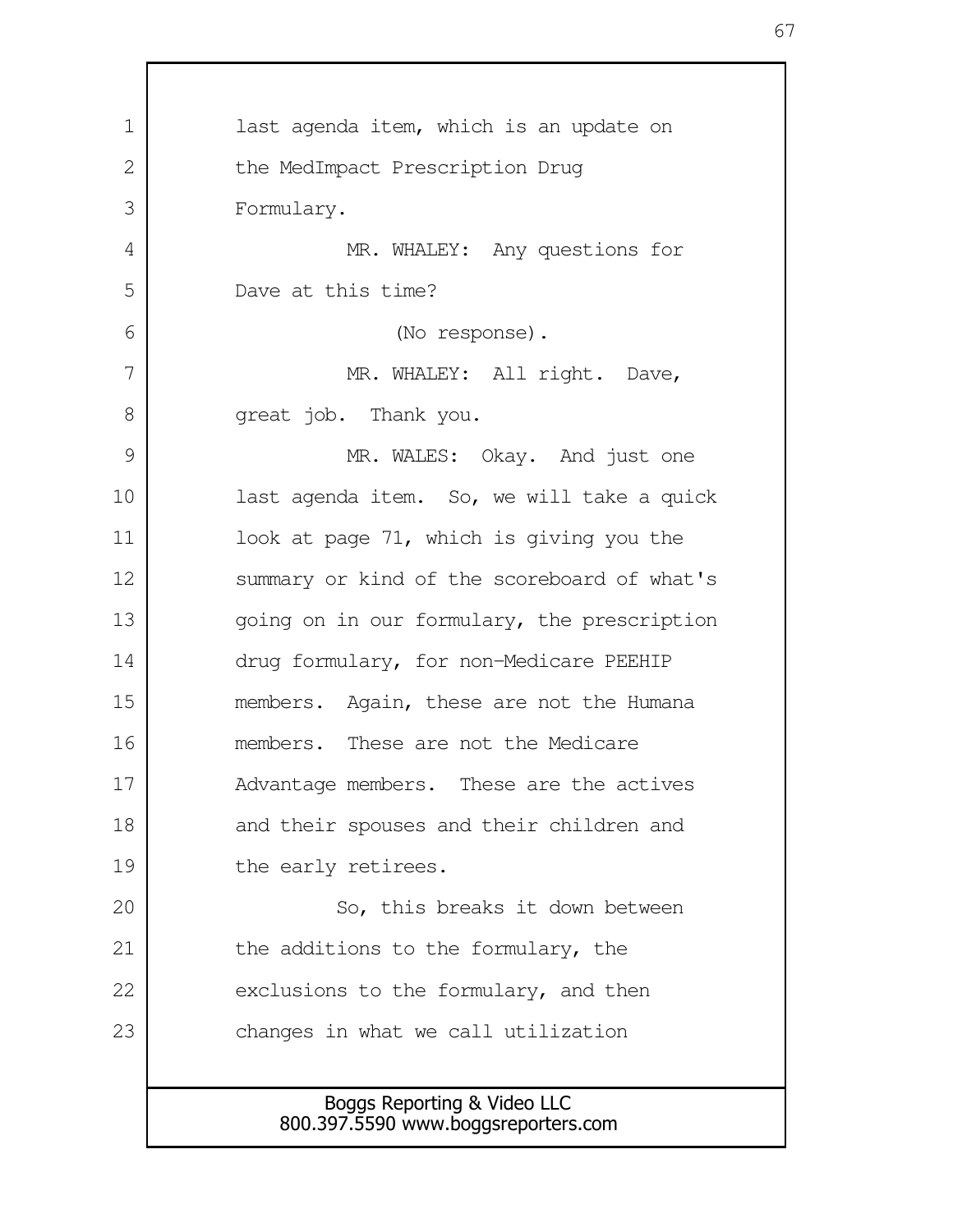last agenda item, which is an update on the MedImpact Prescription Drug Formulary.

MR. WHALEY: Any questions for Dave at this time?

(No response).

MR. WHALEY: All right. Dave, great job. Thank you.

MR. WALES: Okay. And just one last agenda item. So, we will take a quick look at page 71, which is giving you the summary or kind of the scoreboard of what's going on in our formulary, the prescription drug formulary, for non-Medicare PEEHIP members. Again, these are not the Humana members. These are not the Medicare Advantage members. These are the actives and their spouses and their children and the early retirees.

So, this breaks it down between the additions to the formulary, the exclusions to the formulary, and then changes in what we call utilization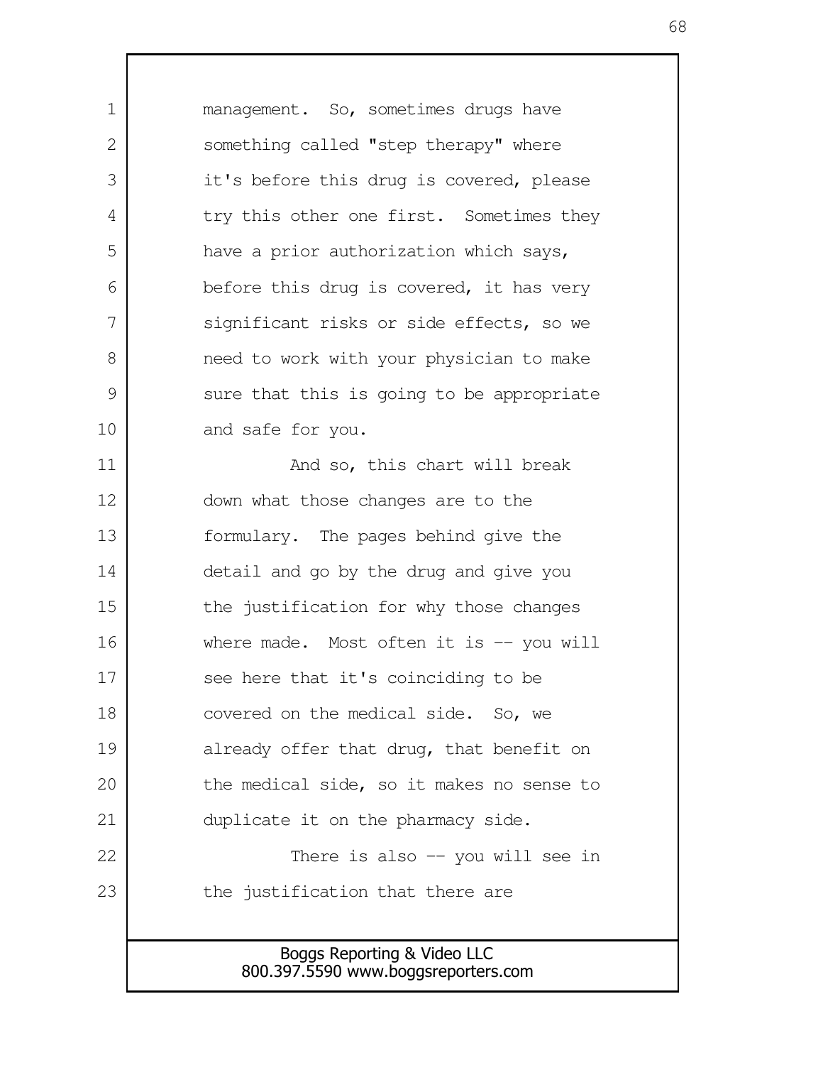management. So, sometimes drugs have something called "step therapy" where it's before this drug is covered, please try this other one first. Sometimes they have a prior authorization which says, before this drug is covered, it has very significant risks or side effects, so we need to work with your physician to make sure that this is going to be appropriate and safe for you.

And so, this chart will break down what those changes are to the formulary. The pages behind give the detail and go by the drug and give you the justification for why those changes where made. Most often it is -- you will see here that it's coinciding to be covered on the medical side. So, we already offer that drug, that benefit on the medical side, so it makes no sense to duplicate it on the pharmacy side.

There is also -- you will see in the justification that there are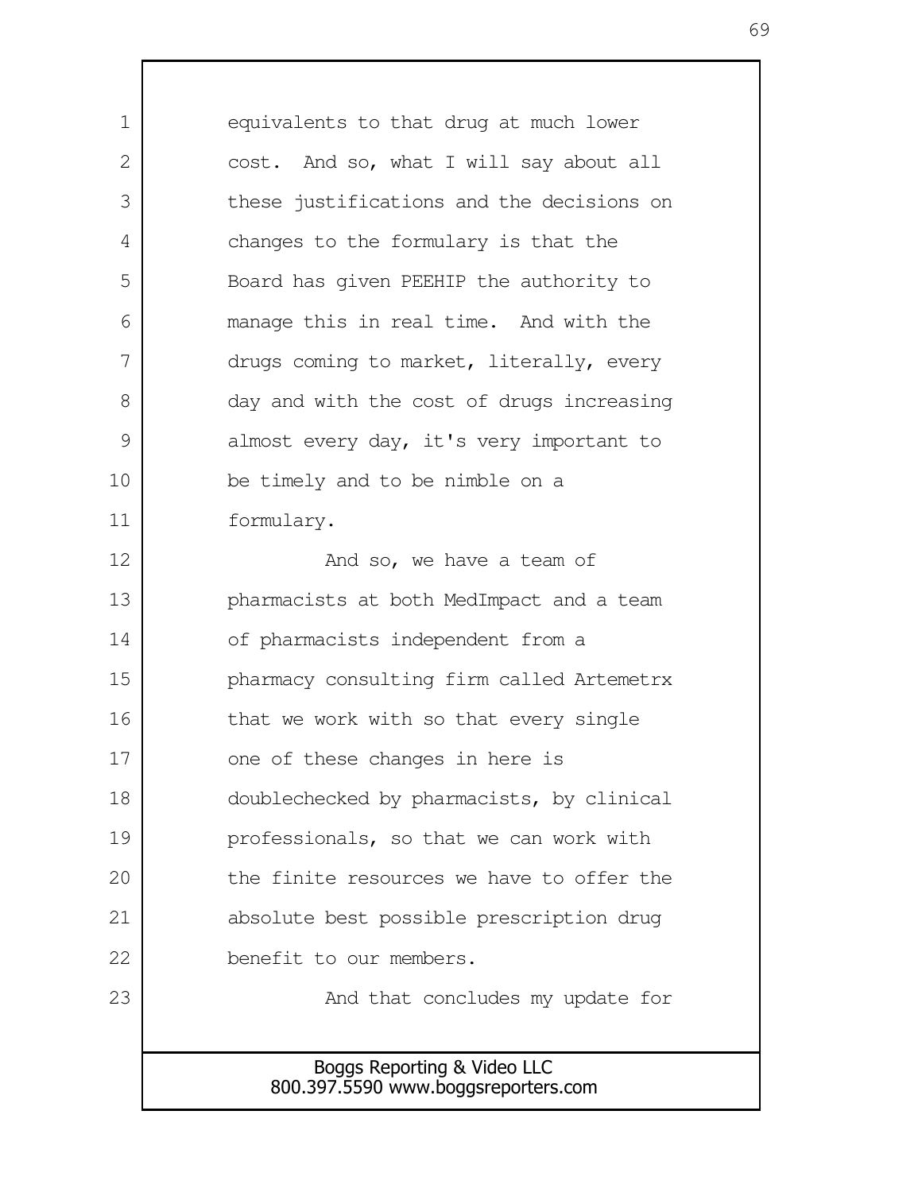equivalents to that drug at much lower cost. And so, what I will say about all these justifications and the decisions on changes to the formulary is that the Board has given PEEHIP the authority to manage this in real time. And with the drugs coming to market, literally, every day and with the cost of drugs increasing almost every day, it's very important to be timely and to be nimble on a formulary.

And so, we have a team of pharmacists at both MedImpact and a team of pharmacists independent from a pharmacy consulting firm called Artemetrx that we work with so that every single one of these changes in here is doublechecked by pharmacists, by clinical professionals, so that we can work with the finite resources we have to offer the absolute best possible prescription drug benefit to our members.

And that concludes my update for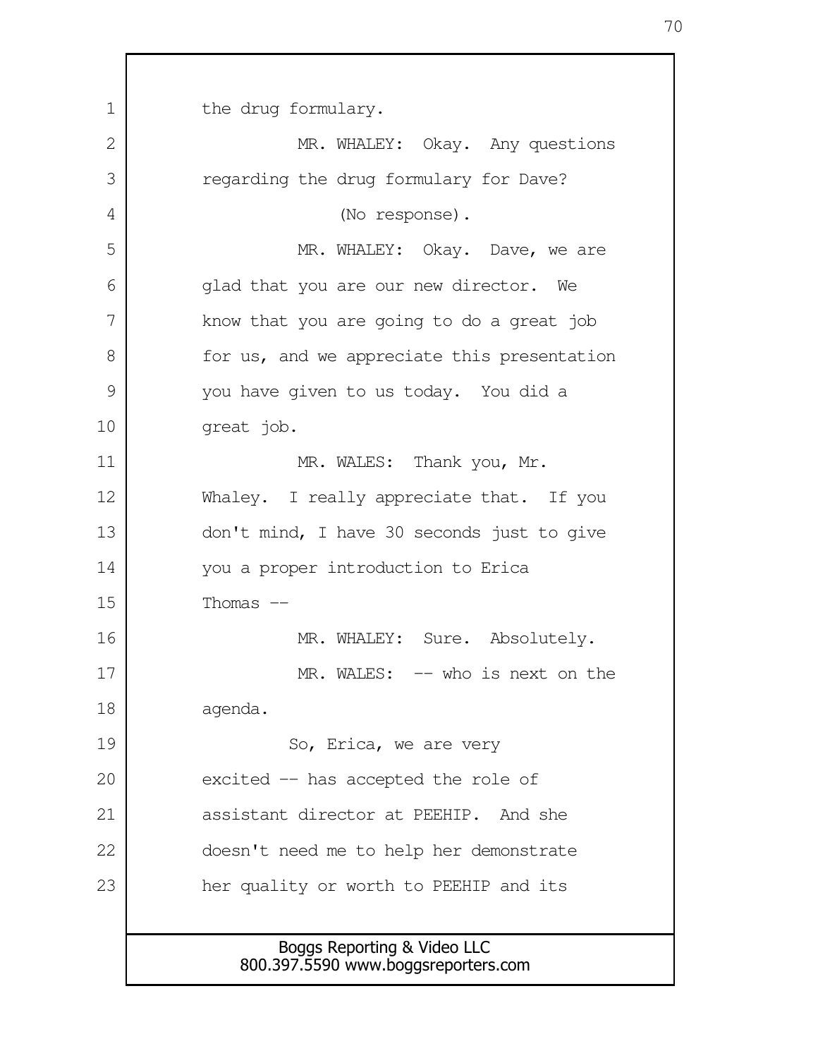the drug formulary.

MR. WHALEY: Okay. Any questions regarding the drug formulary for Dave?

(No response).

MR. WHALEY: Okay. Dave, we are glad that you are our new director. We know that you are going to do a great job for us, and we appreciate this presentation you have given to us today. You did a great job.

MR. WALES: Thank you, Mr. Whaley. I really appreciate that. If you don't mind, I have 30 seconds just to give you a proper introduction to Erica Thomas --

MR. WHALEY: Sure. Absolutely.

MR. WALES: -- who is next on the agenda.

So, Erica, we are very excited -- has accepted the role of assistant director at PEEHIP. And she doesn't need me to help her demonstrate her quality or worth to PEEHIP and its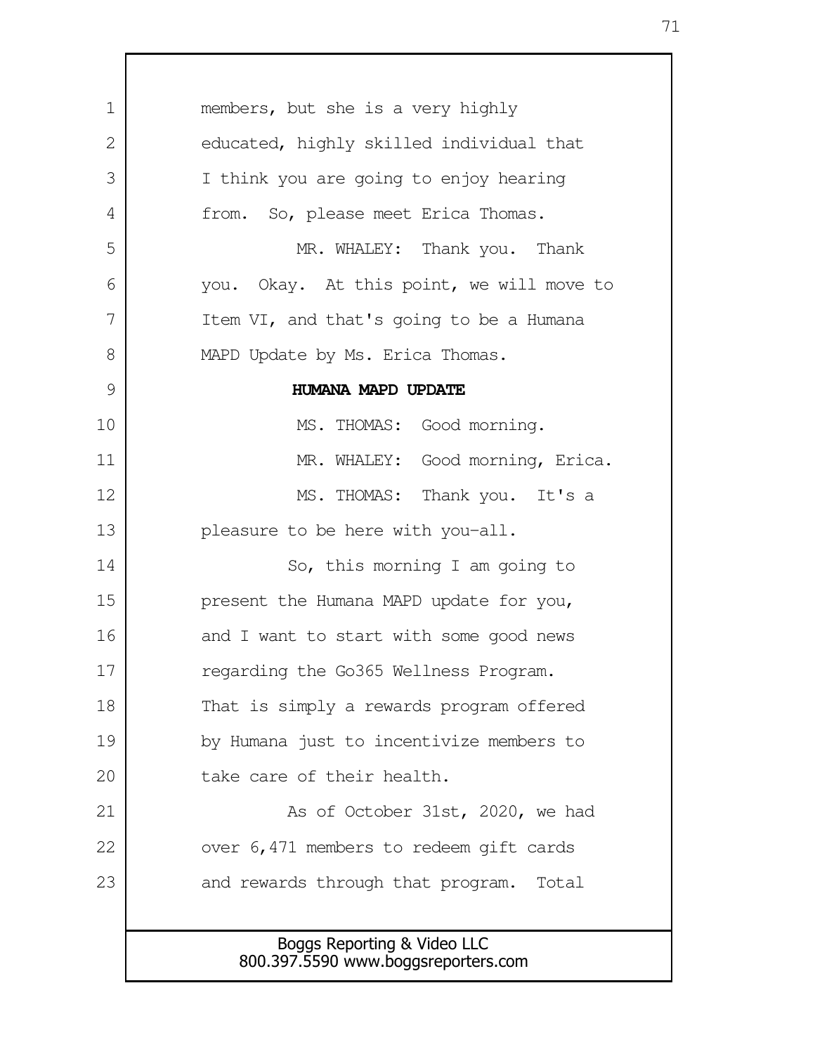members, but she is a very highly educated, highly skilled individual that I think you are going to enjoy hearing from. So, please meet Erica Thomas.

MR. WHALEY: Thank you. Thank you. Okay. At this point, we will move to Item VI, and that's going to be a Humana MAPD Update by Ms. Erica Thomas.

**HUMANA MAPD UPDATE**

MS. THOMAS: Good morning.

MR. WHALEY: Good morning, Erica.

MS. THOMAS: Thank you. It's a pleasure to be here with you-all.

So, this morning I am going to present the Humana MAPD update for you, and I want to start with some good news regarding the Go365 Wellness Program. That is simply a rewards program offered by Humana just to incentivize members to take care of their health.

As of October 31st, 2020, we had over 6,471 members to redeem gift cards and rewards through that program. Total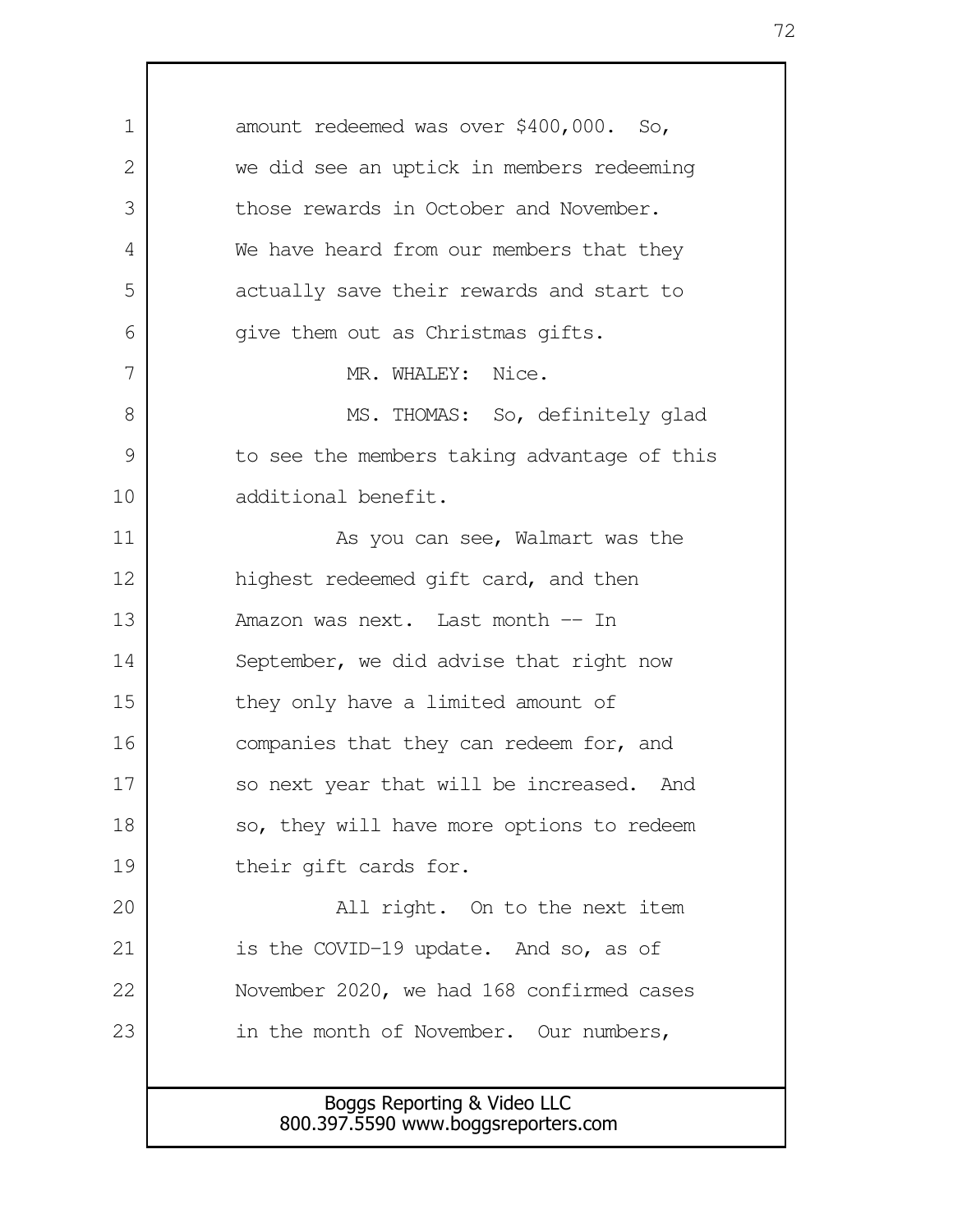amount redeemed was over $400,000. So, we did see an uptick in members redeeming those rewards in October and November. We have heard from our members that they actually save their rewards and start to give them out as Christmas gifts.

MR. WHALEY: Nice.

MS. THOMAS: So, definitely glad to see the members taking advantage of this additional benefit.

As you can see, Walmart was the highest redeemed gift card, and then Amazon was next. Last month -- In September, we did advise that right now they only have a limited amount of companies that they can redeem for, and so next year that will be increased. And so, they will have more options to redeem their gift cards for.

All right. On to the next item is the COVID-19 update. And so, as of November 2020, we had 168 confirmed cases in the month of November. Our numbers,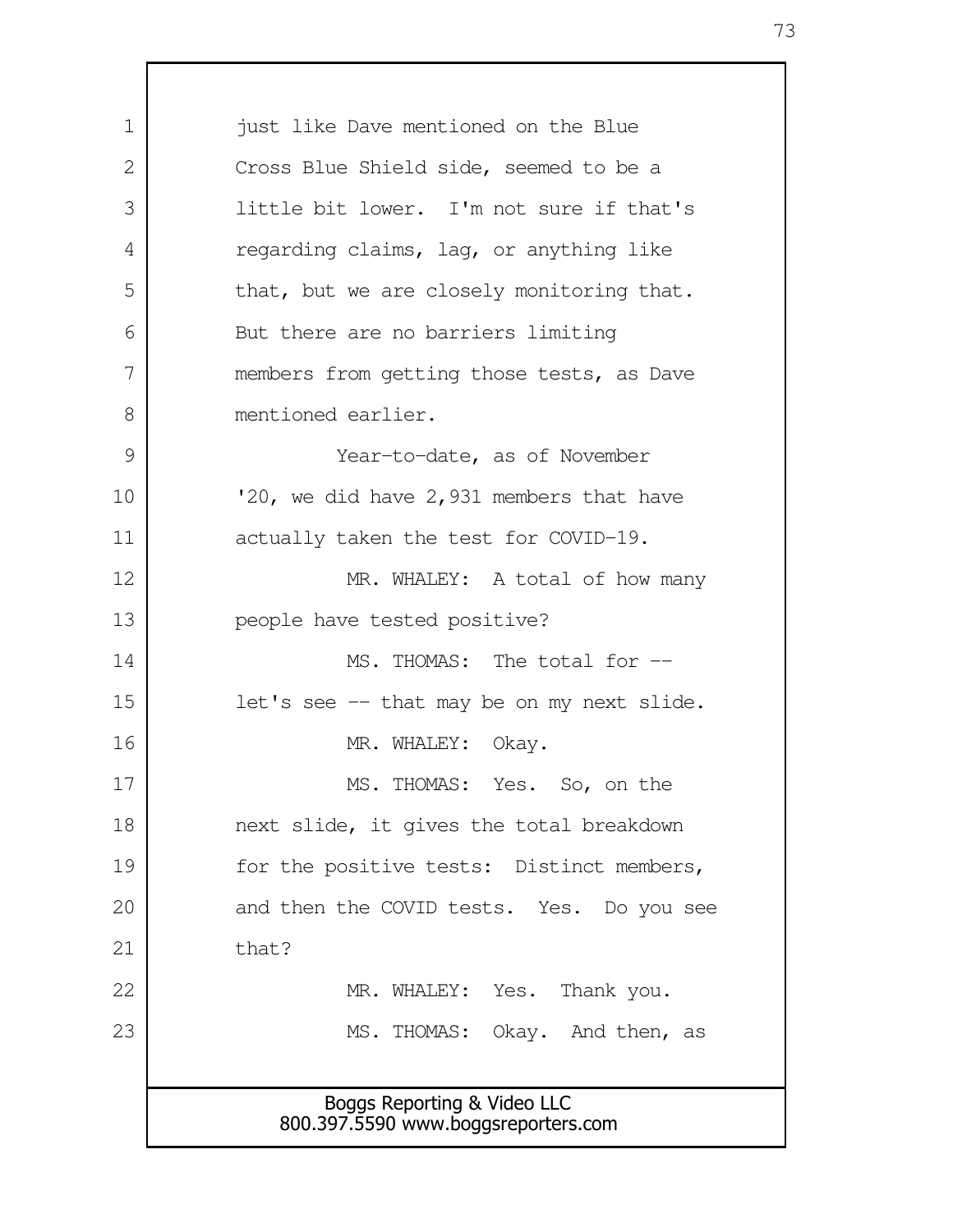just like Dave mentioned on the Blue Cross Blue Shield side, seemed to be a little bit lower. I'm not sure if that's regarding claims, lag, or anything like that, but we are closely monitoring that. But there are no barriers limiting members from getting those tests, as Dave mentioned earlier.

Year-to-date, as of November '20, we did have 2,931 members that have actually taken the test for COVID-19.

MR. WHALEY: A total of how many people have tested positive?

MS. THOMAS: The total for -- let's see -- that may be on my next slide.

MR. WHALEY: Okay.

MS. THOMAS: Yes. So, on the next slide, it gives the total breakdown for the positive tests: Distinct members, and then the COVID tests. Yes. Do you see that?

MR. WHALEY: Yes. Thank you.

MS. THOMAS: Okay. And then, as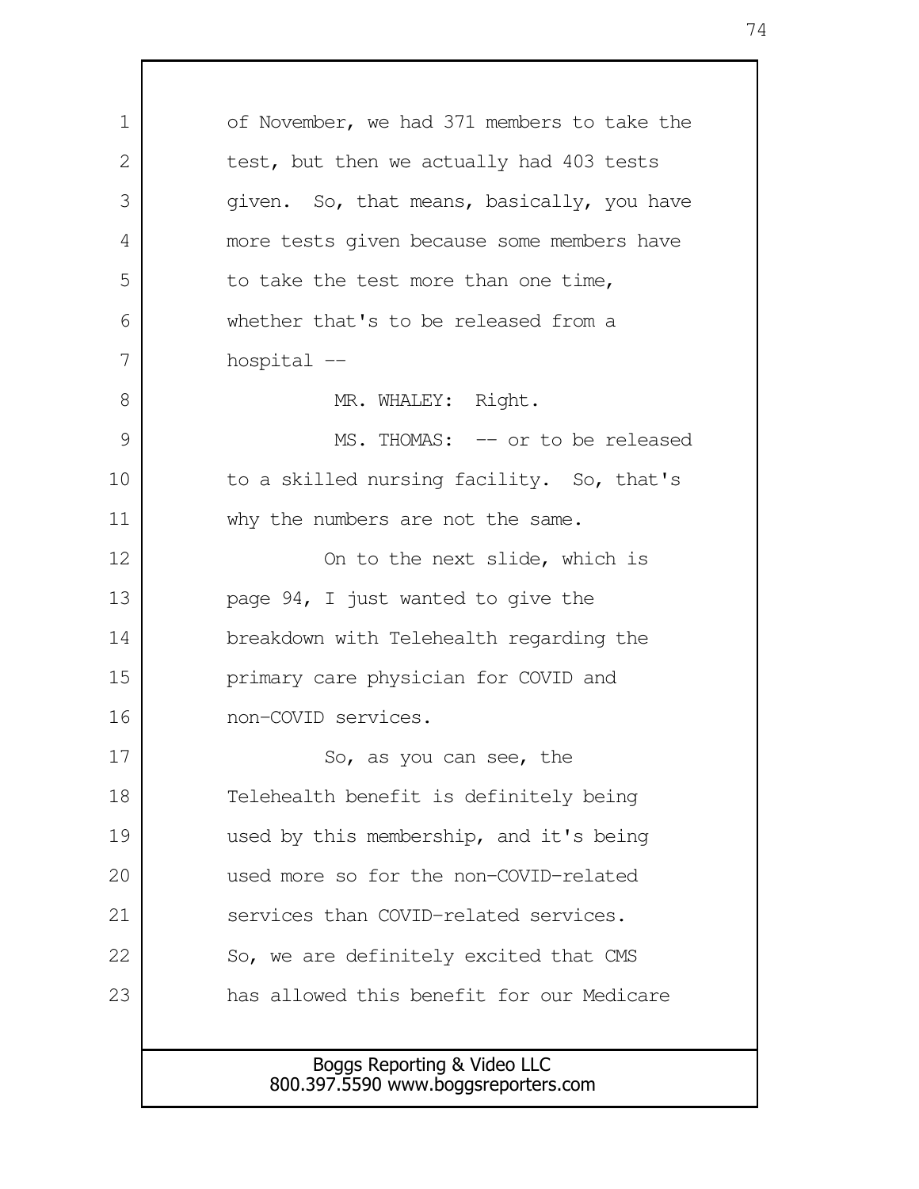of November, we had 371 members to take the test, but then we actually had 403 tests given. So, that means, basically, you have more tests given because some members have to take the test more than one time, whether that's to be released from a hospital --

MR. WHALEY: Right.

MS. THOMAS: -- or to be released to a skilled nursing facility. So, that's why the numbers are not the same.

On to the next slide, which is page 94, I just wanted to give the breakdown with Telehealth regarding the primary care physician for COVID and non-COVID services.

So, as you can see, the Telehealth benefit is definitely being used by this membership, and it's being used more so for the non-COVID-related services than COVID-related services. So, we are definitely excited that CMS has allowed this benefit for our Medicare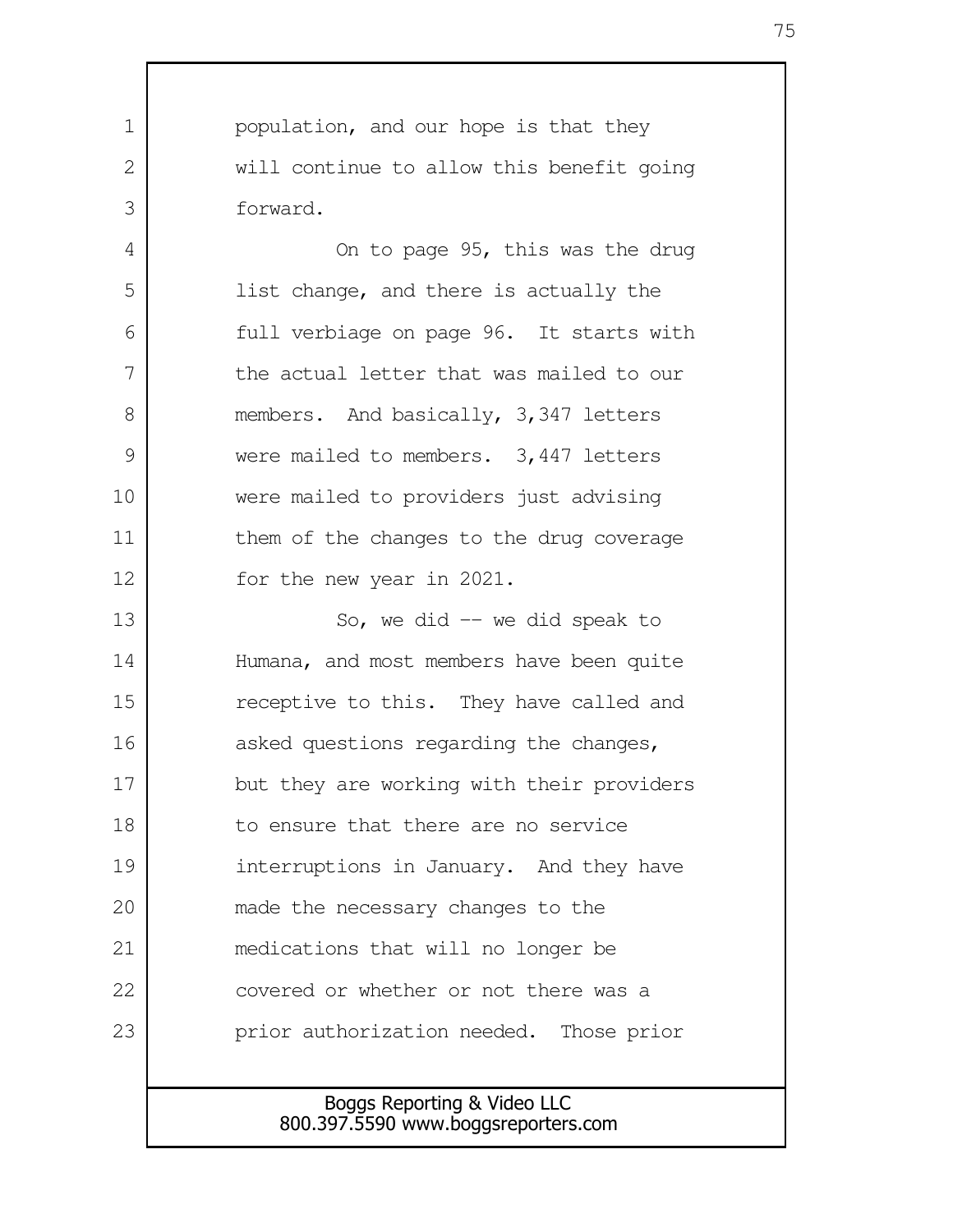population, and our hope is that they will continue to allow this benefit going forward.

On to page 95, this was the drug list change, and there is actually the full verbiage on page 96. It starts with the actual letter that was mailed to our members. And basically, 3,347 letters were mailed to members. 3,447 letters were mailed to providers just advising them of the changes to the drug coverage for the new year in 2021.

So, we did -- we did speak to Humana, and most members have been quite receptive to this. They have called and asked questions regarding the changes, but they are working with their providers to ensure that there are no service interruptions in January. And they have made the necessary changes to the medications that will no longer be covered or whether or not there was a prior authorization needed. Those prior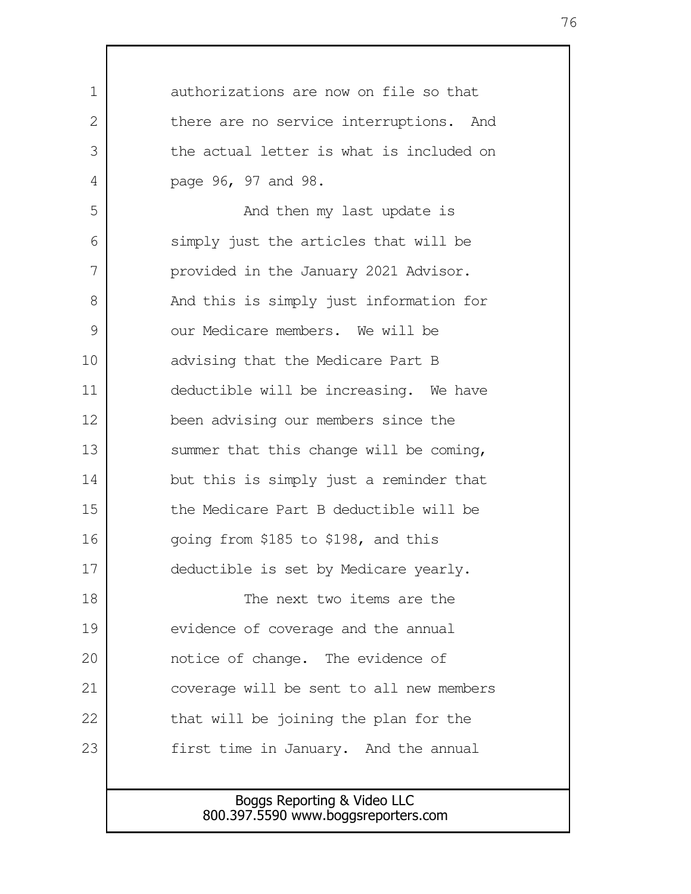authorizations are now on file so that there are no service interruptions. And the actual letter is what is included on page 96, 97 and 98.

And then my last update is simply just the articles that will be provided in the January 2021 Advisor. And this is simply just information for our Medicare members. We will be advising that the Medicare Part B deductible will be increasing. We have been advising our members since the summer that this change will be coming, but this is simply just a reminder that the Medicare Part B deductible will be going from $185 to $198, and this deductible is set by Medicare yearly.

The next two items are the evidence of coverage and the annual notice of change. The evidence of coverage will be sent to all new members that will be joining the plan for the first time in January. And the annual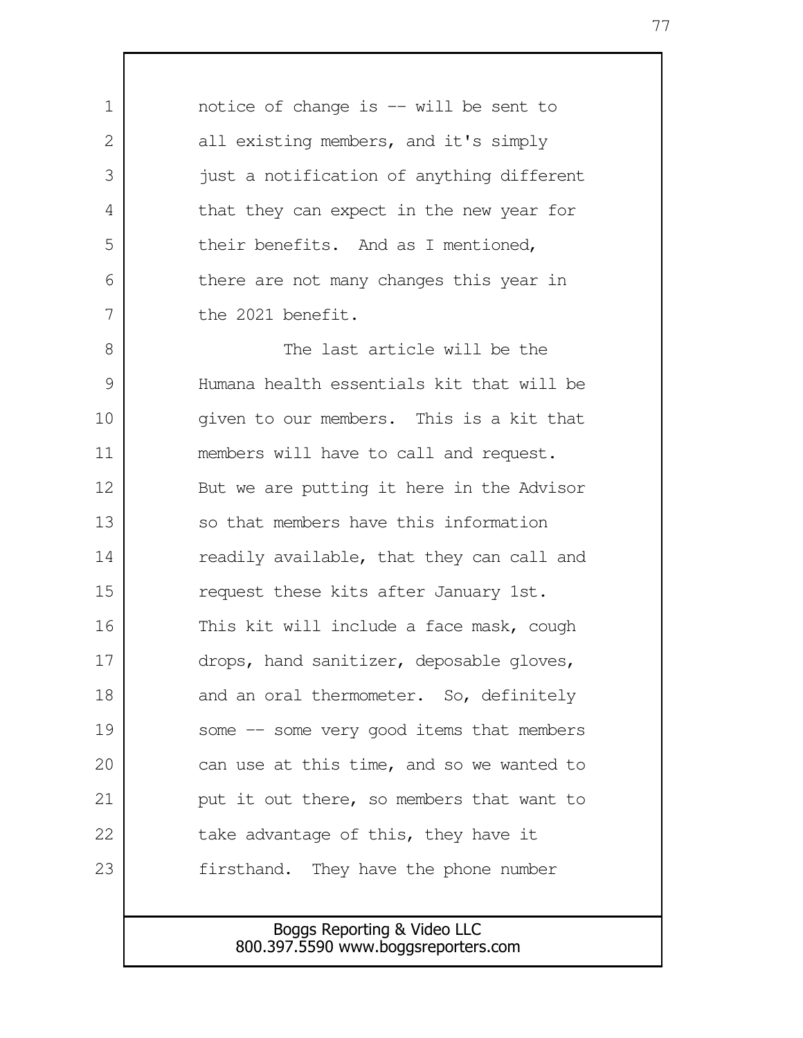notice of change is -- will be sent to all existing members, and it's simply just a notification of anything different that they can expect in the new year for their benefits. And as I mentioned, there are not many changes this year in the 2021 benefit.

The last article will be the Humana health essentials kit that will be given to our members. This is a kit that members will have to call and request. But we are putting it here in the Advisor so that members have this information readily available, that they can call and request these kits after January 1st. This kit will include a face mask, cough drops, hand sanitizer, deposable gloves, and an oral thermometer. So, definitely some -- some very good items that members can use at this time, and so we wanted to put it out there, so members that want to take advantage of this, they have it firsthand. They have the phone number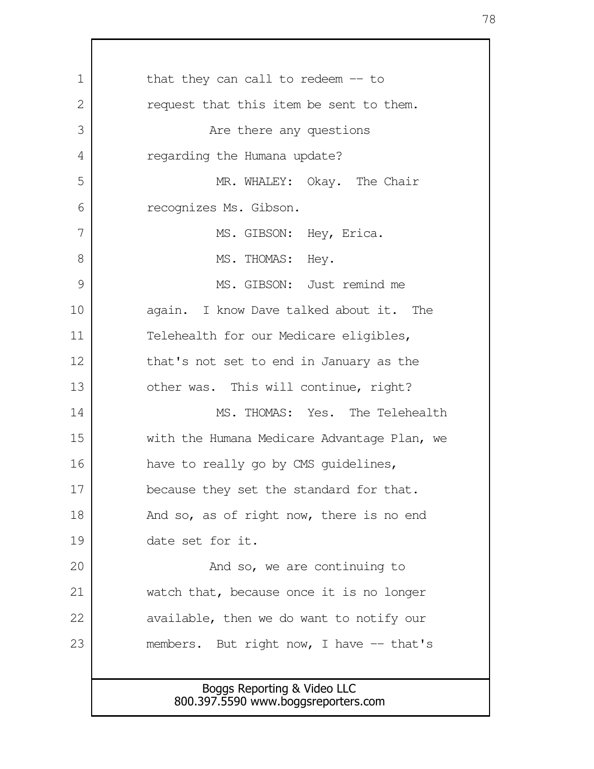that they can call to redeem -- to request that this item be sent to them.

Are there any questions regarding the Humana update?

MR. WHALEY: Okay. The Chair recognizes Ms. Gibson.

MS. GIBSON: Hey, Erica.

MS. THOMAS: Hey.

MS. GIBSON: Just remind me again. I know Dave talked about it. The Telehealth for our Medicare eligibles, that's not set to end in January as the other was. This will continue, right?

MS. THOMAS: Yes. The Telehealth with the Humana Medicare Advantage Plan, we have to really go by CMS guidelines, because they set the standard for that. And so, as of right now, there is no end date set for it.

And so, we are continuing to watch that, because once it is no longer available, then we do want to notify our members. But right now, I have -- that's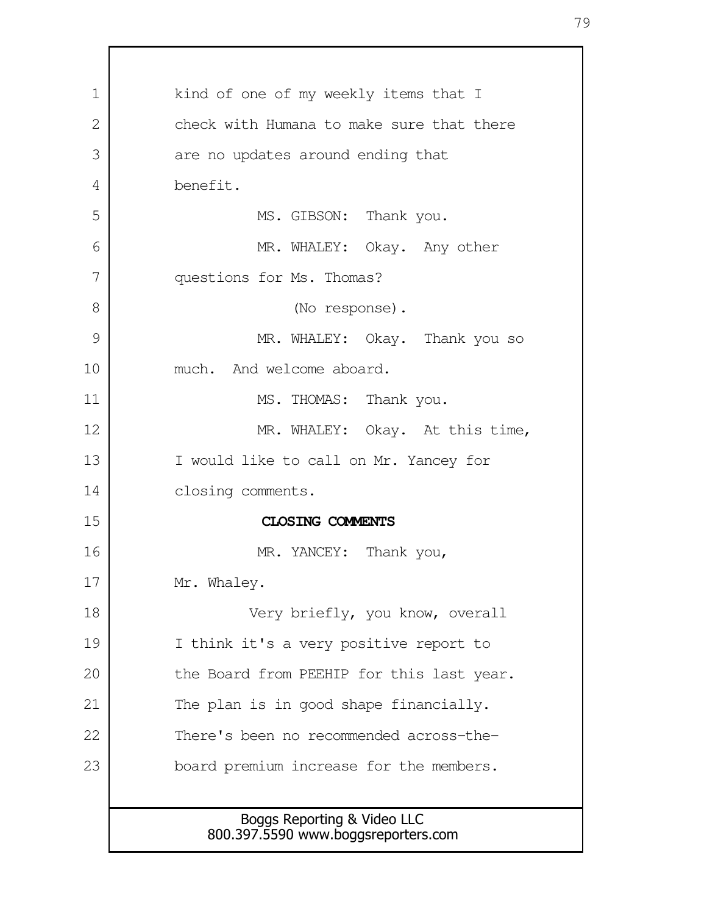kind of one of my weekly items that I check with Humana to make sure that there are no updates around ending that benefit.

MS. GIBSON: Thank you.

MR. WHALEY: Okay. Any other questions for Ms. Thomas?

(No response).

MR. WHALEY: Okay. Thank you so much. And welcome aboard.

MS. THOMAS: Thank you.

MR. WHALEY: Okay. At this time, I would like to call on Mr. Yancey for closing comments.

**CLOSING COMMENTS**

MR. YANCEY: Thank you, Mr. Whaley.

Very briefly, you know, overall I think it's a very positive report to the Board from PEEHIP for this last year. The plan is in good shape financially. There's been no recommended across-the-board premium increase for the members.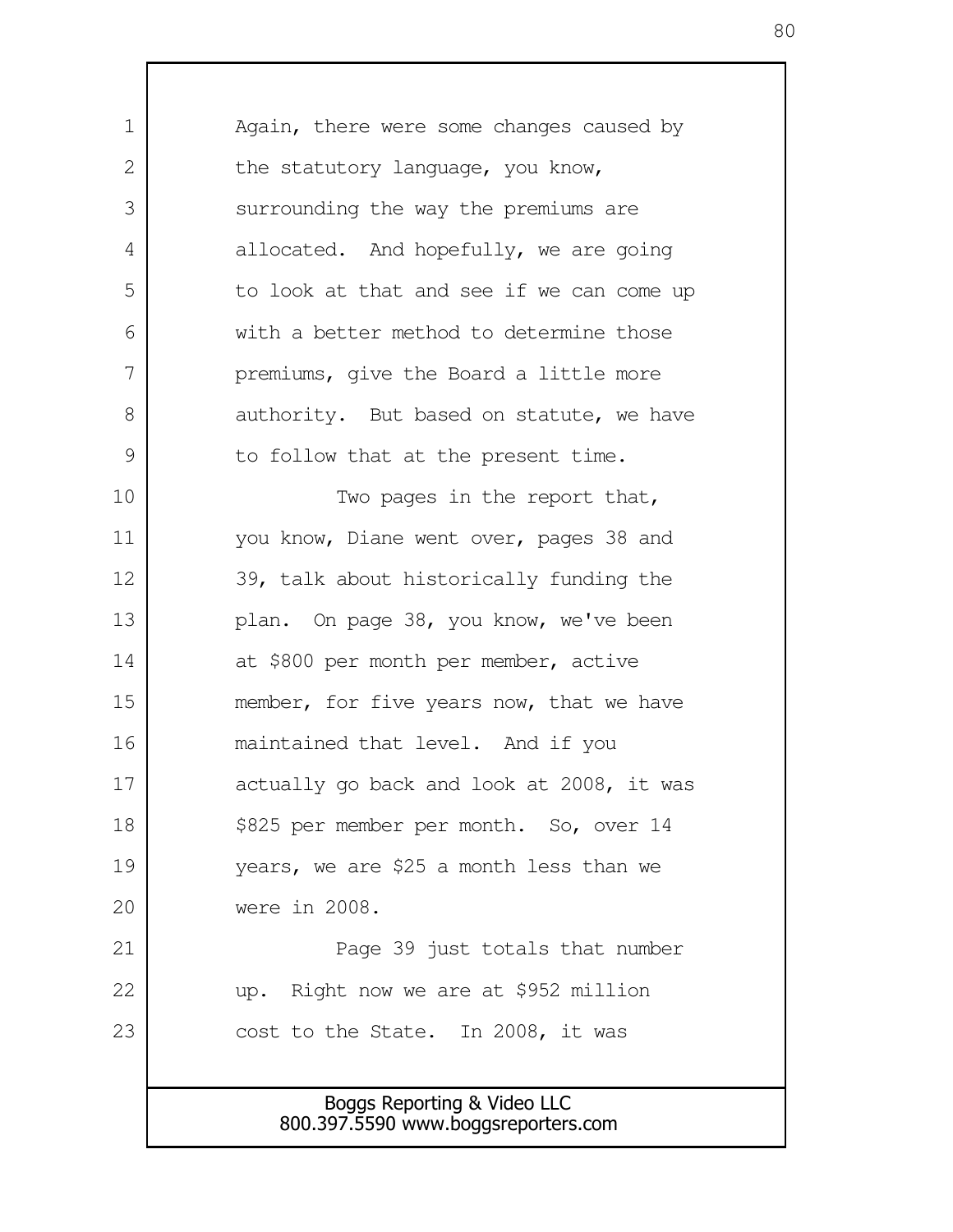Again, there were some changes caused by the statutory language, you know, surrounding the way the premiums are allocated. And hopefully, we are going to look at that and see if we can come up with a better method to determine those premiums, give the Board a little more authority. But based on statute, we have to follow that at the present time.

Two pages in the report that, you know, Diane went over, pages 38 and 39, talk about historically funding the plan. On page 38, you know, we've been at $800 per month per member, active member, for five years now, that we have maintained that level. And if you actually go back and look at 2008, it was $825 per member per month. So, over 14 years, we are $25 a month less than we were in 2008.

Page 39 just totals that number up. Right now we are at $952 million cost to the State. In 2008, it was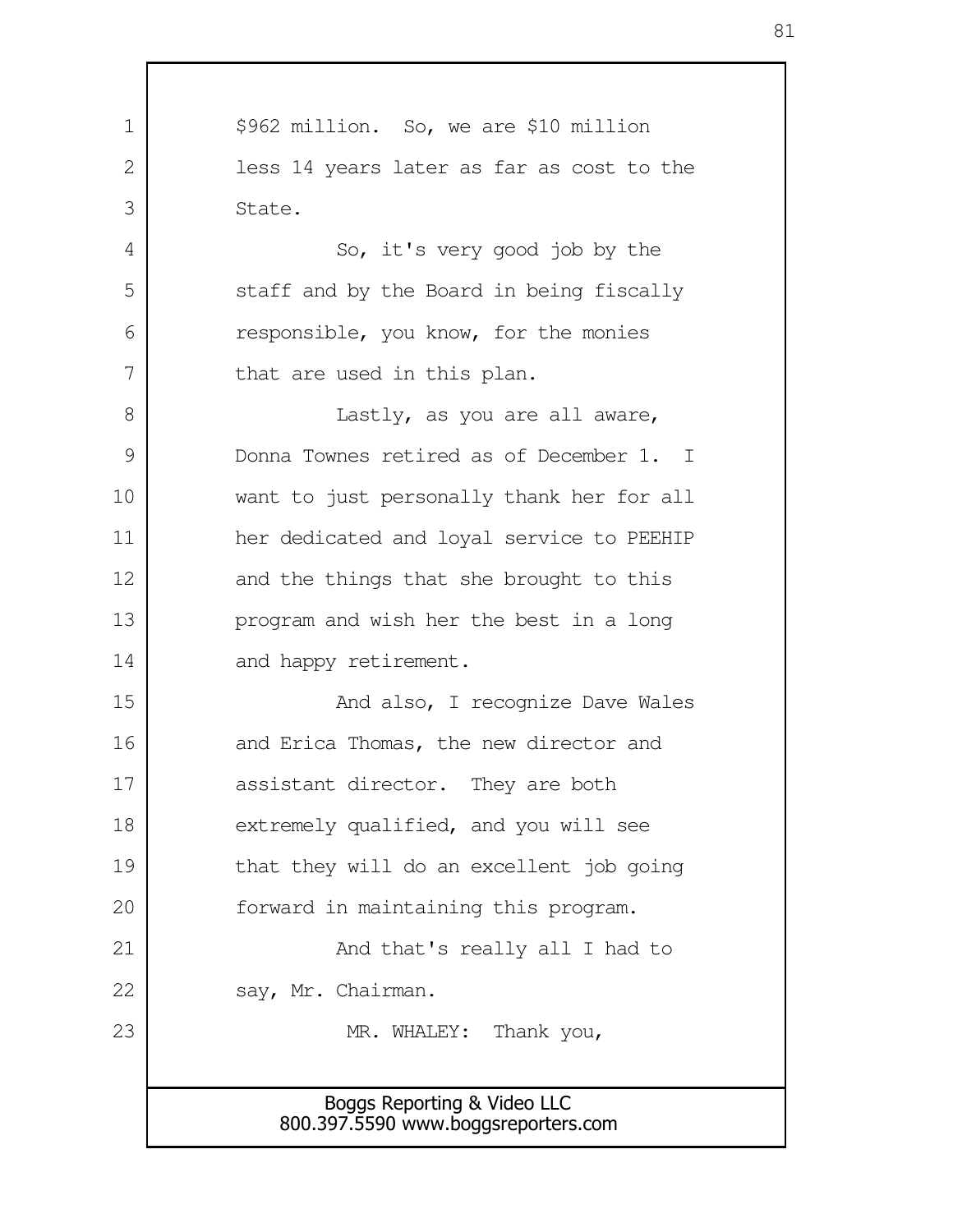$962 million. So, we are $10 million less 14 years later as far as cost to the State.

So, it's very good job by the staff and by the Board in being fiscally responsible, you know, for the monies that are used in this plan.

Lastly, as you are all aware, Donna Townes retired as of December 1. I want to just personally thank her for all her dedicated and loyal service to PEEHIP and the things that she brought to this program and wish her the best in a long and happy retirement.

And also, I recognize Dave Wales and Erica Thomas, the new director and assistant director. They are both extremely qualified, and you will see that they will do an excellent job going forward in maintaining this program.

And that's really all I had to say, Mr. Chairman.

MR. WHALEY: Thank you,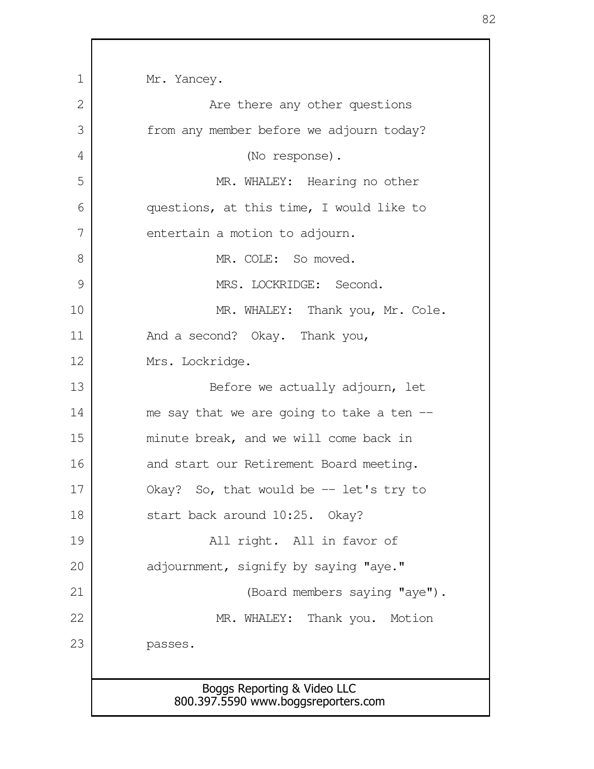Mr. Yancey.

Are there any other questions from any member before we adjourn today?

(No response).

MR. WHALEY: Hearing no other questions, at this time, I would like to entertain a motion to adjourn.

MR. COLE: So moved.

MRS. LOCKRIDGE: Second.

MR. WHALEY: Thank you, Mr. Cole. And a second? Okay. Thank you, Mrs. Lockridge.

Before we actually adjourn, let me say that we are going to take a ten -- minute break, and we will come back in and start our Retirement Board meeting. Okay? So, that would be -- let's try to start back around 10:25. Okay?

All right. All in favor of adjournment, signify by saying "aye."

(Board members saying "aye").

MR. WHALEY: Thank you. Motion passes.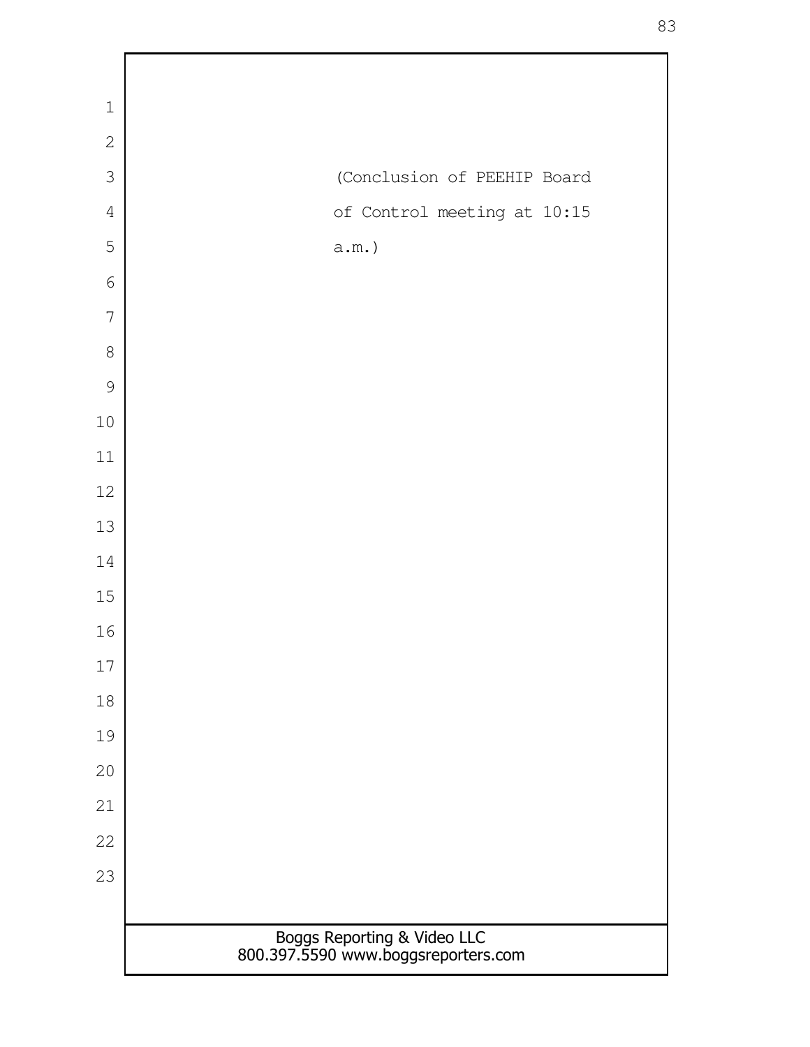(Conclusion of PEEHIP Board of Control meeting at 10:15 a.m.)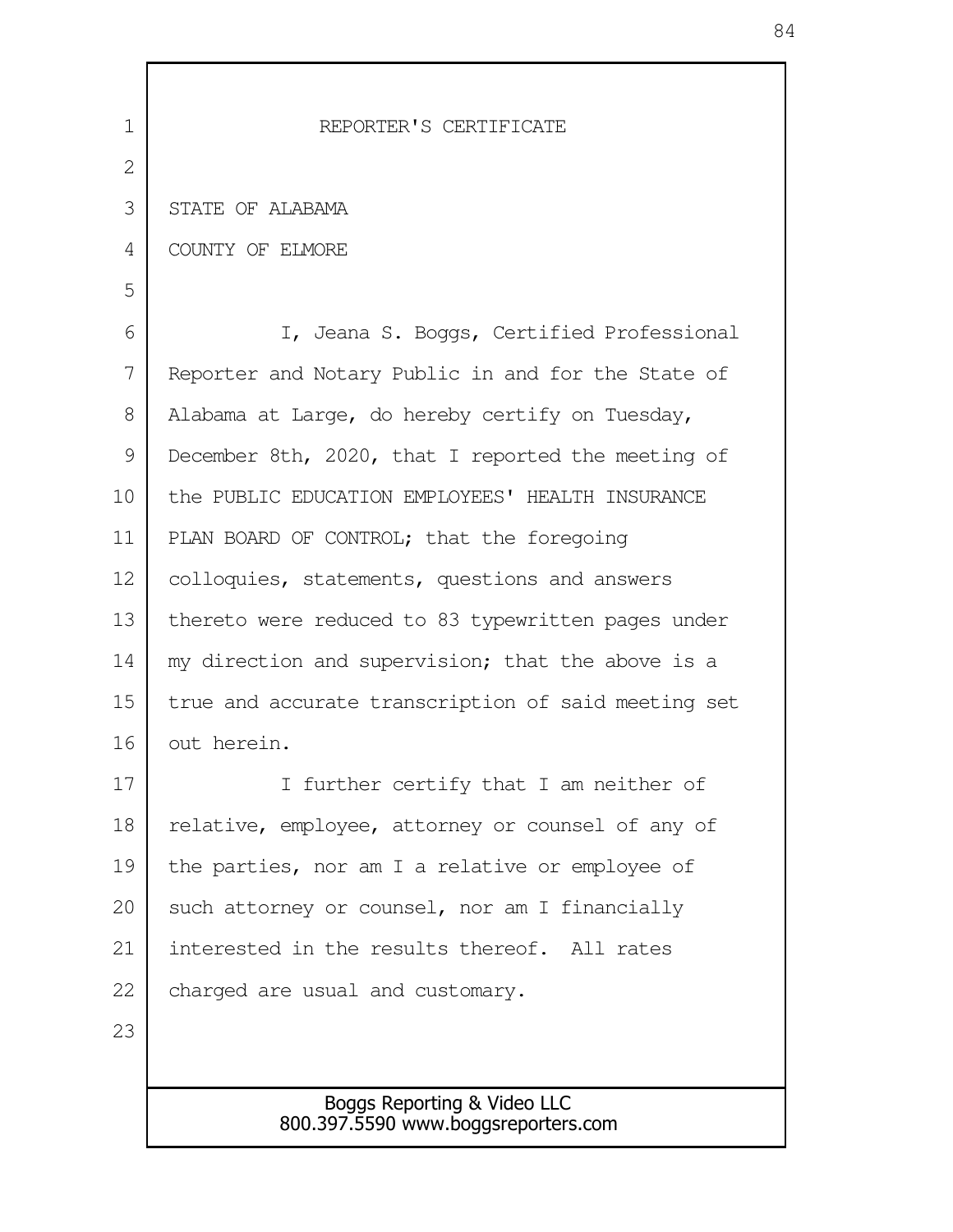REPORTER'S CERTIFICATE

STATE OF ALABAMA

COUNTY OF ELMORE

I, Jeana S. Boggs, Certified Professional Reporter and Notary Public in and for the State of Alabama at Large, do hereby certify on Tuesday, December 8th, 2020, that I reported the meeting of the PUBLIC EDUCATION EMPLOYEES' HEALTH INSURANCE PLAN BOARD OF CONTROL; that the foregoing colloquies, statements, questions and answers thereto were reduced to 83 typewritten pages under my direction and supervision; that the above is a true and accurate transcription of said meeting set out herein.

I further certify that I am neither of relative, employee, attorney or counsel of any of the parties, nor am I a relative or employee of such attorney or counsel, nor am I financially interested in the results thereof. All rates charged are usual and customary.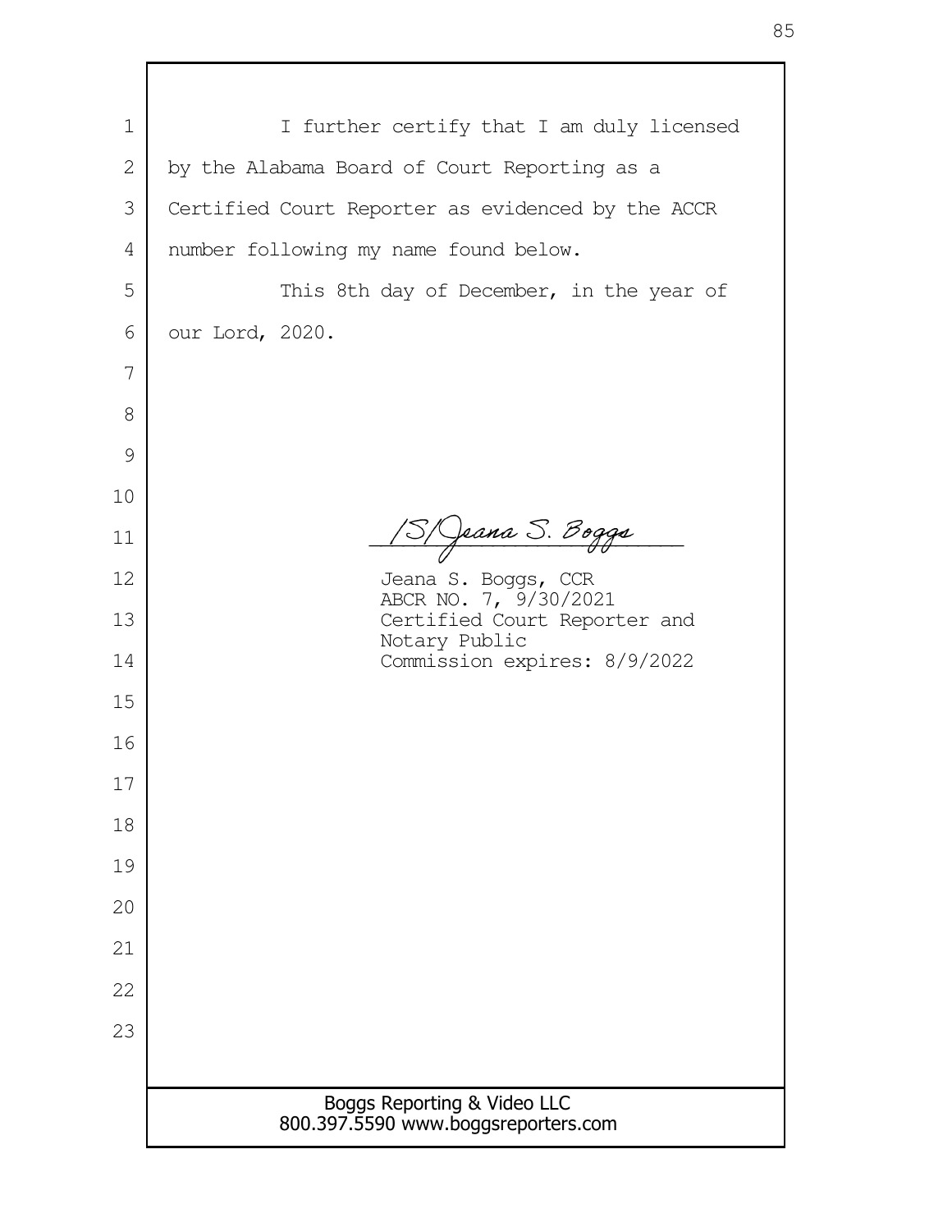I further certify that I am duly licensed by the Alabama Board of Court Reporting as a Certified Court Reporter as evidenced by the ACCR number following my name found below.

This 8th day of December, in the year of our Lord, 2020.

/S/Jeana S. Boggs

Jeana S. Boggs, CCR
ABCR NO. 7, 9/30/2021
Certified Court Reporter and Notary Public
Commission expires: 8/9/2022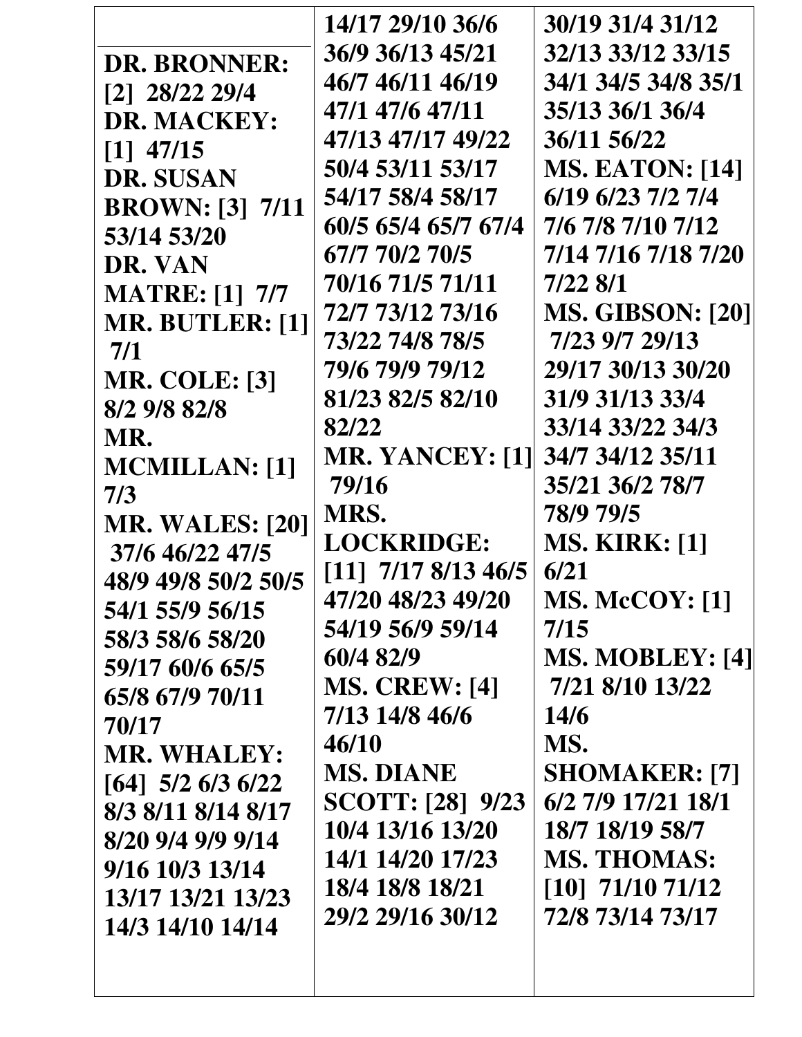**DR. BRONNER:** [2] 28/22 29/4
**DR. MACKEY:** [1] 47/15
**DR. SUSAN BROWN:** [3] 7/11 53/14 53/20
**DR. VAN MATRE:** [1] 7/7
**MR. BUTLER:** [1] 7/1
**MR. COLE:** [3] 8/2 9/8 82/8
**MR. MCMILLAN:** [1] 7/3
**MR. WALES:** [20] 37/6 46/22 47/5 48/9 49/8 50/2 50/5 54/1 55/9 56/15 58/3 58/6 58/20 59/17 60/6 65/5 65/8 67/9 70/11 70/17
**MR. WHALEY:** [64] 5/2 6/3 6/22 8/3 8/11 8/14 8/17 8/20 9/4 9/9 9/14 9/16 10/3 13/14 13/17 13/21 13/23 14/3 14/10 14/14 14/17 29/10 36/6 36/9 36/13 45/21 46/7 46/11 46/19 47/1 47/6 47/11 47/13 47/17 49/22 50/4 53/11 53/17 54/17 58/4 58/17 60/5 65/4 65/7 67/4 67/7 70/2 70/5 70/16 71/5 71/11 72/7 73/12 73/16 73/22 74/8 78/5 79/6 79/9 79/12 81/23 82/5 82/10 82/22
**MR. YANCEY:** [1] 79/16
**MRS. LOCKRIDGE:** [11] 7/17 8/13 46/5 47/20 48/23 49/20 54/19 56/9 59/14 60/4 82/9
**MS. CREW:** [4] 7/13 14/8 46/6 46/10
**MS. DIANE SCOTT:** [28] 9/23 10/4 13/16 13/20 14/1 14/20 17/23 18/4 18/8 18/21 29/2 29/16 30/12 30/19 31/4 31/12 32/13 33/12 33/15 34/1 34/5 34/8 35/1 35/13 36/1 36/4 36/11 56/22
**MS. EATON:** [14] 6/19 6/23 7/2 7/4 7/6 7/8 7/10 7/12 7/14 7/16 7/18 7/20 7/22 8/1
**MS. GIBSON:** [20] 7/23 9/7 29/13 29/17 30/13 30/20 31/9 31/13 33/4 33/14 33/22 34/3 34/7 34/12 35/11 35/21 36/2 78/7 78/9 79/5
**MS. KIRK:** [1] 6/21
**MS. McCOY:** [1] 7/15
**MS. MOBLEY:** [4] 7/21 8/10 13/22 14/6
**MS. SHOMAKER:** [7] 6/2 7/9 17/21 18/1 18/7 18/19 58/7
**MS. THOMAS:** [10] 71/10 71/12 72/8 73/14 73/17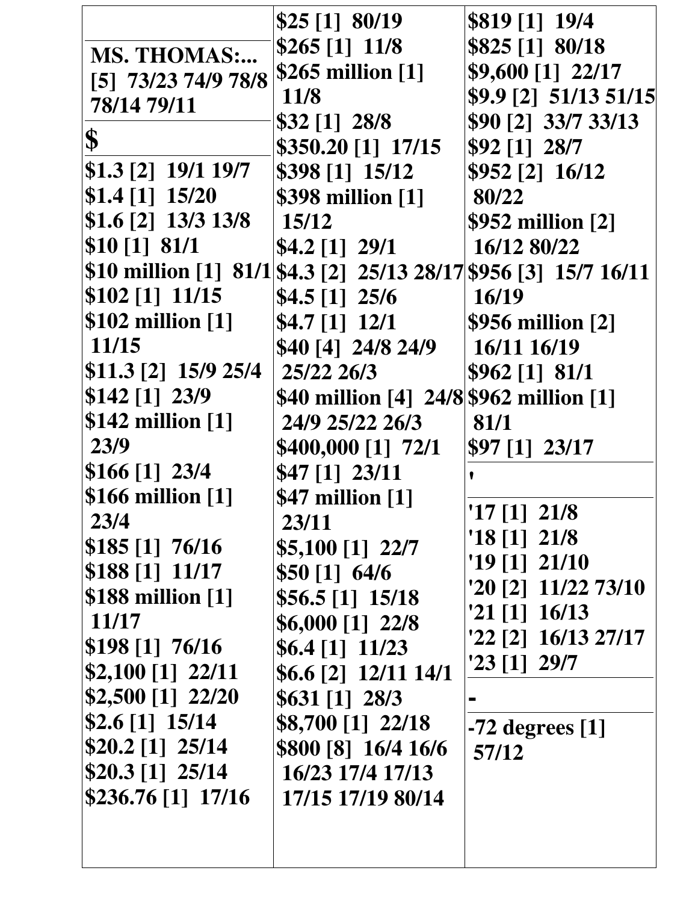MS. THOMAS:... [5] 73/23 74/9 78/8 78/14 79/11

**$**

$1.3 [2] 19/1 19/7
$1.4 [1] 15/20
$1.6 [2] 13/3 13/8
$10 [1] 81/1
$10 million [1] 81/1
$102 [1] 11/15
$102 million [1] 11/15
$11.3 [2] 15/9 25/4
$142 [1] 23/9
$142 million [1] 23/9
$166 [1] 23/4
$166 million [1] 23/4
$185 [1] 76/16
$188 [1] 11/17
$188 million [1] 11/17
$198 [1] 76/16
$2,100 [1] 22/11
$2,500 [1] 22/20
$2.6 [1] 15/14
$20.2 [1] 25/14
$20.3 [1] 25/14
$236.76 [1] 17/16
$25 [1] 80/19
$265 [1] 11/8
$265 million [1] 11/8
$32 [1] 28/8
$350.20 [1] 17/15
$398 [1] 15/12
$398 million [1] 15/12
$4.2 [1] 29/1
$4.3 [2] 25/13 28/17
$4.5 [1] 25/6
$4.7 [1] 12/1
$40 [4] 24/8 24/9 25/22 26/3
$40 million [4] 24/8 24/9 25/22 26/3
$400,000 [1] 72/1
$47 [1] 23/11
$47 million [1] 23/11
$5,100 [1] 22/7
$50 [1] 64/6
$56.5 [1] 15/18
$6,000 [1] 22/8
$6.4 [1] 11/23
$6.6 [2] 12/11 14/1
$631 [1] 28/3
$8,700 [1] 22/18
$800 [8] 16/4 16/6 16/23 17/4 17/13 17/15 17/19 80/14
$819 [1] 19/4
$825 [1] 80/18
$9,600 [1] 22/17
$9.9 [2] 51/13 51/15
$90 [2] 33/7 33/13
$92 [1] 28/7
$952 [2] 16/12 80/22
$952 million [2] 16/12 80/22
$956 [3] 15/7 16/11 16/19
$956 million [2] 16/11 16/19
$962 [1] 81/1
$962 million [1] 81/1
$97 [1] 23/17

**'**

'17 [1] 21/8
'18 [1] 21/8
'19 [1] 21/10
'20 [2] 11/22 73/10
'21 [1] 16/13
'22 [2] 16/13 27/17
'23 [1] 29/7

**-**

-72 degrees [1] 57/12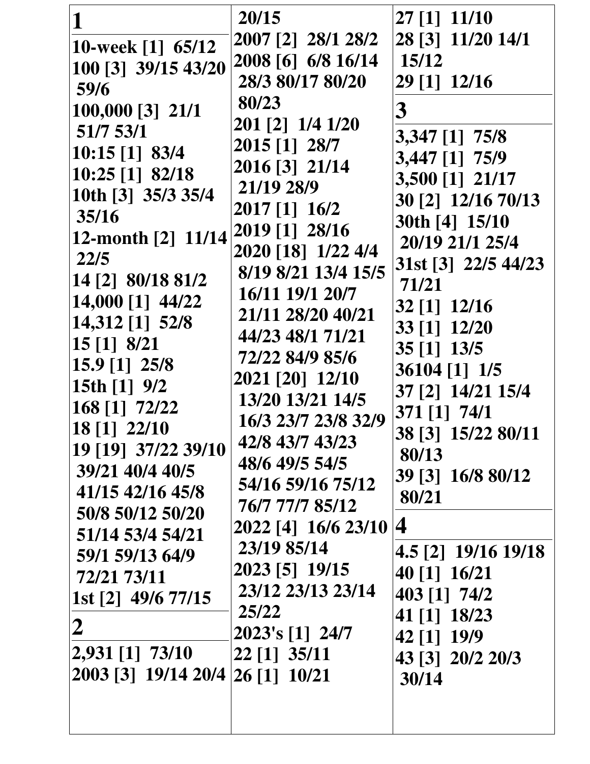## 1

10-week [1] 65/12
100 [3] 39/15 43/20 59/6
100,000 [3] 21/1 51/7 53/1
10:15 [1] 83/4
10:25 [1] 82/18
10th [3] 35/3 35/4 35/16
12-month [2] 11/14 22/5
14 [2] 80/18 81/2
14,000 [1] 44/22
14,312 [1] 52/8
15 [1] 8/21
15.9 [1] 25/8
15th [1] 9/2
168 [1] 72/22
18 [1] 22/10
19 [19] 37/22 39/10 39/21 40/4 40/5 41/15 42/16 45/8 50/8 50/12 50/20 51/14 53/4 54/21 59/1 59/13 64/9 72/21 73/11
1st [2] 49/6 77/15

## 2

2,931 [1] 73/10
2003 [3] 19/14 20/4 20/15
2007 [2] 28/1 28/2
2008 [6] 6/8 16/14 28/3 80/17 80/20 80/23
201 [2] 1/4 1/20
2015 [1] 28/7
2016 [3] 21/14 21/19 28/9
2017 [1] 16/2
2019 [1] 28/16
2020 [18] 1/22 4/4 8/19 8/21 13/4 15/5 16/11 19/1 20/7 21/11 28/20 40/21 44/23 48/1 71/21 72/22 84/9 85/6
2021 [20] 12/10 13/20 13/21 14/5 16/3 23/7 23/8 32/9 42/8 43/7 43/23 48/6 49/5 54/5 54/16 59/16 75/12 76/7 77/7 85/12
2022 [4] 16/6 23/10 23/19 85/14
2023 [5] 19/15 23/12 23/13 23/14 25/22
2023's [1] 24/7
22 [1] 35/11
26 [1] 10/21
27 [1] 11/10
28 [3] 11/20 14/1 15/12
29 [1] 12/16

## 3

3,347 [1] 75/8
3,447 [1] 75/9
3,500 [1] 21/17
30 [2] 12/16 70/13
30th [4] 15/10 20/19 21/1 25/4
31st [3] 22/5 44/23 71/21
32 [1] 12/16
33 [1] 12/20
35 [1] 13/5
36104 [1] 1/5
37 [2] 14/21 15/4
371 [1] 74/1
38 [3] 15/22 80/11 80/13
39 [3] 16/8 80/12 80/21

## 4

4.5 [2] 19/16 19/18
40 [1] 16/21
403 [1] 74/2
41 [1] 18/23
42 [1] 19/9
43 [3] 20/2 20/3 30/14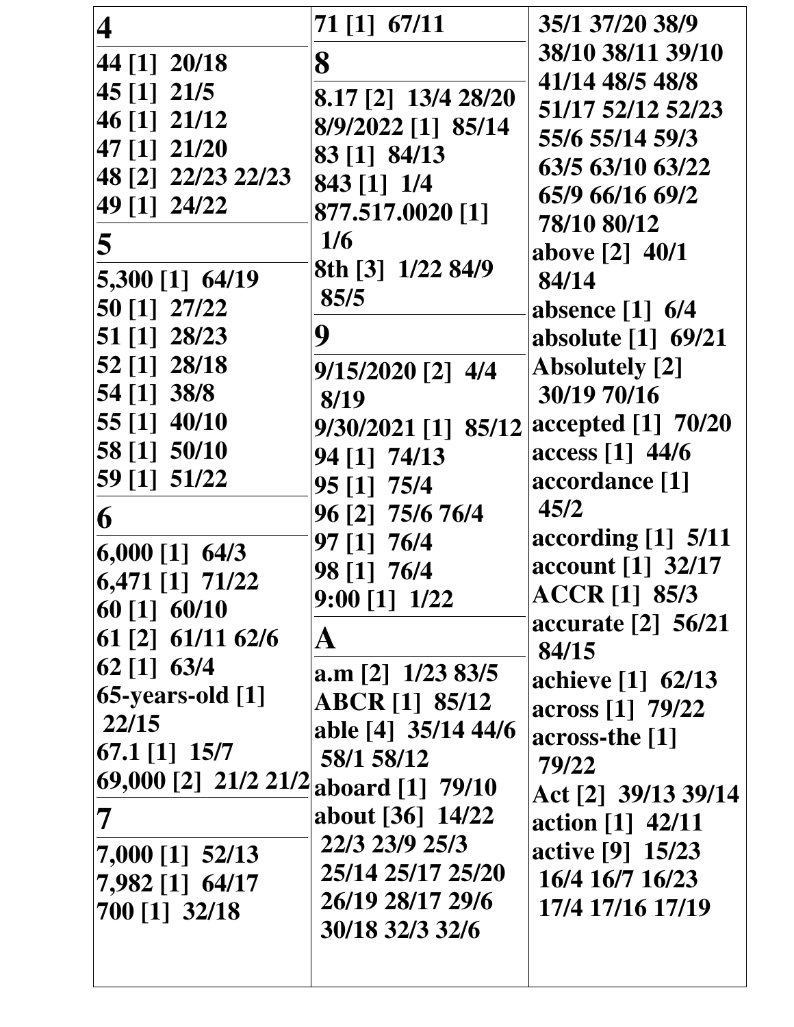**4**

44 [1] 20/18
45 [1] 21/5
46 [1] 21/12
47 [1] 21/20
48 [2] 22/23 22/23
49 [1] 24/22

**5**

5,300 [1] 64/19
50 [1] 27/22
51 [1] 28/23
52 [1] 28/18
54 [1] 38/8
55 [1] 40/10
58 [1] 50/10
59 [1] 51/22

**6**

6,000 [1] 64/3
6,471 [1] 71/22
60 [1] 60/10
61 [2] 61/11 62/6
62 [1] 63/4
65-years-old [1] 22/15
67.1 [1] 15/7
69,000 [2] 21/2 21/2

**7**

7,000 [1] 52/13
7,982 [1] 64/17
700 [1] 32/18
71 [1] 67/11

**8**

8.17 [2] 13/4 28/20
8/9/2022 [1] 85/14
83 [1] 84/13
843 [1] 1/4
877.517.0020 [1] 1/6
8th [3] 1/22 84/9 85/5

**9**

9/15/2020 [2] 4/4 8/19
9/30/2021 [1] 85/12
94 [1] 74/13
95 [1] 75/4
96 [2] 75/6 76/4
97 [1] 76/4
98 [1] 76/4
9:00 [1] 1/22

**A**

a.m [2] 1/23 83/5
ABCR [1] 85/12
able [4] 35/14 44/6 58/1 58/12
aboard [1] 79/10
about [36] 14/22 22/3 23/9 25/3 25/14 25/17 25/20 26/19 28/17 29/6 30/18 32/3 32/6 35/1 37/20 38/9 38/10 38/11 39/10 41/14 48/5 48/8 51/17 52/12 52/23 55/6 55/14 59/3 63/5 63/10 63/22 65/9 66/16 69/2 78/10 80/12
above [2] 40/1 84/14
absence [1] 6/4
absolute [1] 69/21
Absolutely [2] 30/19 70/16
accepted [1] 70/20
access [1] 44/6
accordance [1] 45/2
according [1] 5/11
account [1] 32/17
ACCR [1] 85/3
accurate [2] 56/21 84/15
achieve [1] 62/13
across [1] 79/22
across-the [1] 79/22
Act [2] 39/13 39/14
action [1] 42/11
active [9] 15/23 16/4 16/7 16/23 17/4 17/16 17/19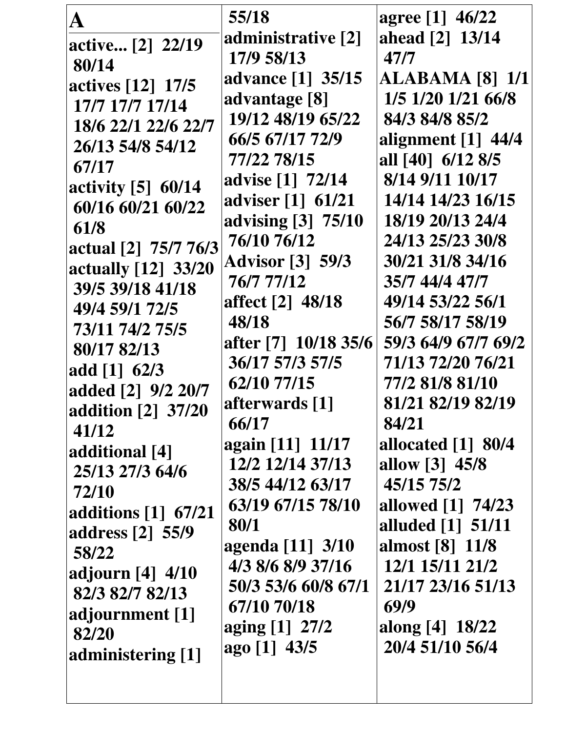# A

**active... [2]** 22/19 80/14
**actives [12]** 17/5 17/7 17/7 17/14 18/6 22/1 22/6 22/7 26/13 54/8 54/12 67/17
**activity [5]** 60/14 60/16 60/21 60/22 61/8
**actual [2]** 75/7 76/3
**actually [12]** 33/20 39/5 39/18 41/18 49/4 59/1 72/5 73/11 74/2 75/5 80/17 82/13
**add [1]** 62/3
**added [2]** 9/2 20/7
**addition [2]** 37/20 41/12
**additional [4]** 25/13 27/3 64/6 72/10
**additions [1]** 67/21
**address [2]** 55/9 58/22
**adjourn [4]** 4/10 82/3 82/7 82/13
**adjournment [1]** 82/20
**administering [1]** 55/18
**administrative [2]** 17/9 58/13
**advance [1]** 35/15
**advantage [8]** 19/12 48/19 65/22 66/5 67/17 72/9 77/22 78/15
**advise [1]** 72/14
**adviser [1]** 61/21
**advising [3]** 75/10 76/10 76/12
**Advisor [3]** 59/3 76/7 77/12
**affect [2]** 48/18 48/18
**after [7]** 10/18 35/6 36/17 57/3 57/5 62/10 77/15
**afterwards [1]** 66/17
**again [11]** 11/17 12/2 12/14 37/13 38/5 44/12 63/17 63/19 67/15 78/10 80/1
**agenda [11]** 3/10 4/3 8/6 8/9 37/16 50/3 53/6 60/8 67/1 67/10 70/18
**aging [1]** 27/2
**ago [1]** 43/5
**agree [1]** 46/22
**ahead [2]** 13/14 47/7
**ALABAMA [8]** 1/1 1/5 1/20 1/21 66/8 84/3 84/8 85/2
**alignment [1]** 44/4
**all [40]** 6/12 8/5 8/14 9/11 10/17 14/14 14/23 16/15 18/19 20/13 24/4 24/13 25/23 30/8 30/21 31/8 34/16 35/7 44/4 47/7 49/14 53/22 56/1 56/7 58/17 58/19 59/3 64/9 67/7 69/2 71/13 72/20 76/21 77/2 81/8 81/10 81/21 82/19 82/19 84/21
**allocated [1]** 80/4
**allow [3]** 45/8 45/15 75/2
**allowed [1]** 74/23
**alluded [1]** 51/11
**almost [8]** 11/8 12/1 15/11 21/2 21/17 23/16 51/13 69/9
**along [4]** 18/22 20/4 51/10 56/4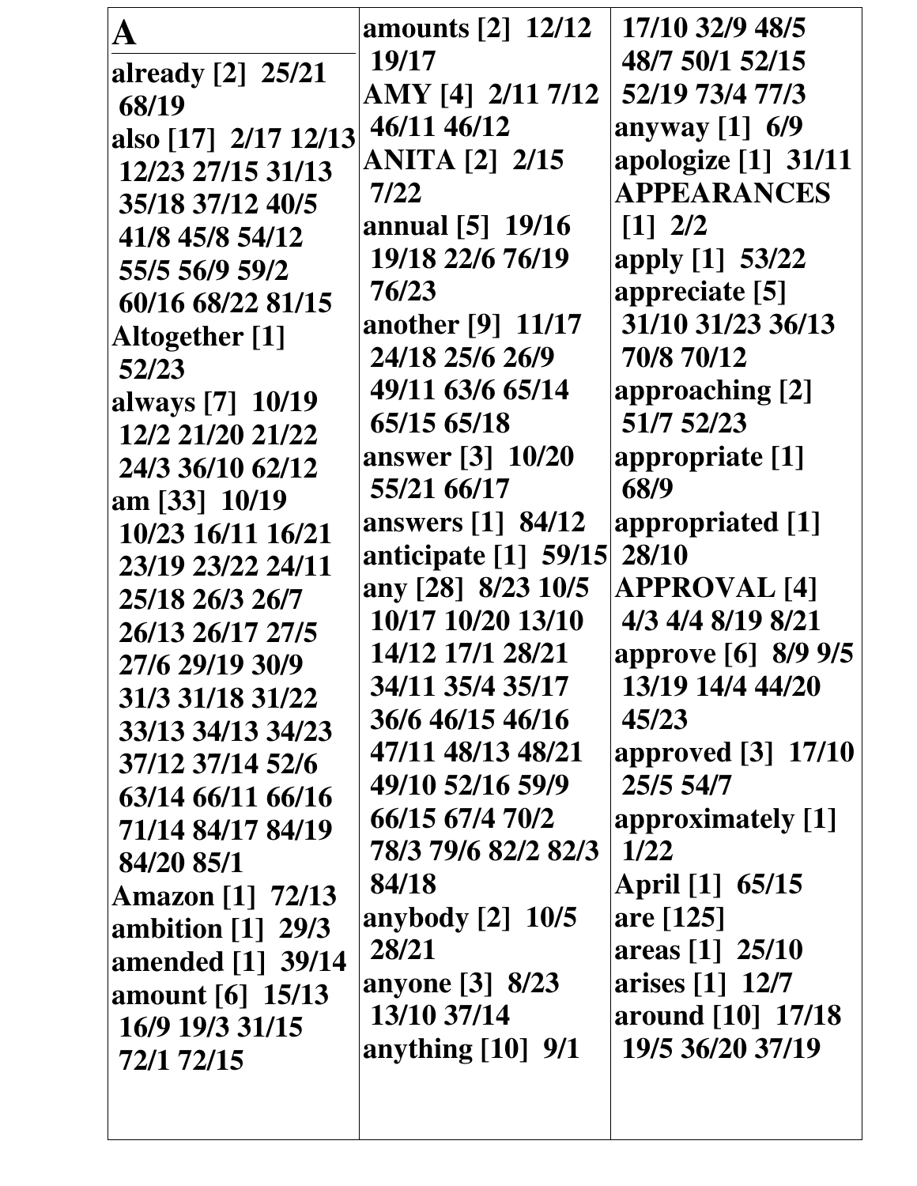# A

already [2] 25/21 68/19
also [17] 2/17 12/13 12/23 27/15 31/13 35/18 37/12 40/5 41/8 45/8 54/12 55/5 56/9 59/2 60/16 68/22 81/15
Altogether [1] 52/23
always [7] 10/19 12/2 21/20 21/22 24/3 36/10 62/12
am [33] 10/19 10/23 16/11 16/21 23/19 23/22 24/11 25/18 26/3 26/7 26/13 26/17 27/5 27/6 29/19 30/9 31/3 31/18 31/22 33/13 34/13 34/23 37/12 37/14 52/6 63/14 66/11 66/16 71/14 84/17 84/19 84/20 85/1
Amazon [1] 72/13
ambition [1] 29/3
amended [1] 39/14
amount [6] 15/13 16/9 19/3 31/15 72/1 72/15
amounts [2] 12/12 19/17
AMY [4] 2/11 7/12 46/11 46/12
ANITA [2] 2/15 7/22
annual [5] 19/16 19/18 22/6 76/19 76/23
another [9] 11/17 24/18 25/6 26/9 49/11 63/6 65/14 65/15 65/18
answer [3] 10/20 55/21 66/17
answers [1] 84/12
anticipate [1] 59/15
any [28] 8/23 10/5 10/17 10/20 13/10 14/12 17/1 28/21 34/11 35/4 35/17 36/6 46/15 46/16 47/11 48/13 48/21 49/10 52/16 59/9 66/15 67/4 70/2 78/3 79/6 82/2 82/3 84/18
anybody [2] 10/5 28/21
anyone [3] 8/23 13/10 37/14
anything [10] 9/1 17/10 32/9 48/5 48/7 50/1 52/15 52/19 73/4 77/3
anyway [1] 6/9
apologize [1] 31/11
APPEARANCES [1] 2/2
apply [1] 53/22
appreciate [5] 31/10 31/23 36/13 70/8 70/12
approaching [2] 51/7 52/23
appropriate [1] 68/9
appropriated [1] 28/10
APPROVAL [4] 4/3 4/4 8/19 8/21
approve [6] 8/9 9/5 13/19 14/4 44/20 45/23
approved [3] 17/10 25/5 54/7
approximately [1] 1/22
April [1] 65/15
are [125]
areas [1] 25/10
arises [1] 12/7
around [10] 17/18 19/5 36/20 37/19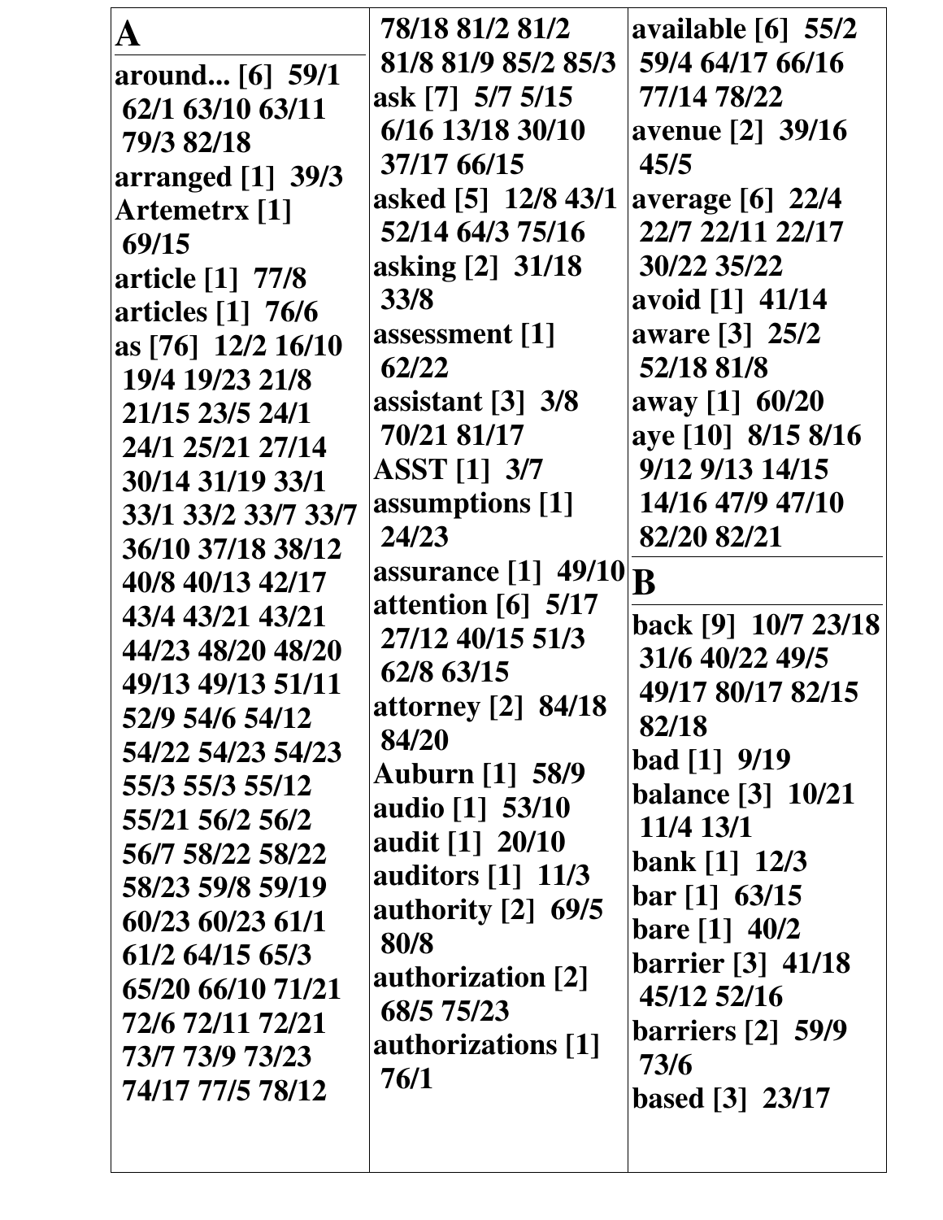**A**

**around... [6] 59/1 62/1 63/10 63/11 79/3 82/18**
**arranged [1] 39/3**
**Artemetrx [1] 69/15**
**article [1] 77/8**
**articles [1] 76/6**
**as [76] 12/2 16/10 19/4 19/23 21/8 21/15 23/5 24/1 24/1 25/21 27/14 30/14 31/19 33/1 33/1 33/2 33/7 33/7 36/10 37/18 38/12 40/8 40/13 42/17 43/4 43/21 43/21 44/23 48/20 48/20 49/13 49/13 51/11 52/9 54/6 54/12 54/22 54/23 54/23 55/3 55/3 55/12 55/21 56/2 56/2 56/7 58/22 58/22 58/23 59/8 59/19 60/23 60/23 61/1 61/2 64/15 65/3 65/20 66/10 71/21 72/6 72/11 72/21 73/7 73/9 73/23 74/17 77/5 78/12 78/18 81/2 81/2 81/8 81/9 85/2 85/3**
**ask [7] 5/7 5/15 6/16 13/18 30/10 37/17 66/15**
**asked [5] 12/8 43/1 52/14 64/3 75/16**
**asking [2] 31/18 33/8**
**assessment [1] 62/22**
**assistant [3] 3/8 70/21 81/17**
**ASST [1] 3/7**
**assumptions [1] 24/23**
**assurance [1] 49/10**
**attention [6] 5/17 27/12 40/15 51/3 62/8 63/15**
**attorney [2] 84/18 84/20**
**Auburn [1] 58/9**
**audio [1] 53/10**
**audit [1] 20/10**
**auditors [1] 11/3**
**authority [2] 69/5 80/8**
**authorization [2] 68/5 75/23**
**authorizations [1] 76/1**
**available [6] 55/2 59/4 64/17 66/16 77/14 78/22**
**avenue [2] 39/16 45/5**
**average [6] 22/4 22/7 22/11 22/17 30/22 35/22**
**avoid [1] 41/14**
**aware [3] 25/2 52/18 81/8**
**away [1] 60/20**
**aye [10] 8/15 8/16 9/12 9/13 14/15 14/16 47/9 47/10 82/20 82/21**

**B**

**back [9] 10/7 23/18 31/6 40/22 49/5 49/17 80/17 82/15 82/18**
**bad [1] 9/19**
**balance [3] 10/21 11/4 13/1**
**bank [1] 12/3**
**bar [1] 63/15**
**bare [1] 40/2**
**barrier [3] 41/18 45/12 52/16**
**barriers [2] 59/9 73/6**
**based [3] 23/17**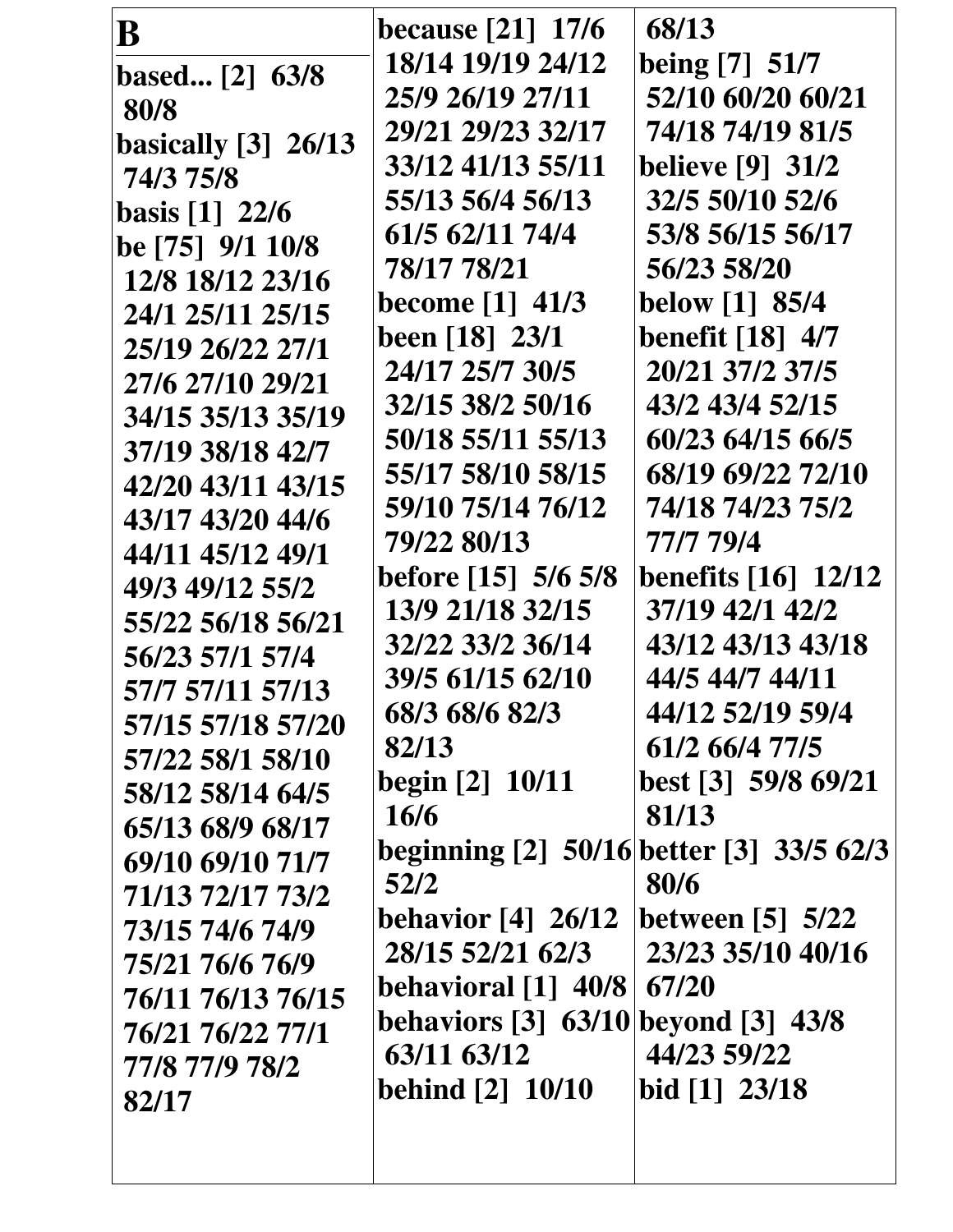# B

**based... [2]** 63/8 80/8

**basically [3]** 26/13 74/3 75/8

**basis [1]** 22/6

**be [75]** 9/1 10/8 12/8 18/12 23/16 24/1 25/11 25/15 25/19 26/22 27/1 27/6 27/10 29/21 34/15 35/13 35/19 37/19 38/18 42/7 42/20 43/11 43/15 43/17 43/20 44/6 44/11 45/12 49/1 49/3 49/12 55/2 55/22 56/18 56/21 56/23 57/1 57/4 57/7 57/11 57/13 57/15 57/18 57/20 57/22 58/1 58/10 58/12 58/14 64/5 65/13 68/9 68/17 69/10 69/10 71/7 71/13 72/17 73/2 73/15 74/6 74/9 75/21 76/6 76/9 76/11 76/13 76/15 76/21 76/22 77/1 77/8 77/9 78/2 82/17

**because [21]** 17/6 18/14 19/19 24/12 25/9 26/19 27/11 29/21 29/23 32/17 33/12 41/13 55/11 55/13 56/4 56/13 61/5 62/11 74/4 78/17 78/21

**become [1]** 41/3

**been [18]** 23/1 24/17 25/7 30/5 32/15 38/2 50/16 50/18 55/11 55/13 55/17 58/10 58/15 59/10 75/14 76/12 79/22 80/13

**before [15]** 5/6 5/8 13/9 21/18 32/15 32/22 33/2 36/14 39/5 61/15 62/10 68/3 68/6 82/3 82/13

**begin [2]** 10/11 16/6

**beginning [2]** 50/16 52/2

**behavior [4]** 26/12 28/15 52/21 62/3

**behavioral [1]** 40/8

**behaviors [3]** 63/10 63/11 63/12

**behind [2]** 10/10 68/13

**being [7]** 51/7 52/10 60/20 60/21 74/18 74/19 81/5

**believe [9]** 31/2 32/5 50/10 52/6 53/8 56/15 56/17 56/23 58/20

**below [1]** 85/4

**benefit [18]** 4/7 20/21 37/2 37/5 43/2 43/4 52/15 60/23 64/15 66/5 68/19 69/22 72/10 74/18 74/23 75/2 77/7 79/4

**benefits [16]** 12/12 37/19 42/1 42/2 43/12 43/13 43/18 44/5 44/7 44/11 44/12 52/19 59/4 61/2 66/4 77/5

**best [3]** 59/8 69/21 81/13

**better [3]** 33/5 62/3 80/6

**between [5]** 5/22 23/23 35/10 40/16 67/20

**beyond [3]** 43/8 44/23 59/22

**bid [1]** 23/18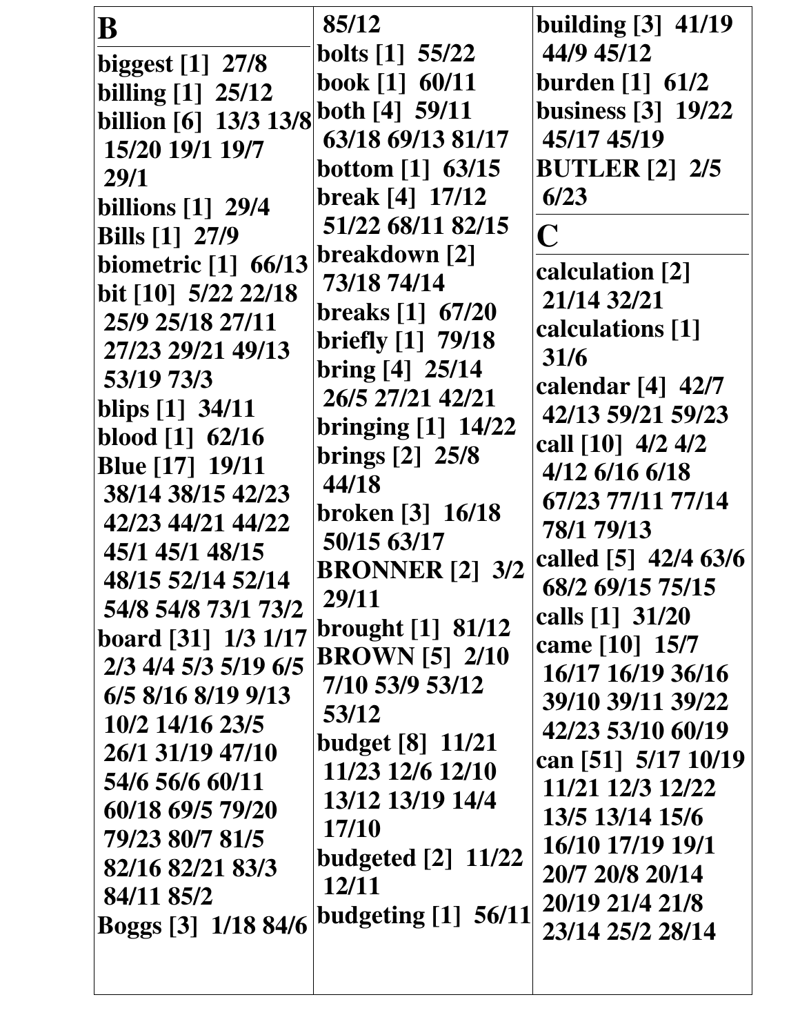## B

**biggest [1] 27/8**
**billing [1] 25/12**
**billion [6] 13/3 13/8 15/20 19/1 19/7 29/1**
**billions [1] 29/4**
**Bills [1] 27/9**
**biometric [1] 66/13**
**bit [10] 5/22 22/18 25/9 25/18 27/11 27/23 29/21 49/13 53/19 73/3**
**blips [1] 34/11**
**blood [1] 62/16**
**Blue [17] 19/11 38/14 38/15 42/23 42/23 44/21 44/22 45/1 45/1 48/15 48/15 52/14 52/14 54/8 54/8 73/1 73/2**
**board [31] 1/3 1/17 2/3 4/4 5/3 5/19 6/5 6/5 8/16 8/19 9/13 10/2 14/16 23/5 26/1 31/19 47/10 54/6 56/6 60/11 60/18 69/5 79/20 79/23 80/7 81/5 82/16 82/21 83/3 84/11 85/2**
**Boggs [3] 1/18 84/6 85/12**
**bolts [1] 55/22**
**book [1] 60/11**
**both [4] 59/11 63/18 69/13 81/17**
**bottom [1] 63/15**
**break [4] 17/12 51/22 68/11 82/15**
**breakdown [2] 73/18 74/14**
**breaks [1] 67/20**
**briefly [1] 79/18**
**bring [4] 25/14 26/5 27/21 42/21**
**bringing [1] 14/22**
**brings [2] 25/8 44/18**
**broken [3] 16/18 50/15 63/17**
**BRONNER [2] 3/2 29/11**
**brought [1] 81/12**
**BROWN [5] 2/10 7/10 53/9 53/12 53/12**
**budget [8] 11/21 11/23 12/6 12/10 13/12 13/19 14/4 17/10**
**budgeted [2] 11/22 12/11**
**budgeting [1] 56/11**
**building [3] 41/19 44/9 45/12**
**burden [1] 61/2**
**business [3] 19/22 45/17 45/19**
**BUTLER [2] 2/5 6/23**

## C

**calculation [2] 21/14 32/21**
**calculations [1] 31/6**
**calendar [4] 42/7 42/13 59/21 59/23**
**call [10] 4/2 4/2 4/12 6/16 6/18 67/23 77/11 77/14 78/1 79/13**
**called [5] 42/4 63/6 68/2 69/15 75/15**
**calls [1] 31/20**
**came [10] 15/7 16/17 16/19 36/16 39/10 39/11 39/22 42/23 53/10 60/19**
**can [51] 5/17 10/19 11/21 12/3 12/22 13/5 13/14 15/6 16/10 17/19 19/1 20/7 20/8 20/14 20/19 21/4 21/8 23/14 25/2 28/14**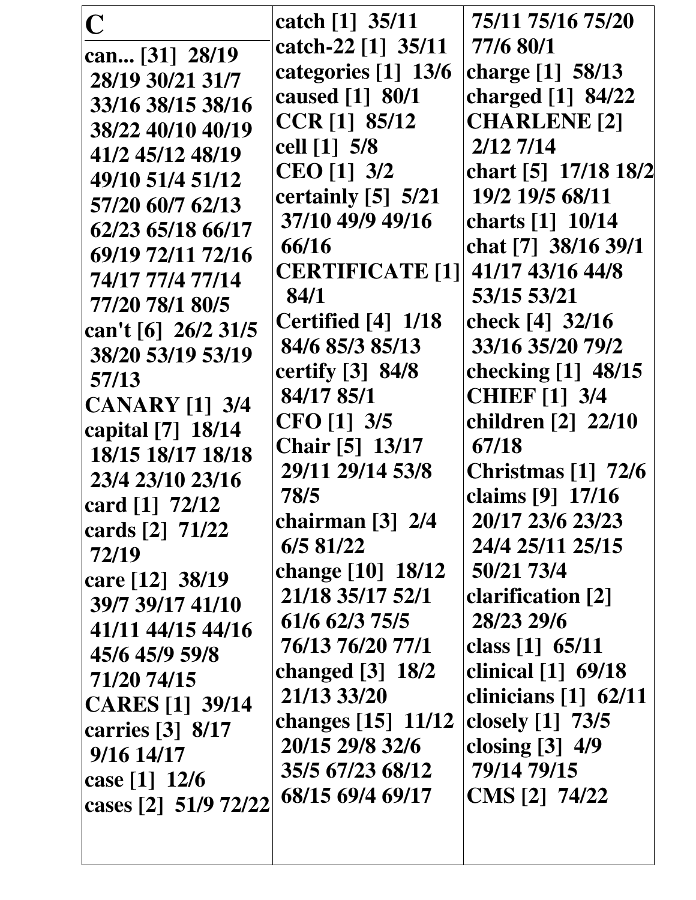# C

**can... [31]** 28/19 28/19 30/21 31/7 33/16 38/15 38/16 38/22 40/10 40/19 41/2 45/12 48/19 49/10 51/4 51/12 57/20 60/7 62/13 62/23 65/18 66/17 69/19 72/11 72/16 74/17 77/4 77/14 77/20 78/1 80/5
**can't [6]** 26/2 31/5 38/20 53/19 53/19 57/13
**CANARY [1]** 3/4
**capital [7]** 18/14 18/15 18/17 18/18 23/4 23/10 23/16
**card [1]** 72/12
**cards [2]** 71/22 72/19
**care [12]** 38/19 39/7 39/17 41/10 41/11 44/15 44/16 45/6 45/9 59/8 71/20 74/15
**CARES [1]** 39/14
**carries [3]** 8/17 9/16 14/17
**case [1]** 12/6
**cases [2]** 51/9 72/22
**catch [1]** 35/11
**catch-22 [1]** 35/11
**categories [1]** 13/6
**caused [1]** 80/1
**CCR [1]** 85/12
**cell [1]** 5/8
**CEO [1]** 3/2
**certainly [5]** 5/21 37/10 49/9 49/16 66/16
**CERTIFICATE [1]** 84/1
**Certified [4]** 1/18 84/6 85/3 85/13
**certify [3]** 84/8 84/17 85/1
**CFO [1]** 3/5
**Chair [5]** 13/17 29/11 29/14 53/8 78/5
**chairman [3]** 2/4 6/5 81/22
**change [10]** 18/12 21/18 35/17 52/1 61/6 62/3 75/5 76/13 76/20 77/1
**changed [3]** 18/2 21/13 33/20
**changes [15]** 11/12 20/15 29/8 32/6 35/5 67/23 68/12 68/15 69/4 69/17 75/11 75/16 75/20 77/6 80/1
**charge [1]** 58/13
**charged [1]** 84/22
**CHARLENE [2]** 2/12 7/14
**chart [5]** 17/18 18/2 19/2 19/5 68/11
**charts [1]** 10/14
**chat [7]** 38/16 39/1 41/17 43/16 44/8 53/15 53/21
**check [4]** 32/16 33/16 35/20 79/2
**checking [1]** 48/15
**CHIEF [1]** 3/4
**children [2]** 22/10 67/18
**Christmas [1]** 72/6
**claims [9]** 17/16 20/17 23/6 23/23 24/4 25/11 25/15 50/21 73/4
**clarification [2]** 28/23 29/6
**class [1]** 65/11
**clinical [1]** 69/18
**clinicians [1]** 62/11
**closely [1]** 73/5
**closing [3]** 4/9 79/14 79/15
**CMS [2]** 74/22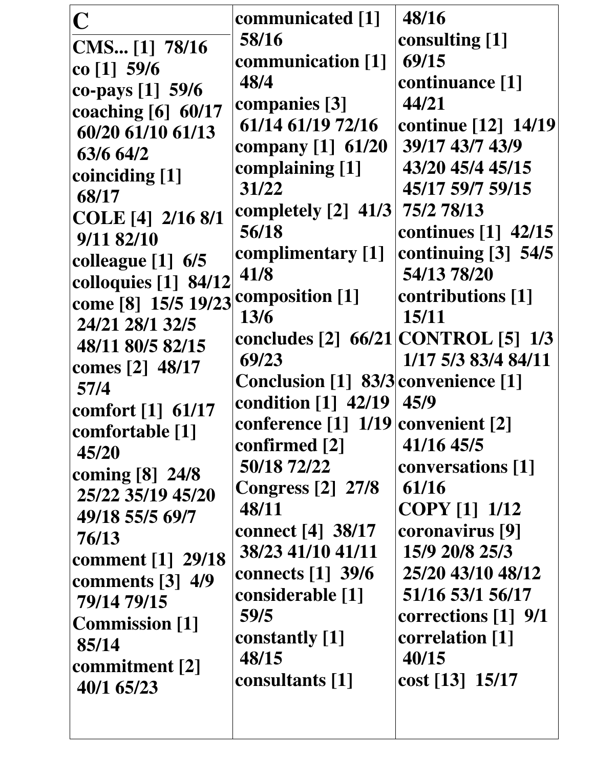# C

**CMS... [1] 78/16**
**co [1] 59/6**
**co-pays [1] 59/6**
**coaching [6] 60/17 60/20 61/10 61/13 63/6 64/2**
**coinciding [1] 68/17**
**COLE [4] 2/16 8/1 9/11 82/10**
**colleague [1] 6/5**
**colloquies [1] 84/12**
**come [8] 15/5 19/23 24/21 28/1 32/5 48/11 80/5 82/15**
**comes [2] 48/17 57/4**
**comfort [1] 61/17**
**comfortable [1] 45/20**
**coming [8] 24/8 25/22 35/19 45/20 49/18 55/5 69/7 76/13**
**comment [1] 29/18**
**comments [3] 4/9 79/14 79/15**
**Commission [1] 85/14**
**commitment [2] 40/1 65/23**
**communicated [1] 58/16**
**communication [1] 48/4**
**companies [3] 61/14 61/19 72/16**
**company [1] 61/20**
**complaining [1] 31/22**
**completely [2] 41/3 56/18**
**complimentary [1] 41/8**
**composition [1] 13/6**
**concludes [2] 66/21 69/23**
**Conclusion [1] 83/3**
**condition [1] 42/19**
**conference [1] 1/19**
**confirmed [2] 50/18 72/22**
**Congress [2] 27/8 48/11**
**connect [4] 38/17 38/23 41/10 41/11**
**connects [1] 39/6**
**considerable [1] 59/5**
**constantly [1] 48/15**
**consultants [1] 48/16**
**consulting [1] 69/15**
**continuance [1] 44/21**
**continue [12] 14/19 39/17 43/7 43/9 43/20 45/4 45/15 45/17 59/7 59/15 75/2 78/13**
**continues [1] 42/15**
**continuing [3] 54/5 54/13 78/20**
**contributions [1] 15/11**
**CONTROL [5] 1/3 1/17 5/3 83/4 84/11**
**convenience [1] 45/9**
**convenient [2] 41/16 45/5**
**conversations [1] 61/16**
**COPY [1] 1/12**
**coronavirus [9] 15/9 20/8 25/3 25/20 43/10 48/12 51/16 53/1 56/17**
**corrections [1] 9/1**
**correlation [1] 40/15**
**cost [13] 15/17**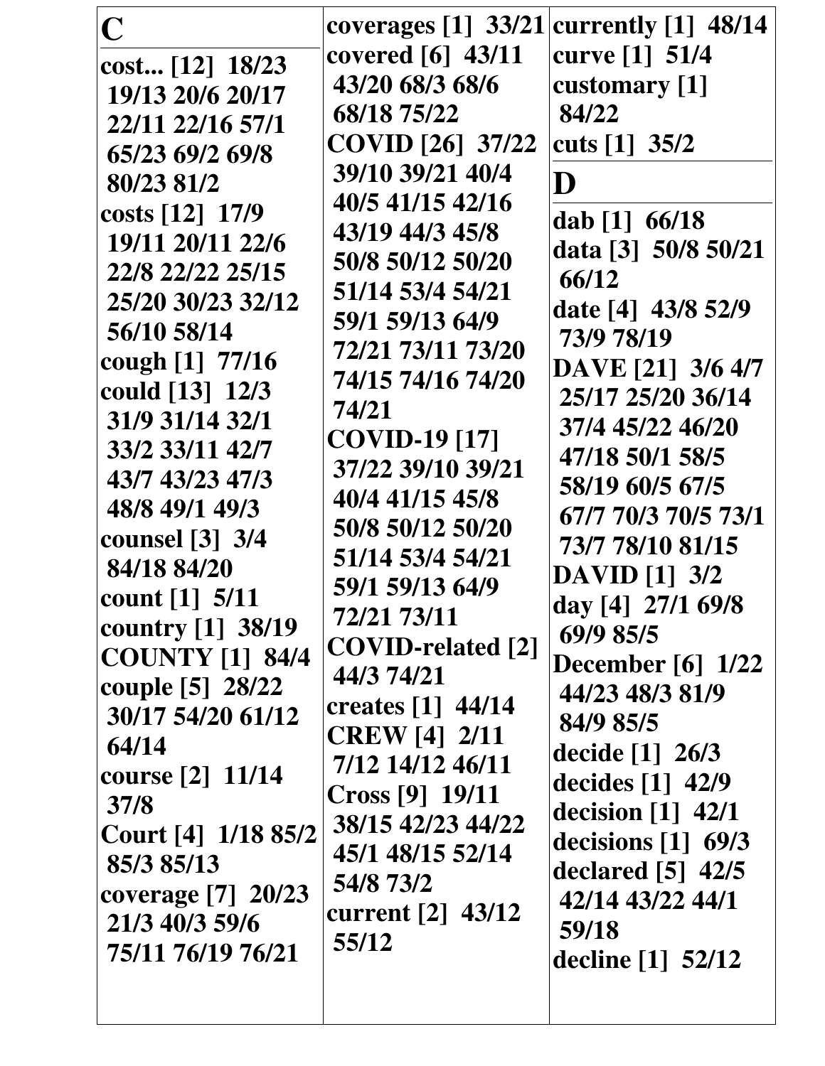## C

**cost... [12]** 18/23 19/13 20/6 20/17 22/11 22/16 57/1 65/23 69/2 69/8 80/23 81/2

**costs [12]** 17/9 19/11 20/11 22/6 22/8 22/22 25/15 25/20 30/23 32/12 56/10 58/14

**cough [1]** 77/16

**could [13]** 12/3 31/9 31/14 32/1 33/2 33/11 42/7 43/7 43/23 47/3 48/8 49/1 49/3

**counsel [3]** 3/4 84/18 84/20

**count [1]** 5/11

**country [1]** 38/19

**COUNTY [1]** 84/4

**couple [5]** 28/22 30/17 54/20 61/12 64/14

**course [2]** 11/14 37/8

**Court [4]** 1/18 85/2 85/3 85/13

**coverage [7]** 20/23 21/3 40/3 59/6 75/11 76/19 76/21

**coverages [1]** 33/21

**covered [6]** 43/11 43/20 68/3 68/6 68/18 75/22

**COVID [26]** 37/22 39/10 39/21 40/4 40/5 41/15 42/16 43/19 44/3 45/8 50/8 50/12 50/20 51/14 53/4 54/21 59/1 59/13 64/9 72/21 73/11 73/20 74/15 74/16 74/20 74/21

**COVID-19 [17]** 37/22 39/10 39/21 40/4 41/15 45/8 50/8 50/12 50/20 51/14 53/4 54/21 59/1 59/13 64/9 72/21 73/11

**COVID-related [2]** 44/3 74/21

**creates [1]** 44/14

**CREW [4]** 2/11 7/12 14/12 46/11

**Cross [9]** 19/11 38/15 42/23 44/22 45/1 48/15 52/14 54/8 73/2

**current [2]** 43/12 55/12

**currently [1]** 48/14

**curve [1]** 51/4

**customary [1]** 84/22

**cuts [1]** 35/2

## D

**dab [1]** 66/18

**data [3]** 50/8 50/21 66/12

**date [4]** 43/8 52/9 73/9 78/19

**DAVE [21]** 3/6 4/7 25/17 25/20 36/14 37/4 45/22 46/20 47/18 50/1 58/5 58/19 60/5 67/5 67/7 70/3 70/5 73/1 73/7 78/10 81/15

**DAVID [1]** 3/2

**day [4]** 27/1 69/8 69/9 85/5

**December [6]** 1/22 44/23 48/3 81/9 84/9 85/5

**decide [1]** 26/3

**decides [1]** 42/9

**decision [1]** 42/1

**decisions [1]** 69/3

**declared [5]** 42/5 42/14 43/22 44/1 59/18

**decline [1]** 52/12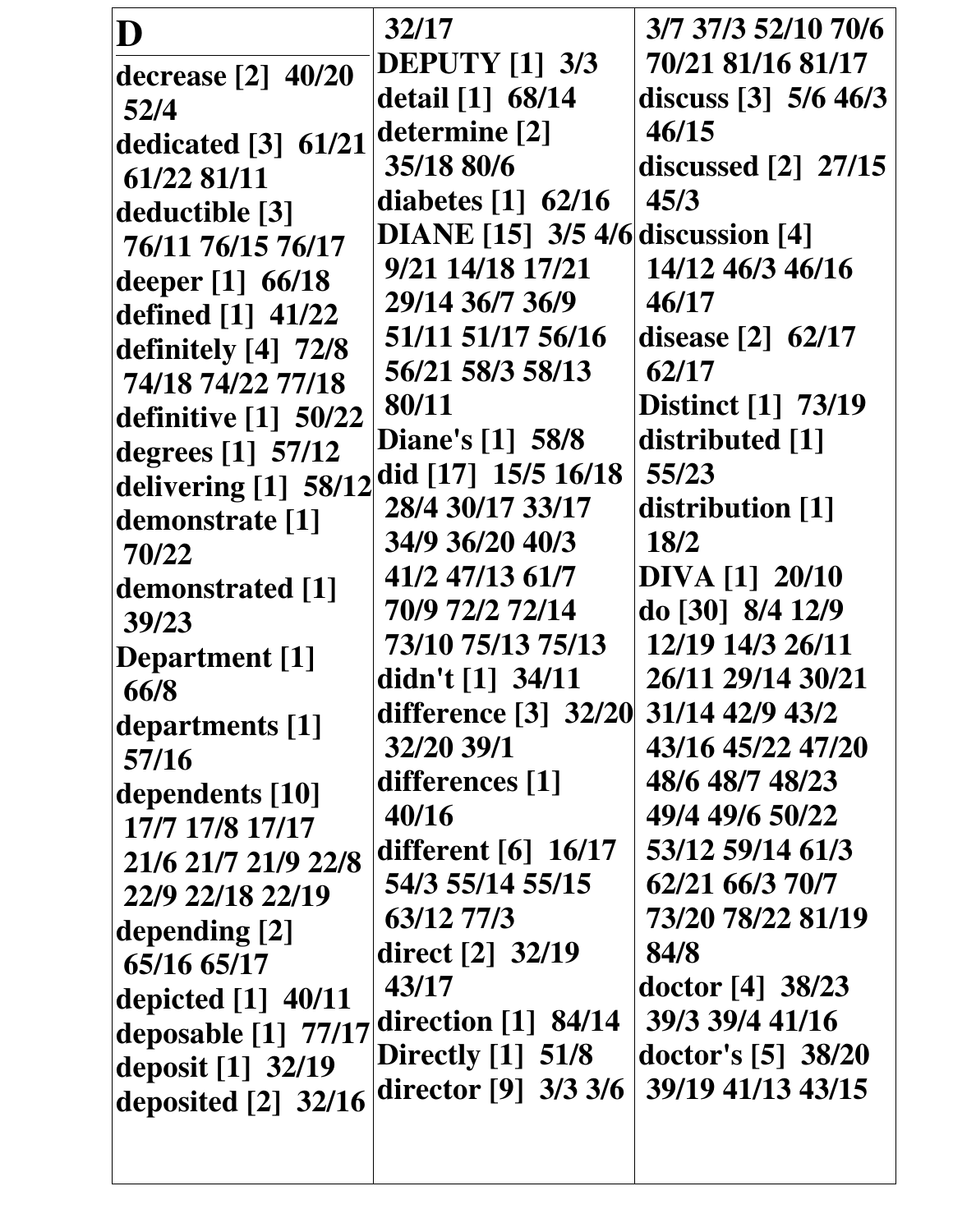# D

**decrease [2]** 40/20 52/4
**dedicated [3]** 61/21 61/22 81/11
**deductible [3]** 76/11 76/15 76/17
**deeper [1]** 66/18
**defined [1]** 41/22
**definitely [4]** 72/8 74/18 74/22 77/18
**definitive [1]** 50/22
**degrees [1]** 57/12
**delivering [1]** 58/12
**demonstrate [1]** 70/22
**demonstrated [1]** 39/23
**Department [1]** 66/8
**departments [1]** 57/16
**dependents [10]** 17/7 17/8 17/17 21/6 21/7 21/9 22/8 22/9 22/18 22/19
**depending [2]** 65/16 65/17
**depicted [1]** 40/11
**deposable [1]** 77/17
**deposit [1]** 32/19
**deposited [2]** 32/16 32/17
**DEPUTY [1]** 3/3
**detail [1]** 68/14
**determine [2]** 35/18 80/6
**diabetes [1]** 62/16
**DIANE [15]** 3/5 4/6 9/21 14/18 17/21 29/14 36/7 36/9 51/11 51/17 56/16 56/21 58/3 58/13 80/11
**Diane's [1]** 58/8
**did [17]** 15/5 16/18 28/4 30/17 33/17 34/9 36/20 40/3 41/2 47/13 61/7 70/9 72/2 72/14 73/10 75/13 75/13
**didn't [1]** 34/11
**difference [3]** 32/20 32/20 39/1
**differences [1]** 40/16
**different [6]** 16/17 54/3 55/14 55/15 63/12 77/3
**direct [2]** 32/19 43/17
**direction [1]** 84/14
**Directly [1]** 51/8
**director [9]** 3/3 3/6 3/7 37/3 52/10 70/6 70/21 81/16 81/17
**discuss [3]** 5/6 46/3 46/15
**discussed [2]** 27/15 45/3
**discussion [4]** 14/12 46/3 46/16 46/17
**disease [2]** 62/17 62/17
**Distinct [1]** 73/19
**distributed [1]** 55/23
**distribution [1]** 18/2
**DIVA [1]** 20/10
**do [30]** 8/4 12/9 12/19 14/3 26/11 26/11 29/14 30/21 31/14 42/9 43/2 43/16 45/22 47/20 48/6 48/7 48/23 49/4 49/6 50/22 53/12 59/14 61/3 62/21 66/3 70/7 73/20 78/22 81/19 84/8
**doctor [4]** 38/23 39/3 39/4 41/16
**doctor's [5]** 38/20 39/19 41/13 43/15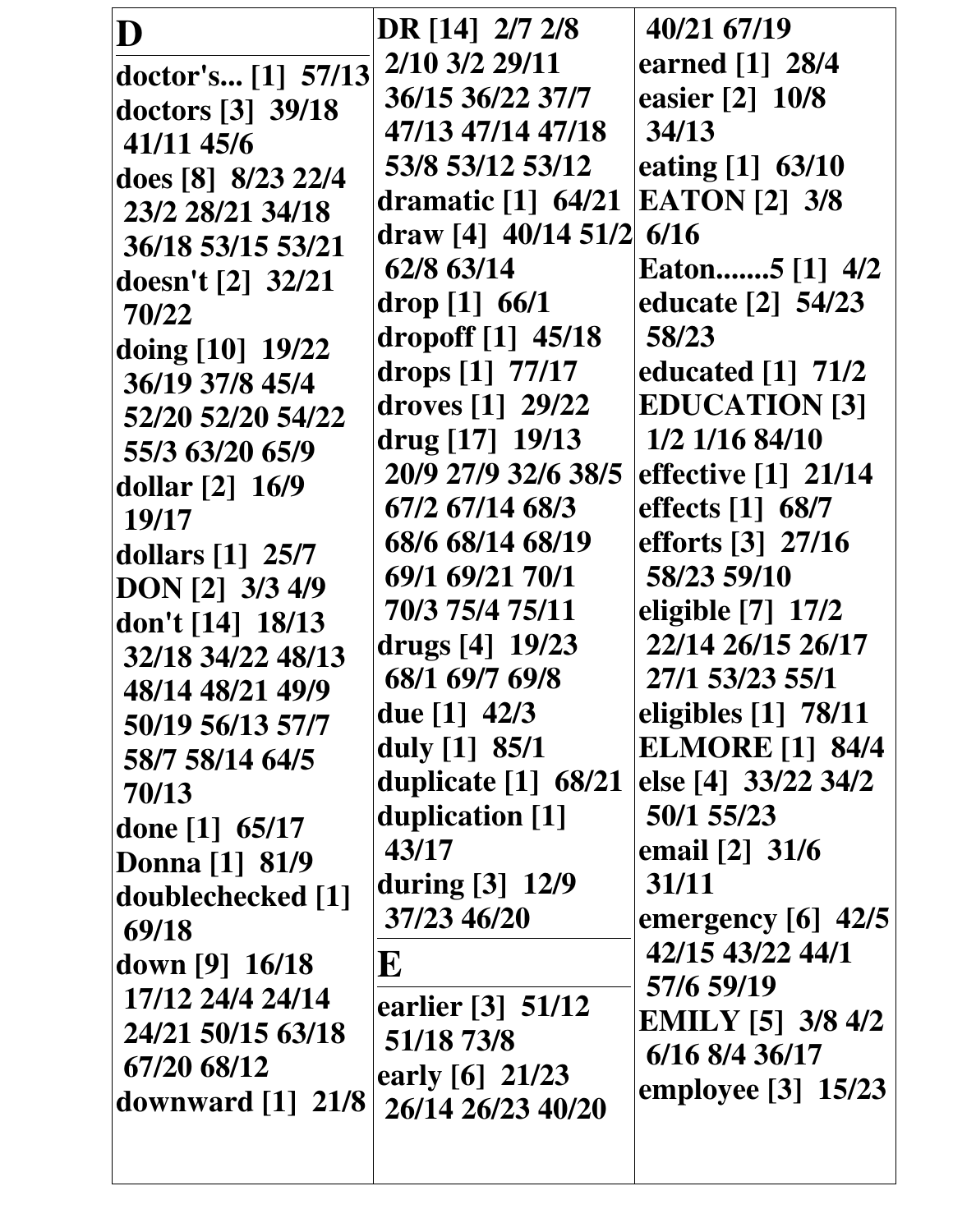# D

**doctor's... [1]** 57/13
**doctors [3]** 39/18 41/11 45/6
**does [8]** 8/23 22/4 23/2 28/21 34/18 36/18 53/15 53/21
**doesn't [2]** 32/21 70/22
**doing [10]** 19/22 36/19 37/8 45/4 52/20 52/20 54/22 55/3 63/20 65/9
**dollar [2]** 16/9 19/17
**dollars [1]** 25/7
**DON [2]** 3/3 4/9
**don't [14]** 18/13 32/18 34/22 48/13 48/14 48/21 49/9 50/19 56/13 57/7 58/7 58/14 64/5 70/13
**done [1]** 65/17
**Donna [1]** 81/9
**doublechecked [1]** 69/18
**down [9]** 16/18 17/12 24/4 24/14 24/21 50/15 63/18 67/20 68/12
**downward [1]** 21/8
**DR [14]** 2/7 2/8 2/10 3/2 29/11 36/15 36/22 37/7 47/13 47/14 47/18 53/8 53/12 53/12
**dramatic [1]** 64/21
**draw [4]** 40/14 51/2 62/8 63/14
**drop [1]** 66/1
**dropoff [1]** 45/18
**drops [1]** 77/17
**droves [1]** 29/22
**drug [17]** 19/13 20/9 27/9 32/6 38/5 67/2 67/14 68/3 68/6 68/14 68/19 69/1 69/21 70/1 70/3 75/4 75/11
**drugs [4]** 19/23 68/1 69/7 69/8
**due [1]** 42/3
**duly [1]** 85/1
**duplicate [1]** 68/21
**duplication [1]** 43/17
**during [3]** 12/9 37/23 46/20

# E

**earlier [3]** 51/12 51/18 73/8
**early [6]** 21/23 26/14 26/23 40/20 40/21 67/19
**earned [1]** 28/4
**easier [2]** 10/8 34/13
**eating [1]** 63/10
**EATON [2]** 3/8 6/16
**Eaton.......5 [1]** 4/2
**educate [2]** 54/23 58/23
**educated [1]** 71/2
**EDUCATION [3]** 1/2 1/16 84/10
**effective [1]** 21/14
**effects [1]** 68/7
**efforts [3]** 27/16 58/23 59/10
**eligible [7]** 17/2 22/14 26/15 26/17 27/1 53/23 55/1
**eligibles [1]** 78/11
**ELMORE [1]** 84/4
**else [4]** 33/22 34/2 50/1 55/23
**email [2]** 31/6 31/11
**emergency [6]** 42/5 42/15 43/22 44/1 57/6 59/19
**EMILY [5]** 3/8 4/2 6/16 8/4 36/17
**employee [3]** 15/23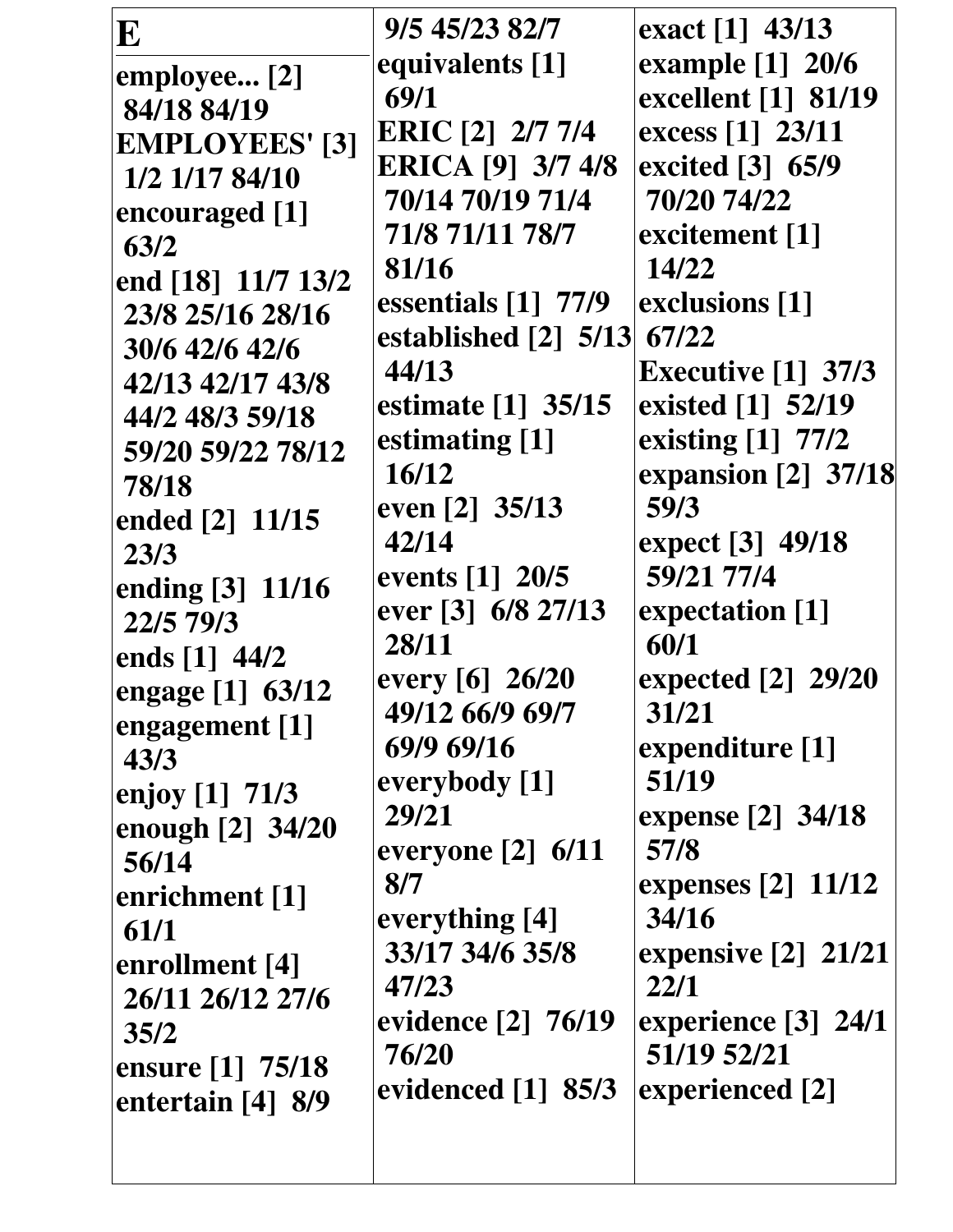# E

employee... [2] 84/18 84/19
EMPLOYEES' [3] 1/2 1/17 84/10
encouraged [1] 63/2
end [18] 11/7 13/2 23/8 25/16 28/16 30/6 42/6 42/6 42/13 42/17 43/8 44/2 48/3 59/18 59/20 59/22 78/12 78/18
ended [2] 11/15 23/3
ending [3] 11/16 22/5 79/3
ends [1] 44/2
engage [1] 63/12
engagement [1] 43/3
enjoy [1] 71/3
enough [2] 34/20 56/14
enrichment [1] 61/1
enrollment [4] 26/11 26/12 27/6 35/2
ensure [1] 75/18
entertain [4] 8/9 9/5 45/23 82/7
equivalents [1] 69/1
ERIC [2] 2/7 7/4
ERICA [9] 3/7 4/8 70/14 70/19 71/4 71/8 71/11 78/7 81/16
essentials [1] 77/9
established [2] 5/13 44/13
estimate [1] 35/15
estimating [1] 16/12
even [2] 35/13 42/14
events [1] 20/5
ever [3] 6/8 27/13 28/11
every [6] 26/20 49/12 66/9 69/7 69/9 69/16
everybody [1] 29/21
everyone [2] 6/11 8/7
everything [4] 33/17 34/6 35/8 47/23
evidence [2] 76/19 76/20
evidenced [1] 85/3
exact [1] 43/13
example [1] 20/6
excellent [1] 81/19
excess [1] 23/11
excited [3] 65/9 70/20 74/22
excitement [1] 14/22
exclusions [1] 67/22
Executive [1] 37/3
existed [1] 52/19
existing [1] 77/2
expansion [2] 37/18 59/3
expect [3] 49/18 59/21 77/4
expectation [1] 60/1
expected [2] 29/20 31/21
expenditure [1] 51/19
expense [2] 34/18 57/8
expenses [2] 11/12 34/16
expensive [2] 21/21 22/1
experience [3] 24/1 51/19 52/21
experienced [2]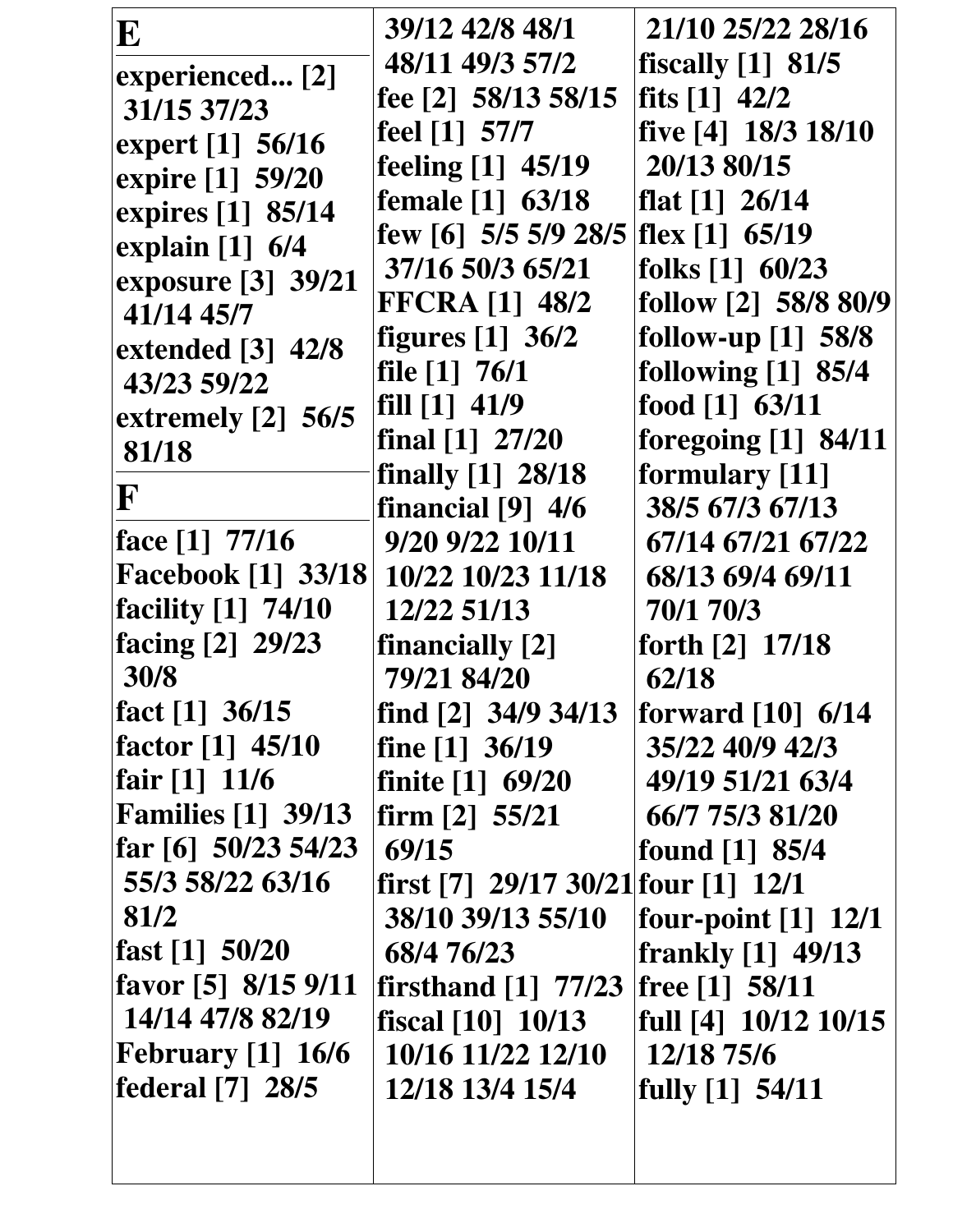## E

**experienced... [2]** 31/15 37/23
**expert [1]** 56/16
**expire [1]** 59/20
**expires [1]** 85/14
**explain [1]** 6/4
**exposure [3]** 39/21 41/14 45/7
**extended [3]** 42/8 43/23 59/22
**extremely [2]** 56/5 81/18

## F

**face [1]** 77/16
**Facebook [1]** 33/18
**facility [1]** 74/10
**facing [2]** 29/23 30/8
**fact [1]** 36/15
**factor [1]** 45/10
**fair [1]** 11/6
**Families [1]** 39/13
**far [6]** 50/23 54/23 55/3 58/22 63/16 81/2
**fast [1]** 50/20
**favor [5]** 8/15 9/11 14/14 47/8 82/19
**February [1]** 16/6
**federal [7]** 28/5 39/12 42/8 48/1 48/11 49/3 57/2
**fee [2]** 58/13 58/15
**feel [1]** 57/7
**feeling [1]** 45/19
**female [1]** 63/18
**few [6]** 5/5 5/9 28/5 37/16 50/3 65/21
**FFCRA [1]** 48/2
**figures [1]** 36/2
**file [1]** 76/1
**fill [1]** 41/9
**final [1]** 27/20
**finally [1]** 28/18
**financial [9]** 4/6 9/20 9/22 10/11 10/22 10/23 11/18 12/22 51/13
**financially [2]** 79/21 84/20
**find [2]** 34/9 34/13
**fine [1]** 36/19
**finite [1]** 69/20
**firm [2]** 55/21 69/15
**first [7]** 29/17 30/21 38/10 39/13 55/10 68/4 76/23
**firsthand [1]** 77/23
**fiscal [10]** 10/13 10/16 11/22 12/10 12/18 13/4 15/4 21/10 25/22 28/16
**fiscally [1]** 81/5
**fits [1]** 42/2
**five [4]** 18/3 18/10 20/13 80/15
**flat [1]** 26/14
**flex [1]** 65/19
**folks [1]** 60/23
**follow [2]** 58/8 80/9
**follow-up [1]** 58/8
**following [1]** 85/4
**food [1]** 63/11
**foregoing [1]** 84/11
**formulary [11]** 38/5 67/3 67/13 67/14 67/21 67/22 68/13 69/4 69/11 70/1 70/3
**forth [2]** 17/18 62/18
**forward [10]** 6/14 35/22 40/9 42/3 49/19 51/21 63/4 66/7 75/3 81/20
**found [1]** 85/4
**four [1]** 12/1
**four-point [1]** 12/1
**frankly [1]** 49/13
**free [1]** 58/11
**full [4]** 10/12 10/15 12/18 75/6
**fully [1]** 54/11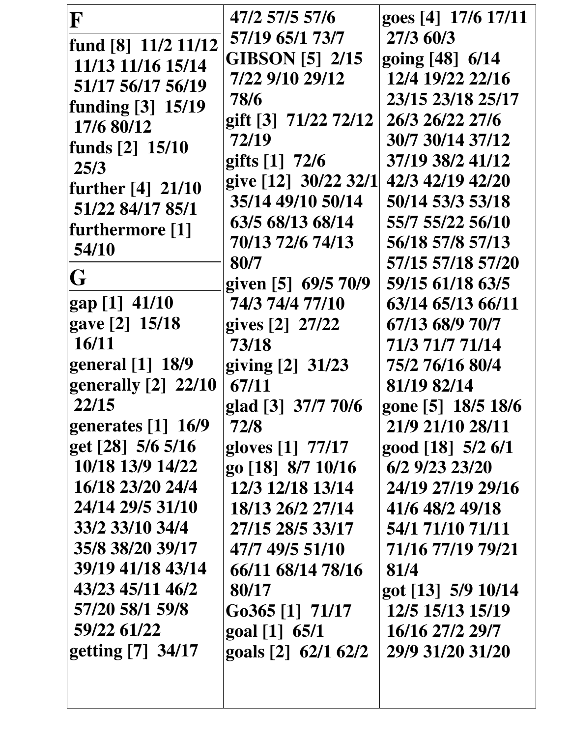## F

**fund [8]** 11/2 11/12 11/13 11/16 15/14 51/17 56/17 56/19
**funding [3]** 15/19 17/6 80/12
**funds [2]** 15/10 25/3
**further [4]** 21/10 51/22 84/17 85/1
**furthermore [1]** 54/10

## G

**gap [1]** 41/10
**gave [2]** 15/18 16/11
**general [1]** 18/9
**generally [2]** 22/10 22/15
**generates [1]** 16/9
**get [28]** 5/6 5/16 10/18 13/9 14/22 16/18 23/20 24/4 24/14 29/5 31/10 33/2 33/10 34/4 35/8 38/20 39/17 39/19 41/18 43/14 43/23 45/11 46/2 57/20 58/1 59/8 59/22 61/22
**getting [7]** 34/17 47/2 57/5 57/6 57/19 65/1 73/7
**GIBSON [5]** 2/15 7/22 9/10 29/12 78/6
**gift [3]** 71/22 72/12 72/19
**gifts [1]** 72/6
**give [12]** 30/22 32/1 35/14 49/10 50/14 63/5 68/13 68/14 70/13 72/6 74/13 80/7
**given [5]** 69/5 70/9 74/3 74/4 77/10
**gives [2]** 27/22 73/18
**giving [2]** 31/23 67/11
**glad [3]** 37/7 70/6 72/8
**gloves [1]** 77/17
**go [18]** 8/7 10/16 12/3 12/18 13/14 18/13 26/2 27/14 27/15 28/5 33/17 47/7 49/5 51/10 66/11 68/14 78/16 80/17
**Go365 [1]** 71/17
**goal [1]** 65/1
**goals [2]** 62/1 62/2
**goes [4]** 17/6 17/11 27/3 60/3
**going [48]** 6/14 12/4 19/22 22/16 23/15 23/18 25/17 26/3 26/22 27/6 30/7 30/14 37/12 37/19 38/2 41/12 42/3 42/19 42/20 50/14 53/3 53/18 55/7 55/22 56/10 56/18 57/8 57/13 57/15 57/18 57/20 59/15 61/18 63/5 63/14 65/13 66/11 67/13 68/9 70/7 71/3 71/7 71/14 75/2 76/16 80/4 81/19 82/14
**gone [5]** 18/5 18/6 21/9 21/10 28/11
**good [18]** 5/2 6/1 6/2 9/23 23/20 24/19 27/19 29/16 41/6 48/2 49/18 54/1 71/10 71/11 71/16 77/19 79/21 81/4
**got [13]** 5/9 10/14 12/5 15/13 15/19 16/16 27/2 29/7 29/9 31/20 31/20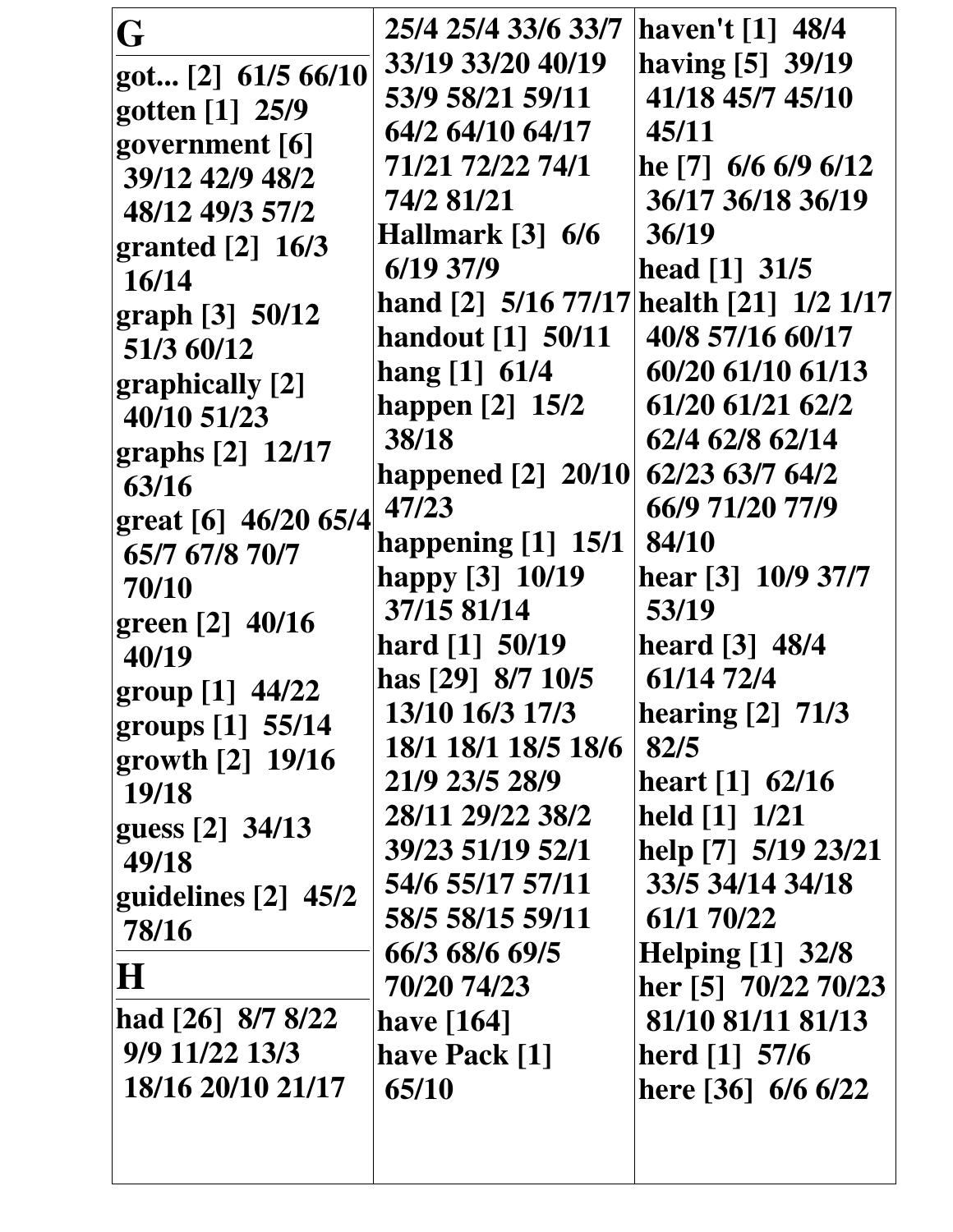## G

**got... [2]** 61/5 66/10
**gotten [1]** 25/9
**government [6]** 39/12 42/9 48/2 48/12 49/3 57/2
**granted [2]** 16/3 16/14
**graph [3]** 50/12 51/3 60/12
**graphically [2]** 40/10 51/23
**graphs [2]** 12/17 63/16
**great [6]** 46/20 65/4 65/7 67/8 70/7 70/10
**green [2]** 40/16 40/19
**group [1]** 44/22
**groups [1]** 55/14
**growth [2]** 19/16 19/18
**guess [2]** 34/13 49/18
**guidelines [2]** 45/2 78/16

## H

**had [26]** 8/7 8/22 9/9 11/22 13/3 18/16 20/10 21/17 25/4 25/4 33/6 33/7 33/19 33/20 40/19 53/9 58/21 59/11 64/2 64/10 64/17 71/21 72/22 74/1 74/2 81/21
**Hallmark [3]** 6/6 6/19 37/9
**hand [2]** 5/16 77/17
**handout [1]** 50/11
**hang [1]** 61/4
**happen [2]** 15/2 38/18
**happened [2]** 20/10 47/23
**happening [1]** 15/1
**happy [3]** 10/19 37/15 81/14
**hard [1]** 50/19
**has [29]** 8/7 10/5 13/10 16/3 17/3 18/1 18/1 18/5 18/6 21/9 23/5 28/9 28/11 29/22 38/2 39/23 51/19 52/1 54/6 55/17 57/11 58/5 58/15 59/11 66/3 68/6 69/5 70/20 74/23
**have [164]**
**have Pack [1]** 65/10
**haven't [1]** 48/4
**having [5]** 39/19 41/18 45/7 45/10 45/11
**he [7]** 6/6 6/9 6/12 36/17 36/18 36/19 36/19
**head [1]** 31/5
**health [21]** 1/2 1/17 40/8 57/16 60/17 60/20 61/10 61/13 61/20 61/21 62/2 62/4 62/8 62/14 62/23 63/7 64/2 66/9 71/20 77/9 84/10
**hear [3]** 10/9 37/7 53/19
**heard [3]** 48/4 61/14 72/4
**hearing [2]** 71/3 82/5
**heart [1]** 62/16
**held [1]** 1/21
**help [7]** 5/19 23/21 33/5 34/14 34/18 61/1 70/22
**Helping [1]** 32/8
**her [5]** 70/22 70/23 81/10 81/11 81/13
**herd [1]** 57/6
**here [36]** 6/6 6/22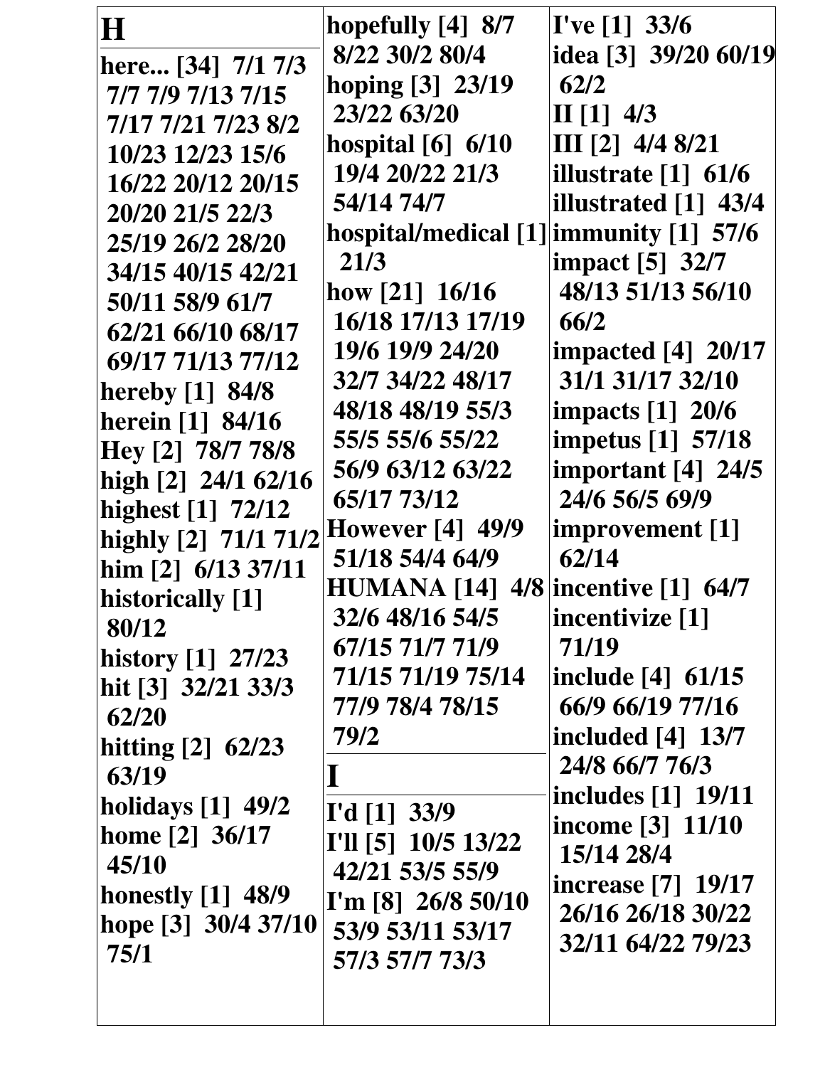# H

**here... [34] 7/1 7/3 7/7 7/9 7/13 7/15 7/17 7/21 7/23 8/2 10/23 12/23 15/6 16/22 20/12 20/15 20/20 21/5 22/3 25/19 26/2 28/20 34/15 40/15 42/21 50/11 58/9 61/7 62/21 66/10 68/17 69/17 71/13 77/12**
**hereby [1] 84/8**
**herein [1] 84/16**
**Hey [2] 78/7 78/8**
**high [2] 24/1 62/16**
**highest [1] 72/12**
**highly [2] 71/1 71/2**
**him [2] 6/13 37/11**
**historically [1] 80/12**
**history [1] 27/23**
**hit [3] 32/21 33/3 62/20**
**hitting [2] 62/23 63/19**
**holidays [1] 49/2**
**home [2] 36/17 45/10**
**honestly [1] 48/9**
**hope [3] 30/4 37/10 75/1**
**hopefully [4] 8/7 8/22 30/2 80/4**
**hoping [3] 23/19 23/22 63/20**
**hospital [6] 6/10 19/4 20/22 21/3 54/14 74/7**
**hospital/medical [1] 21/3**
**how [21] 16/16 16/18 17/13 17/19 19/6 19/9 24/20 32/7 34/22 48/17 48/18 48/19 55/3 55/5 55/6 55/22 56/9 63/12 63/22 65/17 73/12**
**However [4] 49/9 51/18 54/4 64/9**
**HUMANA [14] 4/8 32/6 48/16 54/5 67/15 71/7 71/9 71/15 71/19 75/14 77/9 78/4 78/15 79/2**

# I

**I'd [1] 33/9**
**I'll [5] 10/5 13/22 42/21 53/5 55/9**
**I'm [8] 26/8 50/10 53/9 53/11 53/17 57/3 57/7 73/3**
**I've [1] 33/6**
**idea [3] 39/20 60/19 62/2**
**II [1] 4/3**
**III [2] 4/4 8/21**
**illustrate [1] 61/6**
**illustrated [1] 43/4**
**immunity [1] 57/6**
**impact [5] 32/7 48/13 51/13 56/10 66/2**
**impacted [4] 20/17 31/1 31/17 32/10**
**impacts [1] 20/6**
**impetus [1] 57/18**
**important [4] 24/5 24/6 56/5 69/9**
**improvement [1] 62/14**
**incentive [1] 64/7**
**incentivize [1] 71/19**
**include [4] 61/15 66/9 66/19 77/16**
**included [4] 13/7 24/8 66/7 76/3**
**includes [1] 19/11**
**income [3] 11/10 15/14 28/4**
**increase [7] 19/17 26/16 26/18 30/22 32/11 64/22 79/23**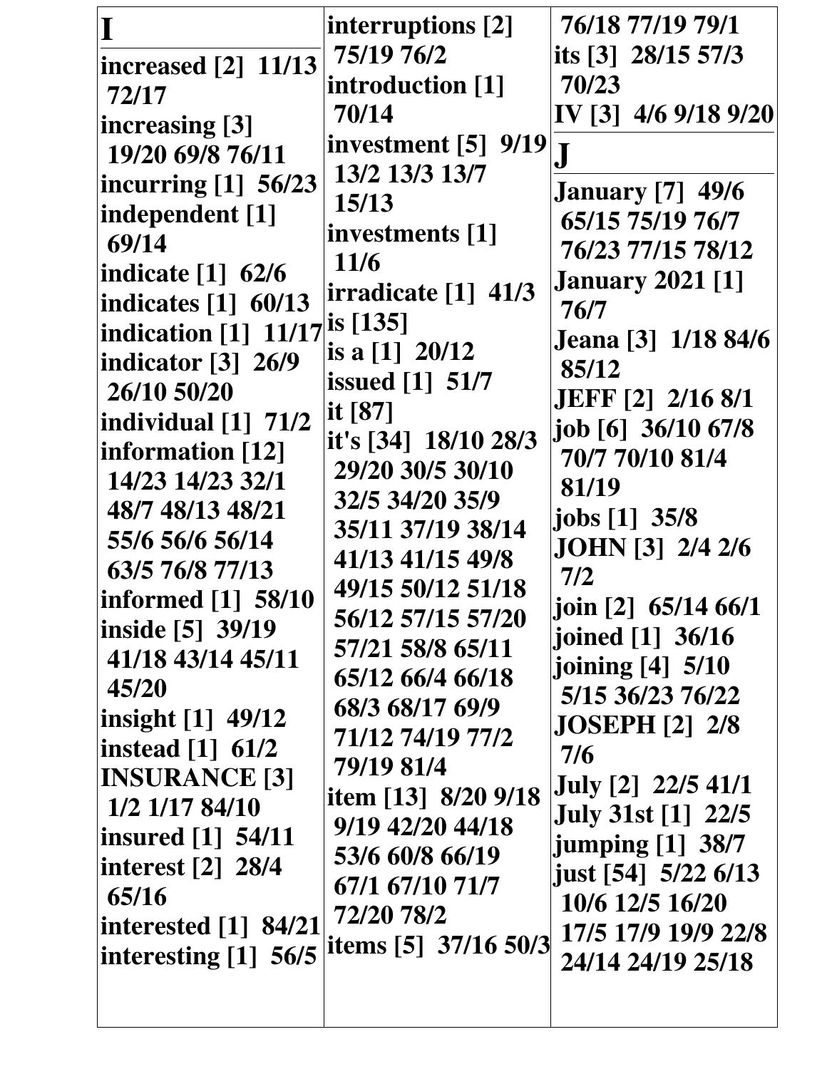# I

increased [2] 11/13 72/17
increasing [3] 19/20 69/8 76/11
incurring [1] 56/23
independent [1] 69/14
indicate [1] 62/6
indicates [1] 60/13
indication [1] 11/17
indicator [3] 26/9 26/10 50/20
individual [1] 71/2
information [12] 14/23 14/23 32/1 48/7 48/13 48/21 55/6 56/6 56/14 63/5 76/8 77/13
informed [1] 58/10
inside [5] 39/19 41/18 43/14 45/11 45/20
insight [1] 49/12
instead [1] 61/2
INSURANCE [3] 1/2 1/17 84/10
insured [1] 54/11
interest [2] 28/4 65/16
interested [1] 84/21
interesting [1] 56/5
interruptions [2] 75/19 76/2
introduction [1] 70/14
investment [5] 9/19 13/2 13/3 13/7 15/13
investments [1] 11/6
irradicate [1] 41/3
is [135]
is a [1] 20/12
issued [1] 51/7
it [87]
it's [34] 18/10 28/3 29/20 30/5 30/10 32/5 34/20 35/9 35/11 37/19 38/14 41/13 41/15 49/8 49/15 50/12 51/18 56/12 57/15 57/20 57/21 58/8 65/11 65/12 66/4 66/18 68/3 68/17 69/9 71/12 74/19 77/2 79/19 81/4
item [13] 8/20 9/18 9/19 42/20 44/18 53/6 60/8 66/19 67/1 67/10 71/7 72/20 78/2
items [5] 37/16 50/3 76/18 77/19 79/1
its [3] 28/15 57/3 70/23
IV [3] 4/6 9/18 9/20

# J

January [7] 49/6 65/15 75/19 76/7 76/23 77/15 78/12
January 2021 [1] 76/7
Jeana [3] 1/18 84/6 85/12
JEFF [2] 2/16 8/1
job [6] 36/10 67/8 70/7 70/10 81/4 81/19
jobs [1] 35/8
JOHN [3] 2/4 2/6 7/2
join [2] 65/14 66/1
joined [1] 36/16
joining [4] 5/10 5/15 36/23 76/22
JOSEPH [2] 2/8 7/6
July [2] 22/5 41/1
July 31st [1] 22/5
jumping [1] 38/7
just [54] 5/22 6/13 10/6 12/5 16/20 17/5 17/9 19/9 22/8 24/14 24/19 25/18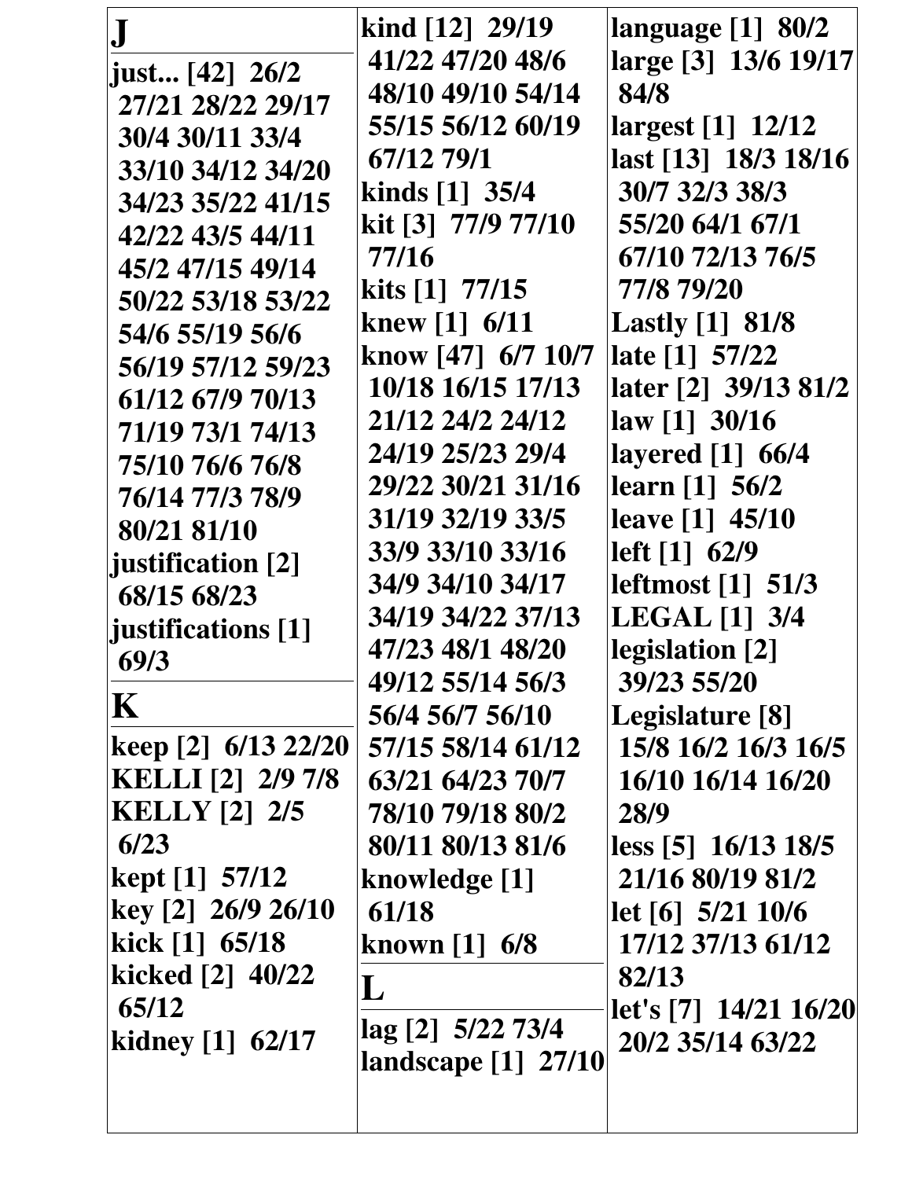## J

**just... [42]** 26/2 27/21 28/22 29/17 30/4 30/11 33/4 33/10 34/12 34/20 34/23 35/22 41/15 42/22 43/5 44/11 45/2 47/15 49/14 50/22 53/18 53/22 54/6 55/19 56/6 56/19 57/12 59/23 61/12 67/9 70/13 71/19 73/1 74/13 75/10 76/6 76/8 76/14 77/3 78/9 80/21 81/10

**justification [2]** 68/15 68/23

**justifications [1]** 69/3

## K

**keep [2]** 6/13 22/20

**KELLI [2]** 2/9 7/8

**KELLY [2]** 2/5 6/23

**kept [1]** 57/12

**key [2]** 26/9 26/10

**kick [1]** 65/18

**kicked [2]** 40/22 65/12

**kidney [1]** 62/17

**kind [12]** 29/19 41/22 47/20 48/6 48/10 49/10 54/14 55/15 56/12 60/19 67/12 79/1

**kinds [1]** 35/4

**kit [3]** 77/9 77/10 77/16

**kits [1]** 77/15

**knew [1]** 6/11

**know [47]** 6/7 10/7 10/18 16/15 17/13 21/12 24/2 24/12 24/19 25/23 29/4 29/22 30/21 31/16 31/19 32/19 33/5 33/9 33/10 33/16 34/9 34/10 34/17 34/19 34/22 37/13 47/23 48/1 48/20 49/12 55/14 56/3 56/4 56/7 56/10 57/15 58/14 61/12 63/21 64/23 70/7 78/10 79/18 80/2 80/11 80/13 81/6

**knowledge [1]** 61/18

**known [1]** 6/8

## L

**lag [2]** 5/22 73/4

**landscape [1]** 27/10

**language [1]** 80/2

**large [3]** 13/6 19/17 84/8

**largest [1]** 12/12

**last [13]** 18/3 18/16 30/7 32/3 38/3 55/20 64/1 67/1 67/10 72/13 76/5 77/8 79/20

**Lastly [1]** 81/8

**late [1]** 57/22

**later [2]** 39/13 81/2

**law [1]** 30/16

**layered [1]** 66/4

**learn [1]** 56/2

**leave [1]** 45/10

**left [1]** 62/9

**leftmost [1]** 51/3

**LEGAL [1]** 3/4

**legislation [2]** 39/23 55/20

**Legislature [8]** 15/8 16/2 16/3 16/5 16/10 16/14 16/20 28/9

**less [5]** 16/13 18/5 21/16 80/19 81/2

**let [6]** 5/21 10/6 17/12 37/13 61/12 82/13

**let's [7]** 14/21 16/20 20/2 35/14 63/22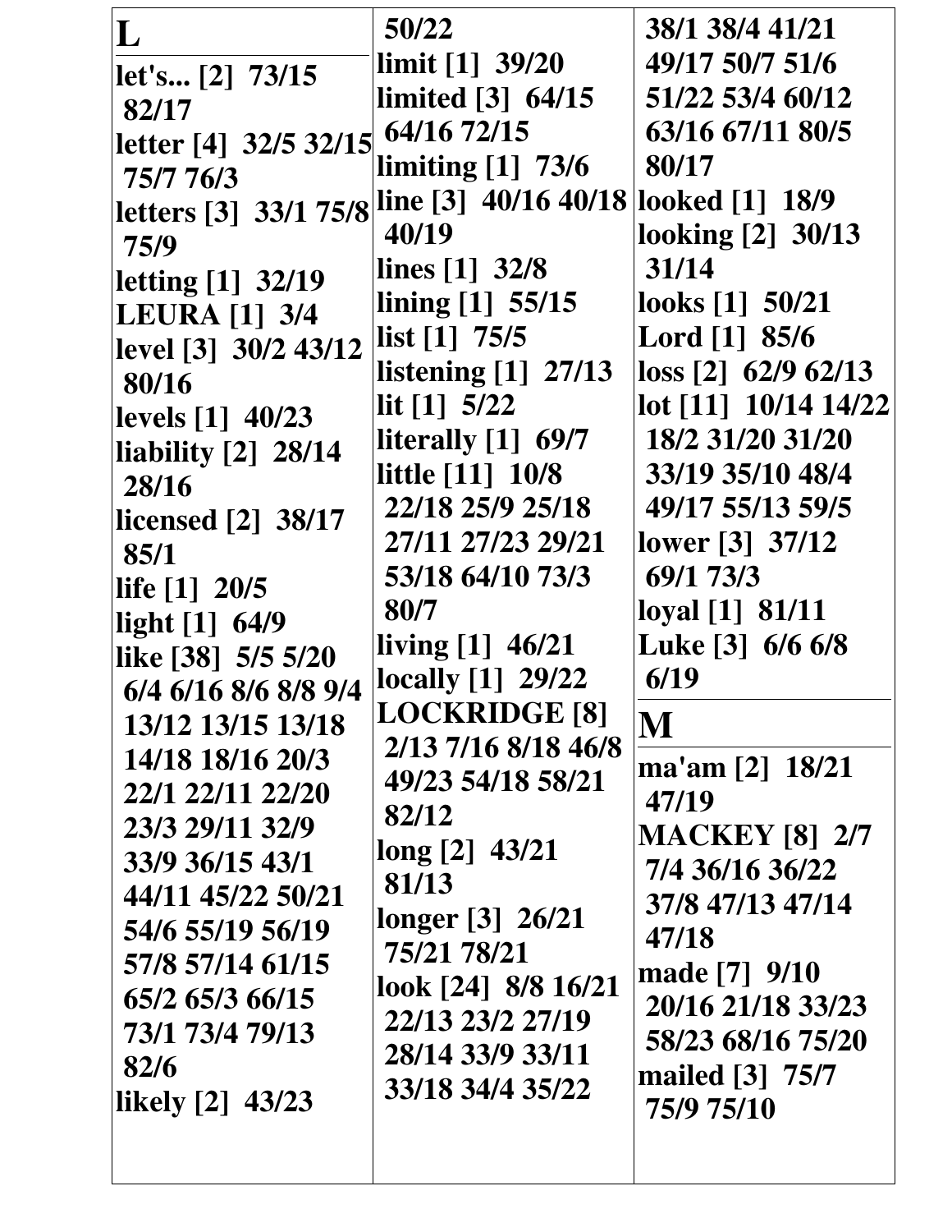## L

**let's... [2] 73/15 82/17**
**letter [4] 32/5 32/15 75/7 76/3**
**letters [3] 33/1 75/8 75/9**
**letting [1] 32/19**
**LEURA [1] 3/4**
**level [3] 30/2 43/12 80/16**
**levels [1] 40/23**
**liability [2] 28/14 28/16**
**licensed [2] 38/17 85/1**
**life [1] 20/5**
**light [1] 64/9**
**like [38] 5/5 5/20 6/4 6/16 8/6 8/8 9/4 13/12 13/15 13/18 14/18 18/16 20/3 22/1 22/11 22/20 23/3 29/11 32/9 33/9 36/15 43/1 44/11 45/22 50/21 54/6 55/19 56/19 57/8 57/14 61/15 65/2 65/3 66/15 73/1 73/4 79/13 82/6**
**likely [2] 43/23 50/22**
**limit [1] 39/20**
**limited [3] 64/15 64/16 72/15**
**limiting [1] 73/6**
**line [3] 40/16 40/18 40/19**
**lines [1] 32/8**
**lining [1] 55/15**
**list [1] 75/5**
**listening [1] 27/13**
**lit [1] 5/22**
**literally [1] 69/7**
**little [11] 10/8 22/18 25/9 25/18 27/11 27/23 29/21 53/18 64/10 73/3 80/7**
**living [1] 46/21**
**locally [1] 29/22**
**LOCKRIDGE [8] 2/13 7/16 8/18 46/8 49/23 54/18 58/21 82/12**
**long [2] 43/21 81/13**
**longer [3] 26/21 75/21 78/21**
**look [24] 8/8 16/21 22/13 23/2 27/19 28/14 33/9 33/11 33/18 34/4 35/22 38/1 38/4 41/21 49/17 50/7 51/6 51/22 53/4 60/12 63/16 67/11 80/5 80/17**
**looked [1] 18/9**
**looking [2] 30/13 31/14**
**looks [1] 50/21**
**Lord [1] 85/6**
**loss [2] 62/9 62/13**
**lot [11] 10/14 14/22 18/2 31/20 31/20 33/19 35/10 48/4 49/17 55/13 59/5**
**lower [3] 37/12 69/1 73/3**
**loyal [1] 81/11**
**Luke [3] 6/6 6/8 6/19**

## M

**ma'am [2] 18/21 47/19**
**MACKEY [8] 2/7 7/4 36/16 36/22 37/8 47/13 47/14 47/18**
**made [7] 9/10 20/16 21/18 33/23 58/23 68/16 75/20**
**mailed [3] 75/7 75/9 75/10**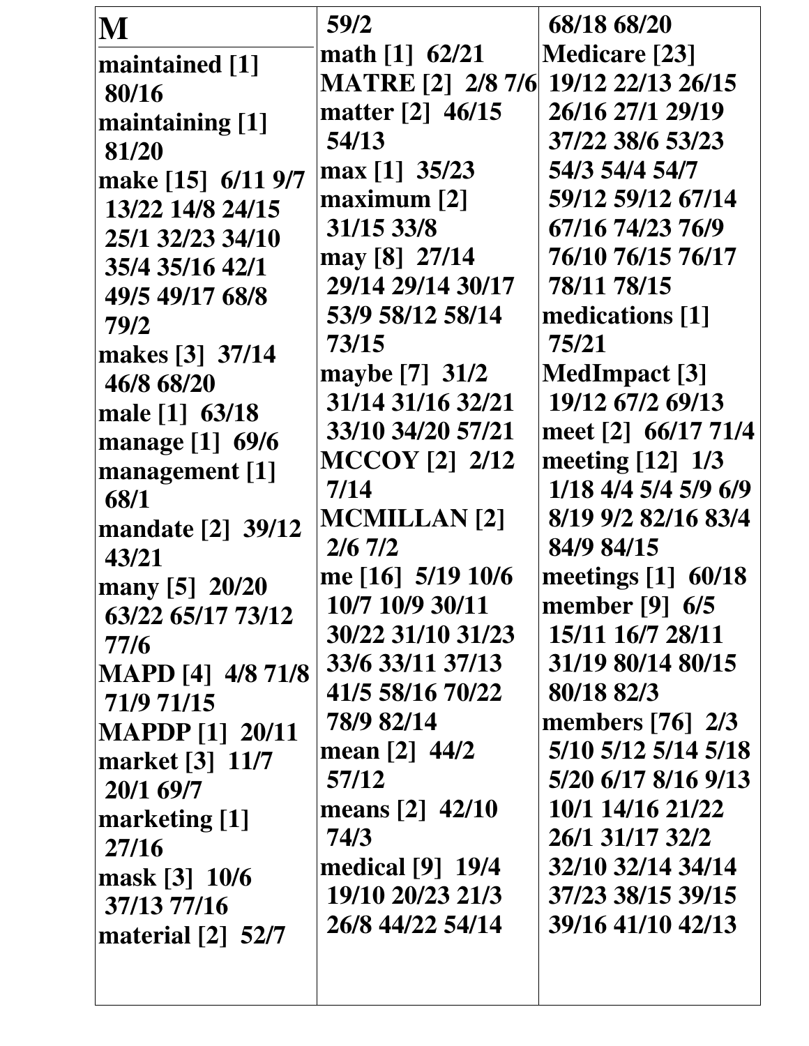# M

**maintained [1]** 80/16
**maintaining [1]** 81/20
**make [15]** 6/11 9/7 13/22 14/8 24/15 25/1 32/23 34/10 35/4 35/16 42/1 49/5 49/17 68/8 79/2
**makes [3]** 37/14 46/8 68/20
**male [1]** 63/18
**manage [1]** 69/6
**management [1]** 68/1
**mandate [2]** 39/12 43/21
**many [5]** 20/20 63/22 65/17 73/12 77/6
**MAPD [4]** 4/8 71/8 71/9 71/15
**MAPDP [1]** 20/11
**market [3]** 11/7 20/1 69/7
**marketing [1]** 27/16
**mask [3]** 10/6 37/13 77/16
**material [2]** 52/7 59/2
**math [1]** 62/21
**MATRE [2]** 2/8 7/6
**matter [2]** 46/15 54/13
**max [1]** 35/23
**maximum [2]** 31/15 33/8
**may [8]** 27/14 29/14 29/14 30/17 53/9 58/12 58/14 73/15
**maybe [7]** 31/2 31/14 31/16 32/21 33/10 34/20 57/21
**MCCOY [2]** 2/12 7/14
**MCMILLAN [2]** 2/6 7/2
**me [16]** 5/19 10/6 10/7 10/9 30/11 30/22 31/10 31/23 33/6 33/11 37/13 41/5 58/16 70/22 78/9 82/14
**mean [2]** 44/2 57/12
**means [2]** 42/10 74/3
**medical [9]** 19/4 19/10 20/23 21/3 26/8 44/22 54/14 68/18 68/20
**Medicare [23]** 19/12 22/13 26/15 26/16 27/1 29/19 37/22 38/6 53/23 54/3 54/4 54/7 59/12 59/12 67/14 67/16 74/23 76/9 76/10 76/15 76/17 78/11 78/15
**medications [1]** 75/21
**MedImpact [3]** 19/12 67/2 69/13
**meet [2]** 66/17 71/4
**meeting [12]** 1/3 1/18 4/4 5/4 5/9 6/9 8/19 9/2 82/16 83/4 84/9 84/15
**meetings [1]** 60/18
**member [9]** 6/5 15/11 16/7 28/11 31/19 80/14 80/15 80/18 82/3
**members [76]** 2/3 5/10 5/12 5/14 5/18 5/20 6/17 8/16 9/13 10/1 14/16 21/22 26/1 31/17 32/2 32/10 32/14 34/14 37/23 38/15 39/15 39/16 41/10 42/13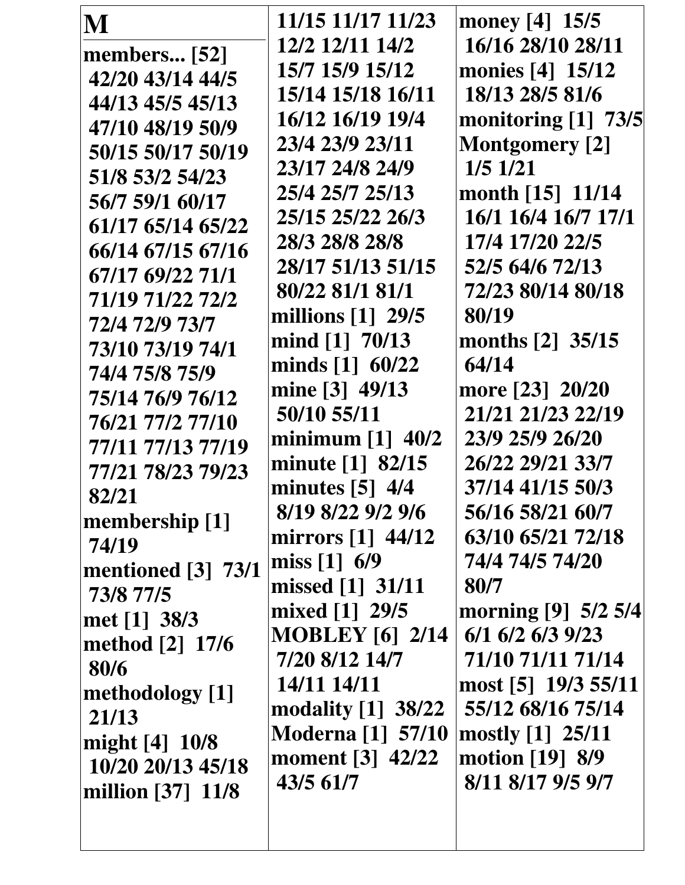# M

**members... [52]** 42/20 43/14 44/5 44/13 45/5 45/13 47/10 48/19 50/9 50/15 50/17 50/19 51/8 53/2 54/23 56/7 59/1 60/17 61/17 65/14 65/22 66/14 67/15 67/16 67/17 69/22 71/1 71/19 71/22 72/2 72/4 72/9 73/7 73/10 73/19 74/1 74/4 75/8 75/9 75/14 76/9 76/12 76/21 77/2 77/10 77/11 77/13 77/19 77/21 78/23 79/23 82/21

**membership [1]** 74/19

**mentioned [3]** 73/1 73/8 77/5

**met [1]** 38/3

**method [2]** 17/6 80/6

**methodology [1]** 21/13

**might [4]** 10/8 10/20 20/13 45/18

**million [37]** 11/8 11/15 11/17 11/23 12/2 12/11 14/2 15/7 15/9 15/12 15/14 15/18 16/11 16/12 16/19 19/4 23/4 23/9 23/11 23/17 24/8 24/9 25/4 25/7 25/13 25/15 25/22 26/3 28/3 28/8 28/8 28/17 51/13 51/15 80/22 81/1 81/1

**millions [1]** 29/5

**mind [1]** 70/13

**minds [1]** 60/22

**mine [3]** 49/13 50/10 55/11

**minimum [1]** 40/2

**minute [1]** 82/15

**minutes [5]** 4/4 8/19 8/22 9/2 9/6

**mirrors [1]** 44/12

**miss [1]** 6/9

**missed [1]** 31/11

**mixed [1]** 29/5

**MOBLEY [6]** 2/14 7/20 8/12 14/7 14/11 14/11

**modality [1]** 38/22

**Moderna [1]** 57/10

**moment [3]** 42/22 43/5 61/7

**money [4]** 15/5 16/16 28/10 28/11

**monies [4]** 15/12 18/13 28/5 81/6

**monitoring [1]** 73/5

**Montgomery [2]** 1/5 1/21

**month [15]** 11/14 16/1 16/4 16/7 17/1 17/4 17/20 22/5 52/5 64/6 72/13 72/23 80/14 80/18 80/19

**months [2]** 35/15 64/14

**more [23]** 20/20 21/21 21/23 22/19 23/9 25/9 26/20 26/22 29/21 33/7 37/14 41/15 50/3 56/16 58/21 60/7 63/10 65/21 72/18 74/4 74/5 74/20 80/7

**morning [9]** 5/2 5/4 6/1 6/2 6/3 9/23 71/10 71/11 71/14

**most [5]** 19/3 55/11 55/12 68/16 75/14

**mostly [1]** 25/11

**motion [19]** 8/9 8/11 8/17 9/5 9/7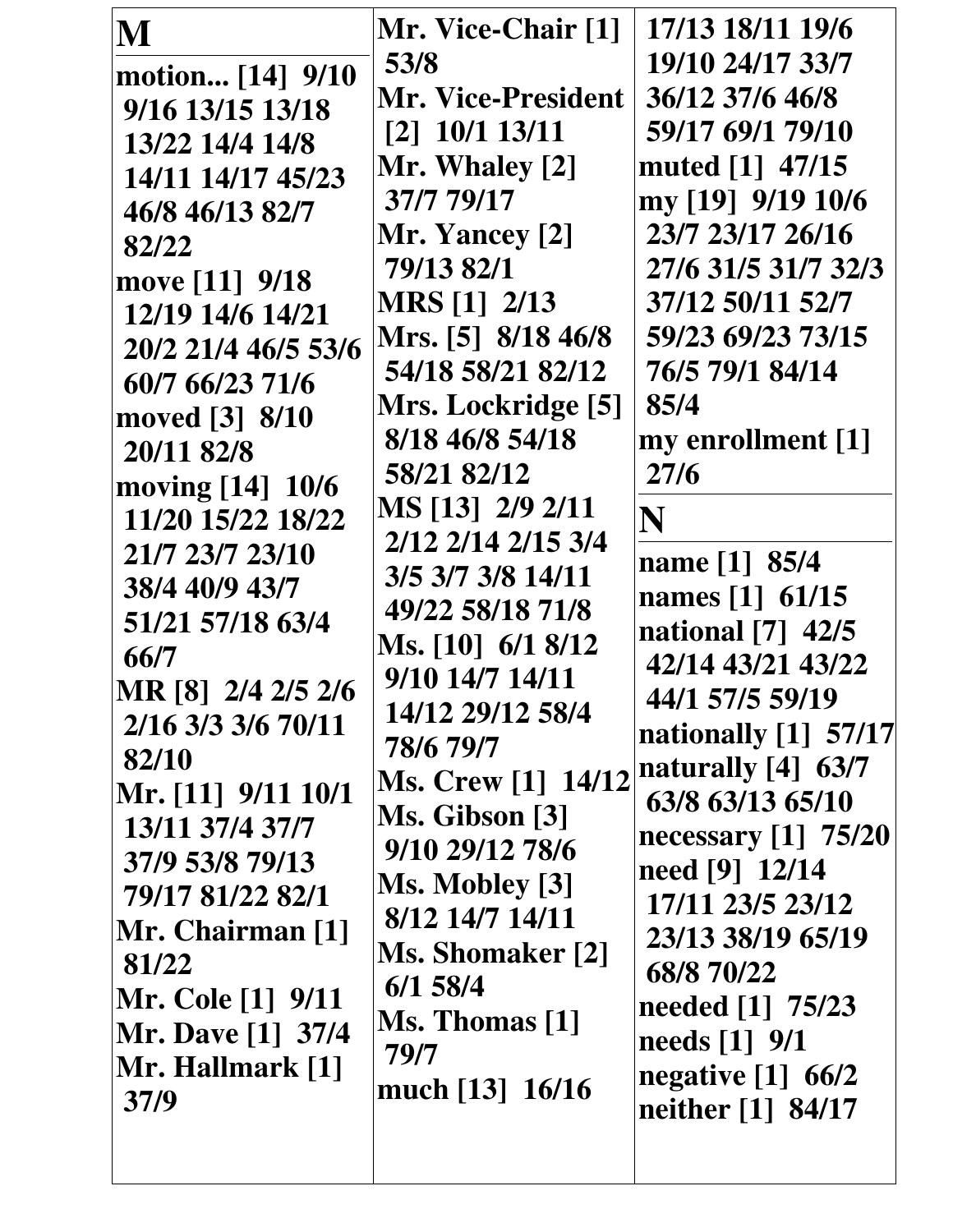# M

**motion... [14]** 9/10 9/16 13/15 13/18 13/22 14/4 14/8 14/11 14/17 45/23 46/8 46/13 82/7 82/22
**move [11]** 9/18 12/19 14/6 14/21 20/2 21/4 46/5 53/6 60/7 66/23 71/6
**moved [3]** 8/10 20/11 82/8
**moving [14]** 10/6 11/20 15/22 18/22 21/7 23/7 23/10 38/4 40/9 43/7 51/21 57/18 63/4 66/7
**MR [8]** 2/4 2/5 2/6 2/16 3/3 3/6 70/11 82/10
**Mr. [11]** 9/11 10/1 13/11 37/4 37/7 37/9 53/8 79/13 79/17 81/22 82/1
**Mr. Chairman [1]** 81/22
**Mr. Cole [1]** 9/11
**Mr. Dave [1]** 37/4
**Mr. Hallmark [1]** 37/9
**Mr. Vice-Chair [1]** 53/8
**Mr. Vice-President [2]** 10/1 13/11
**Mr. Whaley [2]** 37/7 79/17
**Mr. Yancey [2]** 79/13 82/1
**MRS [1]** 2/13
**Mrs. [5]** 8/18 46/8 54/18 58/21 82/12
**Mrs. Lockridge [5]** 8/18 46/8 54/18 58/21 82/12
**MS [13]** 2/9 2/11 2/12 2/14 2/15 3/4 3/5 3/7 3/8 14/11 49/22 58/18 71/8
**Ms. [10]** 6/1 8/12 9/10 14/7 14/11 14/12 29/12 58/4 78/6 79/7
**Ms. Crew [1]** 14/12
**Ms. Gibson [3]** 9/10 29/12 78/6
**Ms. Mobley [3]** 8/12 14/7 14/11
**Ms. Shomaker [2]** 6/1 58/4
**Ms. Thomas [1]** 79/7
**much [13]** 16/16 17/13 18/11 19/6 19/10 24/17 33/7 36/12 37/6 46/8 59/17 69/1 79/10
**muted [1]** 47/15
**my [19]** 9/19 10/6 23/7 23/17 26/16 27/6 31/5 31/7 32/3 37/12 50/11 52/7 59/23 69/23 73/15 76/5 79/1 84/14 85/4
**my enrollment [1]** 27/6

# N

**name [1]** 85/4
**names [1]** 61/15
**national [7]** 42/5 42/14 43/21 43/22 44/1 57/5 59/19
**nationally [1]** 57/17
**naturally [4]** 63/7 63/8 63/13 65/10
**necessary [1]** 75/20
**need [9]** 12/14 17/11 23/5 23/12 23/13 38/19 65/19 68/8 70/22
**needed [1]** 75/23
**needs [1]** 9/1
**negative [1]** 66/2
**neither [1]** 84/17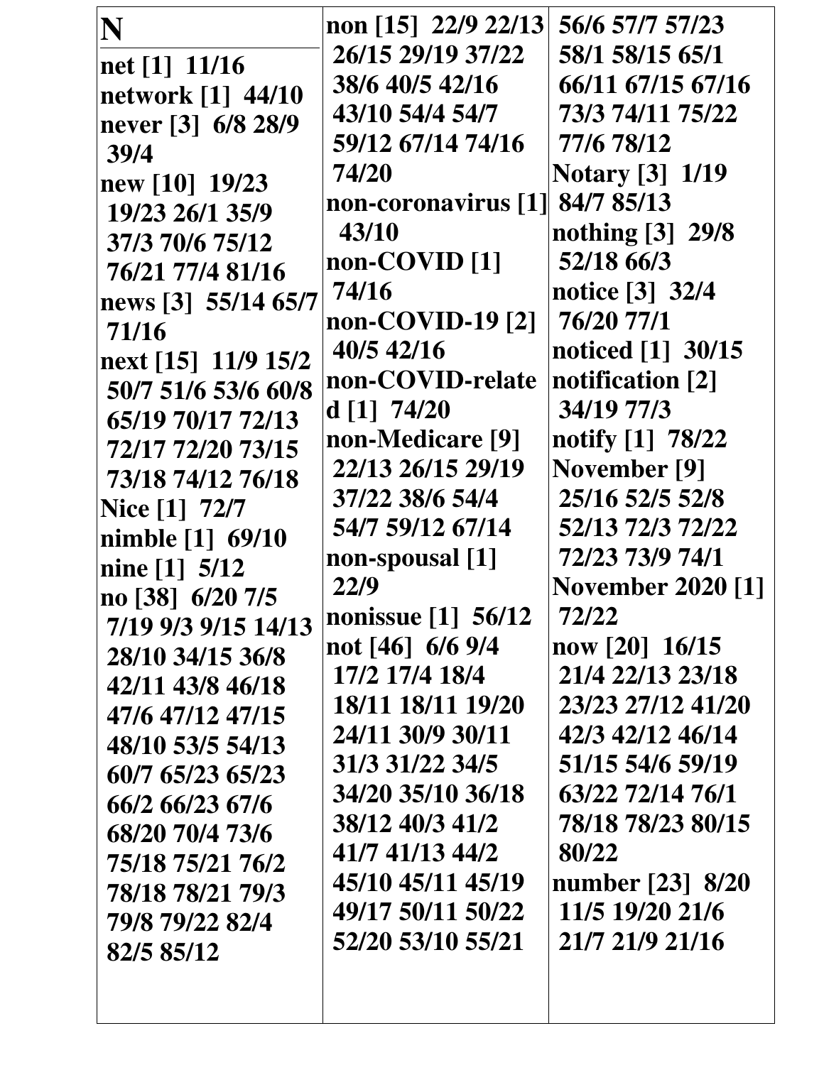# N

**net [1]** 11/16
**network [1]** 44/10
**never [3]** 6/8 28/9 39/4
**new [10]** 19/23 19/23 26/1 35/9 37/3 70/6 75/12 76/21 77/4 81/16
**news [3]** 55/14 65/7 71/16
**next [15]** 11/9 15/2 50/7 51/6 53/6 60/8 65/19 70/17 72/13 72/17 72/20 73/15 73/18 74/12 76/18
**Nice [1]** 72/7
**nimble [1]** 69/10
**nine [1]** 5/12
**no [38]** 6/20 7/5 7/19 9/3 9/15 14/13 28/10 34/15 36/8 42/11 43/8 46/18 47/6 47/12 47/15 48/10 53/5 54/13 60/7 65/23 65/23 66/2 66/23 67/6 68/20 70/4 73/6 75/18 75/21 76/2 78/18 78/21 79/3 79/8 79/22 82/4 82/5 85/12
**non [15]** 22/9 22/13 26/15 29/19 37/22 38/6 40/5 42/16 43/10 54/4 54/7 59/12 67/14 74/16 74/20
**non-coronavirus [1]** 43/10
**non-COVID [1]** 74/16
**non-COVID-19 [2]** 40/5 42/16
**non-COVID-related [1]** 74/20
**non-Medicare [9]** 22/13 26/15 29/19 37/22 38/6 54/4 54/7 59/12 67/14
**non-spousal [1]** 22/9
**nonissue [1]** 56/12
**not [46]** 6/6 9/4 17/2 17/4 18/4 18/11 18/11 19/20 24/11 30/9 30/11 31/3 31/22 34/5 34/20 35/10 36/18 38/12 40/3 41/2 41/7 41/13 44/2 45/10 45/11 45/19 49/17 50/11 50/22 52/20 53/10 55/21 56/6 57/7 57/23 58/1 58/15 65/1 66/11 67/15 67/16 73/3 74/11 75/22 77/6 78/12
**Notary [3]** 1/19 84/7 85/13
**nothing [3]** 29/8 52/18 66/3
**notice [3]** 32/4 76/20 77/1
**noticed [1]** 30/15
**notification [2]** 34/19 77/3
**notify [1]** 78/22
**November [9]** 25/16 52/5 52/8 52/13 72/3 72/22 72/23 73/9 74/1
**November 2020 [1]** 72/22
**now [20]** 16/15 21/4 22/13 23/18 23/23 27/12 41/20 42/3 42/12 46/14 51/15 54/6 59/19 63/22 72/14 76/1 78/18 78/23 80/15 80/22
**number [23]** 8/20 11/5 19/20 21/6 21/7 21/9 21/16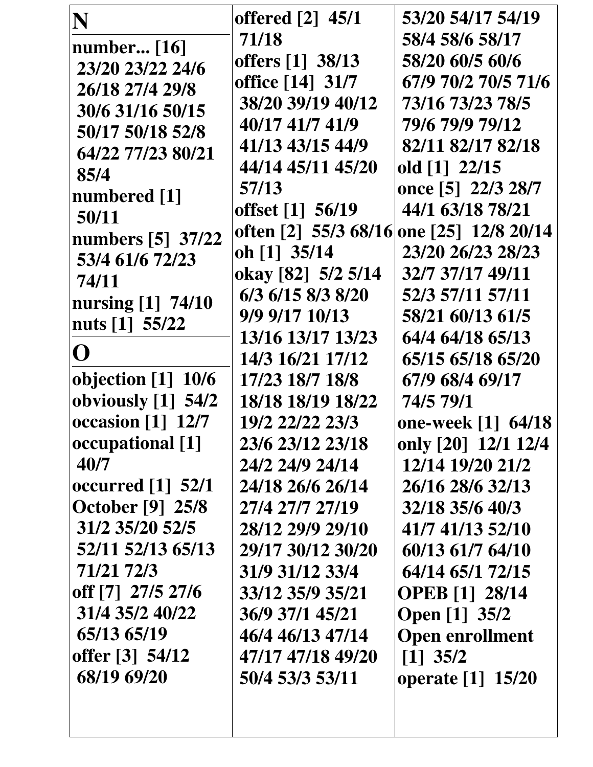# N

**number... [16]** 23/20 23/22 24/6 26/18 27/4 29/8 30/6 31/16 50/15 50/17 50/18 52/8 64/22 77/23 80/21 85/4

**numbered [1]** 50/11

**numbers [5]** 37/22 53/4 61/6 72/23 74/11

**nursing [1]** 74/10

**nuts [1]** 55/22

# O

**objection [1]** 10/6

**obviously [1]** 54/2

**occasion [1]** 12/7

**occupational [1]** 40/7

**occurred [1]** 52/1

**October [9]** 25/8 31/2 35/20 52/5 52/11 52/13 65/13 71/21 72/3

**off [7]** 27/5 27/6 31/4 35/2 40/22 65/13 65/19

**offer [3]** 54/12 68/19 69/20

**offered [2]** 45/1 71/18

**offers [1]** 38/13

**office [14]** 31/7 38/20 39/19 40/12 40/17 41/7 41/9 41/13 43/15 44/9 44/14 45/11 45/20 57/13

**offset [1]** 56/19

**often [2]** 55/3 68/16

**oh [1]** 35/14

**okay [82]** 5/2 5/14 6/3 6/15 8/3 8/20 9/9 9/17 10/13 13/16 13/17 13/23 14/3 16/21 17/12 17/23 18/7 18/8 18/18 18/19 18/22 19/2 22/22 23/3 23/6 23/12 23/18 24/2 24/9 24/14 24/18 26/6 26/14 27/4 27/7 27/19 28/12 29/9 29/10 29/17 30/12 30/20 31/9 31/12 33/4 33/12 35/9 35/21 36/9 37/1 45/21 46/4 46/13 47/14 47/17 47/18 49/20 50/4 53/3 53/11 53/20 54/17 54/19 58/4 58/6 58/17 58/20 60/5 60/6 67/9 70/2 70/5 71/6 73/16 73/23 78/5 79/6 79/9 79/12 82/11 82/17 82/18

**old [1]** 22/15

**once [5]** 22/3 28/7 44/1 63/18 78/21

**one [25]** 12/8 20/14 23/20 26/23 28/23 32/7 37/17 49/11 52/3 57/11 57/11 58/21 60/13 61/5 64/4 64/18 65/13 65/15 65/18 65/20 67/9 68/4 69/17 74/5 79/1

**one-week [1]** 64/18

**only [20]** 12/1 12/4 12/14 19/20 21/2 26/16 28/6 32/13 32/18 35/6 40/3 41/7 41/13 52/10 60/13 61/7 64/10 64/14 65/1 72/15

**OPEB [1]** 28/14

**Open [1]** 35/2

**Open enrollment [1]** 35/2

**operate [1]** 15/20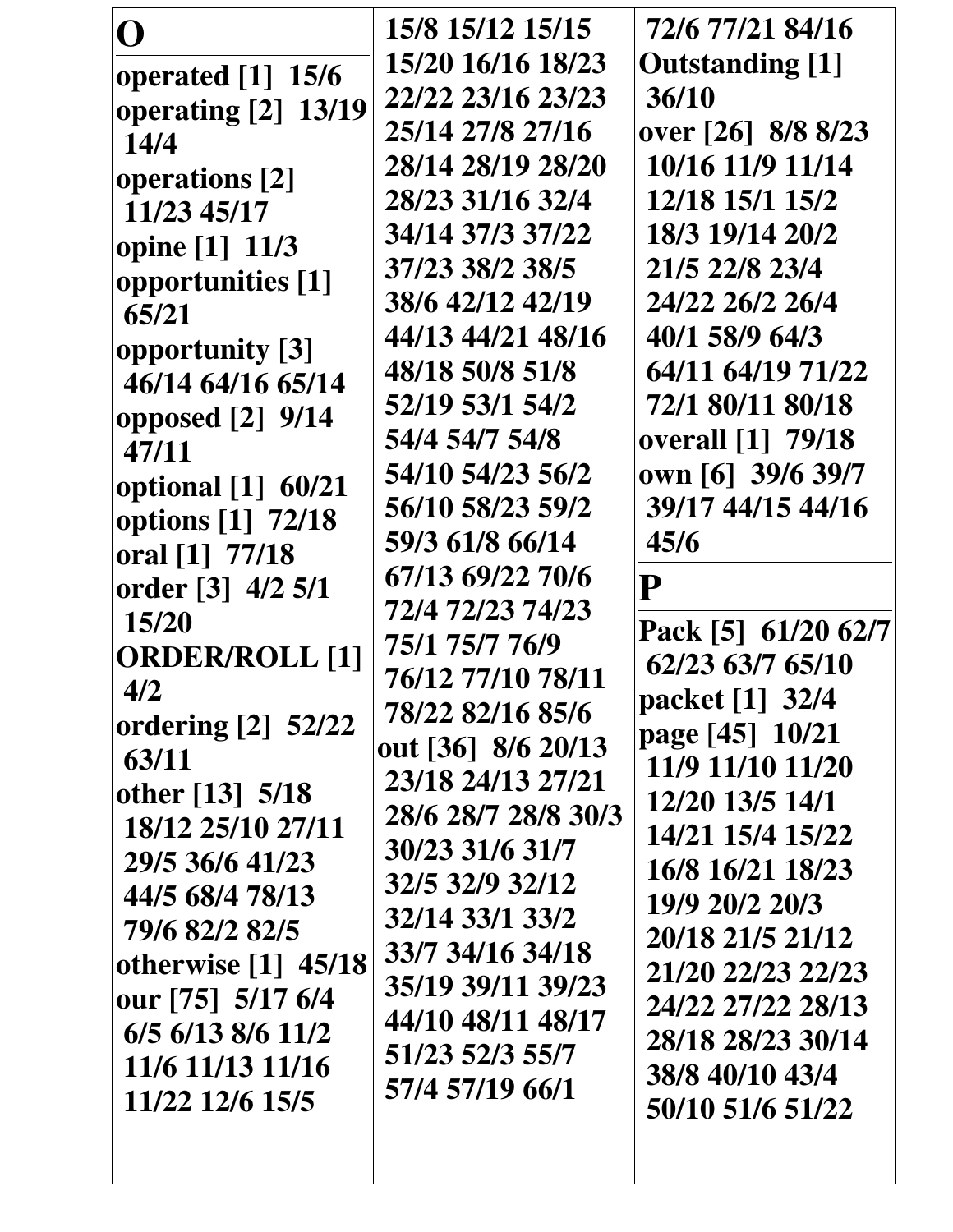# O

**operated [1]** 15/6
**operating [2]** 13/19 14/4
**operations [2]** 11/23 45/17
**opine [1]** 11/3
**opportunities [1]** 65/21
**opportunity [3]** 46/14 64/16 65/14
**opposed [2]** 9/14 47/11
**optional [1]** 60/21
**options [1]** 72/18
**oral [1]** 77/18
**order [3]** 4/2 5/1 15/20
**ORDER/ROLL [1]** 4/2
**ordering [2]** 52/22 63/11
**other [13]** 5/18 18/12 25/10 27/11 29/5 36/6 41/23 44/5 68/4 78/13 79/6 82/2 82/5
**otherwise [1]** 45/18
**our [75]** 5/17 6/4 6/5 6/13 8/6 11/2 11/6 11/13 11/16 11/22 12/6 15/5 15/8 15/12 15/15 15/20 16/16 18/23 22/22 23/16 23/23 25/14 27/8 27/16 28/14 28/19 28/20 28/23 31/16 32/4 34/14 37/3 37/22 37/23 38/2 38/5 38/6 42/12 42/19 44/13 44/21 48/16 48/18 50/8 51/8 52/19 53/1 54/2 54/4 54/7 54/8 54/10 54/23 56/2 56/10 58/23 59/2 59/3 61/8 66/14 67/13 69/22 70/6 72/4 72/23 74/23 75/1 75/7 76/9 76/12 77/10 78/11 78/22 82/16 85/6
**out [36]** 8/6 20/13 23/18 24/13 27/21 28/6 28/7 28/8 30/3 30/23 31/6 31/7 32/5 32/9 32/12 32/14 33/1 33/2 33/7 34/16 34/18 35/19 39/11 39/23 44/10 48/11 48/17 51/23 52/3 55/7 57/4 57/19 66/1 72/6 77/21 84/16
**Outstanding [1]** 36/10
**over [26]** 8/8 8/23 10/16 11/9 11/14 12/18 15/1 15/2 18/3 19/14 20/2 21/5 22/8 23/4 24/22 26/2 26/4 40/1 58/9 64/3 64/11 64/19 71/22 72/1 80/11 80/18
**overall [1]** 79/18
**own [6]** 39/6 39/7 39/17 44/15 44/16 45/6

# P

**Pack [5]** 61/20 62/7 62/23 63/7 65/10
**packet [1]** 32/4
**page [45]** 10/21 11/9 11/10 11/20 12/20 13/5 14/1 14/21 15/4 15/22 16/8 16/21 18/23 19/9 20/2 20/3 20/18 21/5 21/12 21/20 22/23 22/23 24/22 27/22 28/13 28/18 28/23 30/14 38/8 40/10 43/4 50/10 51/6 51/22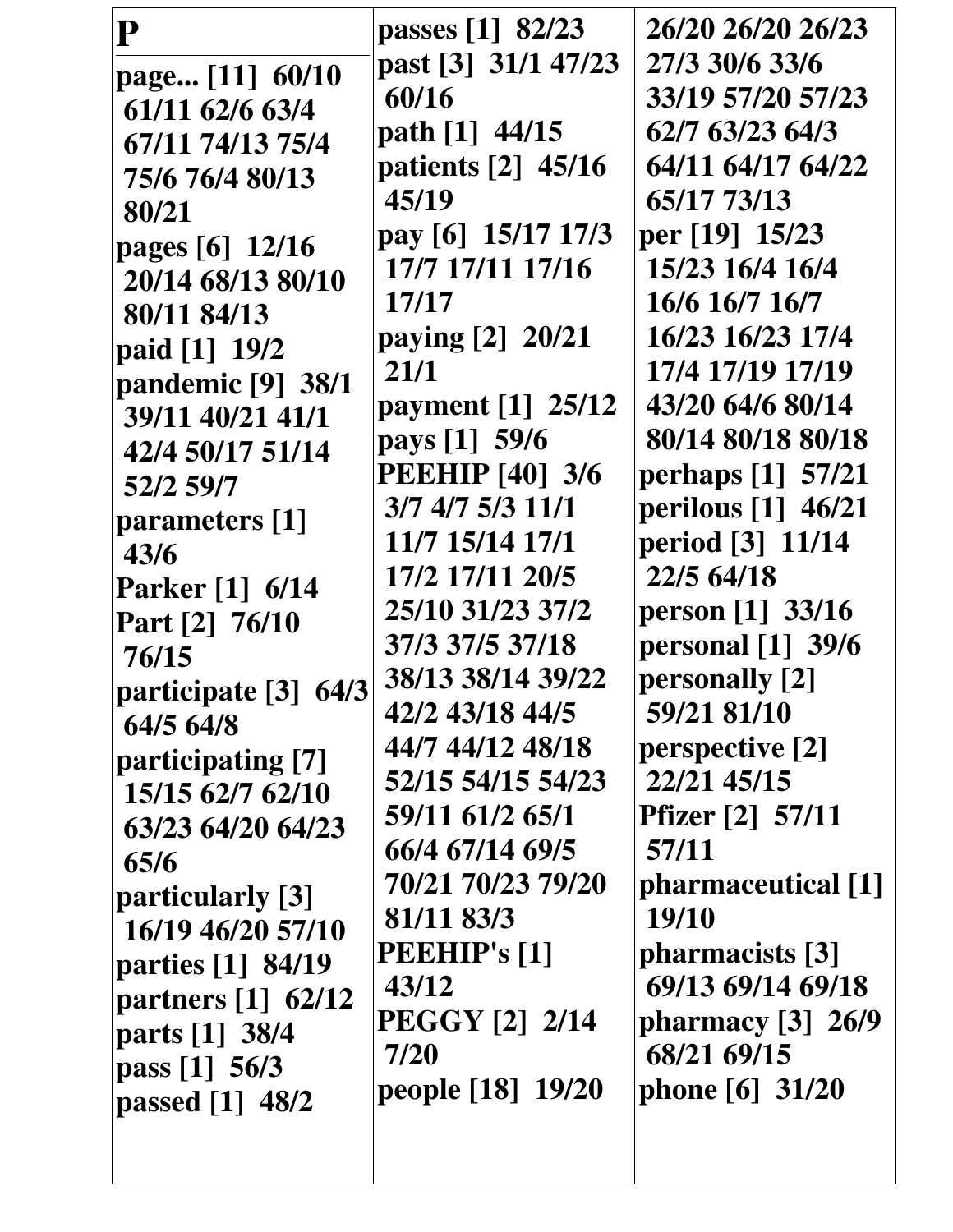# P

page... [11] 60/10 61/11 62/6 63/4 67/11 74/13 75/4 75/6 76/4 80/13 80/21
pages [6] 12/16 20/14 68/13 80/10 80/11 84/13
paid [1] 19/2
pandemic [9] 38/1 39/11 40/21 41/1 42/4 50/17 51/14 52/2 59/7
parameters [1] 43/6
Parker [1] 6/14
Part [2] 76/10 76/15
participate [3] 64/3 64/5 64/8
participating [7] 15/15 62/7 62/10 63/23 64/20 64/23 65/6
particularly [3] 16/19 46/20 57/10
parties [1] 84/19
partners [1] 62/12
parts [1] 38/4
pass [1] 56/3
passed [1] 48/2
passes [1] 82/23
past [3] 31/1 47/23 60/16
path [1] 44/15
patients [2] 45/16 45/19
pay [6] 15/17 17/3 17/7 17/11 17/16 17/17
paying [2] 20/21 21/1
payment [1] 25/12
pays [1] 59/6
PEEHIP [40] 3/6 3/7 4/7 5/3 11/1 11/7 15/14 17/1 17/2 17/11 20/5 25/10 31/23 37/2 37/3 37/5 37/18 38/13 38/14 39/22 42/2 43/18 44/5 44/7 44/12 48/18 52/15 54/15 54/23 59/11 61/2 65/1 66/4 67/14 69/5 70/21 70/23 79/20 81/11 83/3
PEEHIP's [1] 43/12
PEGGY [2] 2/14 7/20
people [18] 19/20 26/20 26/20 26/23 27/3 30/6 33/6 33/19 57/20 57/23 62/7 63/23 64/3 64/11 64/17 64/22 65/17 73/13
per [19] 15/23 15/23 16/4 16/4 16/6 16/7 16/7 16/23 16/23 17/4 17/4 17/19 17/19 43/20 64/6 80/14 80/14 80/18 80/18
perhaps [1] 57/21
perilous [1] 46/21
period [3] 11/14 22/5 64/18
person [1] 33/16
personal [1] 39/6
personally [2] 59/21 81/10
perspective [2] 22/21 45/15
Pfizer [2] 57/11 57/11
pharmaceutical [1] 19/10
pharmacists [3] 69/13 69/14 69/18
pharmacy [3] 26/9 68/21 69/15
phone [6] 31/20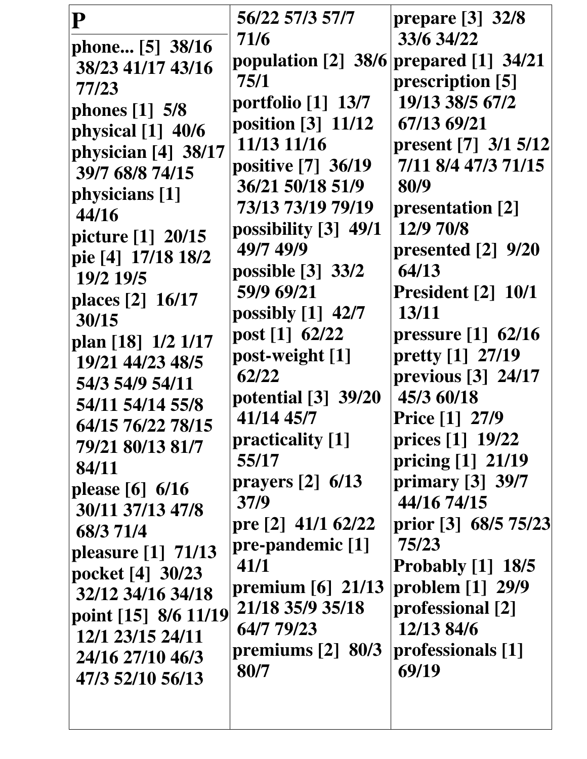# P

phone... [5] 38/16 38/23 41/17 43/16 77/23
phones [1] 5/8
physical [1] 40/6
physician [4] 38/17 39/7 68/8 74/15
physicians [1] 44/16
picture [1] 20/15
pie [4] 17/18 18/2 19/2 19/5
places [2] 16/17 30/15
plan [18] 1/2 1/17 19/21 44/23 48/5 54/3 54/9 54/11 54/11 54/14 55/8 64/15 76/22 78/15 79/21 80/13 81/7 84/11
please [6] 6/16 30/11 37/13 47/8 68/3 71/4
pleasure [1] 71/13
pocket [4] 30/23 32/12 34/16 34/18
point [15] 8/6 11/19 12/1 23/15 24/11 24/16 27/10 46/3 47/3 52/10 56/13 56/22 57/3 57/7 71/6
population [2] 38/6 75/1
portfolio [1] 13/7
position [3] 11/12 11/13 11/16
positive [7] 36/19 36/21 50/18 51/9 73/13 73/19 79/19
possibility [3] 49/1 49/7 49/9
possible [3] 33/2 59/9 69/21
possibly [1] 42/7
post [1] 62/22
post-weight [1] 62/22
potential [3] 39/20 41/14 45/7
practicality [1] 55/17
prayers [2] 6/13 37/9
pre [2] 41/1 62/22
pre-pandemic [1] 41/1
premium [6] 21/13 21/18 35/9 35/18 64/7 79/23
premiums [2] 80/3 80/7
prepare [3] 32/8 33/6 34/22
prepared [1] 34/21
prescription [5] 19/13 38/5 67/2 67/13 69/21
present [7] 3/1 5/12 7/11 8/4 47/3 71/15 80/9
presentation [2] 12/9 70/8
presented [2] 9/20 64/13
President [2] 10/1 13/11
pressure [1] 62/16
pretty [1] 27/19
previous [3] 24/17 45/3 60/18
Price [1] 27/9
prices [1] 19/22
pricing [1] 21/19
primary [3] 39/7 44/16 74/15
prior [3] 68/5 75/23 75/23
Probably [1] 18/5
problem [1] 29/9
professional [2] 12/13 84/6
professionals [1] 69/19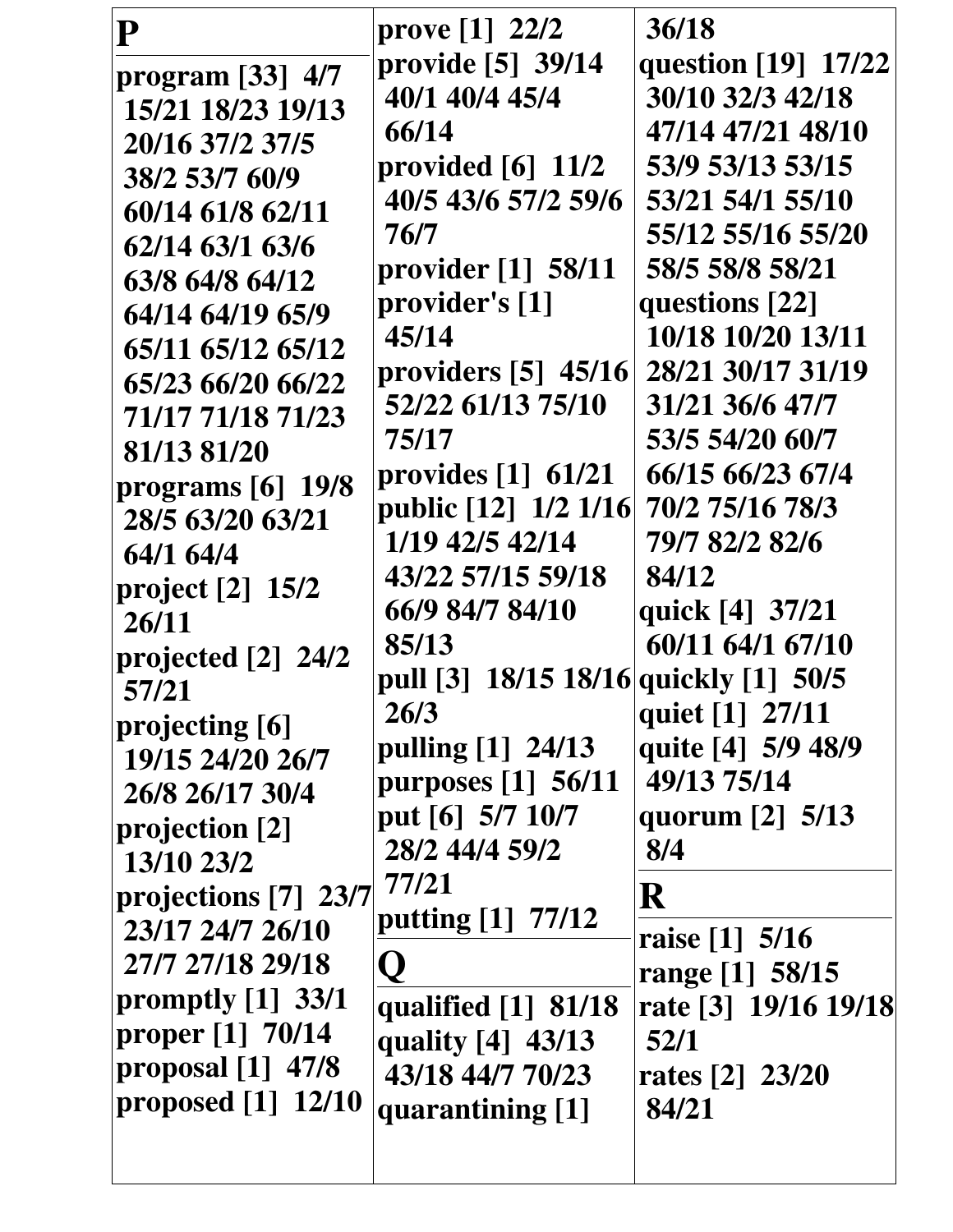# P

**program [33]** 4/7 15/21 18/23 19/13 20/16 37/2 37/5 38/2 53/7 60/9 60/14 61/8 62/11 62/14 63/1 63/6 63/8 64/8 64/12 64/14 64/19 65/9 65/11 65/12 65/12 65/23 66/20 66/22 71/17 71/18 71/23 81/13 81/20
**programs [6]** 19/8 28/5 63/20 63/21 64/1 64/4
**project [2]** 15/2 26/11
**projected [2]** 24/2 57/21
**projecting [6]** 19/15 24/20 26/7 26/8 26/17 30/4
**projection [2]** 13/10 23/2
**projections [7]** 23/7 23/17 24/7 26/10 27/7 27/18 29/18
**promptly [1]** 33/1
**proper [1]** 70/14
**proposal [1]** 47/8
**proposed [1]** 12/10
**prove [1]** 22/2
**provide [5]** 39/14 40/1 40/4 45/4 66/14
**provided [6]** 11/2 40/5 43/6 57/2 59/6 76/7
**provider [1]** 58/11
**provider's [1]** 45/14
**providers [5]** 45/16 52/22 61/13 75/10 75/17
**provides [1]** 61/21
**public [12]** 1/2 1/16 1/19 42/5 42/14 43/22 57/15 59/18 66/9 84/7 84/10 85/13
**pull [3]** 18/15 18/16 26/3
**pulling [1]** 24/13
**purposes [1]** 56/11
**put [6]** 5/7 10/7 28/2 44/4 59/2 77/21
**putting [1]** 77/12

# Q

**qualified [1]** 81/18
**quality [4]** 43/13 43/18 44/7 70/23
**quarantining [1]** 36/18
**question [19]** 17/22 30/10 32/3 42/18 47/14 47/21 48/10 53/9 53/13 53/15 53/21 54/1 55/10 55/12 55/16 55/20 58/5 58/8 58/21
**questions [22]** 10/18 10/20 13/11 28/21 30/17 31/19 31/21 36/6 47/7 53/5 54/20 60/7 66/15 66/23 67/4 70/2 75/16 78/3 79/7 82/2 82/6 84/12
**quick [4]** 37/21 60/11 64/1 67/10
**quickly [1]** 50/5
**quiet [1]** 27/11
**quite [4]** 5/9 48/9 49/13 75/14
**quorum [2]** 5/13 8/4

# R

**raise [1]** 5/16
**range [1]** 58/15
**rate [3]** 19/16 19/18 52/1
**rates [2]** 23/20 84/21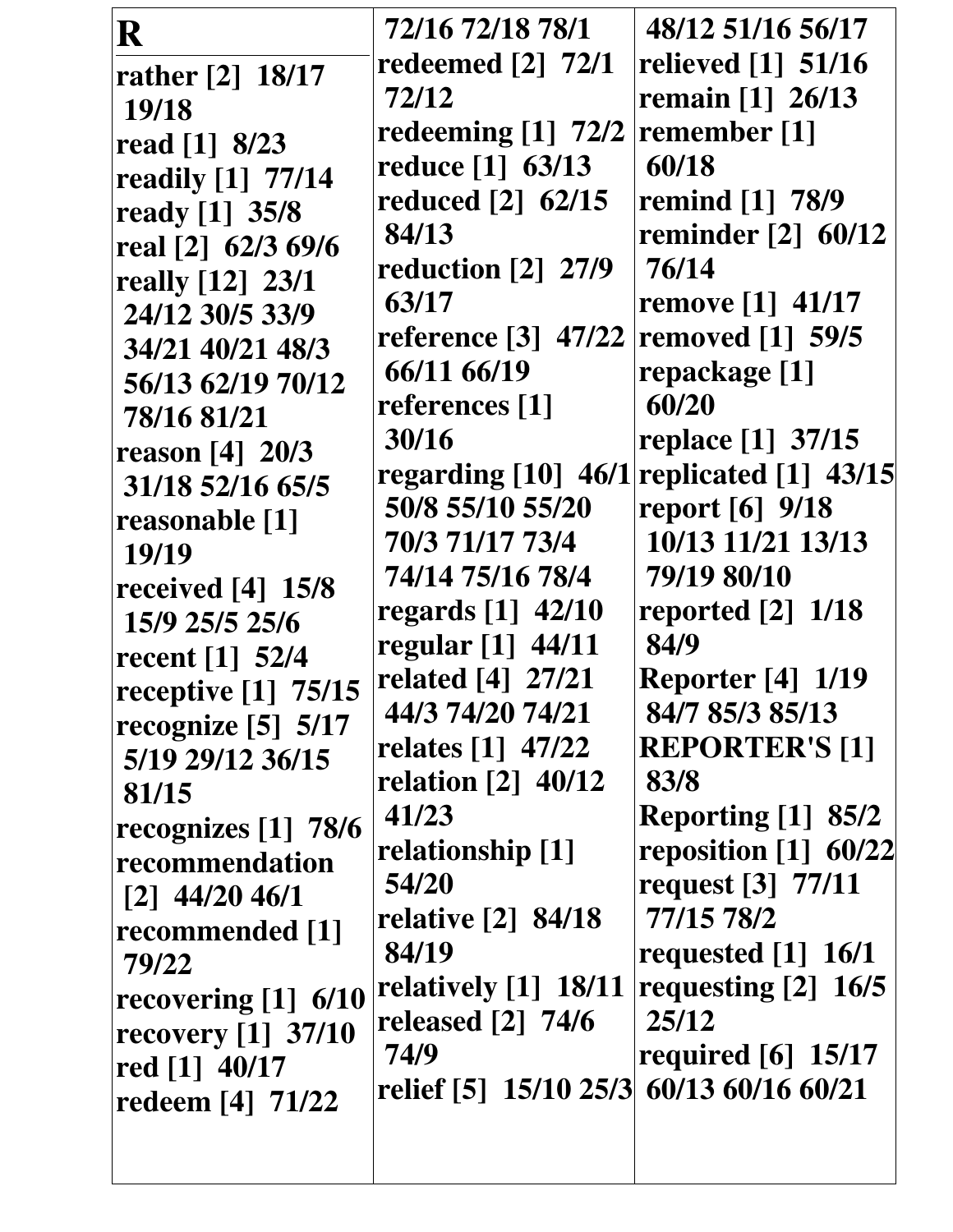# R

rather [2] 18/17 19/18
read [1] 8/23
readily [1] 77/14
ready [1] 35/8
real [2] 62/3 69/6
really [12] 23/1 24/12 30/5 33/9 34/21 40/21 48/3 56/13 62/19 70/12 78/16 81/21
reason [4] 20/3 31/18 52/16 65/5
reasonable [1] 19/19
received [4] 15/8 15/9 25/5 25/6
recent [1] 52/4
receptive [1] 75/15
recognize [5] 5/17 5/19 29/12 36/15 81/15
recognizes [1] 78/6
recommendation [2] 44/20 46/1
recommended [1] 79/22
recovering [1] 6/10
recovery [1] 37/10
red [1] 40/17
redeem [4] 71/22 72/16 72/18 78/1
redeemed [2] 72/1 72/12
redeeming [1] 72/2
reduce [1] 63/13
reduced [2] 62/15 84/13
reduction [2] 27/9 63/17
reference [3] 47/22 66/11 66/19
references [1] 30/16
regarding [10] 46/1 50/8 55/10 55/20 70/3 71/17 73/4 74/14 75/16 78/4
regards [1] 42/10
regular [1] 44/11
related [4] 27/21 44/3 74/20 74/21
relates [1] 47/22
relation [2] 40/12 41/23
relationship [1] 54/20
relative [2] 84/18 84/19
relatively [1] 18/11
released [2] 74/6 74/9
relief [5] 15/10 25/3 48/12 51/16 56/17
relieved [1] 51/16
remain [1] 26/13
remember [1] 60/18
remind [1] 78/9
reminder [2] 60/12 76/14
remove [1] 41/17
removed [1] 59/5
repackage [1] 60/20
replace [1] 37/15
replicated [1] 43/15
report [6] 9/18 10/13 11/21 13/13 79/19 80/10
reported [2] 1/18 84/9
Reporter [4] 1/19 84/7 85/3 85/13
REPORTER'S [1] 83/8
Reporting [1] 85/2
reposition [1] 60/22
request [3] 77/11 77/15 78/2
requested [1] 16/1
requesting [2] 16/5 25/12
required [6] 15/17 60/13 60/16 60/21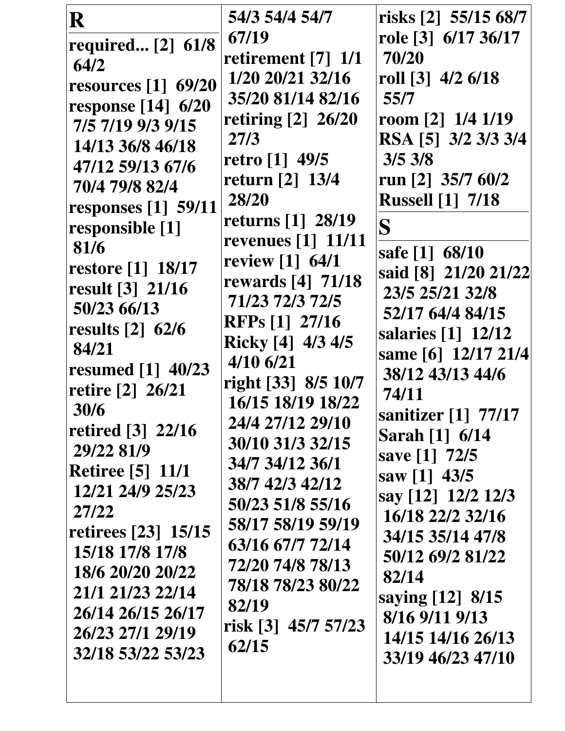# R

**required... [2]** 61/8 64/2
**resources [1]** 69/20
**response [14]** 6/20 7/5 7/19 9/3 9/15 14/13 36/8 46/18 47/12 59/13 67/6 70/4 79/8 82/4
**responses [1]** 59/11
**responsible [1]** 81/6
**restore [1]** 18/17
**result [3]** 21/16 50/23 66/13
**results [2]** 62/6 84/21
**resumed [1]** 40/23
**retire [2]** 26/21 30/6
**retired [3]** 22/16 29/22 81/9
**Retiree [5]** 11/1 12/21 24/9 25/23 27/22
**retirees [23]** 15/15 15/18 17/8 17/8 18/6 20/20 20/22 21/1 21/23 22/14 26/14 26/15 26/17 26/23 27/1 29/19 32/18 53/22 53/23 54/3 54/4 54/7 67/19
**retirement [7]** 1/1 1/20 20/21 32/16 35/20 81/14 82/16
**retiring [2]** 26/20 27/3
**retro [1]** 49/5
**return [2]** 13/4 28/20
**returns [1]** 28/19
**revenues [1]** 11/11
**review [1]** 64/1
**rewards [4]** 71/18 71/23 72/3 72/5
**RFPs [1]** 27/16
**Ricky [4]** 4/3 4/5 4/10 6/21
**right [33]** 8/5 10/7 16/15 18/19 18/22 24/4 27/12 29/10 30/10 31/3 32/15 34/7 34/12 36/1 38/7 42/3 42/12 50/23 51/8 55/16 58/17 58/19 59/19 63/16 67/7 72/14 72/20 74/8 78/13 78/18 78/23 80/22 82/19
**risk [3]** 45/7 57/23 62/15
**risks [2]** 55/15 68/7
**role [3]** 6/17 36/17 70/20
**roll [3]** 4/2 6/18 55/7
**room [2]** 1/4 1/19
**RSA [5]** 3/2 3/3 3/4 3/5 3/8
**run [2]** 35/7 60/2
**Russell [1]** 7/18

# S

**safe [1]** 68/10
**said [8]** 21/20 21/22 23/5 25/21 32/8 52/17 64/4 84/15
**salaries [1]** 12/12
**same [6]** 12/17 21/4 38/12 43/13 44/6 74/11
**sanitizer [1]** 77/17
**Sarah [1]** 6/14
**save [1]** 72/5
**saw [1]** 43/5
**say [12]** 12/2 12/3 16/18 22/2 32/16 34/15 35/14 47/8 50/12 69/2 81/22 82/14
**saying [12]** 8/15 8/16 9/11 9/13 14/15 14/16 26/13 33/19 46/23 47/10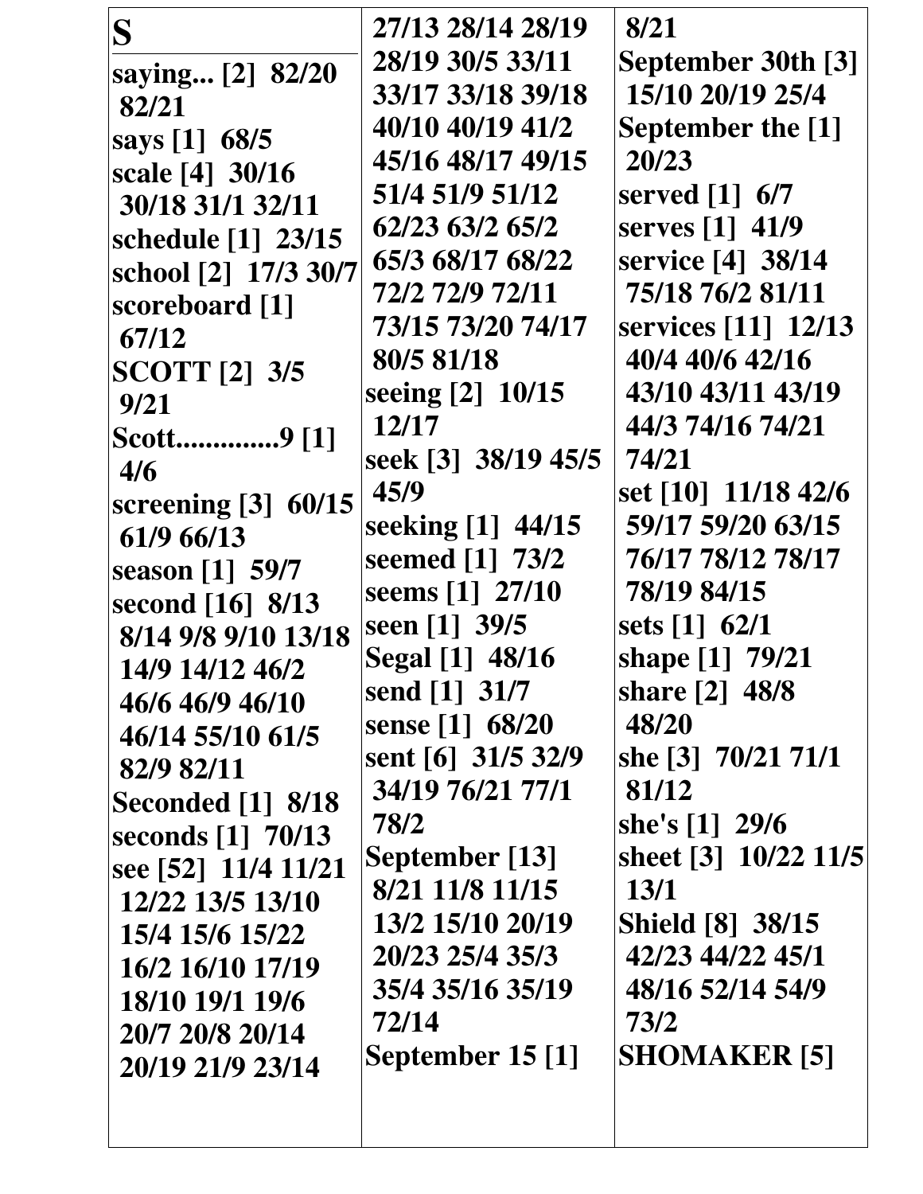# S

**saying... [2]** 82/20 82/21
**says [1]** 68/5
**scale [4]** 30/16 30/18 31/1 32/11
**schedule [1]** 23/15
**school [2]** 17/3 30/7
**scoreboard [1]** 67/12
**SCOTT [2]** 3/5 9/21
**Scott..............9 [1]** 4/6
**screening [3]** 60/15 61/9 66/13
**season [1]** 59/7
**second [16]** 8/13 8/14 9/8 9/10 13/18 14/9 14/12 46/2 46/6 46/9 46/10 46/14 55/10 61/5 82/9 82/11
**Seconded [1]** 8/18
**seconds [1]** 70/13
**see [52]** 11/4 11/21 12/22 13/5 13/10 15/4 15/6 15/22 16/2 16/10 17/19 18/10 19/1 19/6 20/7 20/8 20/14 20/19 21/9 23/14 27/13 28/14 28/19 28/19 30/5 33/11 33/17 33/18 39/18 40/10 40/19 41/2 45/16 48/17 49/15 51/4 51/9 51/12 62/23 63/2 65/2 65/3 68/17 68/22 72/2 72/9 72/11 73/15 73/20 74/17 80/5 81/18
**seeing [2]** 10/15 12/17
**seek [3]** 38/19 45/5 45/9
**seeking [1]** 44/15
**seemed [1]** 73/2
**seems [1]** 27/10
**seen [1]** 39/5
**Segal [1]** 48/16
**send [1]** 31/7
**sense [1]** 68/20
**sent [6]** 31/5 32/9 34/19 76/21 77/1 78/2
**September [13]** 8/21 11/8 11/15 13/2 15/10 20/19 20/23 25/4 35/3 35/4 35/16 35/19 72/14
**September 15 [1]** 8/21
**September 30th [3]** 15/10 20/19 25/4
**September the [1]** 20/23
**served [1]** 6/7
**serves [1]** 41/9
**service [4]** 38/14 75/18 76/2 81/11
**services [11]** 12/13 40/4 40/6 42/16 43/10 43/11 43/19 44/3 74/16 74/21 74/21
**set [10]** 11/18 42/6 59/17 59/20 63/15 76/17 78/12 78/17 78/19 84/15
**sets [1]** 62/1
**shape [1]** 79/21
**share [2]** 48/8 48/20
**she [3]** 70/21 71/1 81/12
**she's [1]** 29/6
**sheet [3]** 10/22 11/5 13/1
**Shield [8]** 38/15 42/23 44/22 45/1 48/16 52/14 54/9 73/2
**SHOMAKER [5]**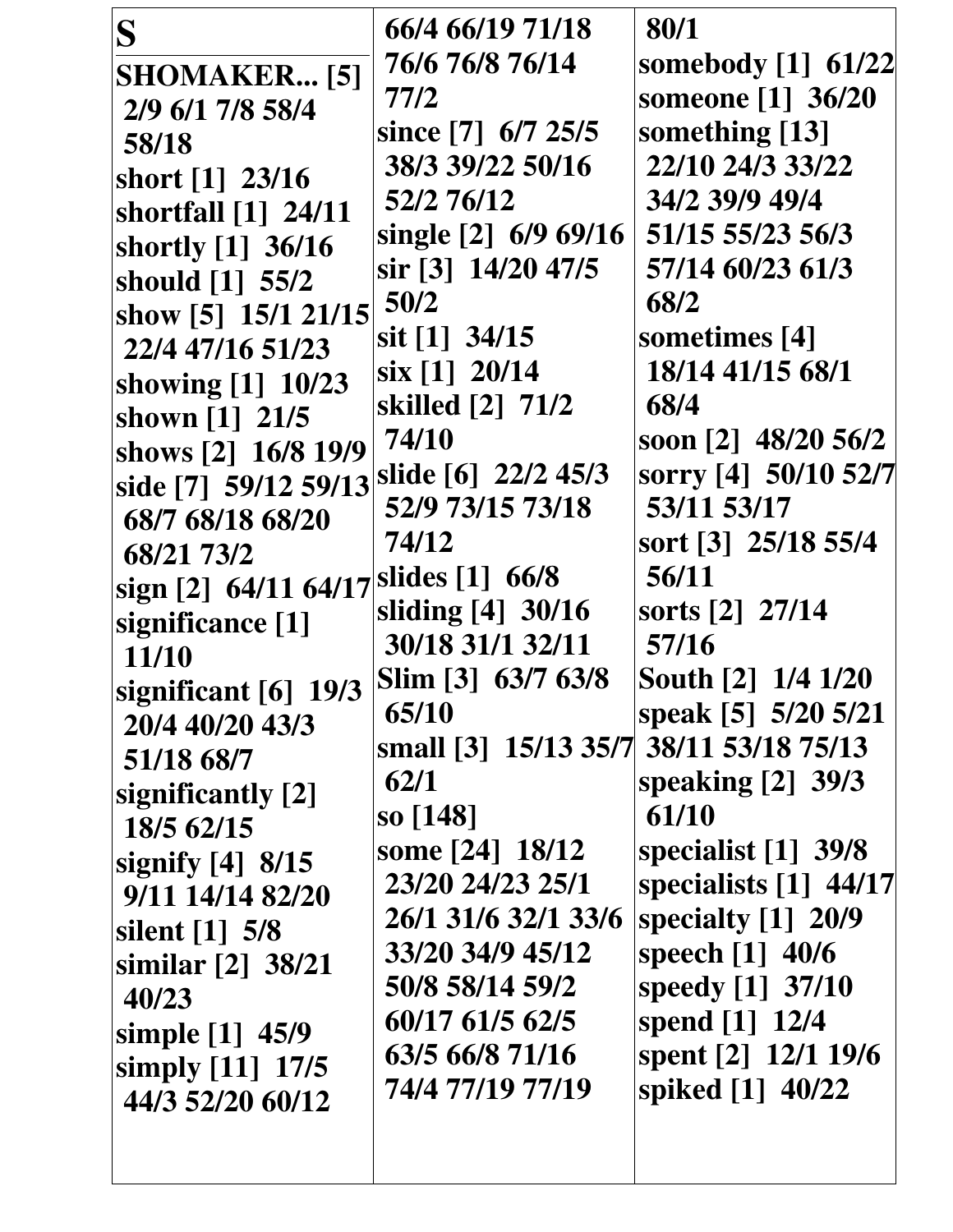# S

**SHOMAKER... [5]** 2/9 6/1 7/8 58/4 58/18
**short [1]** 23/16
**shortfall [1]** 24/11
**shortly [1]** 36/16
**should [1]** 55/2
**show [5]** 15/1 21/15 22/4 47/16 51/23
**showing [1]** 10/23
**shown [1]** 21/5
**shows [2]** 16/8 19/9
**side [7]** 59/12 59/13 68/7 68/18 68/20 68/21 73/2
**sign [2]** 64/11 64/17
**significance [1]** 11/10
**significant [6]** 19/3 20/4 40/20 43/3 51/18 68/7
**significantly [2]** 18/5 62/15
**signify [4]** 8/15 9/11 14/14 82/20
**silent [1]** 5/8
**similar [2]** 38/21 40/23
**simple [1]** 45/9
**simply [11]** 17/5 44/3 52/20 60/12 66/4 66/19 71/18 76/6 76/8 76/14 77/2
**since [7]** 6/7 25/5 38/3 39/22 50/16 52/2 76/12
**single [2]** 6/9 69/16
**sir [3]** 14/20 47/5 50/2
**sit [1]** 34/15
**six [1]** 20/14
**skilled [2]** 71/2 74/10
**slide [6]** 22/2 45/3 52/9 73/15 73/18 74/12
**slides [1]** 66/8
**sliding [4]** 30/16 30/18 31/1 32/11
**Slim [3]** 63/7 63/8 65/10
**small [3]** 15/13 35/7 62/1
**so [148]**
**some [24]** 18/12 23/20 24/23 25/1 26/1 31/6 32/1 33/6 33/20 34/9 45/12 50/8 58/14 59/2 60/17 61/5 62/5 63/5 66/8 71/16 74/4 77/19 77/19 80/1
**somebody [1]** 61/22
**someone [1]** 36/20
**something [13]** 22/10 24/3 33/22 34/2 39/9 49/4 51/15 55/23 56/3 57/14 60/23 61/3 68/2
**sometimes [4]** 18/14 41/15 68/1 68/4
**soon [2]** 48/20 56/2
**sorry [4]** 50/10 52/7 53/11 53/17
**sort [3]** 25/18 55/4 56/11
**sorts [2]** 27/14 57/16
**South [2]** 1/4 1/20
**speak [5]** 5/20 5/21 38/11 53/18 75/13
**speaking [2]** 39/3 61/10
**specialist [1]** 39/8
**specialists [1]** 44/17
**specialty [1]** 20/9
**speech [1]** 40/6
**speedy [1]** 37/10
**spend [1]** 12/4
**spent [2]** 12/1 19/6
**spiked [1]** 40/22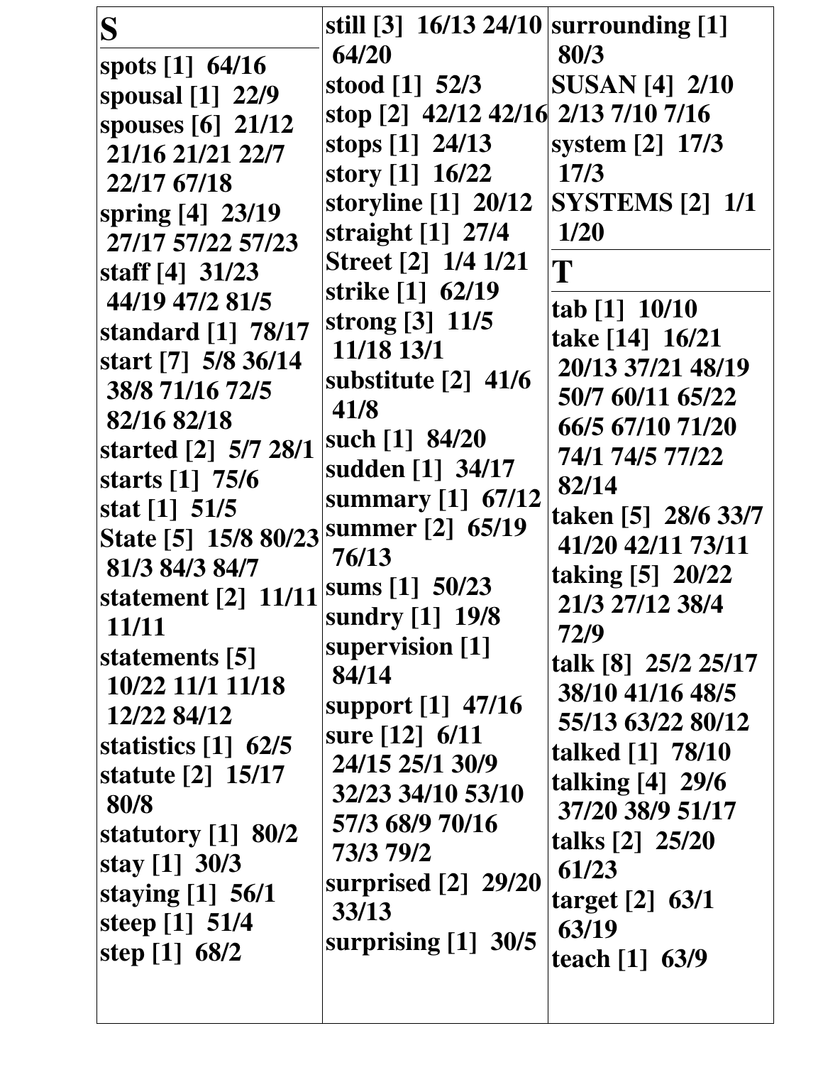**S**

**spots [1]** 64/16
**spousal [1]** 22/9
**spouses [6]** 21/12 21/16 21/21 22/7 22/17 67/18
**spring [4]** 23/19 27/17 57/22 57/23
**staff [4]** 31/23 44/19 47/2 81/5
**standard [1]** 78/17
**start [7]** 5/8 36/14 38/8 71/16 72/5 82/16 82/18
**started [2]** 5/7 28/1
**starts [1]** 75/6
**stat [1]** 51/5
**State [5]** 15/8 80/23 81/3 84/3 84/7
**statement [2]** 11/11 11/11
**statements [5]** 10/22 11/1 11/18 12/22 84/12
**statistics [1]** 62/5
**statute [2]** 15/17 80/8
**statutory [1]** 80/2
**stay [1]** 30/3
**staying [1]** 56/1
**steep [1]** 51/4
**step [1]** 68/2
**still [3]** 16/13 24/10 64/20
**stood [1]** 52/3
**stop [2]** 42/12 42/16
**stops [1]** 24/13
**story [1]** 16/22
**storyline [1]** 20/12
**straight [1]** 27/4
**Street [2]** 1/4 1/21
**strike [1]** 62/19
**strong [3]** 11/5 11/18 13/1
**substitute [2]** 41/6 41/8
**such [1]** 84/20
**sudden [1]** 34/17
**summary [1]** 67/12
**summer [2]** 65/19 76/13
**sums [1]** 50/23
**sundry [1]** 19/8
**supervision [1]** 84/14
**support [1]** 47/16
**sure [12]** 6/11 24/15 25/1 30/9 32/23 34/10 53/10 57/3 68/9 70/16 73/3 79/2
**surprised [2]** 29/20 33/13
**surprising [1]** 30/5
**surrounding [1]** 80/3
**SUSAN [4]** 2/10 2/13 7/10 7/16
**system [2]** 17/3 17/3
**SYSTEMS [2]** 1/1 1/20

**T**

**tab [1]** 10/10
**take [14]** 16/21 20/13 37/21 48/19 50/7 60/11 65/22 66/5 67/10 71/20 74/1 74/5 77/22 82/14
**taken [5]** 28/6 33/7 41/20 42/11 73/11
**taking [5]** 20/22 21/3 27/12 38/4 72/9
**talk [8]** 25/2 25/17 38/10 41/16 48/5 55/13 63/22 80/12
**talked [1]** 78/10
**talking [4]** 29/6 37/20 38/9 51/17
**talks [2]** 25/20 61/23
**target [2]** 63/1 63/19
**teach [1]** 63/9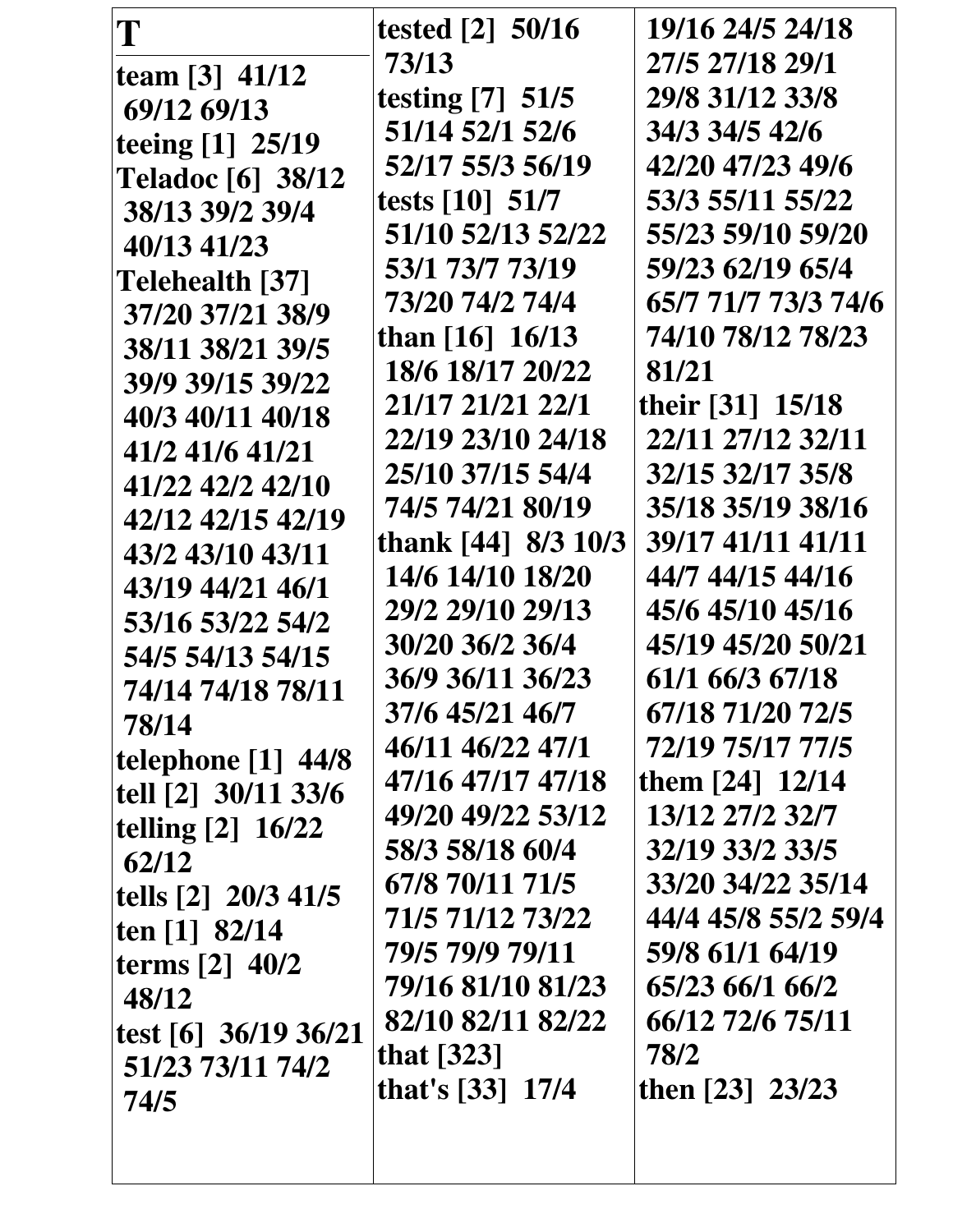# T

**team [3]** 41/12 69/12 69/13

**teeing [1]** 25/19

**Teladoc [6]** 38/12 38/13 39/2 39/4 40/13 41/23

**Telehealth [37]** 37/20 37/21 38/9 38/11 38/21 39/5 39/9 39/15 39/22 40/3 40/11 40/18 41/2 41/6 41/21 41/22 42/2 42/10 42/12 42/15 42/19 43/2 43/10 43/11 43/19 44/21 46/1 53/16 53/22 54/2 54/5 54/13 54/15 74/14 74/18 78/11 78/14

**telephone [1]** 44/8

**tell [2]** 30/11 33/6

**telling [2]** 16/22 62/12

**tells [2]** 20/3 41/5

**ten [1]** 82/14

**terms [2]** 40/2 48/12

**test [6]** 36/19 36/21 51/23 73/11 74/2 74/5

**tested [2]** 50/16 73/13

**testing [7]** 51/5 51/14 52/1 52/6 52/17 55/3 56/19

**tests [10]** 51/7 51/10 52/13 52/22 53/1 73/7 73/19 73/20 74/2 74/4

**than [16]** 16/13 18/6 18/17 20/22 21/17 21/21 22/1 22/19 23/10 24/18 25/10 37/15 54/4 74/5 74/21 80/19

**thank [44]** 8/3 10/3 14/6 14/10 18/20 29/2 29/10 29/13 30/20 36/2 36/4 36/9 36/11 36/23 37/6 45/21 46/7 46/11 46/22 47/1 47/16 47/17 47/18 49/20 49/22 53/12 58/3 58/18 60/4 67/8 70/11 71/5 71/5 71/12 73/22 79/5 79/9 79/11 79/16 81/10 81/23 82/10 82/11 82/22

**that [323]**

**that's [33]** 17/4 19/16 24/5 24/18 27/5 27/18 29/1 29/8 31/12 33/8 34/3 34/5 42/6 42/20 47/23 49/6 53/3 55/11 55/22 55/23 59/10 59/20 59/23 62/19 65/4 65/7 71/7 73/3 74/6 74/10 78/12 78/23 81/21

**their [31]** 15/18 22/11 27/12 32/11 32/15 32/17 35/8 35/18 35/19 38/16 39/17 41/11 41/11 44/7 44/15 44/16 45/6 45/10 45/16 45/19 45/20 50/21 61/1 66/3 67/18 67/18 71/20 72/5 72/19 75/17 77/5

**them [24]** 12/14 13/12 27/2 32/7 32/19 33/2 33/5 33/20 34/22 35/14 44/4 45/8 55/2 59/4 59/8 61/1 64/19 65/23 66/1 66/2 66/12 72/6 75/11 78/2

**then [23]** 23/23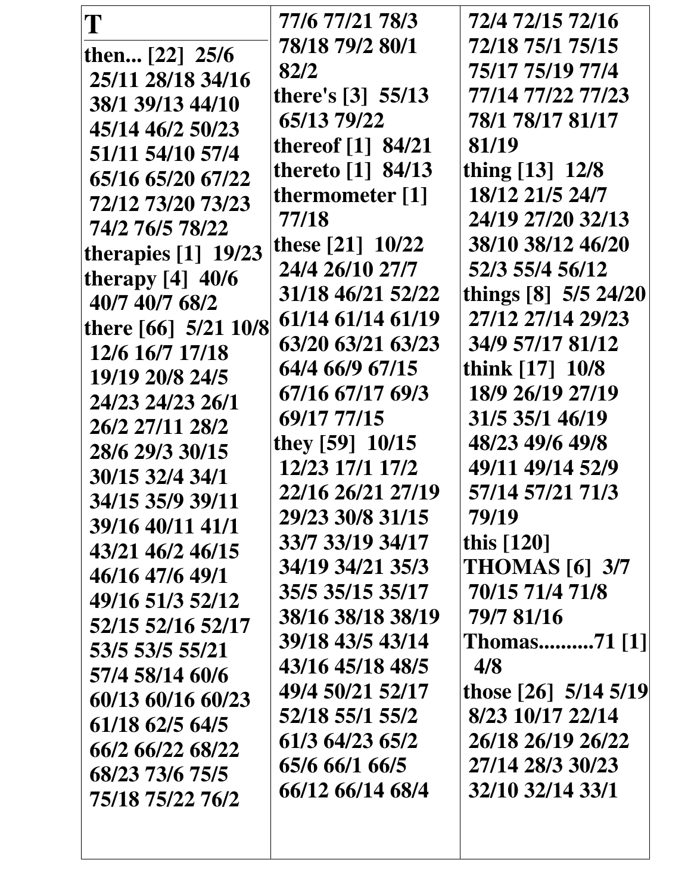# T

**then... [22]** 25/6 25/11 28/18 34/16 38/1 39/13 44/10 45/14 46/2 50/23 51/11 54/10 57/4 65/16 65/20 67/22 72/12 73/20 73/23 74/2 76/5 78/22

**therapies [1]** 19/23

**therapy [4]** 40/6 40/7 40/7 68/2

**there [66]** 5/21 10/8 12/6 16/7 17/18 19/19 20/8 24/5 24/23 24/23 26/1 26/2 27/11 28/2 28/6 29/3 30/15 30/15 32/4 34/1 34/15 35/9 39/11 39/16 40/11 41/1 43/21 46/2 46/15 46/16 47/6 49/1 49/16 51/3 52/12 52/15 52/16 52/17 53/5 53/5 55/21 57/4 58/14 60/6 60/13 60/16 60/23 61/18 62/5 64/5 66/2 66/22 68/22 68/23 73/6 75/5 75/18 75/22 76/2 77/6 77/21 78/3 78/18 79/2 80/1 82/2

**there's [3]** 55/13 65/13 79/22

**thereof [1]** 84/21

**thereto [1]** 84/13

**thermometer [1]** 77/18

**these [21]** 10/22 24/4 26/10 27/7 31/18 46/21 52/22 61/14 61/14 61/19 63/20 63/21 63/23 64/4 66/9 67/15 67/16 67/17 69/3 69/17 77/15

**they [59]** 10/15 12/23 17/1 17/2 22/16 26/21 27/19 29/23 30/8 31/15 33/7 33/19 34/17 34/19 34/21 35/3 35/5 35/15 35/17 38/16 38/18 38/19 39/18 43/5 43/14 43/16 45/18 48/5 49/4 50/21 52/17 52/18 55/1 55/2 61/3 64/23 65/2 65/6 66/1 66/5 66/12 66/14 68/4 72/4 72/15 72/16 72/18 75/1 75/15 75/17 75/19 77/4 77/14 77/22 77/23 78/1 78/17 81/17 81/19

**thing [13]** 12/8 18/12 21/5 24/7 24/19 27/20 32/13 38/10 38/12 46/20 52/3 55/4 56/12

**things [8]** 5/5 24/20 27/12 27/14 29/23 34/9 57/17 81/12

**think [17]** 10/8 18/9 26/19 27/19 31/5 35/1 46/19 48/23 49/6 49/8 49/11 49/14 52/9 57/14 57/21 71/3 79/19

**this [120]**

**THOMAS [6]** 3/7 70/15 71/4 71/8 79/7 81/16

**Thomas..........71 [1]** 4/8

**those [26]** 5/14 5/19 8/23 10/17 22/14 26/18 26/19 26/22 27/14 28/3 30/23 32/10 32/14 33/1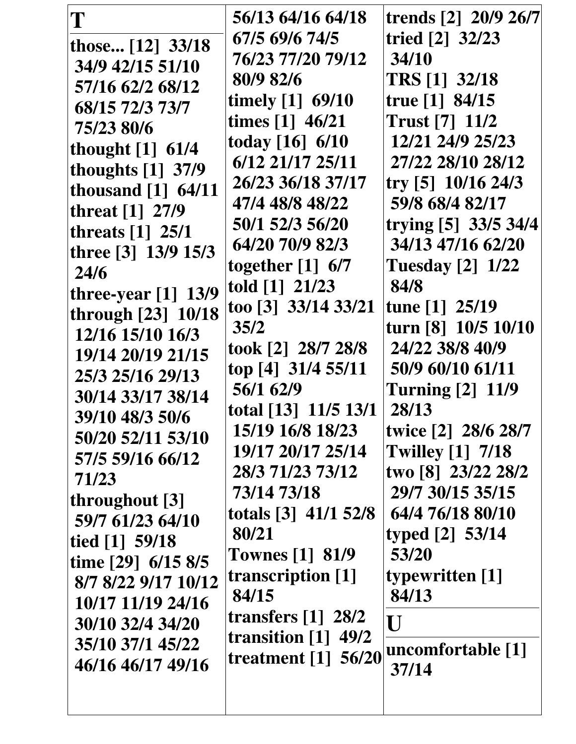# T

**those... [12]** 33/18 34/9 42/15 51/10 57/16 62/2 68/12 68/15 72/3 73/7 75/23 80/6
**thought [1]** 61/4
**thoughts [1]** 37/9
**thousand [1]** 64/11
**threat [1]** 27/9
**threats [1]** 25/1
**three [3]** 13/9 15/3 24/6
**three-year [1]** 13/9
**through [23]** 10/18 12/16 15/10 16/3 19/14 20/19 21/15 25/3 25/16 29/13 30/14 33/17 38/14 39/10 48/3 50/6 50/20 52/11 53/10 57/5 59/16 66/12 71/23
**throughout [3]** 59/7 61/23 64/10
**tied [1]** 59/18
**time [29]** 6/15 8/5 8/7 8/22 9/17 10/12 10/17 11/19 24/16 30/10 32/4 34/20 35/10 37/1 45/22 46/16 46/17 49/16 56/13 64/16 64/18 67/5 69/6 74/5 76/23 77/20 79/12 80/9 82/6
**timely [1]** 69/10
**times [1]** 46/21
**today [16]** 6/10 6/12 21/17 25/11 26/23 36/18 37/17 47/4 48/8 48/22 50/1 52/3 56/20 64/20 70/9 82/3
**together [1]** 6/7
**told [1]** 21/23
**too [3]** 33/14 33/21 35/2
**took [2]** 28/7 28/8
**top [4]** 31/4 55/11 56/1 62/9
**total [13]** 11/5 13/1 15/19 16/8 18/23 19/17 20/17 25/14 28/3 71/23 73/12 73/14 73/18
**totals [3]** 41/1 52/8 80/21
**Townes [1]** 81/9
**transcription [1]** 84/15
**transfers [1]** 28/2
**transition [1]** 49/2
**treatment [1]** 56/20
**trends [2]** 20/9 26/7
**tried [2]** 32/23 34/10
**TRS [1]** 32/18
**true [1]** 84/15
**Trust [7]** 11/2 12/21 24/9 25/23 27/22 28/10 28/12
**try [5]** 10/16 24/3 59/8 68/4 82/17
**trying [5]** 33/5 34/4 34/13 47/16 62/20
**Tuesday [2]** 1/22 84/8
**tune [1]** 25/19
**turn [8]** 10/5 10/10 24/22 38/8 40/9 50/9 60/10 61/11
**Turning [2]** 11/9 28/13
**twice [2]** 28/6 28/7
**Twilley [1]** 7/18
**two [8]** 23/22 28/2 29/7 30/15 35/15 64/4 76/18 80/10
**typed [2]** 53/14 53/20
**typewritten [1]** 84/13

# U

**uncomfortable [1]** 37/14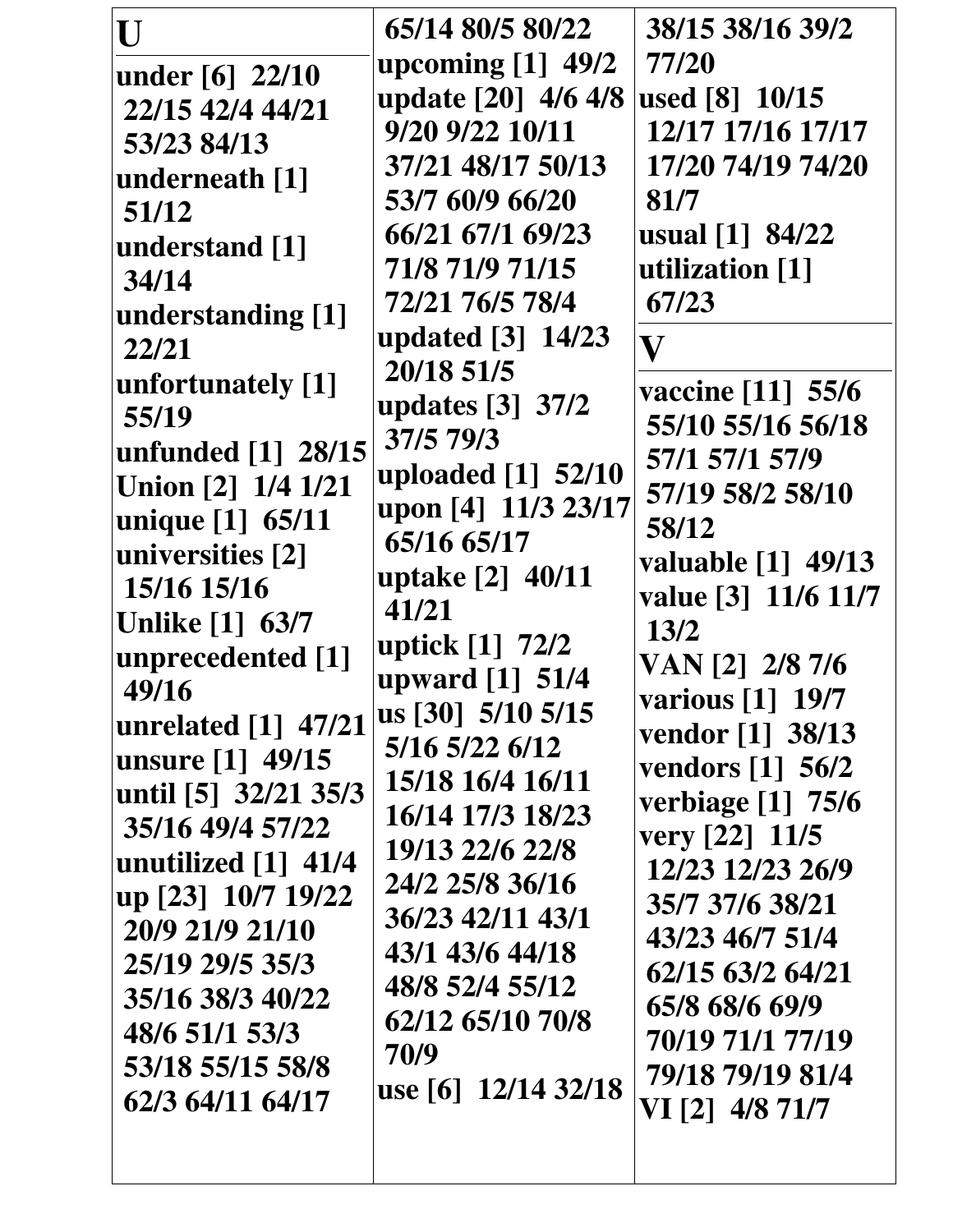## U

**under [6]** 22/10 22/15 42/4 44/21 53/23 84/13
**underneath [1]** 51/12
**understand [1]** 34/14
**understanding [1]** 22/21
**unfortunately [1]** 55/19
**unfunded [1]** 28/15
**Union [2]** 1/4 1/21
**unique [1]** 65/11
**universities [2]** 15/16 15/16
**Unlike [1]** 63/7
**unprecedented [1]** 49/16
**unrelated [1]** 47/21
**unsure [1]** 49/15
**until [5]** 32/21 35/3 35/16 49/4 57/22
**unutilized [1]** 41/4
**up [23]** 10/7 19/22 20/9 21/9 21/10 25/19 29/5 35/3 35/16 38/3 40/22 48/6 51/1 53/3 53/18 55/15 58/8 62/3 64/11 64/17 65/14 80/5 80/22
**upcoming [1]** 49/2
**update [20]** 4/6 4/8 9/20 9/22 10/11 37/21 48/17 50/13 53/7 60/9 66/20 66/21 67/1 69/23 71/8 71/9 71/15 72/21 76/5 78/4
**updated [3]** 14/23 20/18 51/5
**updates [3]** 37/2 37/5 79/3
**uploaded [1]** 52/10
**upon [4]** 11/3 23/17 65/16 65/17
**uptake [2]** 40/11 41/21
**uptick [1]** 72/2
**upward [1]** 51/4
**us [30]** 5/10 5/15 5/16 5/22 6/12 15/18 16/4 16/11 16/14 17/3 18/23 19/13 22/6 22/8 24/2 25/8 36/16 36/23 42/11 43/1 43/1 43/6 44/18 48/8 52/4 55/12 62/12 65/10 70/8 70/9
**use [6]** 12/14 32/18 38/15 38/16 39/2 77/20
**used [8]** 10/15 12/17 17/16 17/17 17/20 74/19 74/20 81/7
**usual [1]** 84/22
**utilization [1]** 67/23

## V

**vaccine [11]** 55/6 55/10 55/16 56/18 57/1 57/1 57/9 57/19 58/2 58/10 58/12
**valuable [1]** 49/13
**value [3]** 11/6 11/7 13/2
**VAN [2]** 2/8 7/6
**various [1]** 19/7
**vendor [1]** 38/13
**vendors [1]** 56/2
**verbiage [1]** 75/6
**very [22]** 11/5 12/23 12/23 26/9 35/7 37/6 38/21 43/23 46/7 51/4 62/15 63/2 64/21 65/8 68/6 69/9 70/19 71/1 77/19 79/18 79/19 81/4
**VI [2]** 4/8 71/7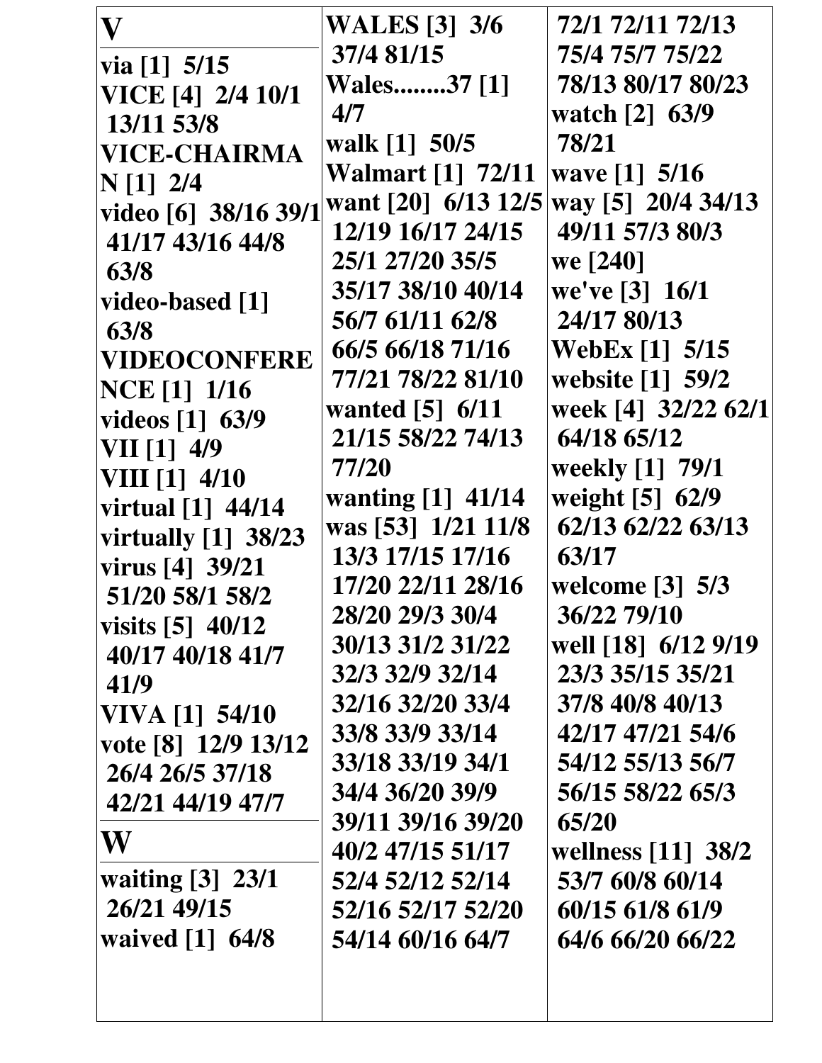**V**

**via [1] 5/15**
**VICE [4] 2/4 10/1 13/11 53/8**
**VICE-CHAIRMAN [1] 2/4**
**video [6] 38/16 39/1 41/17 43/16 44/8 63/8**
**video-based [1] 63/8**
**VIDEOCONFERENCE [1] 1/16**
**videos [1] 63/9**
**VII [1] 4/9**
**VIII [1] 4/10**
**virtual [1] 44/14**
**virtually [1] 38/23**
**virus [4] 39/21 51/20 58/1 58/2**
**visits [5] 40/12 40/17 40/18 41/7 41/9**
**VIVA [1] 54/10**
**vote [8] 12/9 13/12 26/4 26/5 37/18 42/21 44/19 47/7**

**W**

**waiting [3] 23/1 26/21 49/15**
**waived [1] 64/8**
**WALES [3] 3/6 37/4 81/15**
**Wales........37 [1] 4/7**
**walk [1] 50/5**
**Walmart [1] 72/11**
**want [20] 6/13 12/5 12/19 16/17 24/15 25/1 27/20 35/5 35/17 38/10 40/14 56/7 61/11 62/8 66/5 66/18 71/16 77/21 78/22 81/10**
**wanted [5] 6/11 21/15 58/22 74/13 77/20**
**wanting [1] 41/14**
**was [53] 1/21 11/8 13/3 17/15 17/16 17/20 22/11 28/16 28/20 29/3 30/4 30/13 31/2 31/22 32/3 32/9 32/14 32/16 32/20 33/4 33/8 33/9 33/14 33/18 33/19 34/1 34/4 36/20 39/9 39/11 39/16 39/20 40/2 47/15 51/17 52/4 52/12 52/14 52/16 52/17 52/20 54/14 60/16 64/7 72/1 72/11 72/13 75/4 75/7 75/22 78/13 80/17 80/23**
**watch [2] 63/9 78/21**
**wave [1] 5/16**
**way [5] 20/4 34/13 49/11 57/3 80/3**
**we [240]**
**we've [3] 16/1 24/17 80/13**
**WebEx [1] 5/15**
**website [1] 59/2**
**week [4] 32/22 62/1 64/18 65/12**
**weekly [1] 79/1**
**weight [5] 62/9 62/13 62/22 63/13 63/17**
**welcome [3] 5/3 36/22 79/10**
**well [18] 6/12 9/19 23/3 35/15 35/21 37/8 40/8 40/13 42/17 47/21 54/6 54/12 55/13 56/7 56/15 58/22 65/3 65/20**
**wellness [11] 38/2 53/7 60/8 60/14 60/15 61/8 61/9 64/6 66/20 66/22**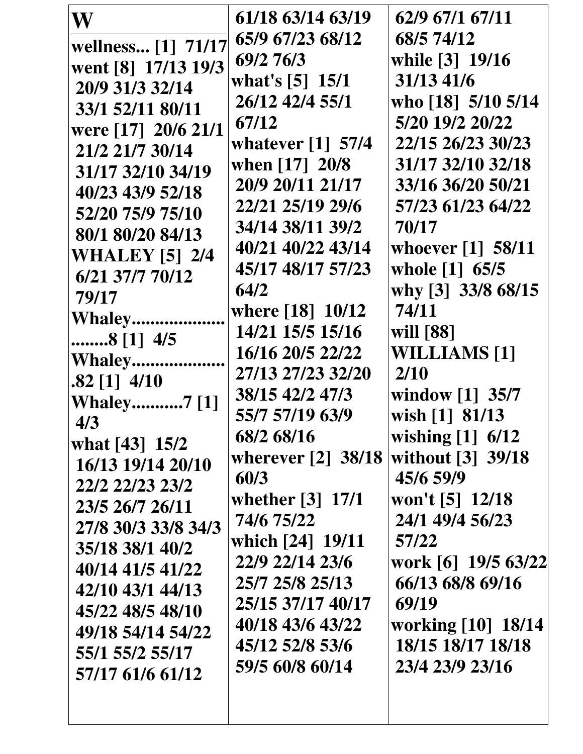# W

wellness... [1] 71/17

went [8] 17/13 19/3 20/9 31/3 32/14 33/1 52/11 80/11

were [17] 20/6 21/1 21/2 21/7 30/14 31/17 32/10 34/19 40/23 43/9 52/18 52/20 75/9 75/10 80/1 80/20 84/13

WHALEY [5] 2/4 6/21 37/7 70/12 79/17

Whaley............................8 [1] 4/5

Whaley....................82 [1] 4/10

Whaley...........7 [1] 4/3

what [43] 15/2 16/13 19/14 20/10 22/2 22/23 23/2 23/5 26/7 26/11 27/8 30/3 33/8 34/3 35/18 38/1 40/2 40/14 41/5 41/22 42/10 43/1 44/13 45/22 48/5 48/10 49/18 54/14 54/22 55/1 55/2 55/17 57/17 61/6 61/12 61/18 63/14 63/19 65/9 67/23 68/12 69/2 76/3

what's [5] 15/1 26/12 42/4 55/1 67/12

whatever [1] 57/4

when [17] 20/8 20/9 20/11 21/17 22/21 25/19 29/6 34/14 38/11 39/2 40/21 40/22 43/14 45/17 48/17 57/23 64/2

where [18] 10/12 14/21 15/5 15/16 16/16 20/5 22/22 27/13 27/23 32/20 38/15 42/2 47/3 55/7 57/19 63/9 68/2 68/16

wherever [2] 38/18 60/3

whether [3] 17/1 74/6 75/22

which [24] 19/11 22/9 22/14 23/6 25/7 25/8 25/13 25/15 37/17 40/17 40/18 43/6 43/22 45/12 52/8 53/6 59/5 60/8 60/14 62/9 67/1 67/11 68/5 74/12

while [3] 19/16 31/13 41/6

who [18] 5/10 5/14 5/20 19/2 20/22 22/15 26/23 30/23 31/17 32/10 32/18 33/16 36/20 50/21 57/23 61/23 64/22 70/17

whoever [1] 58/11

whole [1] 65/5

why [3] 33/8 68/15 74/11

will [88]

WILLIAMS [1] 2/10

window [1] 35/7

wish [1] 81/13

wishing [1] 6/12

without [3] 39/18 45/6 59/9

won't [5] 12/18 24/1 49/4 56/23 57/22

work [6] 19/5 63/22 66/13 68/8 69/16 69/19

working [10] 18/14 18/15 18/17 18/18 23/4 23/9 23/16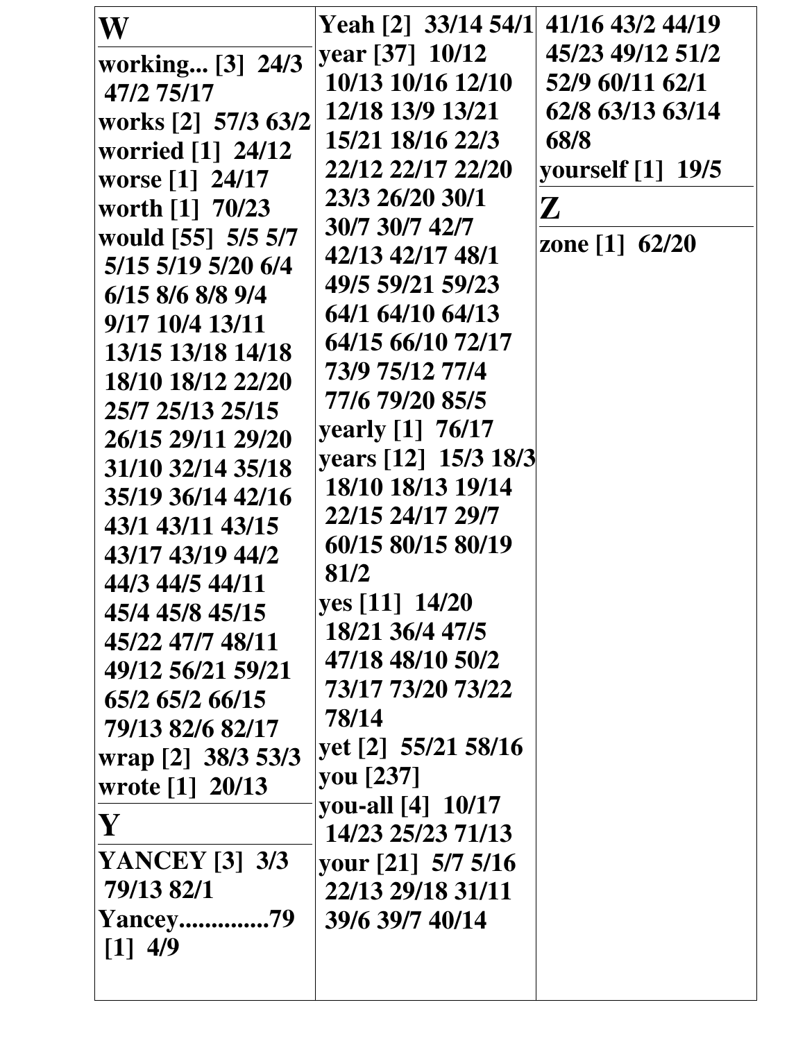## W

**working... [3]** 24/3 47/2 75/17

**works [2]** 57/3 63/2

**worried [1]** 24/12

**worse [1]** 24/17

**worth [1]** 70/23

**would [55]** 5/5 5/7 5/15 5/19 5/20 6/4 6/15 8/6 8/8 9/4 9/17 10/4 13/11 13/15 13/18 14/18 18/10 18/12 22/20 25/7 25/13 25/15 26/15 29/11 29/20 31/10 32/14 35/18 35/19 36/14 42/16 43/1 43/11 43/15 43/17 43/19 44/2 44/3 44/5 44/11 45/4 45/8 45/15 45/22 47/7 48/11 49/12 56/21 59/21 65/2 65/2 66/15 79/13 82/6 82/17

**wrap [2]** 38/3 53/3

**wrote [1]** 20/13

## Y

**YANCEY [3]** 3/3 79/13 82/1

**Yancey.............79 [1]** 4/9

**Yeah [2]** 33/14 54/1

**year [37]** 10/12 10/13 10/16 12/10 12/18 13/9 13/21 15/21 18/16 22/3 22/12 22/17 22/20 23/3 26/20 30/1 30/7 30/7 42/7 42/13 42/17 48/1 49/5 59/21 59/23 64/1 64/10 64/13 64/15 66/10 72/17 73/9 75/12 77/4 77/6 79/20 85/5

**yearly [1]** 76/17

**years [12]** 15/3 18/3 18/10 18/13 19/14 22/15 24/17 29/7 60/15 80/15 80/19 81/2

**yes [11]** 14/20 18/21 36/4 47/5 47/18 48/10 50/2 73/17 73/20 73/22 78/14

**yet [2]** 55/21 58/16

**you [237]**

**you-all [4]** 10/17 14/23 25/23 71/13

**your [21]** 5/7 5/16 22/13 29/18 31/11 39/6 39/7 40/14 41/16 43/2 44/19 45/23 49/12 51/2 52/9 60/11 62/1 62/8 63/13 63/14 68/8

**yourself [1]** 19/5

## Z

**zone [1]** 62/20